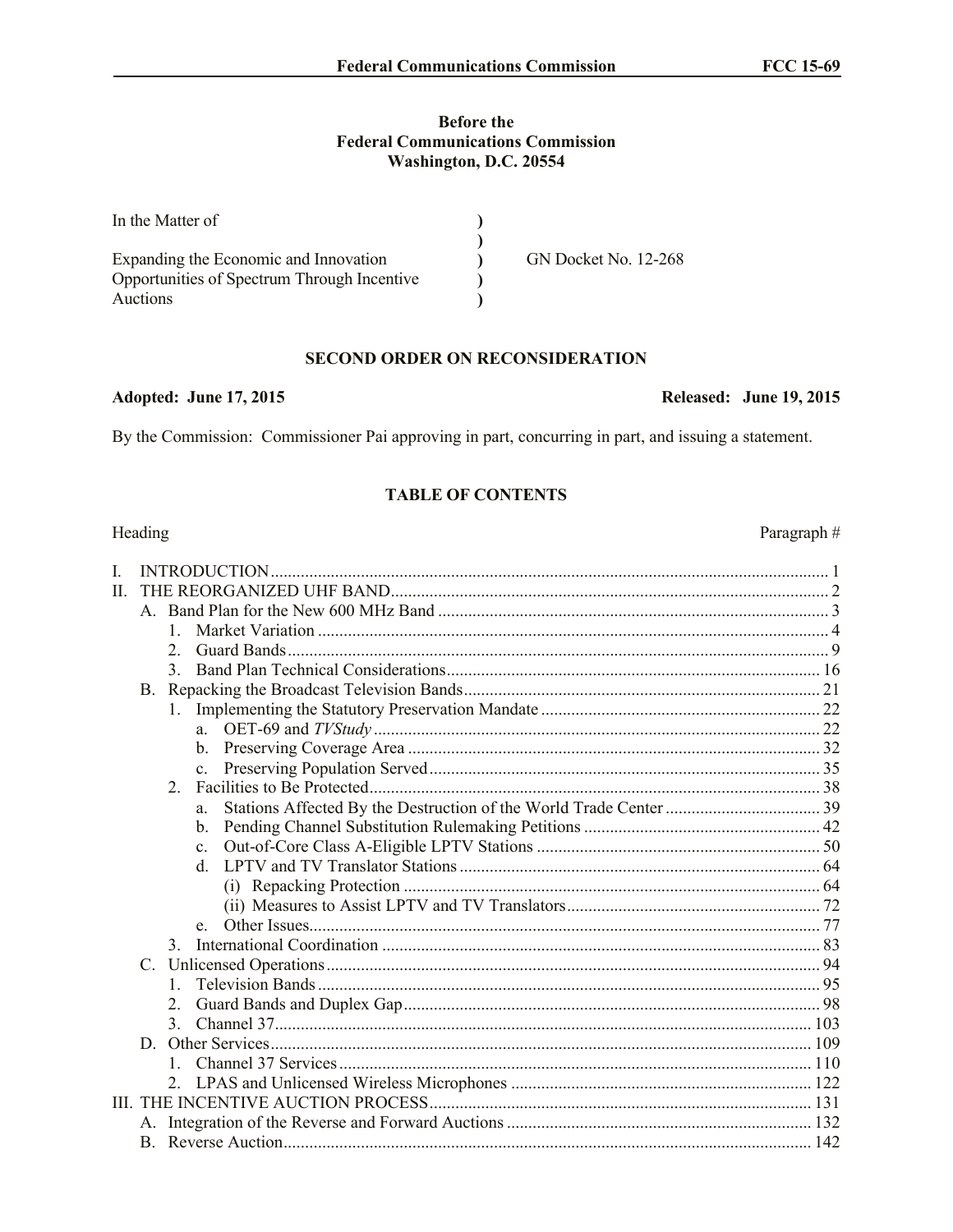**Before the**
**Federal Communications Commission**
**Washington, D.C. 20554**

| In the Matter of | ) | |
|---|---|---|
| | ) | |
| Expanding the Economic and Innovation | ) | GN Docket No. 12-268 |
| Opportunities of Spectrum Through Incentive | ) | |
| Auctions | ) | |

## SECOND ORDER ON RECONSIDERATION

**Adopted: June 17, 2015** **Released: June 19, 2015**

By the Commission: Commissioner Pai approving in part, concurring in part, and issuing a statement.

### TABLE OF CONTENTS

| Heading | Paragraph # |
|---|---|
| I. INTRODUCTION | 1 |
| II. THE REORGANIZED UHF BAND | 2 |
| A. Band Plan for the New 600 MHz Band | 3 |
| 1. Market Variation | 4 |
| 2. Guard Bands | 9 |
| 3. Band Plan Technical Considerations | 16 |
| B. Repacking the Broadcast Television Bands | 21 |
| 1. Implementing the Statutory Preservation Mandate | 22 |
| a. OET-69 and *TVStudy* | 22 |
| b. Preserving Coverage Area | 32 |
| c. Preserving Population Served | 35 |
| 2. Facilities to Be Protected | 38 |
| a. Stations Affected By the Destruction of the World Trade Center | 39 |
| b. Pending Channel Substitution Rulemaking Petitions | 42 |
| c. Out-of-Core Class A-Eligible LPTV Stations | 50 |
| d. LPTV and TV Translator Stations | 64 |
| (i) Repacking Protection | 64 |
| (ii) Measures to Assist LPTV and TV Translators | 72 |
| e. Other Issues | 77 |
| 3. International Coordination | 83 |
| C. Unlicensed Operations | 94 |
| 1. Television Bands | 95 |
| 2. Guard Bands and Duplex Gap | 98 |
| 3. Channel 37 | 103 |
| D. Other Services | 109 |
| 1. Channel 37 Services | 110 |
| 2. LPAS and Unlicensed Wireless Microphones | 122 |
| III. THE INCENTIVE AUCTION PROCESS | 131 |
| A. Integration of the Reverse and Forward Auctions | 132 |
| B. Reverse Auction | 142 |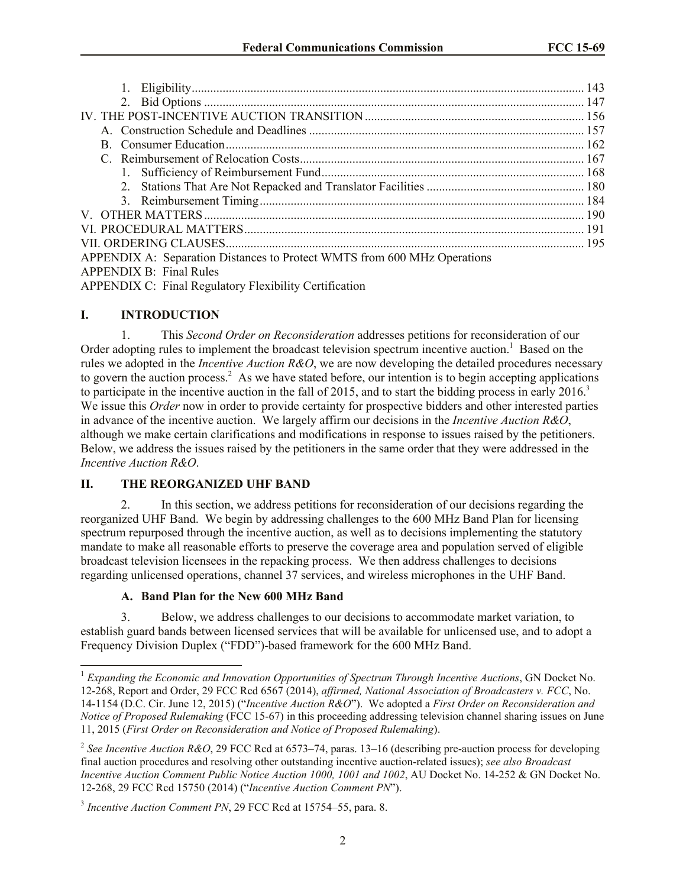1. Eligibility .......... 143
2. Bid Options .......... 147

IV. THE POST-INCENTIVE AUCTION TRANSITION .......... 156

A. Construction Schedule and Deadlines .......... 157

B. Consumer Education .......... 162

C. Reimbursement of Relocation Costs .......... 167

1. Sufficiency of Reimbursement Fund .......... 168
2. Stations That Are Not Repacked and Translator Facilities .......... 180
3. Reimbursement Timing .......... 184

V. OTHER MATTERS .......... 190

VI. PROCEDURAL MATTERS .......... 191

VII. ORDERING CLAUSES .......... 195

APPENDIX A: Separation Distances to Protect WMTS from 600 MHz Operations

APPENDIX B: Final Rules

APPENDIX C: Final Regulatory Flexibility Certification

## I. INTRODUCTION

1. This *Second Order on Reconsideration* addresses petitions for reconsideration of our Order adopting rules to implement the broadcast television spectrum incentive auction.[1] Based on the rules we adopted in the *Incentive Auction R&O*, we are now developing the detailed procedures necessary to govern the auction process.[2] As we have stated before, our intention is to begin accepting applications to participate in the incentive auction in the fall of 2015, and to start the bidding process in early 2016.[3] We issue this *Order* now in order to provide certainty for prospective bidders and other interested parties in advance of the incentive auction. We largely affirm our decisions in the *Incentive Auction R&O*, although we make certain clarifications and modifications in response to issues raised by the petitioners. Below, we address the issues raised by the petitioners in the same order that they were addressed in the *Incentive Auction R&O*.

## II. THE REORGANIZED UHF BAND

2. In this section, we address petitions for reconsideration of our decisions regarding the reorganized UHF Band. We begin by addressing challenges to the 600 MHz Band Plan for licensing spectrum repurposed through the incentive auction, as well as to decisions implementing the statutory mandate to make all reasonable efforts to preserve the coverage area and population served of eligible broadcast television licensees in the repacking process. We then address challenges to decisions regarding unlicensed operations, channel 37 services, and wireless microphones in the UHF Band.

### A. Band Plan for the New 600 MHz Band

3. Below, we address challenges to our decisions to accommodate market variation, to establish guard bands between licensed services that will be available for unlicensed use, and to adopt a Frequency Division Duplex ("FDD")-based framework for the 600 MHz Band.

---

[1] *Expanding the Economic and Innovation Opportunities of Spectrum Through Incentive Auctions*, GN Docket No. 12-268, Report and Order, 29 FCC Rcd 6567 (2014), *affirmed, National Association of Broadcasters v. FCC*, No. 14-1154 (D.C. Cir. June 12, 2015) ("*Incentive Auction R&O*"). We adopted a *First Order on Reconsideration and Notice of Proposed Rulemaking* (FCC 15-67) in this proceeding addressing television channel sharing issues on June 11, 2015 (*First Order on Reconsideration and Notice of Proposed Rulemaking*).

[2] *See Incentive Auction R&O*, 29 FCC Rcd at 6573–74, paras. 13–16 (describing pre-auction process for developing final auction procedures and resolving other outstanding incentive auction-related issues); *see also Broadcast Incentive Auction Comment Public Notice Auction 1000, 1001 and 1002*, AU Docket No. 14-252 & GN Docket No. 12-268, 29 FCC Rcd 15750 (2014) ("*Incentive Auction Comment PN*").

[3] *Incentive Auction Comment PN*, 29 FCC Rcd at 15754–55, para. 8.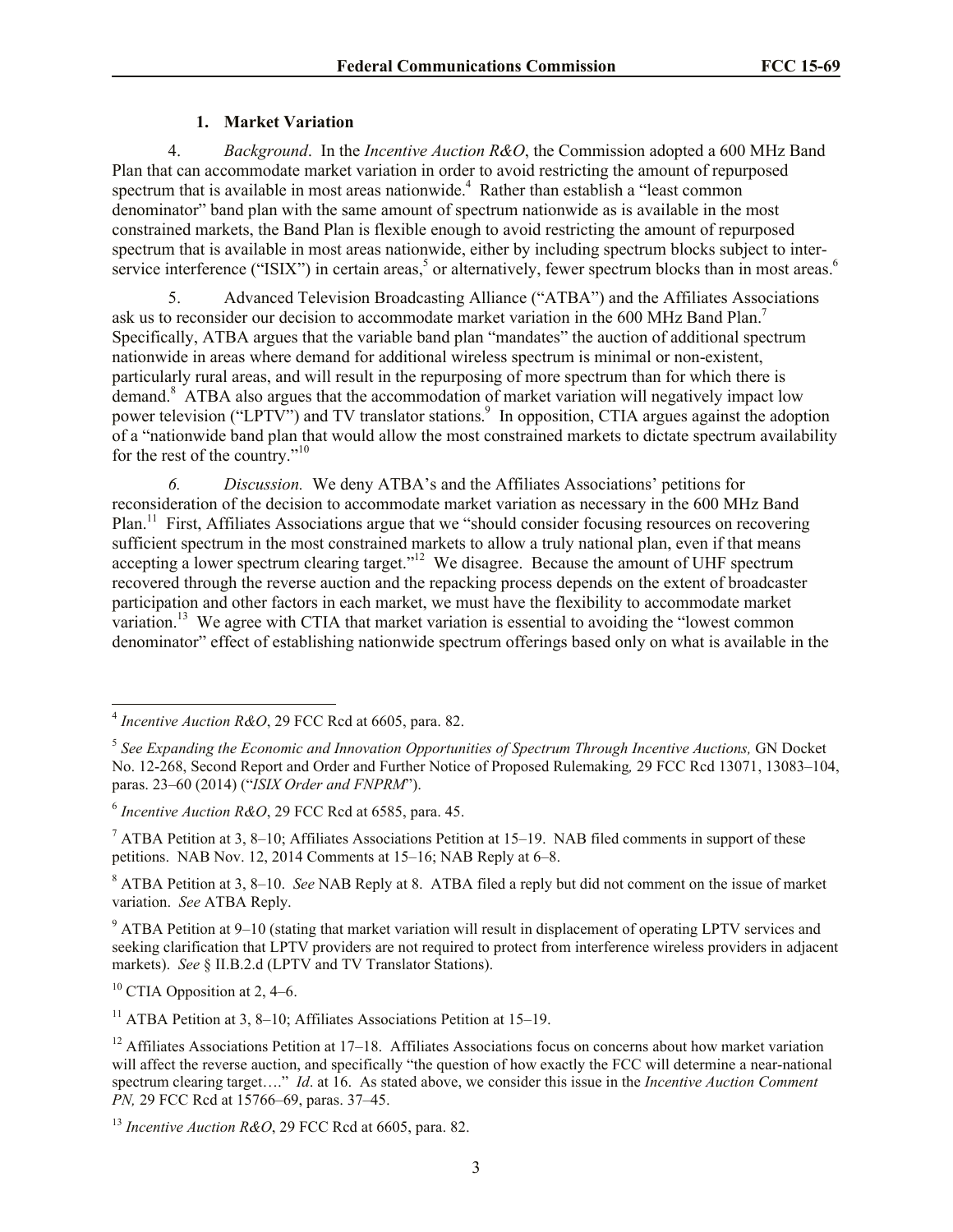### 1. Market Variation

4. *Background*. In the *Incentive Auction R&O*, the Commission adopted a 600 MHz Band Plan that can accommodate market variation in order to avoid restricting the amount of repurposed spectrum that is available in most areas nationwide.[4] Rather than establish a "least common denominator" band plan with the same amount of spectrum nationwide as is available in the most constrained markets, the Band Plan is flexible enough to avoid restricting the amount of repurposed spectrum that is available in most areas nationwide, either by including spectrum blocks subject to inter-service interference ("ISIX") in certain areas,[5] or alternatively, fewer spectrum blocks than in most areas.[6]

5. Advanced Television Broadcasting Alliance ("ATBA") and the Affiliates Associations ask us to reconsider our decision to accommodate market variation in the 600 MHz Band Plan.[7] Specifically, ATBA argues that the variable band plan "mandates" the auction of additional spectrum nationwide in areas where demand for additional wireless spectrum is minimal or non-existent, particularly rural areas, and will result in the repurposing of more spectrum than for which there is demand.[8] ATBA also argues that the accommodation of market variation will negatively impact low power television ("LPTV") and TV translator stations.[9] In opposition, CTIA argues against the adoption of a "nationwide band plan that would allow the most constrained markets to dictate spectrum availability for the rest of the country."[10]

*6. Discussion.* We deny ATBA's and the Affiliates Associations' petitions for reconsideration of the decision to accommodate market variation as necessary in the 600 MHz Band Plan.[11] First, Affiliates Associations argue that we "should consider focusing resources on recovering sufficient spectrum in the most constrained markets to allow a truly national plan, even if that means accepting a lower spectrum clearing target."[12] We disagree. Because the amount of UHF spectrum recovered through the reverse auction and the repacking process depends on the extent of broadcaster participation and other factors in each market, we must have the flexibility to accommodate market variation.[13] We agree with CTIA that market variation is essential to avoiding the "lowest common denominator" effect of establishing nationwide spectrum offerings based only on what is available in the

---

[4] *Incentive Auction R&O*, 29 FCC Rcd at 6605, para. 82.

[5] *See Expanding the Economic and Innovation Opportunities of Spectrum Through Incentive Auctions,* GN Docket No. 12-268, Second Report and Order and Further Notice of Proposed Rulemaking*,* 29 FCC Rcd 13071, 13083–104, paras. 23–60 (2014) ("*ISIX Order and FNPRM*").

[6] *Incentive Auction R&O*, 29 FCC Rcd at 6585, para. 45.

[7] ATBA Petition at 3, 8–10; Affiliates Associations Petition at 15–19. NAB filed comments in support of these petitions. NAB Nov. 12, 2014 Comments at 15–16; NAB Reply at 6–8.

[8] ATBA Petition at 3, 8–10. *See* NAB Reply at 8. ATBA filed a reply but did not comment on the issue of market variation. *See* ATBA Reply.

[9] ATBA Petition at 9–10 (stating that market variation will result in displacement of operating LPTV services and seeking clarification that LPTV providers are not required to protect from interference wireless providers in adjacent markets). *See* § II.B.2.d (LPTV and TV Translator Stations).

[10] CTIA Opposition at 2, 4–6.

[11] ATBA Petition at 3, 8–10; Affiliates Associations Petition at 15–19.

[12] Affiliates Associations Petition at 17–18. Affiliates Associations focus on concerns about how market variation will affect the reverse auction, and specifically "the question of how exactly the FCC will determine a near-national spectrum clearing target…." *Id*. at 16. As stated above, we consider this issue in the *Incentive Auction Comment PN,* 29 FCC Rcd at 15766–69, paras. 37–45.

[13] *Incentive Auction R&O*, 29 FCC Rcd at 6605, para. 82.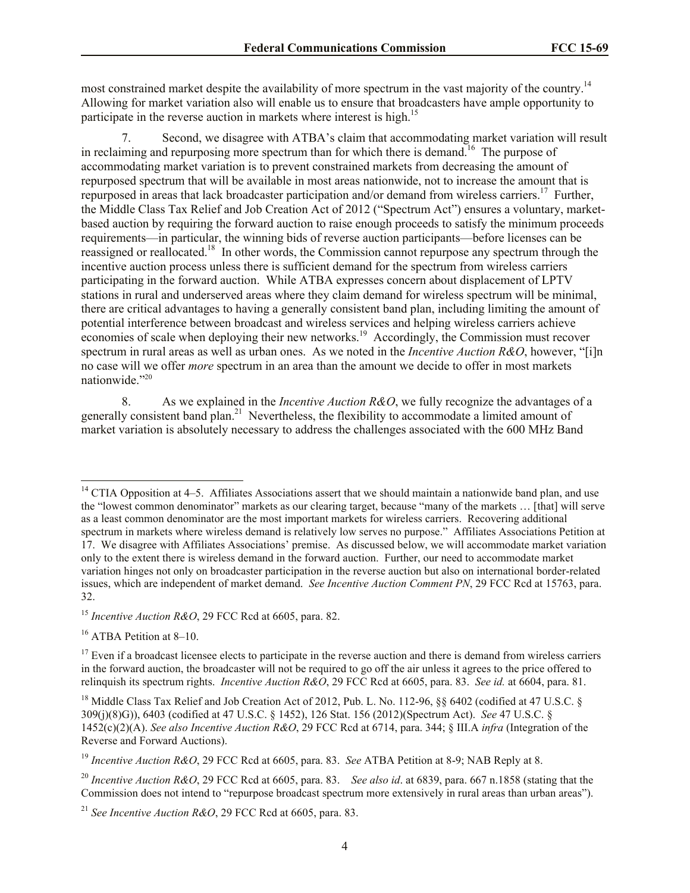most constrained market despite the availability of more spectrum in the vast majority of the country.[14] Allowing for market variation also will enable us to ensure that broadcasters have ample opportunity to participate in the reverse auction in markets where interest is high.[15]

7. Second, we disagree with ATBA's claim that accommodating market variation will result in reclaiming and repurposing more spectrum than for which there is demand.[16] The purpose of accommodating market variation is to prevent constrained markets from decreasing the amount of repurposed spectrum that will be available in most areas nationwide, not to increase the amount that is repurposed in areas that lack broadcaster participation and/or demand from wireless carriers.[17] Further, the Middle Class Tax Relief and Job Creation Act of 2012 ("Spectrum Act") ensures a voluntary, market-based auction by requiring the forward auction to raise enough proceeds to satisfy the minimum proceeds requirements—in particular, the winning bids of reverse auction participants—before licenses can be reassigned or reallocated.[18] In other words, the Commission cannot repurpose any spectrum through the incentive auction process unless there is sufficient demand for the spectrum from wireless carriers participating in the forward auction. While ATBA expresses concern about displacement of LPTV stations in rural and underserved areas where they claim demand for wireless spectrum will be minimal, there are critical advantages to having a generally consistent band plan, including limiting the amount of potential interference between broadcast and wireless services and helping wireless carriers achieve economies of scale when deploying their new networks.[19] Accordingly, the Commission must recover spectrum in rural areas as well as urban ones. As we noted in the *Incentive Auction R&O*, however, "[i]n no case will we offer *more* spectrum in an area than the amount we decide to offer in most markets nationwide."[20]

8. As we explained in the *Incentive Auction R&O*, we fully recognize the advantages of a generally consistent band plan.[21] Nevertheless, the flexibility to accommodate a limited amount of market variation is absolutely necessary to address the challenges associated with the 600 MHz Band

---

[14] CTIA Opposition at 4–5. Affiliates Associations assert that we should maintain a nationwide band plan, and use the "lowest common denominator" markets as our clearing target, because "many of the markets … [that] will serve as a least common denominator are the most important markets for wireless carriers. Recovering additional spectrum in markets where wireless demand is relatively low serves no purpose." Affiliates Associations Petition at 17. We disagree with Affiliates Associations' premise. As discussed below, we will accommodate market variation only to the extent there is wireless demand in the forward auction. Further, our need to accommodate market variation hinges not only on broadcaster participation in the reverse auction but also on international border-related issues, which are independent of market demand. *See Incentive Auction Comment PN*, 29 FCC Rcd at 15763, para. 32.

[15] *Incentive Auction R&O*, 29 FCC Rcd at 6605, para. 82.

[16] ATBA Petition at 8–10.

[17] Even if a broadcast licensee elects to participate in the reverse auction and there is demand from wireless carriers in the forward auction, the broadcaster will not be required to go off the air unless it agrees to the price offered to relinquish its spectrum rights. *Incentive Auction R&O*, 29 FCC Rcd at 6605, para. 83. *See id.* at 6604, para. 81.

[18] Middle Class Tax Relief and Job Creation Act of 2012, Pub. L. No. 112-96, §§ 6402 (codified at 47 U.S.C. § 309(j)(8)G)), 6403 (codified at 47 U.S.C. § 1452), 126 Stat. 156 (2012)(Spectrum Act). *See* 47 U.S.C. § 1452(c)(2)(A). *See also Incentive Auction R&O*, 29 FCC Rcd at 6714, para. 344; § III.A *infra* (Integration of the Reverse and Forward Auctions).

[19] *Incentive Auction R&O*, 29 FCC Rcd at 6605, para. 83. *See* ATBA Petition at 8-9; NAB Reply at 8.

[20] *Incentive Auction R&O*, 29 FCC Rcd at 6605, para. 83. *See also id*. at 6839, para. 667 n.1858 (stating that the Commission does not intend to "repurpose broadcast spectrum more extensively in rural areas than urban areas").

[21] *See Incentive Auction R&O*, 29 FCC Rcd at 6605, para. 83.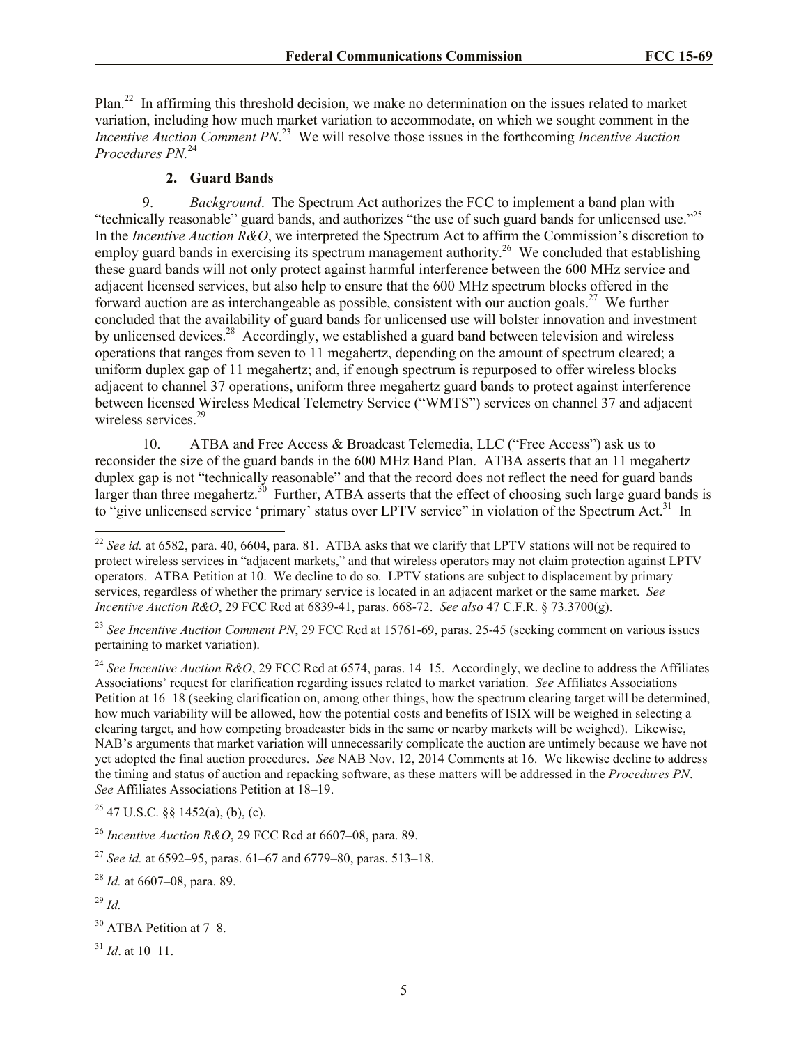Plan.[22] In affirming this threshold decision, we make no determination on the issues related to market variation, including how much market variation to accommodate, on which we sought comment in the *Incentive Auction Comment PN*.[23] We will resolve those issues in the forthcoming *Incentive Auction Procedures PN.*[24]

### 2. Guard Bands

9. *Background*. The Spectrum Act authorizes the FCC to implement a band plan with "technically reasonable" guard bands, and authorizes "the use of such guard bands for unlicensed use."[25] In the *Incentive Auction R&O*, we interpreted the Spectrum Act to affirm the Commission's discretion to employ guard bands in exercising its spectrum management authority.[26] We concluded that establishing these guard bands will not only protect against harmful interference between the 600 MHz service and adjacent licensed services, but also help to ensure that the 600 MHz spectrum blocks offered in the forward auction are as interchangeable as possible, consistent with our auction goals.[27] We further concluded that the availability of guard bands for unlicensed use will bolster innovation and investment by unlicensed devices.[28] Accordingly, we established a guard band between television and wireless operations that ranges from seven to 11 megahertz, depending on the amount of spectrum cleared; a uniform duplex gap of 11 megahertz; and, if enough spectrum is repurposed to offer wireless blocks adjacent to channel 37 operations, uniform three megahertz guard bands to protect against interference between licensed Wireless Medical Telemetry Service ("WMTS") services on channel 37 and adjacent wireless services.[29]

10. ATBA and Free Access & Broadcast Telemedia, LLC ("Free Access") ask us to reconsider the size of the guard bands in the 600 MHz Band Plan. ATBA asserts that an 11 megahertz duplex gap is not "technically reasonable" and that the record does not reflect the need for guard bands larger than three megahertz.[30] Further, ATBA asserts that the effect of choosing such large guard bands is to "give unlicensed service 'primary' status over LPTV service" in violation of the Spectrum Act.[31] In

---

[22] *See id.* at 6582, para. 40, 6604, para. 81. ATBA asks that we clarify that LPTV stations will not be required to protect wireless services in "adjacent markets," and that wireless operators may not claim protection against LPTV operators. ATBA Petition at 10. We decline to do so. LPTV stations are subject to displacement by primary services, regardless of whether the primary service is located in an adjacent market or the same market. *See Incentive Auction R&O*, 29 FCC Rcd at 6839-41, paras. 668-72. *See also* 47 C.F.R. § 73.3700(g).

[23] *See Incentive Auction Comment PN*, 29 FCC Rcd at 15761-69, paras. 25-45 (seeking comment on various issues pertaining to market variation).

[24] *See Incentive Auction R&O*, 29 FCC Rcd at 6574, paras. 14–15. Accordingly, we decline to address the Affiliates Associations' request for clarification regarding issues related to market variation. *See* Affiliates Associations Petition at 16–18 (seeking clarification on, among other things, how the spectrum clearing target will be determined, how much variability will be allowed, how the potential costs and benefits of ISIX will be weighed in selecting a clearing target, and how competing broadcaster bids in the same or nearby markets will be weighed). Likewise, NAB's arguments that market variation will unnecessarily complicate the auction are untimely because we have not yet adopted the final auction procedures. *See* NAB Nov. 12, 2014 Comments at 16. We likewise decline to address the timing and status of auction and repacking software, as these matters will be addressed in the *Procedures PN*. *See* Affiliates Associations Petition at 18–19.

[25] 47 U.S.C. §§ 1452(a), (b), (c).

[26] *Incentive Auction R&O*, 29 FCC Rcd at 6607–08, para. 89.

[27] *See id.* at 6592–95, paras. 61–67 and 6779–80, paras. 513–18.

[28] *Id.* at 6607–08, para. 89.

[29] *Id.*

[30] ATBA Petition at 7–8.

[31] *Id*. at 10–11.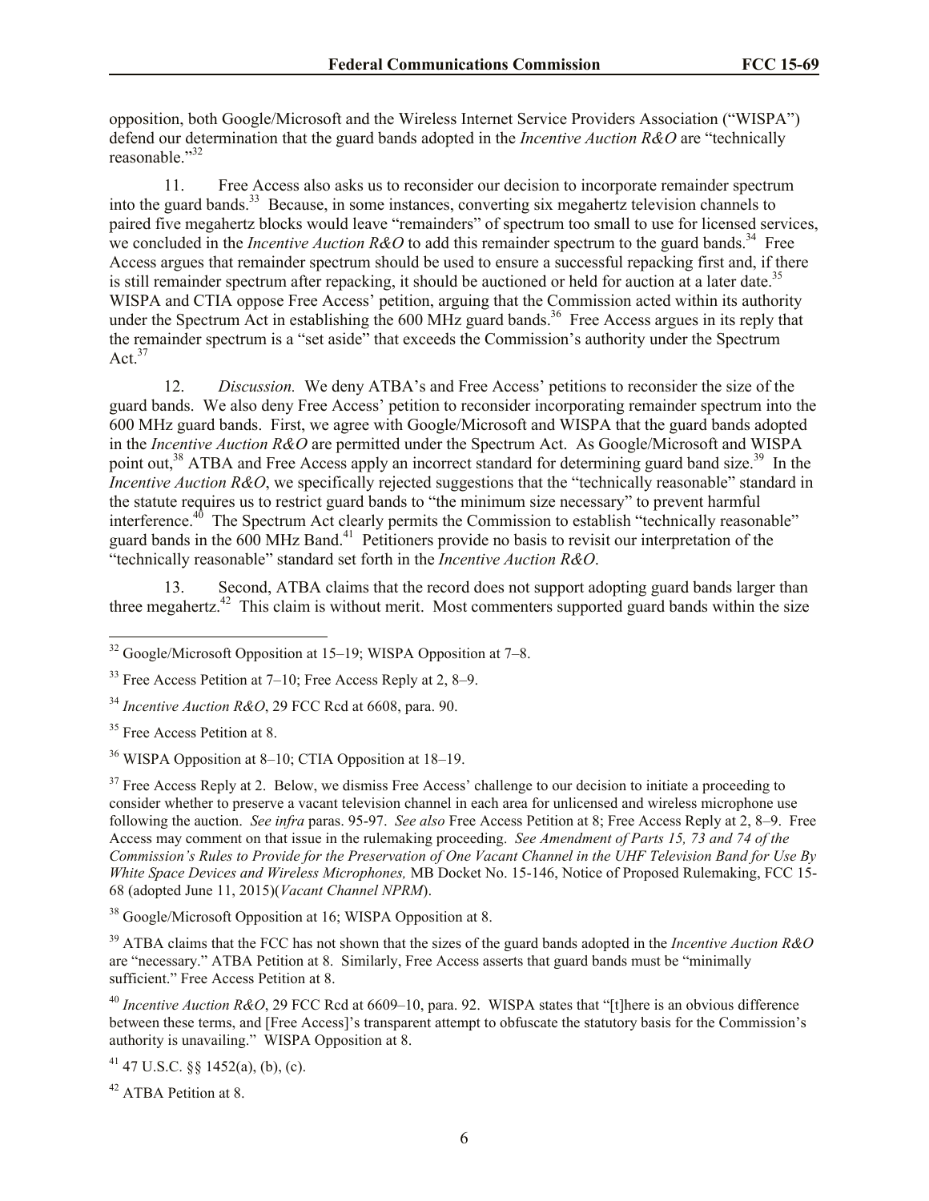opposition, both Google/Microsoft and the Wireless Internet Service Providers Association ("WISPA") defend our determination that the guard bands adopted in the *Incentive Auction R&O* are "technically reasonable."[32]

11. Free Access also asks us to reconsider our decision to incorporate remainder spectrum into the guard bands.[33] Because, in some instances, converting six megahertz television channels to paired five megahertz blocks would leave "remainders" of spectrum too small to use for licensed services, we concluded in the *Incentive Auction R&O* to add this remainder spectrum to the guard bands.[34] Free Access argues that remainder spectrum should be used to ensure a successful repacking first and, if there is still remainder spectrum after repacking, it should be auctioned or held for auction at a later date.[35] WISPA and CTIA oppose Free Access' petition, arguing that the Commission acted within its authority under the Spectrum Act in establishing the 600 MHz guard bands.[36] Free Access argues in its reply that the remainder spectrum is a "set aside" that exceeds the Commission's authority under the Spectrum Act.[37]

12. *Discussion.* We deny ATBA's and Free Access' petitions to reconsider the size of the guard bands. We also deny Free Access' petition to reconsider incorporating remainder spectrum into the 600 MHz guard bands. First, we agree with Google/Microsoft and WISPA that the guard bands adopted in the *Incentive Auction R&O* are permitted under the Spectrum Act. As Google/Microsoft and WISPA point out,[38] ATBA and Free Access apply an incorrect standard for determining guard band size.[39] In the *Incentive Auction R&O*, we specifically rejected suggestions that the "technically reasonable" standard in the statute requires us to restrict guard bands to "the minimum size necessary" to prevent harmful interference.[40] The Spectrum Act clearly permits the Commission to establish "technically reasonable" guard bands in the 600 MHz Band.[41] Petitioners provide no basis to revisit our interpretation of the "technically reasonable" standard set forth in the *Incentive Auction R&O*.

13. Second, ATBA claims that the record does not support adopting guard bands larger than three megahertz.[42] This claim is without merit. Most commenters supported guard bands within the size

---

[32] Google/Microsoft Opposition at 15–19; WISPA Opposition at 7–8.

[33] Free Access Petition at 7–10; Free Access Reply at 2, 8–9.

[34] *Incentive Auction R&O*, 29 FCC Rcd at 6608, para. 90.

[35] Free Access Petition at 8.

[36] WISPA Opposition at 8–10; CTIA Opposition at 18–19.

[37] Free Access Reply at 2. Below, we dismiss Free Access' challenge to our decision to initiate a proceeding to consider whether to preserve a vacant television channel in each area for unlicensed and wireless microphone use following the auction. *See infra* paras. 95-97. *See also* Free Access Petition at 8; Free Access Reply at 2, 8–9. Free Access may comment on that issue in the rulemaking proceeding. *See Amendment of Parts 15, 73 and 74 of the Commission's Rules to Provide for the Preservation of One Vacant Channel in the UHF Television Band for Use By White Space Devices and Wireless Microphones,* MB Docket No. 15-146, Notice of Proposed Rulemaking, FCC 15-68 (adopted June 11, 2015)(*Vacant Channel NPRM*).

[38] Google/Microsoft Opposition at 16; WISPA Opposition at 8.

[39] ATBA claims that the FCC has not shown that the sizes of the guard bands adopted in the *Incentive Auction R&O* are "necessary." ATBA Petition at 8. Similarly, Free Access asserts that guard bands must be "minimally sufficient." Free Access Petition at 8.

[40] *Incentive Auction R&O*, 29 FCC Rcd at 6609–10, para. 92. WISPA states that "[t]here is an obvious difference between these terms, and [Free Access]'s transparent attempt to obfuscate the statutory basis for the Commission's authority is unavailing." WISPA Opposition at 8.

[41] 47 U.S.C. §§ 1452(a), (b), (c).

[42] ATBA Petition at 8.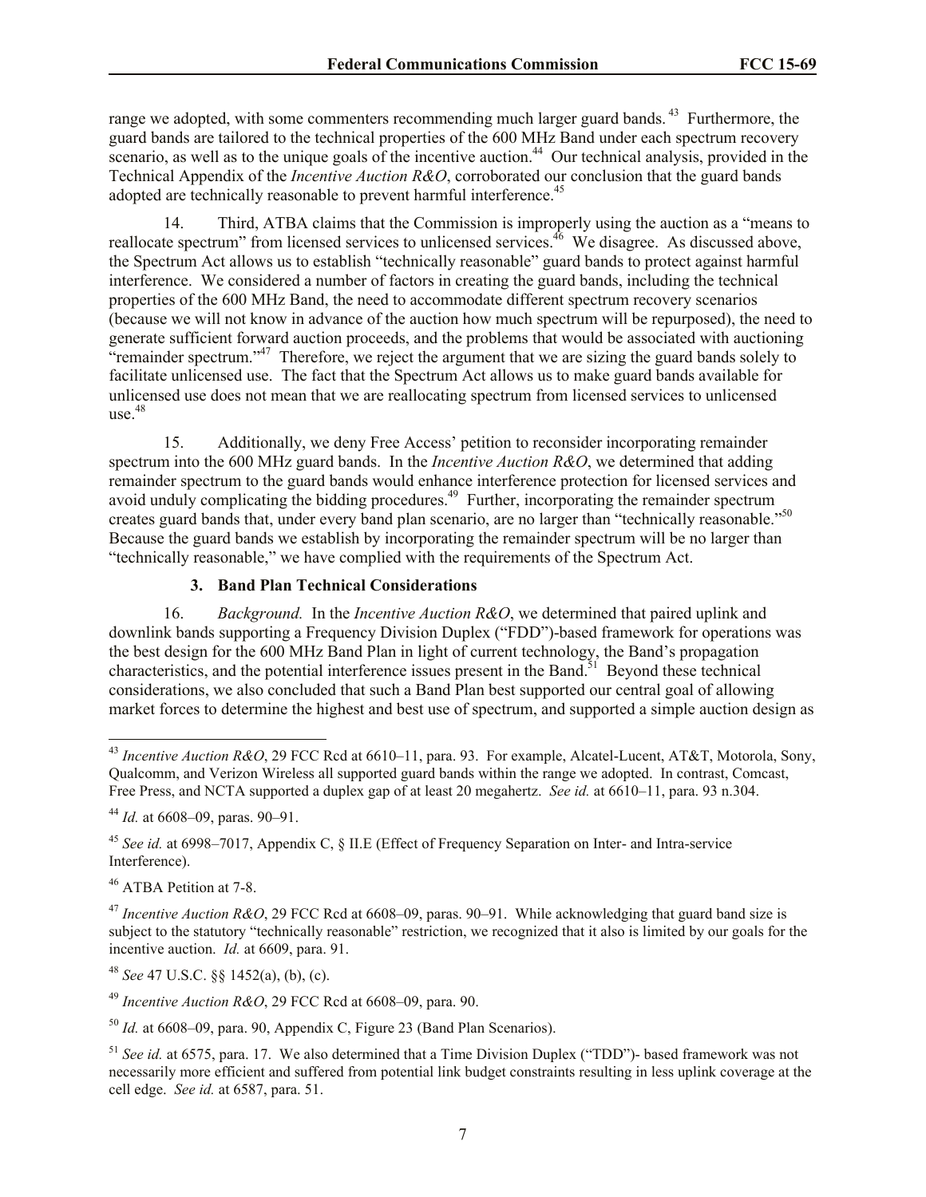range we adopted, with some commenters recommending much larger guard bands.[43] Furthermore, the guard bands are tailored to the technical properties of the 600 MHz Band under each spectrum recovery scenario, as well as to the unique goals of the incentive auction.[44] Our technical analysis, provided in the Technical Appendix of the *Incentive Auction R&O*, corroborated our conclusion that the guard bands adopted are technically reasonable to prevent harmful interference.[45]

14. Third, ATBA claims that the Commission is improperly using the auction as a "means to reallocate spectrum" from licensed services to unlicensed services.[46] We disagree. As discussed above, the Spectrum Act allows us to establish "technically reasonable" guard bands to protect against harmful interference. We considered a number of factors in creating the guard bands, including the technical properties of the 600 MHz Band, the need to accommodate different spectrum recovery scenarios (because we will not know in advance of the auction how much spectrum will be repurposed), the need to generate sufficient forward auction proceeds, and the problems that would be associated with auctioning "remainder spectrum."[47] Therefore, we reject the argument that we are sizing the guard bands solely to facilitate unlicensed use. The fact that the Spectrum Act allows us to make guard bands available for unlicensed use does not mean that we are reallocating spectrum from licensed services to unlicensed use.[48]

15. Additionally, we deny Free Access' petition to reconsider incorporating remainder spectrum into the 600 MHz guard bands. In the *Incentive Auction R&O*, we determined that adding remainder spectrum to the guard bands would enhance interference protection for licensed services and avoid unduly complicating the bidding procedures.[49] Further, incorporating the remainder spectrum creates guard bands that, under every band plan scenario, are no larger than "technically reasonable."[50] Because the guard bands we establish by incorporating the remainder spectrum will be no larger than "technically reasonable," we have complied with the requirements of the Spectrum Act.

### 3. Band Plan Technical Considerations

16. *Background.* In the *Incentive Auction R&O*, we determined that paired uplink and downlink bands supporting a Frequency Division Duplex ("FDD")-based framework for operations was the best design for the 600 MHz Band Plan in light of current technology, the Band's propagation characteristics, and the potential interference issues present in the Band.[51] Beyond these technical considerations, we also concluded that such a Band Plan best supported our central goal of allowing market forces to determine the highest and best use of spectrum, and supported a simple auction design as

---

[43] *Incentive Auction R&O*, 29 FCC Rcd at 6610–11, para. 93. For example, Alcatel-Lucent, AT&T, Motorola, Sony, Qualcomm, and Verizon Wireless all supported guard bands within the range we adopted. In contrast, Comcast, Free Press, and NCTA supported a duplex gap of at least 20 megahertz. *See id.* at 6610–11, para. 93 n.304.

[44] *Id.* at 6608–09, paras. 90–91.

[45] *See id.* at 6998–7017, Appendix C, § II.E (Effect of Frequency Separation on Inter- and Intra-service Interference).

[46] ATBA Petition at 7-8.

[47] *Incentive Auction R&O*, 29 FCC Rcd at 6608–09, paras. 90–91. While acknowledging that guard band size is subject to the statutory "technically reasonable" restriction, we recognized that it also is limited by our goals for the incentive auction. *Id.* at 6609, para. 91.

[48] *See* 47 U.S.C. §§ 1452(a), (b), (c).

[49] *Incentive Auction R&O*, 29 FCC Rcd at 6608–09, para. 90.

[50] *Id.* at 6608–09, para. 90, Appendix C, Figure 23 (Band Plan Scenarios).

[51] *See id.* at 6575, para. 17. We also determined that a Time Division Duplex ("TDD")- based framework was not necessarily more efficient and suffered from potential link budget constraints resulting in less uplink coverage at the cell edge. *See id.* at 6587, para. 51.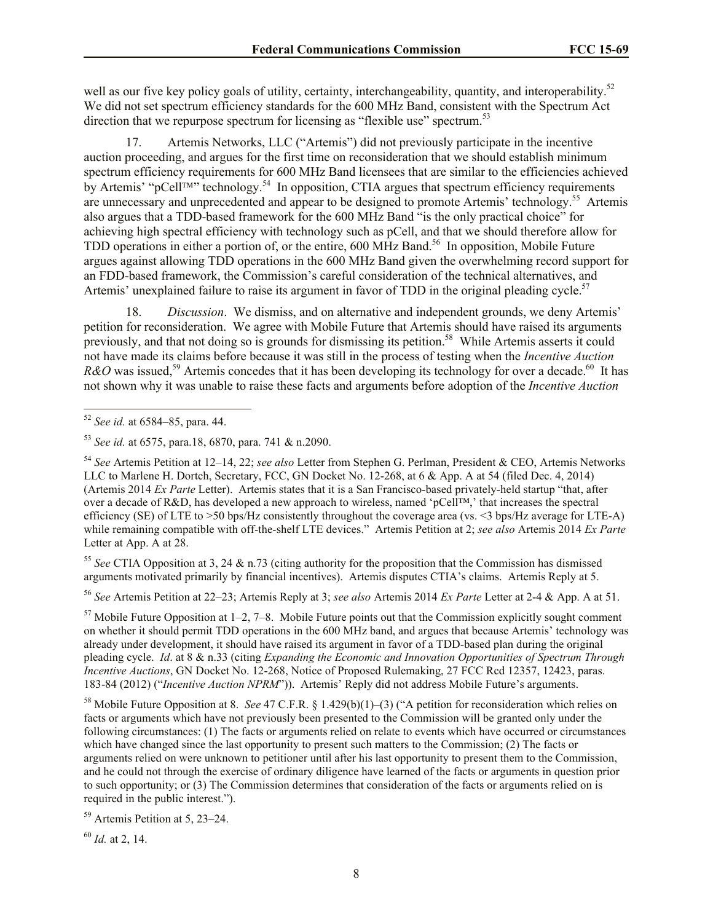well as our five key policy goals of utility, certainty, interchangeability, quantity, and interoperability.[52] We did not set spectrum efficiency standards for the 600 MHz Band, consistent with the Spectrum Act direction that we repurpose spectrum for licensing as "flexible use" spectrum.[53]

17. Artemis Networks, LLC ("Artemis") did not previously participate in the incentive auction proceeding, and argues for the first time on reconsideration that we should establish minimum spectrum efficiency requirements for 600 MHz Band licensees that are similar to the efficiencies achieved by Artemis' "pCell™" technology.[54] In opposition, CTIA argues that spectrum efficiency requirements are unnecessary and unprecedented and appear to be designed to promote Artemis' technology.[55] Artemis also argues that a TDD-based framework for the 600 MHz Band "is the only practical choice" for achieving high spectral efficiency with technology such as pCell, and that we should therefore allow for TDD operations in either a portion of, or the entire, 600 MHz Band.[56] In opposition, Mobile Future argues against allowing TDD operations in the 600 MHz Band given the overwhelming record support for an FDD-based framework, the Commission's careful consideration of the technical alternatives, and Artemis' unexplained failure to raise its argument in favor of TDD in the original pleading cycle.[57]

18. *Discussion*. We dismiss, and on alternative and independent grounds, we deny Artemis' petition for reconsideration. We agree with Mobile Future that Artemis should have raised its arguments previously, and that not doing so is grounds for dismissing its petition.[58] While Artemis asserts it could not have made its claims before because it was still in the process of testing when the *Incentive Auction R&O* was issued,[59] Artemis concedes that it has been developing its technology for over a decade.[60] It has not shown why it was unable to raise these facts and arguments before adoption of the *Incentive Auction*

---

[52] *See id.* at 6584–85, para. 44.

[53] *See id.* at 6575, para.18, 6870, para. 741 & n.2090.

[54] *See* Artemis Petition at 12–14, 22; *see also* Letter from Stephen G. Perlman, President & CEO, Artemis Networks LLC to Marlene H. Dortch, Secretary, FCC, GN Docket No. 12-268, at 6 & App. A at 54 (filed Dec. 4, 2014) (Artemis 2014 *Ex Parte* Letter). Artemis states that it is a San Francisco-based privately-held startup "that, after over a decade of R&D, has developed a new approach to wireless, named 'pCell™,' that increases the spectral efficiency (SE) of LTE to >50 bps/Hz consistently throughout the coverage area (vs. <3 bps/Hz average for LTE-A) while remaining compatible with off-the-shelf LTE devices." Artemis Petition at 2; *see also* Artemis 2014 *Ex Parte* Letter at App. A at 28.

[55] *See* CTIA Opposition at 3, 24 & n.73 (citing authority for the proposition that the Commission has dismissed arguments motivated primarily by financial incentives). Artemis disputes CTIA's claims. Artemis Reply at 5.

[56] *See* Artemis Petition at 22–23; Artemis Reply at 3; *see also* Artemis 2014 *Ex Parte* Letter at 2-4 & App. A at 51.

[57] Mobile Future Opposition at 1–2, 7–8. Mobile Future points out that the Commission explicitly sought comment on whether it should permit TDD operations in the 600 MHz band, and argues that because Artemis' technology was already under development, it should have raised its argument in favor of a TDD-based plan during the original pleading cycle. *Id*. at 8 & n.33 (citing *Expanding the Economic and Innovation Opportunities of Spectrum Through Incentive Auctions*, GN Docket No. 12-268, Notice of Proposed Rulemaking, 27 FCC Rcd 12357, 12423, paras. 183-84 (2012) ("*Incentive Auction NPRM*")). Artemis' Reply did not address Mobile Future's arguments.

[58] Mobile Future Opposition at 8. *See* 47 C.F.R. § 1.429(b)(1)–(3) ("A petition for reconsideration which relies on facts or arguments which have not previously been presented to the Commission will be granted only under the following circumstances: (1) The facts or arguments relied on relate to events which have occurred or circumstances which have changed since the last opportunity to present such matters to the Commission; (2) The facts or arguments relied on were unknown to petitioner until after his last opportunity to present them to the Commission, and he could not through the exercise of ordinary diligence have learned of the facts or arguments in question prior to such opportunity; or (3) The Commission determines that consideration of the facts or arguments relied on is required in the public interest.").

[59] Artemis Petition at 5, 23–24.

[60] *Id.* at 2, 14.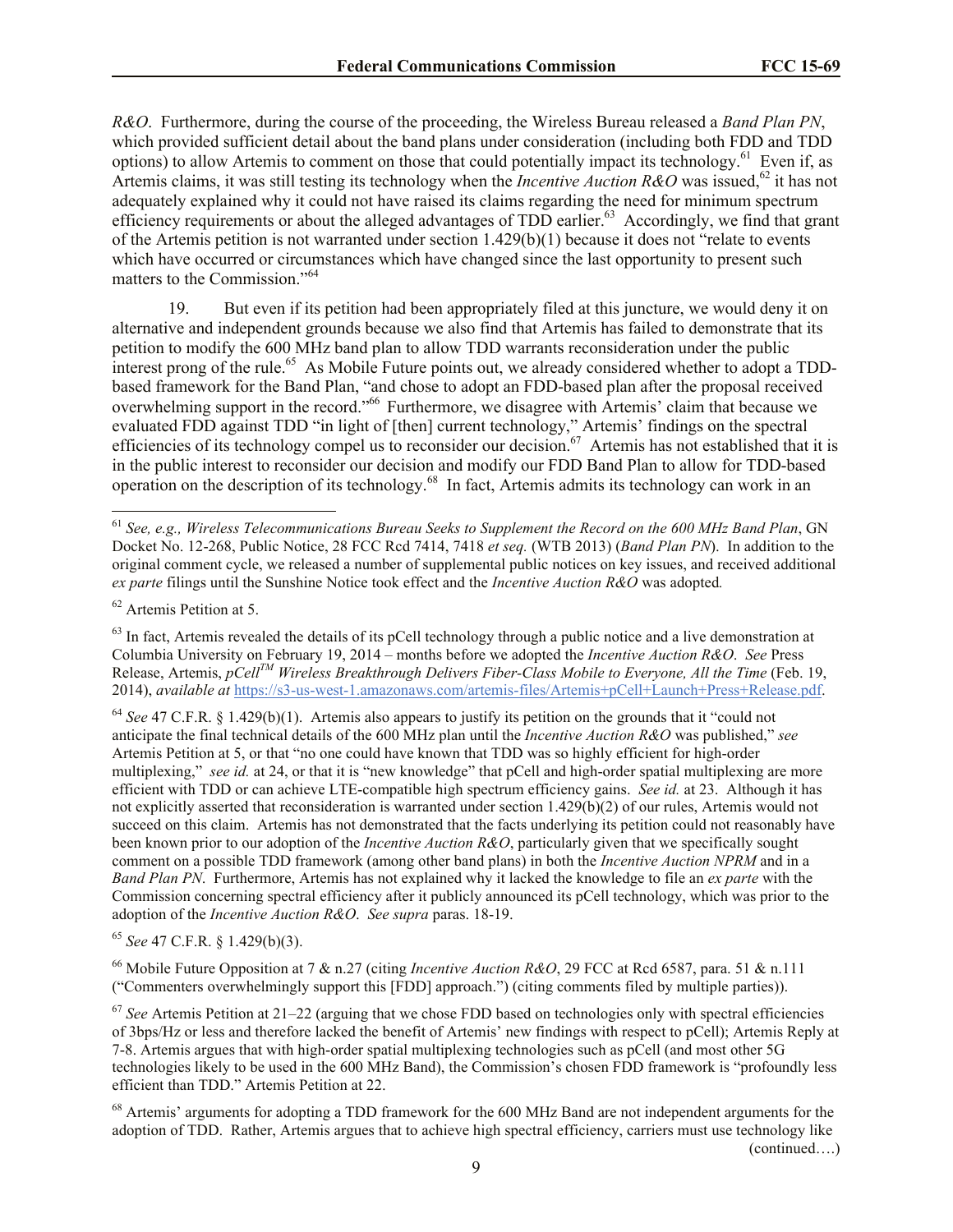*R&O*. Furthermore, during the course of the proceeding, the Wireless Bureau released a *Band Plan PN*, which provided sufficient detail about the band plans under consideration (including both FDD and TDD options) to allow Artemis to comment on those that could potentially impact its technology.[61] Even if, as Artemis claims, it was still testing its technology when the *Incentive Auction R&O* was issued,[62] it has not adequately explained why it could not have raised its claims regarding the need for minimum spectrum efficiency requirements or about the alleged advantages of TDD earlier.[63] Accordingly, we find that grant of the Artemis petition is not warranted under section 1.429(b)(1) because it does not "relate to events which have occurred or circumstances which have changed since the last opportunity to present such matters to the Commission."[64]

19. But even if its petition had been appropriately filed at this juncture, we would deny it on alternative and independent grounds because we also find that Artemis has failed to demonstrate that its petition to modify the 600 MHz band plan to allow TDD warrants reconsideration under the public interest prong of the rule.[65] As Mobile Future points out, we already considered whether to adopt a TDD-based framework for the Band Plan, "and chose to adopt an FDD-based plan after the proposal received overwhelming support in the record."[66] Furthermore, we disagree with Artemis' claim that because we evaluated FDD against TDD "in light of [then] current technology," Artemis' findings on the spectral efficiencies of its technology compel us to reconsider our decision.[67] Artemis has not established that it is in the public interest to reconsider our decision and modify our FDD Band Plan to allow for TDD-based operation on the description of its technology.[68] In fact, Artemis admits its technology can work in an

---

[61] *See, e.g., Wireless Telecommunications Bureau Seeks to Supplement the Record on the 600 MHz Band Plan*, GN Docket No. 12-268, Public Notice, 28 FCC Rcd 7414, 7418 *et seq.* (WTB 2013) (*Band Plan PN*). In addition to the original comment cycle, we released a number of supplemental public notices on key issues, and received additional *ex parte* filings until the Sunshine Notice took effect and the *Incentive Auction R&O* was adopted*.*

[62] Artemis Petition at 5.

[63] In fact, Artemis revealed the details of its pCell technology through a public notice and a live demonstration at Columbia University on February 19, 2014 – months before we adopted the *Incentive Auction R&O*. *See* Press Release, Artemis, *pCell*[TM] *Wireless Breakthrough Delivers Fiber-Class Mobile to Everyone, All the Time* (Feb. 19, 2014), *available at* https://s3-us-west-1.amazonaws.com/artemis-files/Artemis+pCell+Launch+Press+Release.pdf.

[64] *See* 47 C.F.R. § 1.429(b)(1). Artemis also appears to justify its petition on the grounds that it "could not anticipate the final technical details of the 600 MHz plan until the *Incentive Auction R&O* was published," *see* Artemis Petition at 5, or that "no one could have known that TDD was so highly efficient for high-order multiplexing," *see id.* at 24, or that it is "new knowledge" that pCell and high-order spatial multiplexing are more efficient with TDD or can achieve LTE-compatible high spectrum efficiency gains. *See id.* at 23. Although it has not explicitly asserted that reconsideration is warranted under section 1.429(b)(2) of our rules, Artemis would not succeed on this claim. Artemis has not demonstrated that the facts underlying its petition could not reasonably have been known prior to our adoption of the *Incentive Auction R&O*, particularly given that we specifically sought comment on a possible TDD framework (among other band plans) in both the *Incentive Auction NPRM* and in a *Band Plan PN*. Furthermore, Artemis has not explained why it lacked the knowledge to file an *ex parte* with the Commission concerning spectral efficiency after it publicly announced its pCell technology, which was prior to the adoption of the *Incentive Auction R&O*. *See supra* paras. 18-19.

[65] *See* 47 C.F.R. § 1.429(b)(3).

[66] Mobile Future Opposition at 7 & n.27 (citing *Incentive Auction R&O*, 29 FCC at Rcd 6587, para. 51 & n.111 ("Commenters overwhelmingly support this [FDD] approach.") (citing comments filed by multiple parties)).

[67] *See* Artemis Petition at 21–22 (arguing that we chose FDD based on technologies only with spectral efficiencies of 3bps/Hz or less and therefore lacked the benefit of Artemis' new findings with respect to pCell); Artemis Reply at 7-8. Artemis argues that with high-order spatial multiplexing technologies such as pCell (and most other 5G technologies likely to be used in the 600 MHz Band), the Commission's chosen FDD framework is "profoundly less efficient than TDD." Artemis Petition at 22.

[68] Artemis' arguments for adopting a TDD framework for the 600 MHz Band are not independent arguments for the adoption of TDD. Rather, Artemis argues that to achieve high spectral efficiency, carriers must use technology like

(continued….)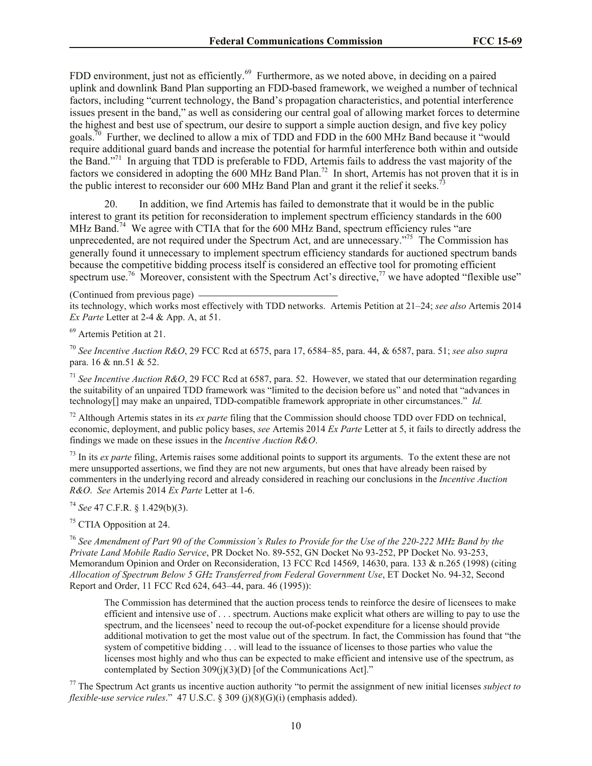FDD environment, just not as efficiently.[69] Furthermore, as we noted above, in deciding on a paired uplink and downlink Band Plan supporting an FDD-based framework, we weighed a number of technical factors, including "current technology, the Band's propagation characteristics, and potential interference issues present in the band," as well as considering our central goal of allowing market forces to determine the highest and best use of spectrum, our desire to support a simple auction design, and five key policy goals.[70] Further, we declined to allow a mix of TDD and FDD in the 600 MHz Band because it "would require additional guard bands and increase the potential for harmful interference both within and outside the Band."[71] In arguing that TDD is preferable to FDD, Artemis fails to address the vast majority of the factors we considered in adopting the 600 MHz Band Plan.[72] In short, Artemis has not proven that it is in the public interest to reconsider our 600 MHz Band Plan and grant it the relief it seeks.[73]

20. In addition, we find Artemis has failed to demonstrate that it would be in the public interest to grant its petition for reconsideration to implement spectrum efficiency standards in the 600 MHz Band.[74] We agree with CTIA that for the 600 MHz Band, spectrum efficiency rules "are unprecedented, are not required under the Spectrum Act, and are unnecessary."[75] The Commission has generally found it unnecessary to implement spectrum efficiency standards for auctioned spectrum bands because the competitive bidding process itself is considered an effective tool for promoting efficient spectrum use.[76] Moreover, consistent with the Spectrum Act's directive,[77] we have adopted "flexible use"

(Continued from previous page)
its technology, which works most effectively with TDD networks. Artemis Petition at 21–24; *see also* Artemis 2014 *Ex Parte* Letter at 2-4 & App. A, at 51.

[69] Artemis Petition at 21.

[70] *See Incentive Auction R&O*, 29 FCC Rcd at 6575, para 17, 6584–85, para. 44, & 6587, para. 51; *see also supra* para. 16 & nn.51 & 52.

[71] *See Incentive Auction R&O*, 29 FCC Rcd at 6587, para. 52. However, we stated that our determination regarding the suitability of an unpaired TDD framework was "limited to the decision before us" and noted that "advances in technology[] may make an unpaired, TDD-compatible framework appropriate in other circumstances." *Id.*

[72] Although Artemis states in its *ex parte* filing that the Commission should choose TDD over FDD on technical, economic, deployment, and public policy bases, *see* Artemis 2014 *Ex Parte* Letter at 5, it fails to directly address the findings we made on these issues in the *Incentive Auction R&O*.

[73] In its *ex parte* filing, Artemis raises some additional points to support its arguments. To the extent these are not mere unsupported assertions, we find they are not new arguments, but ones that have already been raised by commenters in the underlying record and already considered in reaching our conclusions in the *Incentive Auction R&O*. *See* Artemis 2014 *Ex Parte* Letter at 1-6.

[74] *See* 47 C.F.R. § 1.429(b)(3).

[75] CTIA Opposition at 24.

[76] *See Amendment of Part 90 of the Commission's Rules to Provide for the Use of the 220-222 MHz Band by the Private Land Mobile Radio Service*, PR Docket No. 89-552, GN Docket No 93-252, PP Docket No. 93-253, Memorandum Opinion and Order on Reconsideration, 13 FCC Rcd 14569, 14630, para. 133 & n.265 (1998) (citing *Allocation of Spectrum Below 5 GHz Transferred from Federal Government Use*, ET Docket No. 94-32, Second Report and Order, 11 FCC Rcd 624, 643–44, para. 46 (1995)):

> The Commission has determined that the auction process tends to reinforce the desire of licensees to make efficient and intensive use of . . . spectrum. Auctions make explicit what others are willing to pay to use the spectrum, and the licensees' need to recoup the out-of-pocket expenditure for a license should provide additional motivation to get the most value out of the spectrum. In fact, the Commission has found that "the system of competitive bidding . . . will lead to the issuance of licenses to those parties who value the licenses most highly and who thus can be expected to make efficient and intensive use of the spectrum, as contemplated by Section 309(j)(3)(D) [of the Communications Act]."

[77] The Spectrum Act grants us incentive auction authority "to permit the assignment of new initial licenses *subject to flexible-use service rules*." 47 U.S.C. § 309 (j)(8)(G)(i) (emphasis added).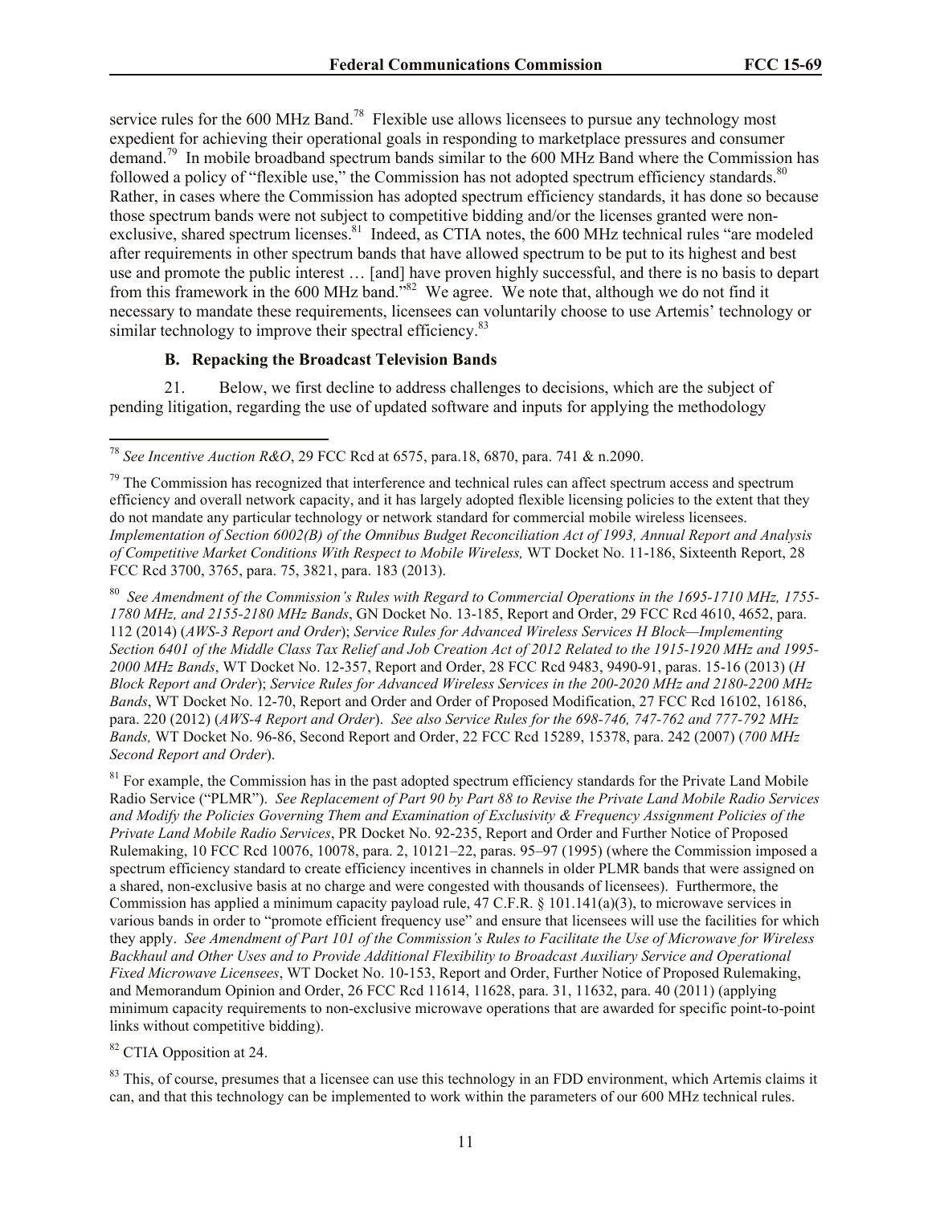service rules for the 600 MHz Band.[78] Flexible use allows licensees to pursue any technology most expedient for achieving their operational goals in responding to marketplace pressures and consumer demand.[79] In mobile broadband spectrum bands similar to the 600 MHz Band where the Commission has followed a policy of "flexible use," the Commission has not adopted spectrum efficiency standards.[80] Rather, in cases where the Commission has adopted spectrum efficiency standards, it has done so because those spectrum bands were not subject to competitive bidding and/or the licenses granted were non-exclusive, shared spectrum licenses.[81] Indeed, as CTIA notes, the 600 MHz technical rules "are modeled after requirements in other spectrum bands that have allowed spectrum to be put to its highest and best use and promote the public interest … [and] have proven highly successful, and there is no basis to depart from this framework in the 600 MHz band."[82] We agree. We note that, although we do not find it necessary to mandate these requirements, licensees can voluntarily choose to use Artemis' technology or similar technology to improve their spectral efficiency.[83]

### B. Repacking the Broadcast Television Bands

21. Below, we first decline to address challenges to decisions, which are the subject of pending litigation, regarding the use of updated software and inputs for applying the methodology

---

[78] *See Incentive Auction R&O*, 29 FCC Rcd at 6575, para.18, 6870, para. 741 & n.2090.

[79] The Commission has recognized that interference and technical rules can affect spectrum access and spectrum efficiency and overall network capacity, and it has largely adopted flexible licensing policies to the extent that they do not mandate any particular technology or network standard for commercial mobile wireless licensees. *Implementation of Section 6002(B) of the Omnibus Budget Reconciliation Act of 1993, Annual Report and Analysis of Competitive Market Conditions With Respect to Mobile Wireless,* WT Docket No. 11-186, Sixteenth Report, 28 FCC Rcd 3700, 3765, para. 75, 3821, para. 183 (2013).

[80] *See Amendment of the Commission's Rules with Regard to Commercial Operations in the 1695-1710 MHz, 1755-1780 MHz, and 2155-2180 MHz Bands*, GN Docket No. 13-185, Report and Order, 29 FCC Rcd 4610, 4652, para. 112 (2014) (*AWS-3 Report and Order*); *Service Rules for Advanced Wireless Services H Block—Implementing Section 6401 of the Middle Class Tax Relief and Job Creation Act of 2012 Related to the 1915-1920 MHz and 1995-2000 MHz Bands*, WT Docket No. 12-357, Report and Order, 28 FCC Rcd 9483, 9490-91, paras. 15-16 (2013) (*H Block Report and Order*); *Service Rules for Advanced Wireless Services in the 200-2020 MHz and 2180-2200 MHz Bands*, WT Docket No. 12-70, Report and Order and Order of Proposed Modification, 27 FCC Rcd 16102, 16186, para. 220 (2012) (*AWS-4 Report and Order*). *See also Service Rules for the 698-746, 747-762 and 777-792 MHz Bands,* WT Docket No. 96-86, Second Report and Order, 22 FCC Rcd 15289, 15378, para. 242 (2007) (*700 MHz Second Report and Order*).

[81] For example, the Commission has in the past adopted spectrum efficiency standards for the Private Land Mobile Radio Service ("PLMR"). *See Replacement of Part 90 by Part 88 to Revise the Private Land Mobile Radio Services and Modify the Policies Governing Them and Examination of Exclusivity & Frequency Assignment Policies of the Private Land Mobile Radio Services*, PR Docket No. 92-235, Report and Order and Further Notice of Proposed Rulemaking, 10 FCC Rcd 10076, 10078, para. 2, 10121–22, paras. 95–97 (1995) (where the Commission imposed a spectrum efficiency standard to create efficiency incentives in channels in older PLMR bands that were assigned on a shared, non-exclusive basis at no charge and were congested with thousands of licensees). Furthermore, the Commission has applied a minimum capacity payload rule, 47 C.F.R. § 101.141(a)(3), to microwave services in various bands in order to "promote efficient frequency use" and ensure that licensees will use the facilities for which they apply. *See Amendment of Part 101 of the Commission's Rules to Facilitate the Use of Microwave for Wireless Backhaul and Other Uses and to Provide Additional Flexibility to Broadcast Auxiliary Service and Operational Fixed Microwave Licensees*, WT Docket No. 10-153, Report and Order, Further Notice of Proposed Rulemaking, and Memorandum Opinion and Order, 26 FCC Rcd 11614, 11628, para. 31, 11632, para. 40 (2011) (applying minimum capacity requirements to non-exclusive microwave operations that are awarded for specific point-to-point links without competitive bidding).

[82] CTIA Opposition at 24.

[83] This, of course, presumes that a licensee can use this technology in an FDD environment, which Artemis claims it can, and that this technology can be implemented to work within the parameters of our 600 MHz technical rules.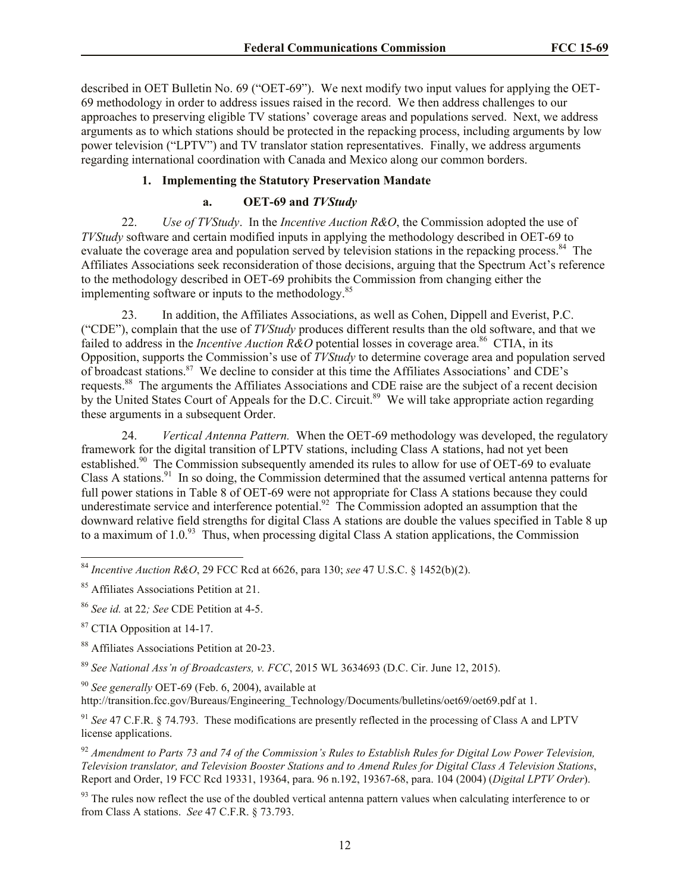described in OET Bulletin No. 69 ("OET-69"). We next modify two input values for applying the OET-69 methodology in order to address issues raised in the record. We then address challenges to our approaches to preserving eligible TV stations' coverage areas and populations served. Next, we address arguments as to which stations should be protected in the repacking process, including arguments by low power television ("LPTV") and TV translator station representatives. Finally, we address arguments regarding international coordination with Canada and Mexico along our common borders.

### 1. Implementing the Statutory Preservation Mandate

#### a. OET-69 and *TVStudy*

22. *Use of TVStudy*. In the *Incentive Auction R&O*, the Commission adopted the use of *TVStudy* software and certain modified inputs in applying the methodology described in OET-69 to evaluate the coverage area and population served by television stations in the repacking process.[84] The Affiliates Associations seek reconsideration of those decisions, arguing that the Spectrum Act's reference to the methodology described in OET-69 prohibits the Commission from changing either the implementing software or inputs to the methodology.[85]

23. In addition, the Affiliates Associations, as well as Cohen, Dippell and Everist, P.C. ("CDE"), complain that the use of *TVStudy* produces different results than the old software, and that we failed to address in the *Incentive Auction R&O* potential losses in coverage area.[86] CTIA, in its Opposition, supports the Commission's use of *TVStudy* to determine coverage area and population served of broadcast stations.[87] We decline to consider at this time the Affiliates Associations' and CDE's requests.[88] The arguments the Affiliates Associations and CDE raise are the subject of a recent decision by the United States Court of Appeals for the D.C. Circuit.[89] We will take appropriate action regarding these arguments in a subsequent Order.

24. *Vertical Antenna Pattern.* When the OET-69 methodology was developed, the regulatory framework for the digital transition of LPTV stations, including Class A stations, had not yet been established.[90] The Commission subsequently amended its rules to allow for use of OET-69 to evaluate Class A stations.[91] In so doing, the Commission determined that the assumed vertical antenna patterns for full power stations in Table 8 of OET-69 were not appropriate for Class A stations because they could underestimate service and interference potential.[92] The Commission adopted an assumption that the downward relative field strengths for digital Class A stations are double the values specified in Table 8 up to a maximum of 1.0.[93] Thus, when processing digital Class A station applications, the Commission

---

[84] *Incentive Auction R&O*, 29 FCC Rcd at 6626, para 130; *see* 47 U.S.C. § 1452(b)(2).

[85] Affiliates Associations Petition at 21.

[86] *See id.* at 22*; See* CDE Petition at 4-5.

[87] CTIA Opposition at 14-17.

[88] Affiliates Associations Petition at 20-23.

[89] *See National Ass'n of Broadcasters, v. FCC*, 2015 WL 3634693 (D.C. Cir. June 12, 2015).

[90] *See generally* OET-69 (Feb. 6, 2004), available at http://transition.fcc.gov/Bureaus/Engineering_Technology/Documents/bulletins/oet69/oet69.pdf at 1.

[91] *See* 47 C.F.R. § 74.793. These modifications are presently reflected in the processing of Class A and LPTV license applications.

[92] *Amendment to Parts 73 and 74 of the Commission's Rules to Establish Rules for Digital Low Power Television, Television translator, and Television Booster Stations and to Amend Rules for Digital Class A Television Stations*, Report and Order, 19 FCC Rcd 19331, 19364, para. 96 n.192, 19367-68, para. 104 (2004) (*Digital LPTV Order*).

[93] The rules now reflect the use of the doubled vertical antenna pattern values when calculating interference to or from Class A stations. *See* 47 C.F.R. § 73.793.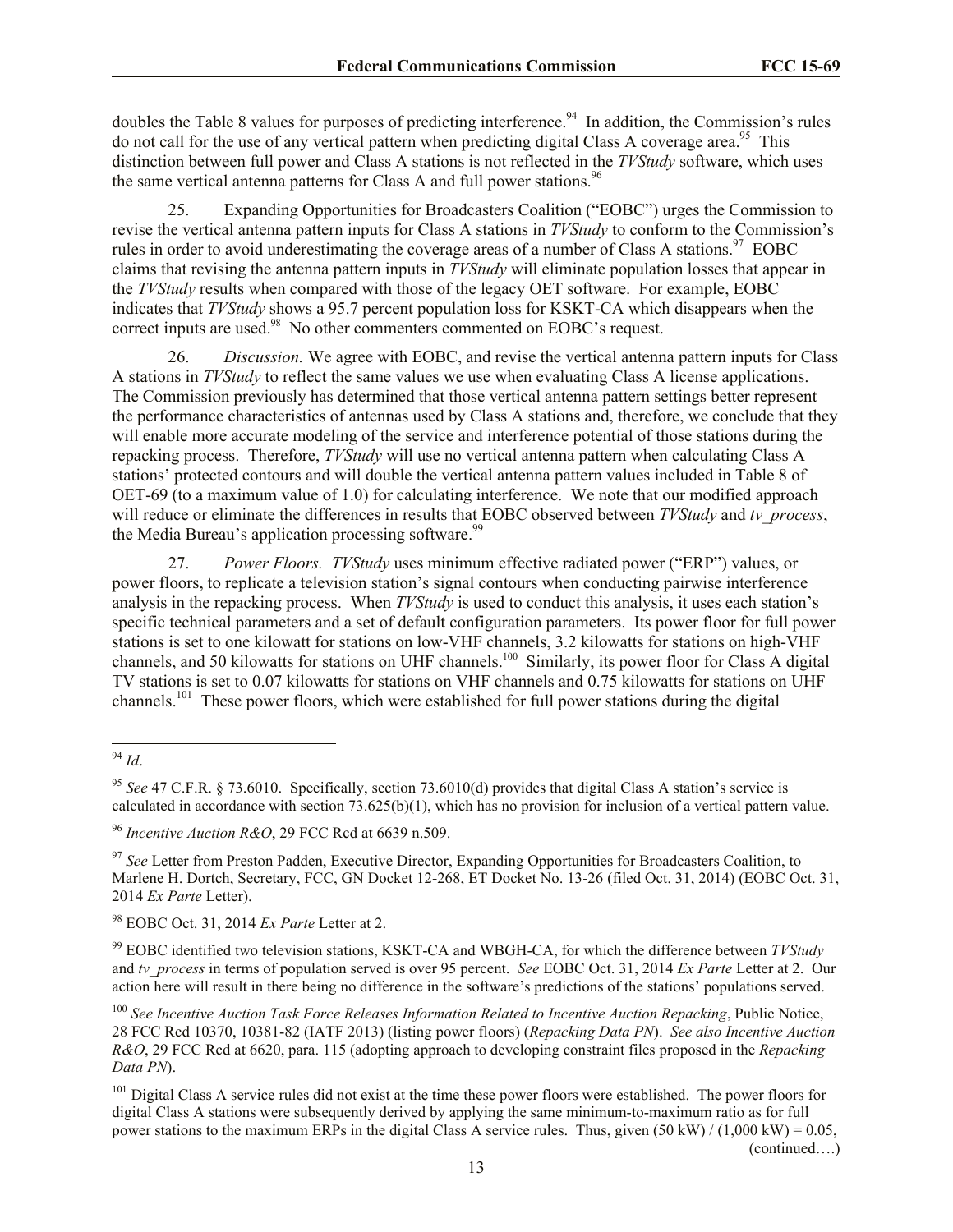doubles the Table 8 values for purposes of predicting interference.[94] In addition, the Commission's rules do not call for the use of any vertical pattern when predicting digital Class A coverage area.[95] This distinction between full power and Class A stations is not reflected in the *TVStudy* software, which uses the same vertical antenna patterns for Class A and full power stations.[96]

25. Expanding Opportunities for Broadcasters Coalition ("EOBC") urges the Commission to revise the vertical antenna pattern inputs for Class A stations in *TVStudy* to conform to the Commission's rules in order to avoid underestimating the coverage areas of a number of Class A stations.[97] EOBC claims that revising the antenna pattern inputs in *TVStudy* will eliminate population losses that appear in the *TVStudy* results when compared with those of the legacy OET software. For example, EOBC indicates that *TVStudy* shows a 95.7 percent population loss for KSKT-CA which disappears when the correct inputs are used.[98] No other commenters commented on EOBC's request.

26. *Discussion.* We agree with EOBC, and revise the vertical antenna pattern inputs for Class A stations in *TVStudy* to reflect the same values we use when evaluating Class A license applications. The Commission previously has determined that those vertical antenna pattern settings better represent the performance characteristics of antennas used by Class A stations and, therefore, we conclude that they will enable more accurate modeling of the service and interference potential of those stations during the repacking process. Therefore, *TVStudy* will use no vertical antenna pattern when calculating Class A stations' protected contours and will double the vertical antenna pattern values included in Table 8 of OET-69 (to a maximum value of 1.0) for calculating interference. We note that our modified approach will reduce or eliminate the differences in results that EOBC observed between *TVStudy* and *tv_process*, the Media Bureau's application processing software.[99]

27. *Power Floors. TVStudy* uses minimum effective radiated power ("ERP") values, or power floors, to replicate a television station's signal contours when conducting pairwise interference analysis in the repacking process. When *TVStudy* is used to conduct this analysis, it uses each station's specific technical parameters and a set of default configuration parameters. Its power floor for full power stations is set to one kilowatt for stations on low-VHF channels, 3.2 kilowatts for stations on high-VHF channels, and 50 kilowatts for stations on UHF channels.[100] Similarly, its power floor for Class A digital TV stations is set to 0.07 kilowatts for stations on VHF channels and 0.75 kilowatts for stations on UHF channels.[101] These power floors, which were established for full power stations during the digital

---

[94] *Id*.

[95] *See* 47 C.F.R. § 73.6010. Specifically, section 73.6010(d) provides that digital Class A station's service is calculated in accordance with section 73.625(b)(1), which has no provision for inclusion of a vertical pattern value.

[96] *Incentive Auction R&O*, 29 FCC Rcd at 6639 n.509.

[97] *See* Letter from Preston Padden, Executive Director, Expanding Opportunities for Broadcasters Coalition, to Marlene H. Dortch, Secretary, FCC, GN Docket 12-268, ET Docket No. 13-26 (filed Oct. 31, 2014) (EOBC Oct. 31, 2014 *Ex Parte* Letter).

[98] EOBC Oct. 31, 2014 *Ex Parte* Letter at 2.

[99] EOBC identified two television stations, KSKT-CA and WBGH-CA, for which the difference between *TVStudy* and *tv_process* in terms of population served is over 95 percent. *See* EOBC Oct. 31, 2014 *Ex Parte* Letter at 2. Our action here will result in there being no difference in the software's predictions of the stations' populations served.

[100] *See Incentive Auction Task Force Releases Information Related to Incentive Auction Repacking*, Public Notice, 28 FCC Rcd 10370, 10381-82 (IATF 2013) (listing power floors) (*Repacking Data PN*). *See also Incentive Auction R&O*, 29 FCC Rcd at 6620, para. 115 (adopting approach to developing constraint files proposed in the *Repacking Data PN*).

[101] Digital Class A service rules did not exist at the time these power floors were established. The power floors for digital Class A stations were subsequently derived by applying the same minimum-to-maximum ratio as for full power stations to the maximum ERPs in the digital Class A service rules. Thus, given (50 kW) / (1,000 kW) = 0.05,

(continued….)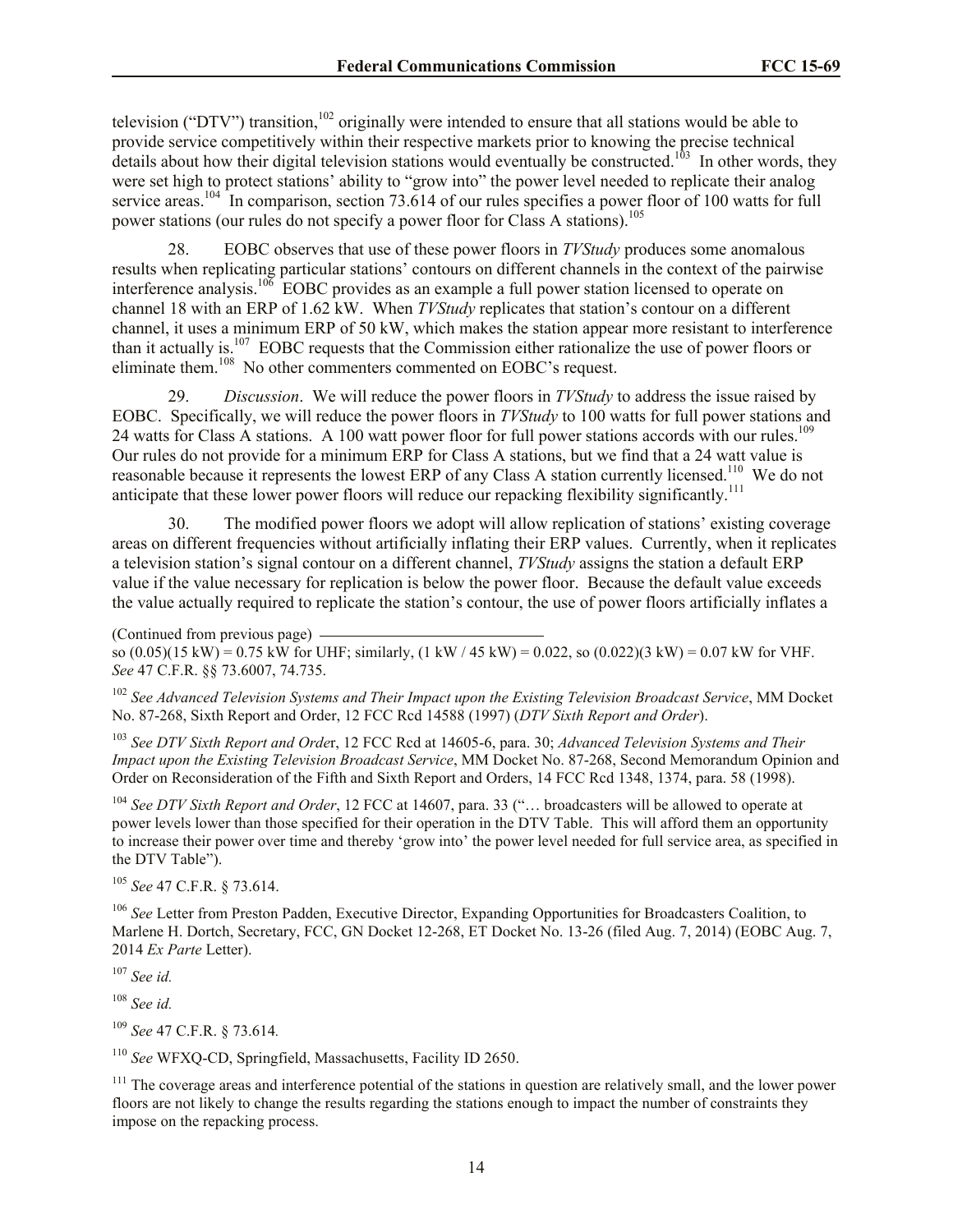television ("DTV") transition,[102] originally were intended to ensure that all stations would be able to provide service competitively within their respective markets prior to knowing the precise technical details about how their digital television stations would eventually be constructed.[103] In other words, they were set high to protect stations' ability to "grow into" the power level needed to replicate their analog service areas.[104] In comparison, section 73.614 of our rules specifies a power floor of 100 watts for full power stations (our rules do not specify a power floor for Class A stations).[105]

28. EOBC observes that use of these power floors in *TVStudy* produces some anomalous results when replicating particular stations' contours on different channels in the context of the pairwise interference analysis.[106] EOBC provides as an example a full power station licensed to operate on channel 18 with an ERP of 1.62 kW. When *TVStudy* replicates that station's contour on a different channel, it uses a minimum ERP of 50 kW, which makes the station appear more resistant to interference than it actually is.[107] EOBC requests that the Commission either rationalize the use of power floors or eliminate them.[108] No other commenters commented on EOBC's request.

29. *Discussion*. We will reduce the power floors in *TVStudy* to address the issue raised by EOBC. Specifically, we will reduce the power floors in *TVStudy* to 100 watts for full power stations and 24 watts for Class A stations. A 100 watt power floor for full power stations accords with our rules.[109] Our rules do not provide for a minimum ERP for Class A stations, but we find that a 24 watt value is reasonable because it represents the lowest ERP of any Class A station currently licensed.[110] We do not anticipate that these lower power floors will reduce our repacking flexibility significantly.[111]

30. The modified power floors we adopt will allow replication of stations' existing coverage areas on different frequencies without artificially inflating their ERP values. Currently, when it replicates a television station's signal contour on a different channel, *TVStudy* assigns the station a default ERP value if the value necessary for replication is below the power floor. Because the default value exceeds the value actually required to replicate the station's contour, the use of power floors artificially inflates a

(Continued from previous page)
so (0.05)(15 kW) = 0.75 kW for UHF; similarly, (1 kW / 45 kW) = 0.022, so (0.022)(3 kW) = 0.07 kW for VHF. *See* 47 C.F.R. §§ 73.6007, 74.735.

[102] *See Advanced Television Systems and Their Impact upon the Existing Television Broadcast Service*, MM Docket No. 87-268, Sixth Report and Order, 12 FCC Rcd 14588 (1997) (*DTV Sixth Report and Order*).

[103] *See DTV Sixth Report and Order*, 12 FCC Rcd at 14605-6, para. 30; *Advanced Television Systems and Their Impact upon the Existing Television Broadcast Service*, MM Docket No. 87-268, Second Memorandum Opinion and Order on Reconsideration of the Fifth and Sixth Report and Orders, 14 FCC Rcd 1348, 1374, para. 58 (1998).

[104] *See DTV Sixth Report and Order*, 12 FCC at 14607, para. 33 ("… broadcasters will be allowed to operate at power levels lower than those specified for their operation in the DTV Table. This will afford them an opportunity to increase their power over time and thereby 'grow into' the power level needed for full service area, as specified in the DTV Table").

[105] *See* 47 C.F.R. § 73.614.

[106] *See* Letter from Preston Padden, Executive Director, Expanding Opportunities for Broadcasters Coalition, to Marlene H. Dortch, Secretary, FCC, GN Docket 12-268, ET Docket No. 13-26 (filed Aug. 7, 2014) (EOBC Aug. 7, 2014 *Ex Parte* Letter).

[107] *See id.*

[108] *See id.*

[109] *See* 47 C.F.R. § 73.614.

[110] *See* WFXQ-CD, Springfield, Massachusetts, Facility ID 2650.

[111] The coverage areas and interference potential of the stations in question are relatively small, and the lower power floors are not likely to change the results regarding the stations enough to impact the number of constraints they impose on the repacking process.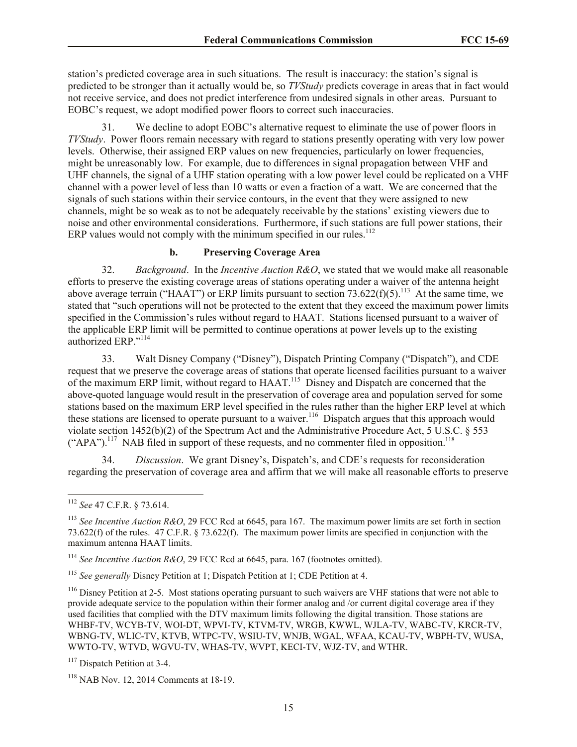station's predicted coverage area in such situations. The result is inaccuracy: the station's signal is predicted to be stronger than it actually would be, so *TVStudy* predicts coverage in areas that in fact would not receive service, and does not predict interference from undesired signals in other areas. Pursuant to EOBC's request, we adopt modified power floors to correct such inaccuracies.

31. We decline to adopt EOBC's alternative request to eliminate the use of power floors in *TVStudy*. Power floors remain necessary with regard to stations presently operating with very low power levels. Otherwise, their assigned ERP values on new frequencies, particularly on lower frequencies, might be unreasonably low. For example, due to differences in signal propagation between VHF and UHF channels, the signal of a UHF station operating with a low power level could be replicated on a VHF channel with a power level of less than 10 watts or even a fraction of a watt. We are concerned that the signals of such stations within their service contours, in the event that they were assigned to new channels, might be so weak as to not be adequately receivable by the stations' existing viewers due to noise and other environmental considerations. Furthermore, if such stations are full power stations, their ERP values would not comply with the minimum specified in our rules.[112]

### b. Preserving Coverage Area

32. *Background*. In the *Incentive Auction R&O*, we stated that we would make all reasonable efforts to preserve the existing coverage areas of stations operating under a waiver of the antenna height above average terrain ("HAAT") or ERP limits pursuant to section 73.622(f)(5).[113] At the same time, we stated that "such operations will not be protected to the extent that they exceed the maximum power limits specified in the Commission's rules without regard to HAAT. Stations licensed pursuant to a waiver of the applicable ERP limit will be permitted to continue operations at power levels up to the existing authorized ERP."[114]

33. Walt Disney Company ("Disney"), Dispatch Printing Company ("Dispatch"), and CDE request that we preserve the coverage areas of stations that operate licensed facilities pursuant to a waiver of the maximum ERP limit, without regard to HAAT.[115] Disney and Dispatch are concerned that the above-quoted language would result in the preservation of coverage area and population served for some stations based on the maximum ERP level specified in the rules rather than the higher ERP level at which these stations are licensed to operate pursuant to a waiver.[116] Dispatch argues that this approach would violate section 1452(b)(2) of the Spectrum Act and the Administrative Procedure Act, 5 U.S.C. § 553 ("APA").[117] NAB filed in support of these requests, and no commenter filed in opposition.[118]

34. *Discussion*. We grant Disney's, Dispatch's, and CDE's requests for reconsideration regarding the preservation of coverage area and affirm that we will make all reasonable efforts to preserve

---

[112] *See* 47 C.F.R. § 73.614.

[113] *See Incentive Auction R&O*, 29 FCC Rcd at 6645, para 167. The maximum power limits are set forth in section 73.622(f) of the rules. 47 C.F.R. § 73.622(f). The maximum power limits are specified in conjunction with the maximum antenna HAAT limits.

[114] *See Incentive Auction R&O*, 29 FCC Rcd at 6645, para. 167 (footnotes omitted).

[115] *See generally* Disney Petition at 1; Dispatch Petition at 1; CDE Petition at 4.

[116] Disney Petition at 2-5. Most stations operating pursuant to such waivers are VHF stations that were not able to provide adequate service to the population within their former analog and /or current digital coverage area if they used facilities that complied with the DTV maximum limits following the digital transition. Those stations are WHBF-TV, WCYB-TV, WOI-DT, WPVI-TV, KTVM-TV, WRGB, KWWL, WJLA-TV, WABC-TV, KRCR-TV, WBNG-TV, WLIC-TV, KTVB, WTPC-TV, WSIU-TV, WNJB, WGAL, WFAA, KCAU-TV, WBPH-TV, WUSA, WWTO-TV, WTVD, WGVU-TV, WHAS-TV, WVPT, KECI-TV, WJZ-TV, and WTHR.

[117] Dispatch Petition at 3-4.

[118] NAB Nov. 12, 2014 Comments at 18-19.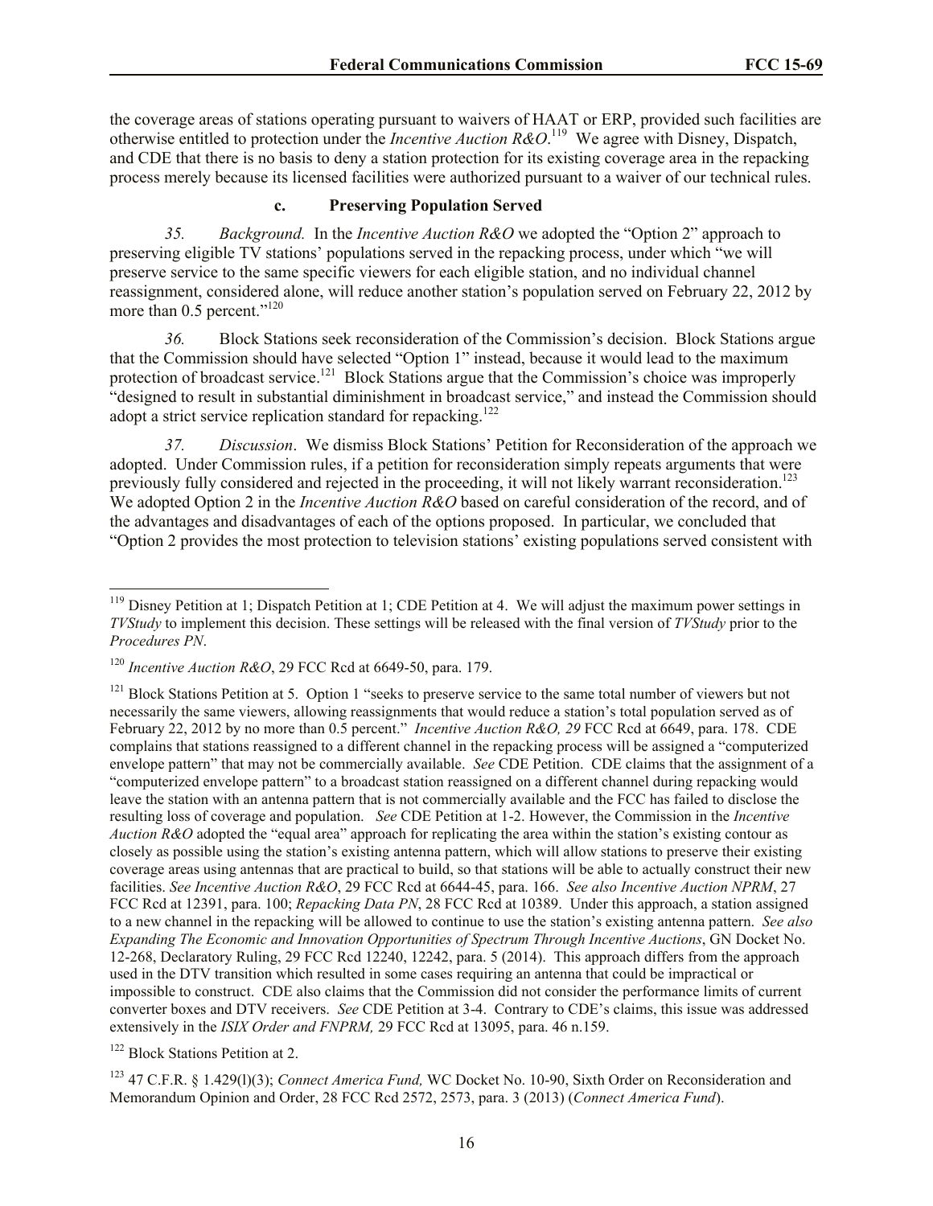the coverage areas of stations operating pursuant to waivers of HAAT or ERP, provided such facilities are otherwise entitled to protection under the *Incentive Auction R&O*.[119] We agree with Disney, Dispatch, and CDE that there is no basis to deny a station protection for its existing coverage area in the repacking process merely because its licensed facilities were authorized pursuant to a waiver of our technical rules.

### c. Preserving Population Served

*35. Background.* In the *Incentive Auction R&O* we adopted the "Option 2" approach to preserving eligible TV stations' populations served in the repacking process, under which "we will preserve service to the same specific viewers for each eligible station, and no individual channel reassignment, considered alone, will reduce another station's population served on February 22, 2012 by more than 0.5 percent."[120]

*36.* Block Stations seek reconsideration of the Commission's decision. Block Stations argue that the Commission should have selected "Option 1" instead, because it would lead to the maximum protection of broadcast service.[121] Block Stations argue that the Commission's choice was improperly "designed to result in substantial diminishment in broadcast service," and instead the Commission should adopt a strict service replication standard for repacking.[122]

*37. Discussion*. We dismiss Block Stations' Petition for Reconsideration of the approach we adopted. Under Commission rules, if a petition for reconsideration simply repeats arguments that were previously fully considered and rejected in the proceeding, it will not likely warrant reconsideration.[123] We adopted Option 2 in the *Incentive Auction R&O* based on careful consideration of the record, and of the advantages and disadvantages of each of the options proposed. In particular, we concluded that "Option 2 provides the most protection to television stations' existing populations served consistent with

---

[119] Disney Petition at 1; Dispatch Petition at 1; CDE Petition at 4. We will adjust the maximum power settings in *TVStudy* to implement this decision. These settings will be released with the final version of *TVStudy* prior to the *Procedures PN*.

[120] *Incentive Auction R&O*, 29 FCC Rcd at 6649-50, para. 179.

[121] Block Stations Petition at 5. Option 1 "seeks to preserve service to the same total number of viewers but not necessarily the same viewers, allowing reassignments that would reduce a station's total population served as of February 22, 2012 by no more than 0.5 percent." *Incentive Auction R&O, 29* FCC Rcd at 6649, para. 178. CDE complains that stations reassigned to a different channel in the repacking process will be assigned a "computerized envelope pattern" that may not be commercially available. *See* CDE Petition. CDE claims that the assignment of a "computerized envelope pattern" to a broadcast station reassigned on a different channel during repacking would leave the station with an antenna pattern that is not commercially available and the FCC has failed to disclose the resulting loss of coverage and population. *See* CDE Petition at 1-2. However, the Commission in the *Incentive Auction R&O* adopted the "equal area" approach for replicating the area within the station's existing contour as closely as possible using the station's existing antenna pattern, which will allow stations to preserve their existing coverage areas using antennas that are practical to build, so that stations will be able to actually construct their new facilities. *See Incentive Auction R&O*, 29 FCC Rcd at 6644-45, para. 166. *See also Incentive Auction NPRM*, 27 FCC Rcd at 12391, para. 100; *Repacking Data PN*, 28 FCC Rcd at 10389. Under this approach, a station assigned to a new channel in the repacking will be allowed to continue to use the station's existing antenna pattern. *See also Expanding The Economic and Innovation Opportunities of Spectrum Through Incentive Auctions*, GN Docket No. 12-268, Declaratory Ruling, 29 FCC Rcd 12240, 12242, para. 5 (2014). This approach differs from the approach used in the DTV transition which resulted in some cases requiring an antenna that could be impractical or impossible to construct. CDE also claims that the Commission did not consider the performance limits of current converter boxes and DTV receivers. *See* CDE Petition at 3-4. Contrary to CDE's claims, this issue was addressed extensively in the *ISIX Order and FNPRM,* 29 FCC Rcd at 13095, para. 46 n.159.

[122] Block Stations Petition at 2.

[123] 47 C.F.R. § 1.429(l)(3); *Connect America Fund,* WC Docket No. 10-90, Sixth Order on Reconsideration and Memorandum Opinion and Order, 28 FCC Rcd 2572, 2573, para. 3 (2013) (*Connect America Fund*).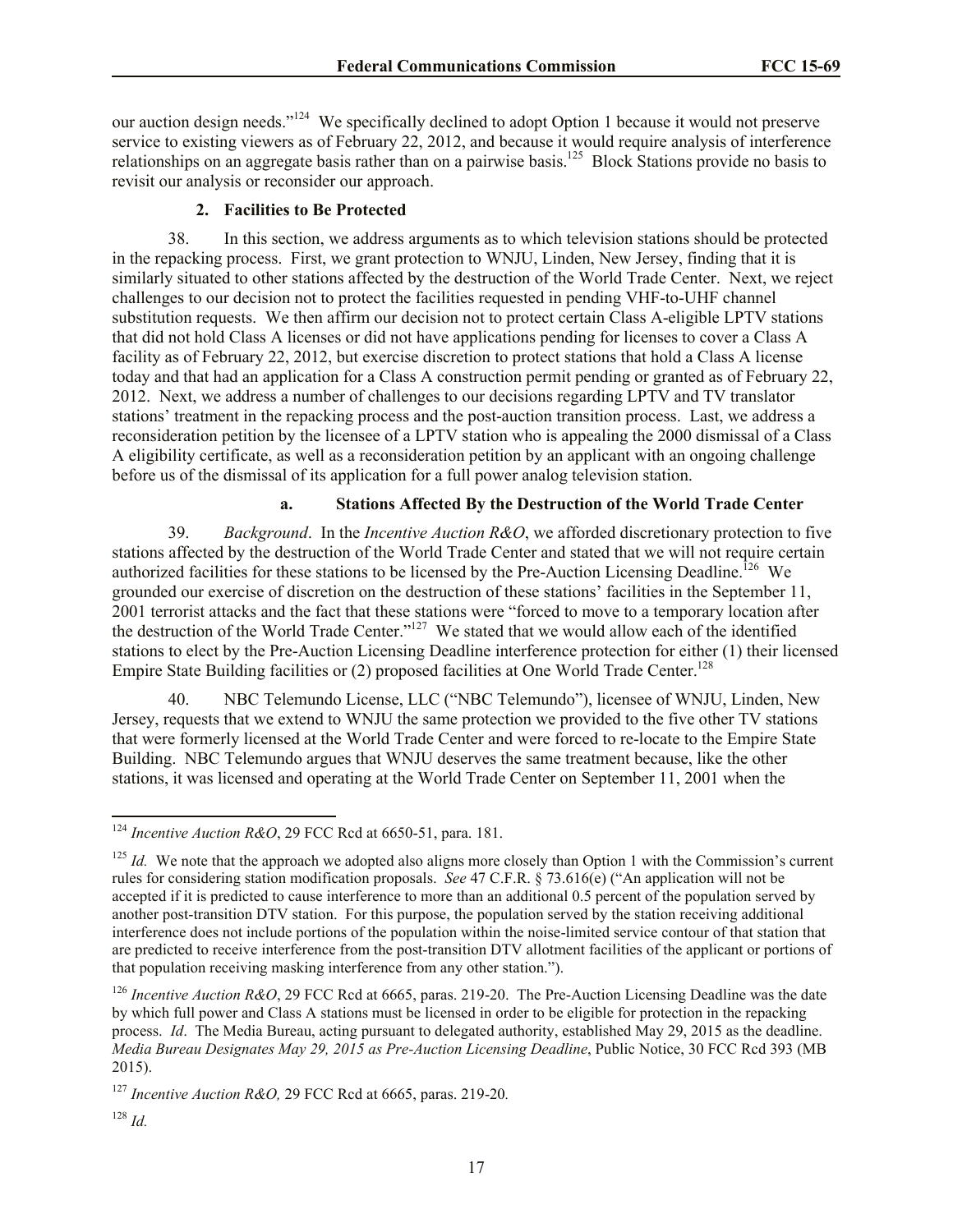our auction design needs."[124] We specifically declined to adopt Option 1 because it would not preserve service to existing viewers as of February 22, 2012, and because it would require analysis of interference relationships on an aggregate basis rather than on a pairwise basis.[125] Block Stations provide no basis to revisit our analysis or reconsider our approach.

### 2. Facilities to Be Protected

38. In this section, we address arguments as to which television stations should be protected in the repacking process. First, we grant protection to WNJU, Linden, New Jersey, finding that it is similarly situated to other stations affected by the destruction of the World Trade Center. Next, we reject challenges to our decision not to protect the facilities requested in pending VHF-to-UHF channel substitution requests. We then affirm our decision not to protect certain Class A-eligible LPTV stations that did not hold Class A licenses or did not have applications pending for licenses to cover a Class A facility as of February 22, 2012, but exercise discretion to protect stations that hold a Class A license today and that had an application for a Class A construction permit pending or granted as of February 22, 2012. Next, we address a number of challenges to our decisions regarding LPTV and TV translator stations' treatment in the repacking process and the post-auction transition process. Last, we address a reconsideration petition by the licensee of a LPTV station who is appealing the 2000 dismissal of a Class A eligibility certificate, as well as a reconsideration petition by an applicant with an ongoing challenge before us of the dismissal of its application for a full power analog television station.

#### a. Stations Affected By the Destruction of the World Trade Center

39. *Background*. In the *Incentive Auction R&O*, we afforded discretionary protection to five stations affected by the destruction of the World Trade Center and stated that we will not require certain authorized facilities for these stations to be licensed by the Pre-Auction Licensing Deadline.[126] We grounded our exercise of discretion on the destruction of these stations' facilities in the September 11, 2001 terrorist attacks and the fact that these stations were "forced to move to a temporary location after the destruction of the World Trade Center."[127] We stated that we would allow each of the identified stations to elect by the Pre-Auction Licensing Deadline interference protection for either (1) their licensed Empire State Building facilities or (2) proposed facilities at One World Trade Center.[128]

40. NBC Telemundo License, LLC ("NBC Telemundo"), licensee of WNJU, Linden, New Jersey, requests that we extend to WNJU the same protection we provided to the five other TV stations that were formerly licensed at the World Trade Center and were forced to re-locate to the Empire State Building. NBC Telemundo argues that WNJU deserves the same treatment because, like the other stations, it was licensed and operating at the World Trade Center on September 11, 2001 when the

---

[124] *Incentive Auction R&O*, 29 FCC Rcd at 6650-51, para. 181.

[125] *Id.* We note that the approach we adopted also aligns more closely than Option 1 with the Commission's current rules for considering station modification proposals. *See* 47 C.F.R. § 73.616(e) ("An application will not be accepted if it is predicted to cause interference to more than an additional 0.5 percent of the population served by another post-transition DTV station. For this purpose, the population served by the station receiving additional interference does not include portions of the population within the noise-limited service contour of that station that are predicted to receive interference from the post-transition DTV allotment facilities of the applicant or portions of that population receiving masking interference from any other station.").

[126] *Incentive Auction R&O*, 29 FCC Rcd at 6665, paras. 219-20. The Pre-Auction Licensing Deadline was the date by which full power and Class A stations must be licensed in order to be eligible for protection in the repacking process. *Id*. The Media Bureau, acting pursuant to delegated authority, established May 29, 2015 as the deadline. *Media Bureau Designates May 29, 2015 as Pre-Auction Licensing Deadline*, Public Notice, 30 FCC Rcd 393 (MB 2015).

[127] *Incentive Auction R&O,* 29 FCC Rcd at 6665, paras. 219-20.

[128] *Id.*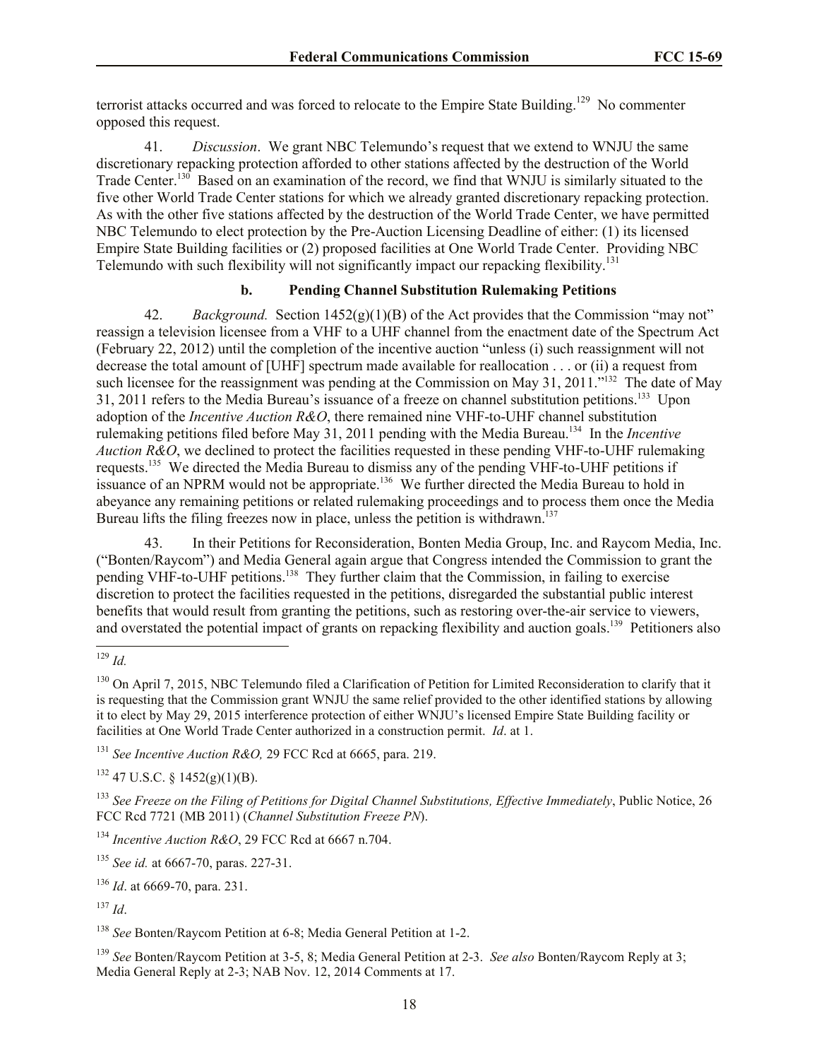terrorist attacks occurred and was forced to relocate to the Empire State Building.[129] No commenter opposed this request.

41. *Discussion*. We grant NBC Telemundo's request that we extend to WNJU the same discretionary repacking protection afforded to other stations affected by the destruction of the World Trade Center.[130] Based on an examination of the record, we find that WNJU is similarly situated to the five other World Trade Center stations for which we already granted discretionary repacking protection. As with the other five stations affected by the destruction of the World Trade Center, we have permitted NBC Telemundo to elect protection by the Pre-Auction Licensing Deadline of either: (1) its licensed Empire State Building facilities or (2) proposed facilities at One World Trade Center. Providing NBC Telemundo with such flexibility will not significantly impact our repacking flexibility.[131]

### b. Pending Channel Substitution Rulemaking Petitions

42. *Background.* Section 1452(g)(1)(B) of the Act provides that the Commission "may not" reassign a television licensee from a VHF to a UHF channel from the enactment date of the Spectrum Act (February 22, 2012) until the completion of the incentive auction "unless (i) such reassignment will not decrease the total amount of [UHF] spectrum made available for reallocation . . . or (ii) a request from such licensee for the reassignment was pending at the Commission on May 31, 2011."[132] The date of May 31, 2011 refers to the Media Bureau's issuance of a freeze on channel substitution petitions.[133] Upon adoption of the *Incentive Auction R&O*, there remained nine VHF-to-UHF channel substitution rulemaking petitions filed before May 31, 2011 pending with the Media Bureau.[134] In the *Incentive Auction R&O*, we declined to protect the facilities requested in these pending VHF-to-UHF rulemaking requests.[135] We directed the Media Bureau to dismiss any of the pending VHF-to-UHF petitions if issuance of an NPRM would not be appropriate.[136] We further directed the Media Bureau to hold in abeyance any remaining petitions or related rulemaking proceedings and to process them once the Media Bureau lifts the filing freezes now in place, unless the petition is withdrawn.[137]

43. In their Petitions for Reconsideration, Bonten Media Group, Inc. and Raycom Media, Inc. ("Bonten/Raycom") and Media General again argue that Congress intended the Commission to grant the pending VHF-to-UHF petitions.[138] They further claim that the Commission, in failing to exercise discretion to protect the facilities requested in the petitions, disregarded the substantial public interest benefits that would result from granting the petitions, such as restoring over-the-air service to viewers, and overstated the potential impact of grants on repacking flexibility and auction goals.[139] Petitioners also

---

[129] *Id.*

[130] On April 7, 2015, NBC Telemundo filed a Clarification of Petition for Limited Reconsideration to clarify that it is requesting that the Commission grant WNJU the same relief provided to the other identified stations by allowing it to elect by May 29, 2015 interference protection of either WNJU's licensed Empire State Building facility or facilities at One World Trade Center authorized in a construction permit. *Id*. at 1.

[131] *See Incentive Auction R&O,* 29 FCC Rcd at 6665, para. 219.

[132] 47 U.S.C. § 1452(g)(1)(B).

[133] *See Freeze on the Filing of Petitions for Digital Channel Substitutions, Effective Immediately*, Public Notice, 26 FCC Rcd 7721 (MB 2011) (*Channel Substitution Freeze PN*).

[134] *Incentive Auction R&O*, 29 FCC Rcd at 6667 n.704.

[135] *See id.* at 6667-70, paras. 227-31.

[136] *Id*. at 6669-70, para. 231.

[137] *Id*.

[138] *See* Bonten/Raycom Petition at 6-8; Media General Petition at 1-2.

[139] *See* Bonten/Raycom Petition at 3-5, 8; Media General Petition at 2-3. *See also* Bonten/Raycom Reply at 3; Media General Reply at 2-3; NAB Nov. 12, 2014 Comments at 17.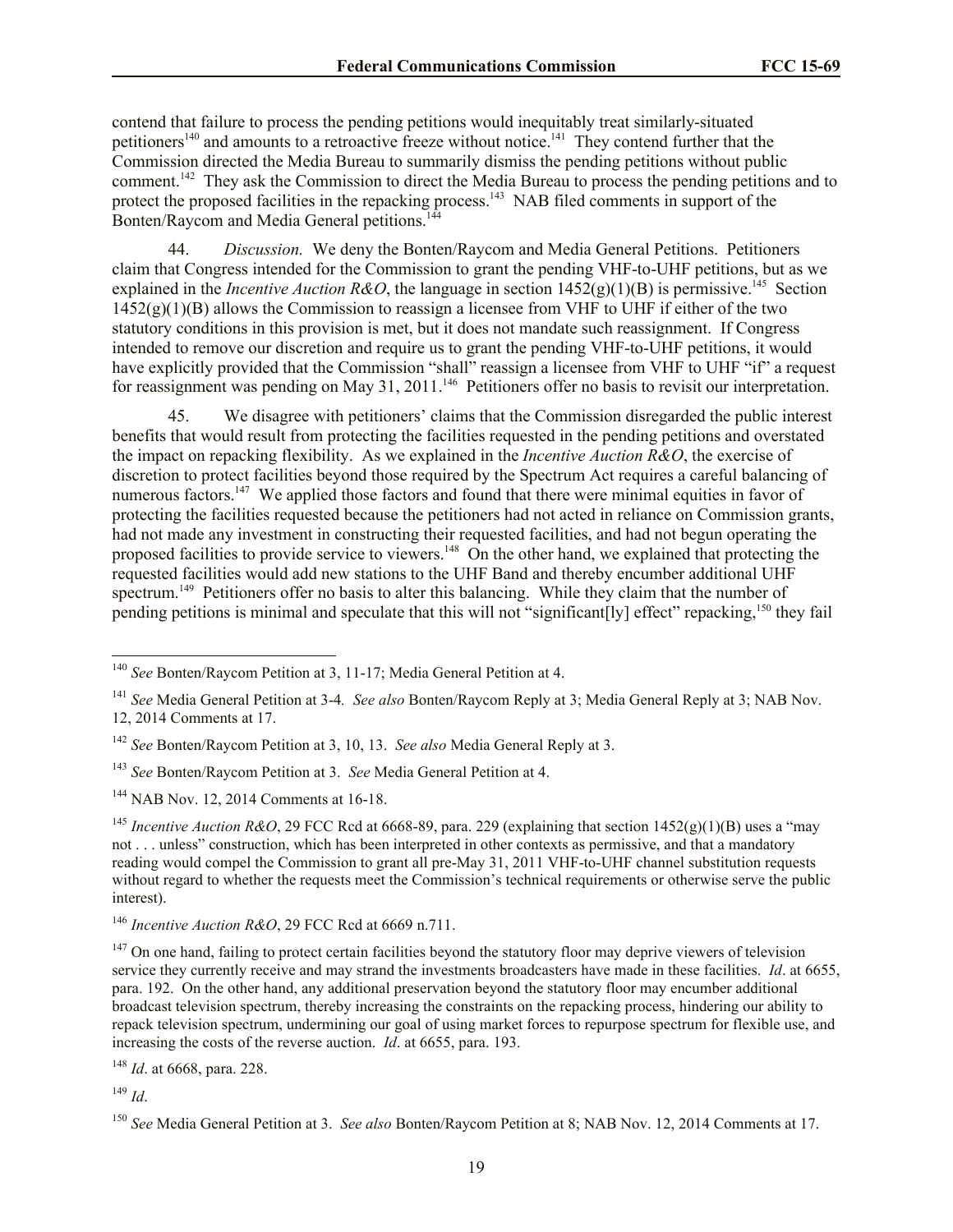contend that failure to process the pending petitions would inequitably treat similarly-situated petitioners[140] and amounts to a retroactive freeze without notice.[141] They contend further that the Commission directed the Media Bureau to summarily dismiss the pending petitions without public comment.[142] They ask the Commission to direct the Media Bureau to process the pending petitions and to protect the proposed facilities in the repacking process.[143] NAB filed comments in support of the Bonten/Raycom and Media General petitions.[144]

44. *Discussion.* We deny the Bonten/Raycom and Media General Petitions. Petitioners claim that Congress intended for the Commission to grant the pending VHF-to-UHF petitions, but as we explained in the *Incentive Auction R&O*, the language in section 1452(g)(1)(B) is permissive.[145] Section 1452(g)(1)(B) allows the Commission to reassign a licensee from VHF to UHF if either of the two statutory conditions in this provision is met, but it does not mandate such reassignment. If Congress intended to remove our discretion and require us to grant the pending VHF-to-UHF petitions, it would have explicitly provided that the Commission "shall" reassign a licensee from VHF to UHF "if" a request for reassignment was pending on May 31, 2011.[146] Petitioners offer no basis to revisit our interpretation.

45. We disagree with petitioners' claims that the Commission disregarded the public interest benefits that would result from protecting the facilities requested in the pending petitions and overstated the impact on repacking flexibility. As we explained in the *Incentive Auction R&O*, the exercise of discretion to protect facilities beyond those required by the Spectrum Act requires a careful balancing of numerous factors.[147] We applied those factors and found that there were minimal equities in favor of protecting the facilities requested because the petitioners had not acted in reliance on Commission grants, had not made any investment in constructing their requested facilities, and had not begun operating the proposed facilities to provide service to viewers.[148] On the other hand, we explained that protecting the requested facilities would add new stations to the UHF Band and thereby encumber additional UHF spectrum.[149] Petitioners offer no basis to alter this balancing. While they claim that the number of pending petitions is minimal and speculate that this will not "significant[ly] effect" repacking,[150] they fail

---

[140] *See* Bonten/Raycom Petition at 3, 11-17; Media General Petition at 4.

[141] *See* Media General Petition at 3-4*. See also* Bonten/Raycom Reply at 3; Media General Reply at 3; NAB Nov. 12, 2014 Comments at 17.

[142] *See* Bonten/Raycom Petition at 3, 10, 13. *See also* Media General Reply at 3.

[143] *See* Bonten/Raycom Petition at 3. *See* Media General Petition at 4.

[144] NAB Nov. 12, 2014 Comments at 16-18.

[145] *Incentive Auction R&O*, 29 FCC Rcd at 6668-89, para. 229 (explaining that section 1452(g)(1)(B) uses a "may not . . . unless" construction, which has been interpreted in other contexts as permissive, and that a mandatory reading would compel the Commission to grant all pre-May 31, 2011 VHF-to-UHF channel substitution requests without regard to whether the requests meet the Commission's technical requirements or otherwise serve the public interest).

[146] *Incentive Auction R&O*, 29 FCC Rcd at 6669 n.711.

[147] On one hand, failing to protect certain facilities beyond the statutory floor may deprive viewers of television service they currently receive and may strand the investments broadcasters have made in these facilities. *Id*. at 6655, para. 192. On the other hand, any additional preservation beyond the statutory floor may encumber additional broadcast television spectrum, thereby increasing the constraints on the repacking process, hindering our ability to repack television spectrum, undermining our goal of using market forces to repurpose spectrum for flexible use, and increasing the costs of the reverse auction. *Id*. at 6655, para. 193.

[148] *Id*. at 6668, para. 228.

[149] *Id*.

[150] *See* Media General Petition at 3. *See also* Bonten/Raycom Petition at 8; NAB Nov. 12, 2014 Comments at 17.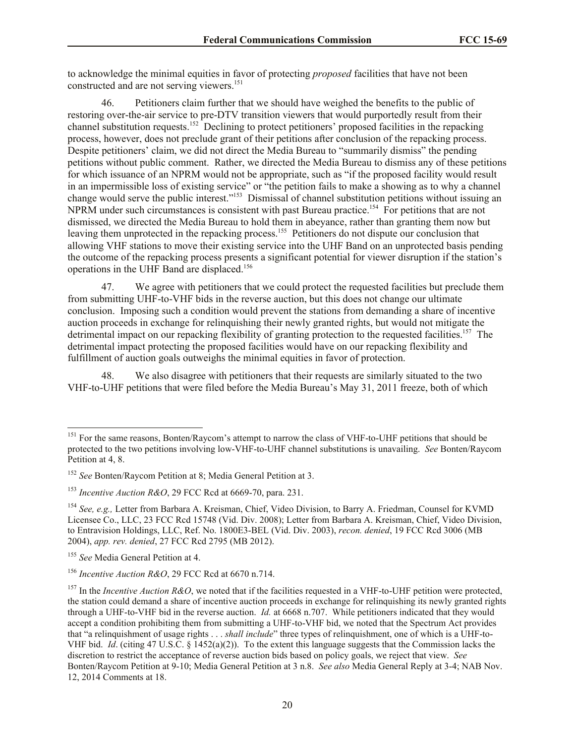to acknowledge the minimal equities in favor of protecting *proposed* facilities that have not been constructed and are not serving viewers.[151]

46. Petitioners claim further that we should have weighed the benefits to the public of restoring over-the-air service to pre-DTV transition viewers that would purportedly result from their channel substitution requests.[152] Declining to protect petitioners' proposed facilities in the repacking process, however, does not preclude grant of their petitions after conclusion of the repacking process. Despite petitioners' claim, we did not direct the Media Bureau to "summarily dismiss" the pending petitions without public comment. Rather, we directed the Media Bureau to dismiss any of these petitions for which issuance of an NPRM would not be appropriate, such as "if the proposed facility would result in an impermissible loss of existing service" or "the petition fails to make a showing as to why a channel change would serve the public interest."[153] Dismissal of channel substitution petitions without issuing an NPRM under such circumstances is consistent with past Bureau practice.[154] For petitions that are not dismissed, we directed the Media Bureau to hold them in abeyance, rather than granting them now but leaving them unprotected in the repacking process.[155] Petitioners do not dispute our conclusion that allowing VHF stations to move their existing service into the UHF Band on an unprotected basis pending the outcome of the repacking process presents a significant potential for viewer disruption if the station's operations in the UHF Band are displaced.[156]

47. We agree with petitioners that we could protect the requested facilities but preclude them from submitting UHF-to-VHF bids in the reverse auction, but this does not change our ultimate conclusion. Imposing such a condition would prevent the stations from demanding a share of incentive auction proceeds in exchange for relinquishing their newly granted rights, but would not mitigate the detrimental impact on our repacking flexibility of granting protection to the requested facilities.[157] The detrimental impact protecting the proposed facilities would have on our repacking flexibility and fulfillment of auction goals outweighs the minimal equities in favor of protection.

48. We also disagree with petitioners that their requests are similarly situated to the two VHF-to-UHF petitions that were filed before the Media Bureau's May 31, 2011 freeze, both of which

---

[151] For the same reasons, Bonten/Raycom's attempt to narrow the class of VHF-to-UHF petitions that should be protected to the two petitions involving low-VHF-to-UHF channel substitutions is unavailing. *See* Bonten/Raycom Petition at 4, 8.

[152] *See* Bonten/Raycom Petition at 8; Media General Petition at 3.

[153] *Incentive Auction R&O*, 29 FCC Rcd at 6669-70, para. 231.

[154] *See, e.g.,* Letter from Barbara A. Kreisman, Chief, Video Division, to Barry A. Friedman, Counsel for KVMD Licensee Co., LLC, 23 FCC Rcd 15748 (Vid. Div. 2008); Letter from Barbara A. Kreisman, Chief, Video Division, to Entravision Holdings, LLC, Ref. No. 1800E3-BEL (Vid. Div. 2003), *recon. denied*, 19 FCC Rcd 3006 (MB 2004), *app. rev. denied*, 27 FCC Rcd 2795 (MB 2012).

[155] *See* Media General Petition at 4.

[156] *Incentive Auction R&O*, 29 FCC Rcd at 6670 n.714.

[157] In the *Incentive Auction R&O*, we noted that if the facilities requested in a VHF-to-UHF petition were protected, the station could demand a share of incentive auction proceeds in exchange for relinquishing its newly granted rights through a UHF-to-VHF bid in the reverse auction. *Id.* at 6668 n.707. While petitioners indicated that they would accept a condition prohibiting them from submitting a UHF-to-VHF bid, we noted that the Spectrum Act provides that "a relinquishment of usage rights . . . *shall include*" three types of relinquishment, one of which is a UHF-to-VHF bid. *Id*. (citing 47 U.S.C. § 1452(a)(2)). To the extent this language suggests that the Commission lacks the discretion to restrict the acceptance of reverse auction bids based on policy goals, we reject that view. *See* Bonten/Raycom Petition at 9-10; Media General Petition at 3 n.8. *See also* Media General Reply at 3-4; NAB Nov. 12, 2014 Comments at 18.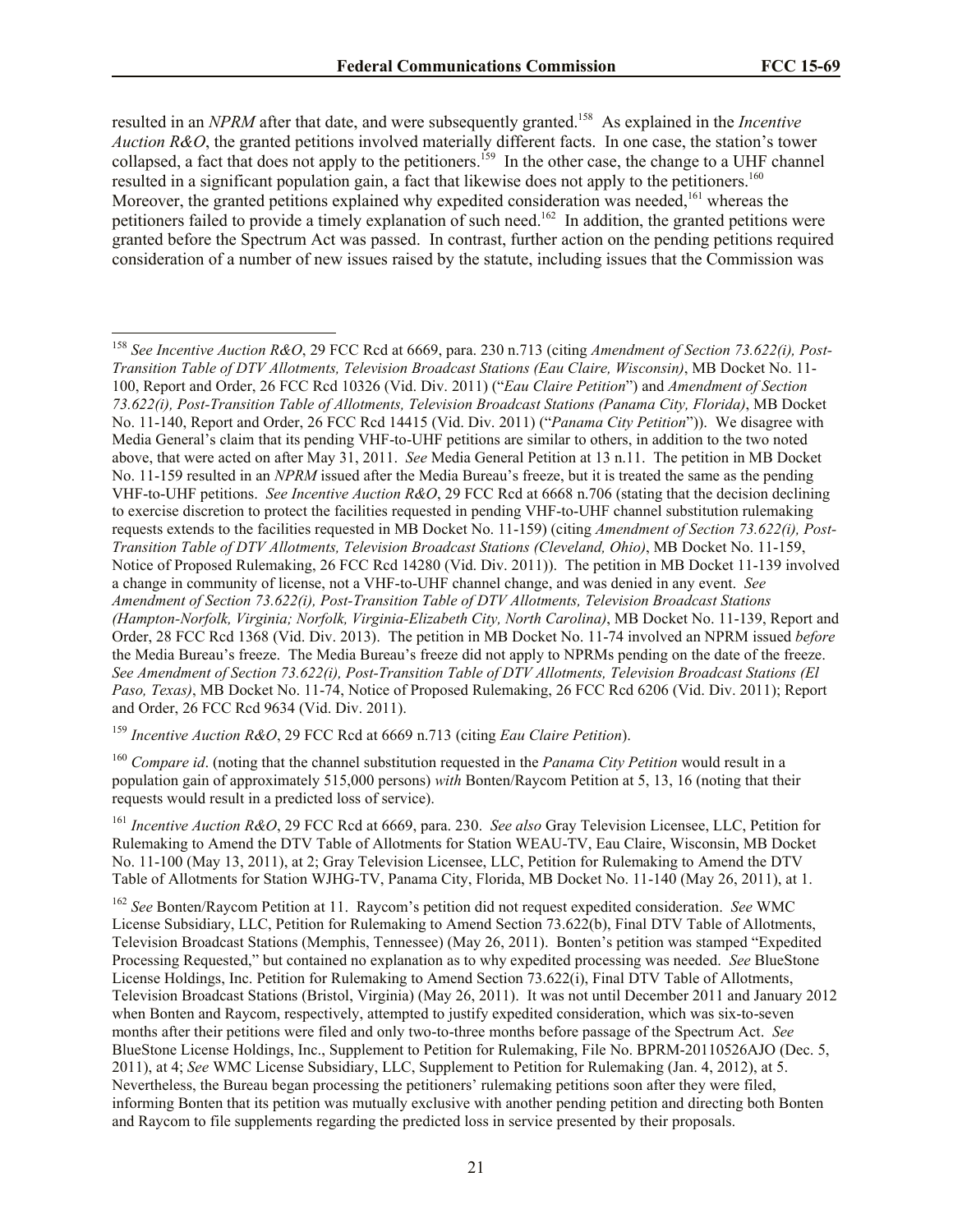resulted in an *NPRM* after that date, and were subsequently granted.[158] As explained in the *Incentive Auction R&O*, the granted petitions involved materially different facts. In one case, the station's tower collapsed, a fact that does not apply to the petitioners.[159] In the other case, the change to a UHF channel resulted in a significant population gain, a fact that likewise does not apply to the petitioners.[160] Moreover, the granted petitions explained why expedited consideration was needed,[161] whereas the petitioners failed to provide a timely explanation of such need.[162] In addition, the granted petitions were granted before the Spectrum Act was passed. In contrast, further action on the pending petitions required consideration of a number of new issues raised by the statute, including issues that the Commission was

---

[158] *See Incentive Auction R&O*, 29 FCC Rcd at 6669, para. 230 n.713 (citing *Amendment of Section 73.622(i), Post-Transition Table of DTV Allotments, Television Broadcast Stations (Eau Claire, Wisconsin)*, MB Docket No. 11-100, Report and Order, 26 FCC Rcd 10326 (Vid. Div. 2011) ("*Eau Claire Petition*") and *Amendment of Section 73.622(i), Post-Transition Table of Allotments, Television Broadcast Stations (Panama City, Florida)*, MB Docket No. 11-140, Report and Order, 26 FCC Rcd 14415 (Vid. Div. 2011) ("*Panama City Petition*")). We disagree with Media General's claim that its pending VHF-to-UHF petitions are similar to others, in addition to the two noted above, that were acted on after May 31, 2011. *See* Media General Petition at 13 n.11. The petition in MB Docket No. 11-159 resulted in an *NPRM* issued after the Media Bureau's freeze, but it is treated the same as the pending VHF-to-UHF petitions. *See Incentive Auction R&O*, 29 FCC Rcd at 6668 n.706 (stating that the decision declining to exercise discretion to protect the facilities requested in pending VHF-to-UHF channel substitution rulemaking requests extends to the facilities requested in MB Docket No. 11-159) (citing *Amendment of Section 73.622(i), Post-Transition Table of DTV Allotments, Television Broadcast Stations (Cleveland, Ohio)*, MB Docket No. 11-159, Notice of Proposed Rulemaking, 26 FCC Rcd 14280 (Vid. Div. 2011)). The petition in MB Docket 11-139 involved a change in community of license, not a VHF-to-UHF channel change, and was denied in any event. *See Amendment of Section 73.622(i), Post-Transition Table of DTV Allotments, Television Broadcast Stations (Hampton-Norfolk, Virginia; Norfolk, Virginia-Elizabeth City, North Carolina)*, MB Docket No. 11-139, Report and Order, 28 FCC Rcd 1368 (Vid. Div. 2013). The petition in MB Docket No. 11-74 involved an NPRM issued *before* the Media Bureau's freeze. The Media Bureau's freeze did not apply to NPRMs pending on the date of the freeze. *See Amendment of Section 73.622(i), Post-Transition Table of DTV Allotments, Television Broadcast Stations (El Paso, Texas)*, MB Docket No. 11-74, Notice of Proposed Rulemaking, 26 FCC Rcd 6206 (Vid. Div. 2011); Report and Order, 26 FCC Rcd 9634 (Vid. Div. 2011).

[159] *Incentive Auction R&O*, 29 FCC Rcd at 6669 n.713 (citing *Eau Claire Petition*).

[160] *Compare id*. (noting that the channel substitution requested in the *Panama City Petition* would result in a population gain of approximately 515,000 persons) *with* Bonten/Raycom Petition at 5, 13, 16 (noting that their requests would result in a predicted loss of service).

[161] *Incentive Auction R&O*, 29 FCC Rcd at 6669, para. 230. *See also* Gray Television Licensee, LLC, Petition for Rulemaking to Amend the DTV Table of Allotments for Station WEAU-TV, Eau Claire, Wisconsin, MB Docket No. 11-100 (May 13, 2011), at 2; Gray Television Licensee, LLC, Petition for Rulemaking to Amend the DTV Table of Allotments for Station WJHG-TV, Panama City, Florida, MB Docket No. 11-140 (May 26, 2011), at 1.

[162] *See* Bonten/Raycom Petition at 11. Raycom's petition did not request expedited consideration. *See* WMC License Subsidiary, LLC, Petition for Rulemaking to Amend Section 73.622(b), Final DTV Table of Allotments, Television Broadcast Stations (Memphis, Tennessee) (May 26, 2011). Bonten's petition was stamped "Expedited Processing Requested," but contained no explanation as to why expedited processing was needed. *See* BlueStone License Holdings, Inc. Petition for Rulemaking to Amend Section 73.622(i), Final DTV Table of Allotments, Television Broadcast Stations (Bristol, Virginia) (May 26, 2011). It was not until December 2011 and January 2012 when Bonten and Raycom, respectively, attempted to justify expedited consideration, which was six-to-seven months after their petitions were filed and only two-to-three months before passage of the Spectrum Act. *See* BlueStone License Holdings, Inc., Supplement to Petition for Rulemaking, File No. BPRM-20110526AJO (Dec. 5, 2011), at 4; *See* WMC License Subsidiary, LLC, Supplement to Petition for Rulemaking (Jan. 4, 2012), at 5. Nevertheless, the Bureau began processing the petitioners' rulemaking petitions soon after they were filed, informing Bonten that its petition was mutually exclusive with another pending petition and directing both Bonten and Raycom to file supplements regarding the predicted loss in service presented by their proposals.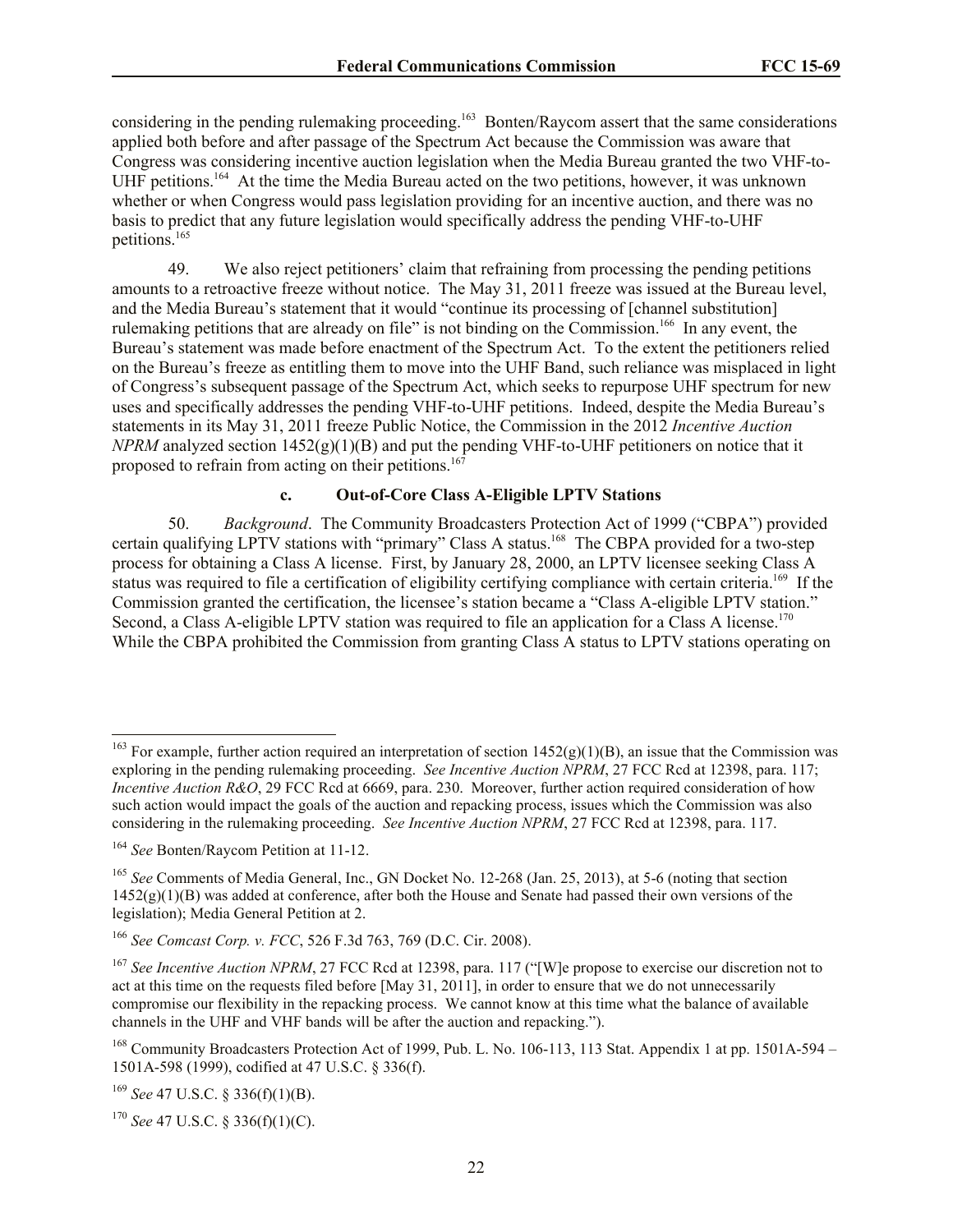considering in the pending rulemaking proceeding.[163] Bonten/Raycom assert that the same considerations applied both before and after passage of the Spectrum Act because the Commission was aware that Congress was considering incentive auction legislation when the Media Bureau granted the two VHF-to-UHF petitions.[164] At the time the Media Bureau acted on the two petitions, however, it was unknown whether or when Congress would pass legislation providing for an incentive auction, and there was no basis to predict that any future legislation would specifically address the pending VHF-to-UHF petitions.[165]

49. We also reject petitioners' claim that refraining from processing the pending petitions amounts to a retroactive freeze without notice. The May 31, 2011 freeze was issued at the Bureau level, and the Media Bureau's statement that it would "continue its processing of [channel substitution] rulemaking petitions that are already on file" is not binding on the Commission.[166] In any event, the Bureau's statement was made before enactment of the Spectrum Act. To the extent the petitioners relied on the Bureau's freeze as entitling them to move into the UHF Band, such reliance was misplaced in light of Congress's subsequent passage of the Spectrum Act, which seeks to repurpose UHF spectrum for new uses and specifically addresses the pending VHF-to-UHF petitions. Indeed, despite the Media Bureau's statements in its May 31, 2011 freeze Public Notice, the Commission in the 2012 *Incentive Auction NPRM* analyzed section 1452(g)(1)(B) and put the pending VHF-to-UHF petitioners on notice that it proposed to refrain from acting on their petitions.[167]

### c. Out-of-Core Class A-Eligible LPTV Stations

50. *Background*. The Community Broadcasters Protection Act of 1999 ("CBPA") provided certain qualifying LPTV stations with "primary" Class A status.[168] The CBPA provided for a two-step process for obtaining a Class A license. First, by January 28, 2000, an LPTV licensee seeking Class A status was required to file a certification of eligibility certifying compliance with certain criteria.[169] If the Commission granted the certification, the licensee's station became a "Class A-eligible LPTV station." Second, a Class A-eligible LPTV station was required to file an application for a Class A license.[170] While the CBPA prohibited the Commission from granting Class A status to LPTV stations operating on

---

[163] For example, further action required an interpretation of section 1452(g)(1)(B), an issue that the Commission was exploring in the pending rulemaking proceeding. *See Incentive Auction NPRM*, 27 FCC Rcd at 12398, para. 117; *Incentive Auction R&O*, 29 FCC Rcd at 6669, para. 230. Moreover, further action required consideration of how such action would impact the goals of the auction and repacking process, issues which the Commission was also considering in the rulemaking proceeding. *See Incentive Auction NPRM*, 27 FCC Rcd at 12398, para. 117.

[164] *See* Bonten/Raycom Petition at 11-12.

[165] *See* Comments of Media General, Inc., GN Docket No. 12-268 (Jan. 25, 2013), at 5-6 (noting that section 1452(g)(1)(B) was added at conference, after both the House and Senate had passed their own versions of the legislation); Media General Petition at 2.

[166] *See Comcast Corp. v. FCC*, 526 F.3d 763, 769 (D.C. Cir. 2008).

[167] *See Incentive Auction NPRM*, 27 FCC Rcd at 12398, para. 117 ("[W]e propose to exercise our discretion not to act at this time on the requests filed before [May 31, 2011], in order to ensure that we do not unnecessarily compromise our flexibility in the repacking process. We cannot know at this time what the balance of available channels in the UHF and VHF bands will be after the auction and repacking.").

[168] Community Broadcasters Protection Act of 1999, Pub. L. No. 106-113, 113 Stat. Appendix 1 at pp. 1501A-594 – 1501A-598 (1999), codified at 47 U.S.C. § 336(f).

[169] *See* 47 U.S.C. § 336(f)(1)(B).

[170] *See* 47 U.S.C. § 336(f)(1)(C).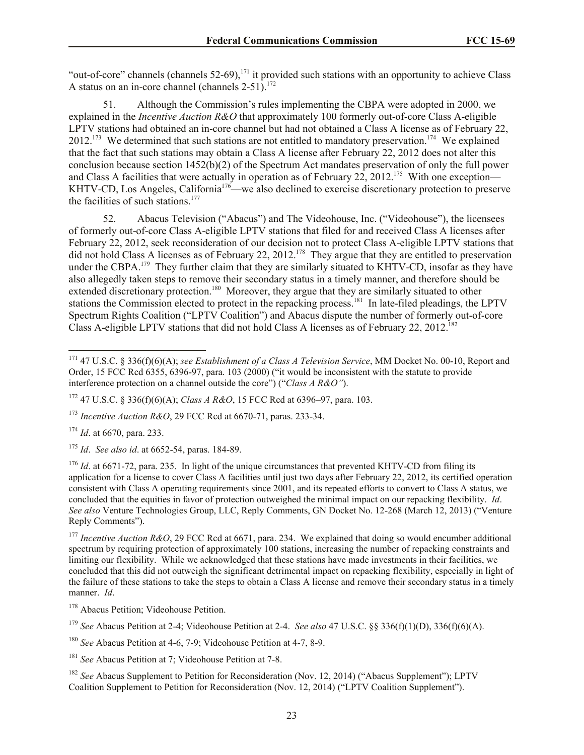"out-of-core" channels (channels 52-69),[171] it provided such stations with an opportunity to achieve Class A status on an in-core channel (channels 2-51).[172]

51. Although the Commission's rules implementing the CBPA were adopted in 2000, we explained in the *Incentive Auction R&O* that approximately 100 formerly out-of-core Class A-eligible LPTV stations had obtained an in-core channel but had not obtained a Class A license as of February 22, 2012.[173] We determined that such stations are not entitled to mandatory preservation.[174] We explained that the fact that such stations may obtain a Class A license after February 22, 2012 does not alter this conclusion because section 1452(b)(2) of the Spectrum Act mandates preservation of only the full power and Class A facilities that were actually in operation as of February 22, 2012.[175] With one exception—KHTV-CD, Los Angeles, California[176]—we also declined to exercise discretionary protection to preserve the facilities of such stations.[177]

52. Abacus Television ("Abacus") and The Videohouse, Inc. ("Videohouse"), the licensees of formerly out-of-core Class A-eligible LPTV stations that filed for and received Class A licenses after February 22, 2012, seek reconsideration of our decision not to protect Class A-eligible LPTV stations that did not hold Class A licenses as of February 22, 2012.[178] They argue that they are entitled to preservation under the CBPA.[179] They further claim that they are similarly situated to KHTV-CD, insofar as they have also allegedly taken steps to remove their secondary status in a timely manner, and therefore should be extended discretionary protection.[180] Moreover, they argue that they are similarly situated to other stations the Commission elected to protect in the repacking process.[181] In late-filed pleadings, the LPTV Spectrum Rights Coalition ("LPTV Coalition") and Abacus dispute the number of formerly out-of-core Class A-eligible LPTV stations that did not hold Class A licenses as of February 22, 2012.[182]

---

[171] 47 U.S.C. § 336(f)(6)(A); *see Establishment of a Class A Television Service*, MM Docket No. 00-10, Report and Order, 15 FCC Rcd 6355, 6396-97, para. 103 (2000) ("it would be inconsistent with the statute to provide interference protection on a channel outside the core") ("*Class A R&O"*).

[172] 47 U.S.C. § 336(f)(6)(A); *Class A R&O*, 15 FCC Rcd at 6396–97, para. 103.

[173] *Incentive Auction R&O*, 29 FCC Rcd at 6670-71, paras. 233-34.

[174] *Id*. at 6670, para. 233.

[175] *Id*. *See also id*. at 6652-54, paras. 184-89.

[176] *Id*. at 6671-72, para. 235. In light of the unique circumstances that prevented KHTV-CD from filing its application for a license to cover Class A facilities until just two days after February 22, 2012, its certified operation consistent with Class A operating requirements since 2001, and its repeated efforts to convert to Class A status, we concluded that the equities in favor of protection outweighed the minimal impact on our repacking flexibility. *Id*. *See also* Venture Technologies Group, LLC, Reply Comments, GN Docket No. 12-268 (March 12, 2013) ("Venture Reply Comments").

[177] *Incentive Auction R&O*, 29 FCC Rcd at 6671, para. 234. We explained that doing so would encumber additional spectrum by requiring protection of approximately 100 stations, increasing the number of repacking constraints and limiting our flexibility. While we acknowledged that these stations have made investments in their facilities, we concluded that this did not outweigh the significant detrimental impact on repacking flexibility, especially in light of the failure of these stations to take the steps to obtain a Class A license and remove their secondary status in a timely manner. *Id*.

[178] Abacus Petition; Videohouse Petition.

[179] *See* Abacus Petition at 2-4; Videohouse Petition at 2-4. *See also* 47 U.S.C. §§ 336(f)(1)(D), 336(f)(6)(A).

[180] *See* Abacus Petition at 4-6, 7-9; Videohouse Petition at 4-7, 8-9.

[181] *See* Abacus Petition at 7; Videohouse Petition at 7-8.

[182] *See* Abacus Supplement to Petition for Reconsideration (Nov. 12, 2014) ("Abacus Supplement"); LPTV Coalition Supplement to Petition for Reconsideration (Nov. 12, 2014) ("LPTV Coalition Supplement").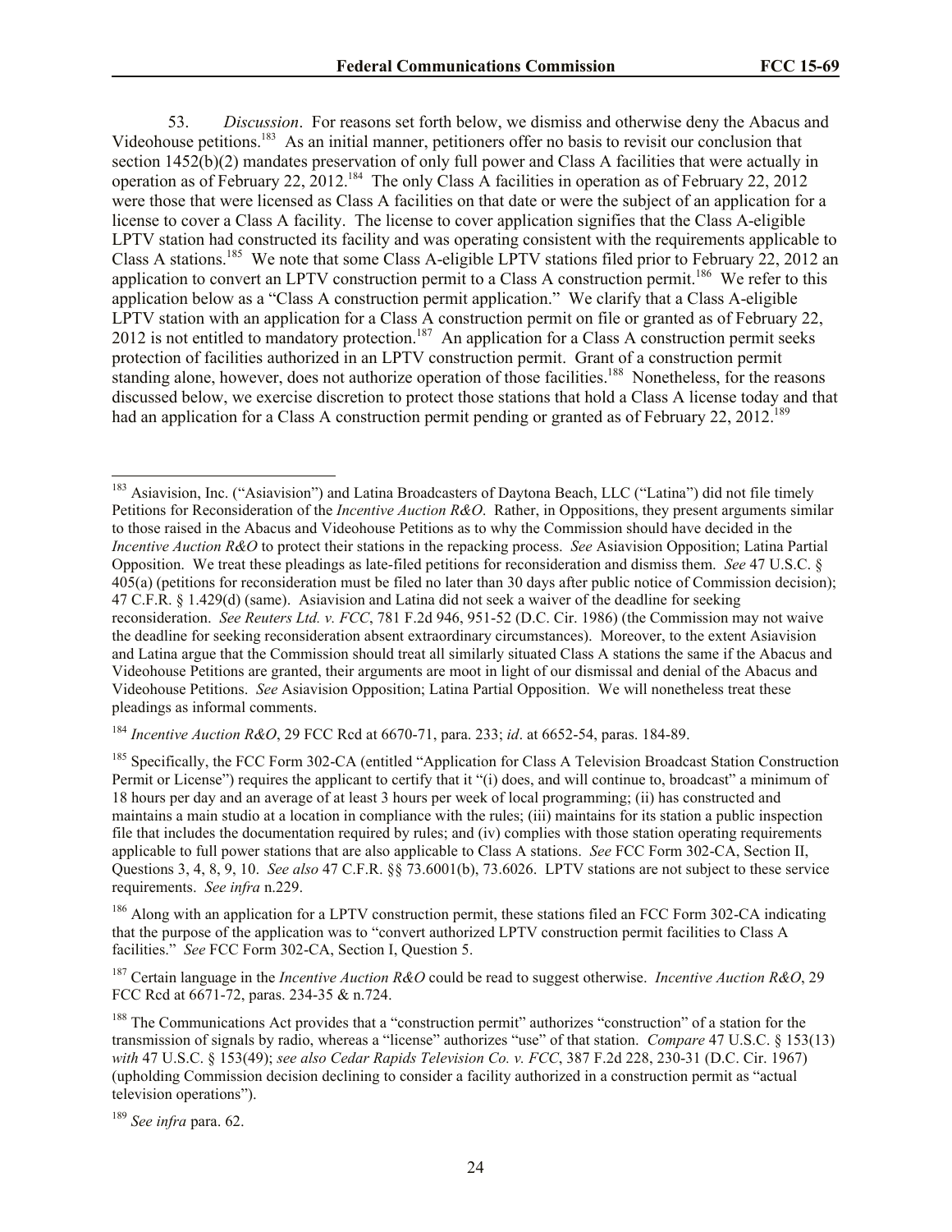53. *Discussion*. For reasons set forth below, we dismiss and otherwise deny the Abacus and Videohouse petitions.[183] As an initial manner, petitioners offer no basis to revisit our conclusion that section 1452(b)(2) mandates preservation of only full power and Class A facilities that were actually in operation as of February 22, 2012.[184] The only Class A facilities in operation as of February 22, 2012 were those that were licensed as Class A facilities on that date or were the subject of an application for a license to cover a Class A facility. The license to cover application signifies that the Class A-eligible LPTV station had constructed its facility and was operating consistent with the requirements applicable to Class A stations.[185] We note that some Class A-eligible LPTV stations filed prior to February 22, 2012 an application to convert an LPTV construction permit to a Class A construction permit.[186] We refer to this application below as a "Class A construction permit application." We clarify that a Class A-eligible LPTV station with an application for a Class A construction permit on file or granted as of February 22, 2012 is not entitled to mandatory protection.[187] An application for a Class A construction permit seeks protection of facilities authorized in an LPTV construction permit. Grant of a construction permit standing alone, however, does not authorize operation of those facilities.[188] Nonetheless, for the reasons discussed below, we exercise discretion to protect those stations that hold a Class A license today and that had an application for a Class A construction permit pending or granted as of February 22, 2012.[189]

---

[183] Asiavision, Inc. ("Asiavision") and Latina Broadcasters of Daytona Beach, LLC ("Latina") did not file timely Petitions for Reconsideration of the *Incentive Auction R&O*. Rather, in Oppositions, they present arguments similar to those raised in the Abacus and Videohouse Petitions as to why the Commission should have decided in the *Incentive Auction R&O* to protect their stations in the repacking process. *See* Asiavision Opposition; Latina Partial Opposition. We treat these pleadings as late-filed petitions for reconsideration and dismiss them. *See* 47 U.S.C. § 405(a) (petitions for reconsideration must be filed no later than 30 days after public notice of Commission decision); 47 C.F.R. § 1.429(d) (same). Asiavision and Latina did not seek a waiver of the deadline for seeking reconsideration. *See Reuters Ltd. v. FCC*, 781 F.2d 946, 951-52 (D.C. Cir. 1986) (the Commission may not waive the deadline for seeking reconsideration absent extraordinary circumstances). Moreover, to the extent Asiavision and Latina argue that the Commission should treat all similarly situated Class A stations the same if the Abacus and Videohouse Petitions are granted, their arguments are moot in light of our dismissal and denial of the Abacus and Videohouse Petitions. *See* Asiavision Opposition; Latina Partial Opposition. We will nonetheless treat these pleadings as informal comments.

[184] *Incentive Auction R&O*, 29 FCC Rcd at 6670-71, para. 233; *id*. at 6652-54, paras. 184-89.

[185] Specifically, the FCC Form 302-CA (entitled "Application for Class A Television Broadcast Station Construction Permit or License") requires the applicant to certify that it "(i) does, and will continue to, broadcast" a minimum of 18 hours per day and an average of at least 3 hours per week of local programming; (ii) has constructed and maintains a main studio at a location in compliance with the rules; (iii) maintains for its station a public inspection file that includes the documentation required by rules; and (iv) complies with those station operating requirements applicable to full power stations that are also applicable to Class A stations. *See* FCC Form 302-CA, Section II, Questions 3, 4, 8, 9, 10. *See also* 47 C.F.R. §§ 73.6001(b), 73.6026. LPTV stations are not subject to these service requirements. *See infra* n.229.

[186] Along with an application for a LPTV construction permit, these stations filed an FCC Form 302-CA indicating that the purpose of the application was to "convert authorized LPTV construction permit facilities to Class A facilities." *See* FCC Form 302-CA, Section I, Question 5.

[187] Certain language in the *Incentive Auction R&O* could be read to suggest otherwise. *Incentive Auction R&O*, 29 FCC Rcd at 6671-72, paras. 234-35 & n.724.

[188] The Communications Act provides that a "construction permit" authorizes "construction" of a station for the transmission of signals by radio, whereas a "license" authorizes "use" of that station. *Compare* 47 U.S.C. § 153(13) *with* 47 U.S.C. § 153(49); *see also Cedar Rapids Television Co. v. FCC*, 387 F.2d 228, 230-31 (D.C. Cir. 1967) (upholding Commission decision declining to consider a facility authorized in a construction permit as "actual television operations").

[189] *See infra* para. 62.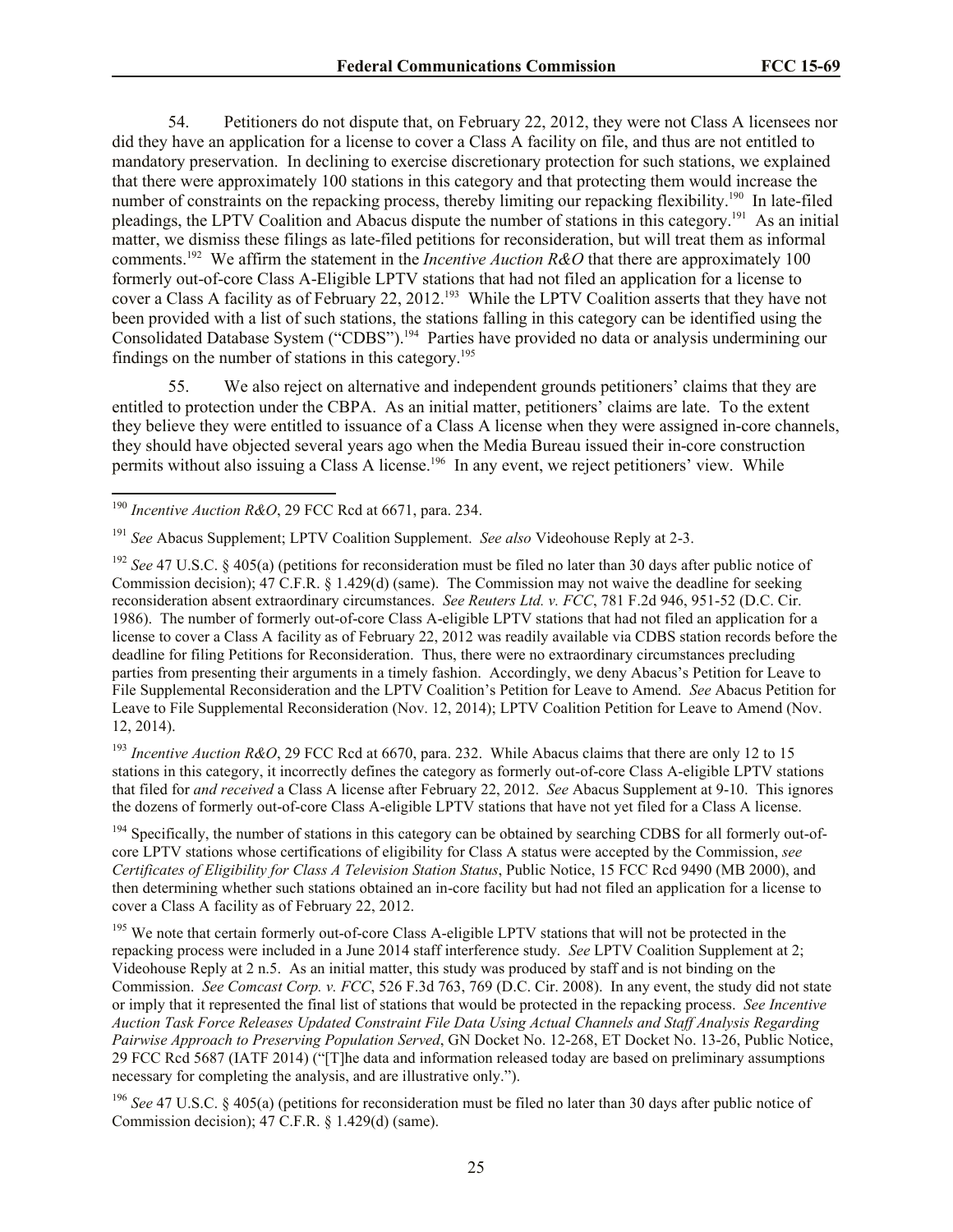54. Petitioners do not dispute that, on February 22, 2012, they were not Class A licensees nor did they have an application for a license to cover a Class A facility on file, and thus are not entitled to mandatory preservation. In declining to exercise discretionary protection for such stations, we explained that there were approximately 100 stations in this category and that protecting them would increase the number of constraints on the repacking process, thereby limiting our repacking flexibility.[190] In late-filed pleadings, the LPTV Coalition and Abacus dispute the number of stations in this category.[191] As an initial matter, we dismiss these filings as late-filed petitions for reconsideration, but will treat them as informal comments.[192] We affirm the statement in the *Incentive Auction R&O* that there are approximately 100 formerly out-of-core Class A-Eligible LPTV stations that had not filed an application for a license to cover a Class A facility as of February 22, 2012.[193] While the LPTV Coalition asserts that they have not been provided with a list of such stations, the stations falling in this category can be identified using the Consolidated Database System ("CDBS").[194] Parties have provided no data or analysis undermining our findings on the number of stations in this category.[195]

55. We also reject on alternative and independent grounds petitioners' claims that they are entitled to protection under the CBPA. As an initial matter, petitioners' claims are late. To the extent they believe they were entitled to issuance of a Class A license when they were assigned in-core channels, they should have objected several years ago when the Media Bureau issued their in-core construction permits without also issuing a Class A license.[196] In any event, we reject petitioners' view. While

---

[190] *Incentive Auction R&O*, 29 FCC Rcd at 6671, para. 234.

[191] *See* Abacus Supplement; LPTV Coalition Supplement. *See also* Videohouse Reply at 2-3.

[192] *See* 47 U.S.C. § 405(a) (petitions for reconsideration must be filed no later than 30 days after public notice of Commission decision); 47 C.F.R. § 1.429(d) (same). The Commission may not waive the deadline for seeking reconsideration absent extraordinary circumstances. *See Reuters Ltd. v. FCC*, 781 F.2d 946, 951-52 (D.C. Cir. 1986). The number of formerly out-of-core Class A-eligible LPTV stations that had not filed an application for a license to cover a Class A facility as of February 22, 2012 was readily available via CDBS station records before the deadline for filing Petitions for Reconsideration. Thus, there were no extraordinary circumstances precluding parties from presenting their arguments in a timely fashion. Accordingly, we deny Abacus's Petition for Leave to File Supplemental Reconsideration and the LPTV Coalition's Petition for Leave to Amend. *See* Abacus Petition for Leave to File Supplemental Reconsideration (Nov. 12, 2014); LPTV Coalition Petition for Leave to Amend (Nov. 12, 2014).

[193] *Incentive Auction R&O*, 29 FCC Rcd at 6670, para. 232. While Abacus claims that there are only 12 to 15 stations in this category, it incorrectly defines the category as formerly out-of-core Class A-eligible LPTV stations that filed for *and received* a Class A license after February 22, 2012. *See* Abacus Supplement at 9-10. This ignores the dozens of formerly out-of-core Class A-eligible LPTV stations that have not yet filed for a Class A license.

[194] Specifically, the number of stations in this category can be obtained by searching CDBS for all formerly out-of-core LPTV stations whose certifications of eligibility for Class A status were accepted by the Commission, *see Certificates of Eligibility for Class A Television Station Status*, Public Notice, 15 FCC Rcd 9490 (MB 2000), and then determining whether such stations obtained an in-core facility but had not filed an application for a license to cover a Class A facility as of February 22, 2012.

[195] We note that certain formerly out-of-core Class A-eligible LPTV stations that will not be protected in the repacking process were included in a June 2014 staff interference study. *See* LPTV Coalition Supplement at 2; Videohouse Reply at 2 n.5. As an initial matter, this study was produced by staff and is not binding on the Commission. *See Comcast Corp. v. FCC*, 526 F.3d 763, 769 (D.C. Cir. 2008). In any event, the study did not state or imply that it represented the final list of stations that would be protected in the repacking process. *See Incentive Auction Task Force Releases Updated Constraint File Data Using Actual Channels and Staff Analysis Regarding Pairwise Approach to Preserving Population Served*, GN Docket No. 12-268, ET Docket No. 13-26, Public Notice, 29 FCC Rcd 5687 (IATF 2014) ("[T]he data and information released today are based on preliminary assumptions necessary for completing the analysis, and are illustrative only.").

[196] *See* 47 U.S.C. § 405(a) (petitions for reconsideration must be filed no later than 30 days after public notice of Commission decision); 47 C.F.R. § 1.429(d) (same).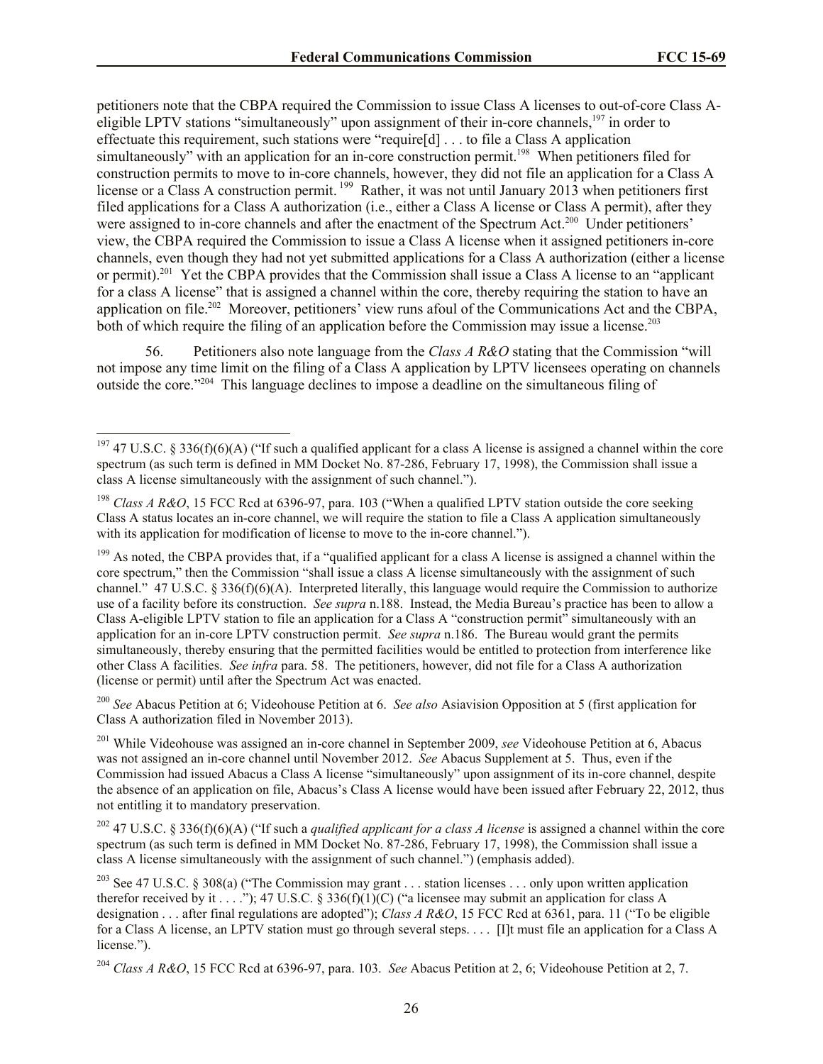petitioners note that the CBPA required the Commission to issue Class A licenses to out-of-core Class A-eligible LPTV stations "simultaneously" upon assignment of their in-core channels,[197] in order to effectuate this requirement, such stations were "require[d] . . . to file a Class A application simultaneously" with an application for an in-core construction permit.[198] When petitioners filed for construction permits to move to in-core channels, however, they did not file an application for a Class A license or a Class A construction permit.[199] Rather, it was not until January 2013 when petitioners first filed applications for a Class A authorization (i.e., either a Class A license or Class A permit), after they were assigned to in-core channels and after the enactment of the Spectrum Act.[200] Under petitioners' view, the CBPA required the Commission to issue a Class A license when it assigned petitioners in-core channels, even though they had not yet submitted applications for a Class A authorization (either a license or permit).[201] Yet the CBPA provides that the Commission shall issue a Class A license to an "applicant for a class A license" that is assigned a channel within the core, thereby requiring the station to have an application on file.[202] Moreover, petitioners' view runs afoul of the Communications Act and the CBPA, both of which require the filing of an application before the Commission may issue a license.[203]

56. Petitioners also note language from the *Class A R&O* stating that the Commission "will not impose any time limit on the filing of a Class A application by LPTV licensees operating on channels outside the core."[204] This language declines to impose a deadline on the simultaneous filing of

---

[197] 47 U.S.C. § 336(f)(6)(A) ("If such a qualified applicant for a class A license is assigned a channel within the core spectrum (as such term is defined in MM Docket No. 87-286, February 17, 1998), the Commission shall issue a class A license simultaneously with the assignment of such channel.").

[198] *Class A R&O*, 15 FCC Rcd at 6396-97, para. 103 ("When a qualified LPTV station outside the core seeking Class A status locates an in-core channel, we will require the station to file a Class A application simultaneously with its application for modification of license to move to the in-core channel.").

[199] As noted, the CBPA provides that, if a "qualified applicant for a class A license is assigned a channel within the core spectrum," then the Commission "shall issue a class A license simultaneously with the assignment of such channel." 47 U.S.C. § 336(f)(6)(A). Interpreted literally, this language would require the Commission to authorize use of a facility before its construction. *See supra* n.188. Instead, the Media Bureau's practice has been to allow a Class A-eligible LPTV station to file an application for a Class A "construction permit" simultaneously with an application for an in-core LPTV construction permit. *See supra* n.186. The Bureau would grant the permits simultaneously, thereby ensuring that the permitted facilities would be entitled to protection from interference like other Class A facilities. *See infra* para. 58. The petitioners, however, did not file for a Class A authorization (license or permit) until after the Spectrum Act was enacted.

[200] *See* Abacus Petition at 6; Videohouse Petition at 6. *See also* Asiavision Opposition at 5 (first application for Class A authorization filed in November 2013).

[201] While Videohouse was assigned an in-core channel in September 2009, *see* Videohouse Petition at 6, Abacus was not assigned an in-core channel until November 2012. *See* Abacus Supplement at 5. Thus, even if the Commission had issued Abacus a Class A license "simultaneously" upon assignment of its in-core channel, despite the absence of an application on file, Abacus's Class A license would have been issued after February 22, 2012, thus not entitling it to mandatory preservation.

[202] 47 U.S.C. § 336(f)(6)(A) ("If such a *qualified applicant for a class A license* is assigned a channel within the core spectrum (as such term is defined in MM Docket No. 87-286, February 17, 1998), the Commission shall issue a class A license simultaneously with the assignment of such channel.") (emphasis added).

[203] See 47 U.S.C. § 308(a) ("The Commission may grant . . . station licenses . . . only upon written application therefor received by it . . . ."); 47 U.S.C. § 336(f)(1)(C) ("a licensee may submit an application for class A designation . . . after final regulations are adopted"); *Class A R&O*, 15 FCC Rcd at 6361, para. 11 ("To be eligible for a Class A license, an LPTV station must go through several steps. . . . [I]t must file an application for a Class A license.").

[204] *Class A R&O*, 15 FCC Rcd at 6396-97, para. 103. *See* Abacus Petition at 2, 6; Videohouse Petition at 2, 7.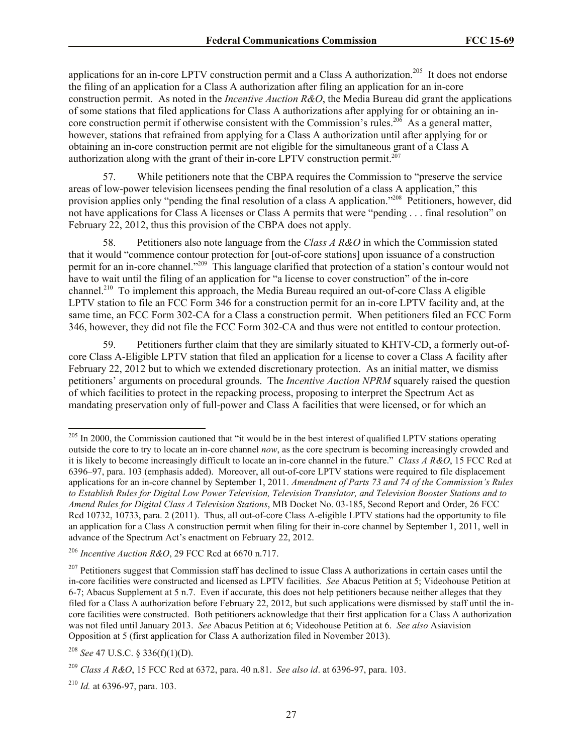applications for an in-core LPTV construction permit and a Class A authorization.[205] It does not endorse the filing of an application for a Class A authorization after filing an application for an in-core construction permit. As noted in the *Incentive Auction R&O*, the Media Bureau did grant the applications of some stations that filed applications for Class A authorizations after applying for or obtaining an in-core construction permit if otherwise consistent with the Commission's rules.[206] As a general matter, however, stations that refrained from applying for a Class A authorization until after applying for or obtaining an in-core construction permit are not eligible for the simultaneous grant of a Class A authorization along with the grant of their in-core LPTV construction permit.[207]

57. While petitioners note that the CBPA requires the Commission to "preserve the service areas of low-power television licensees pending the final resolution of a class A application," this provision applies only "pending the final resolution of a class A application."[208] Petitioners, however, did not have applications for Class A licenses or Class A permits that were "pending . . . final resolution" on February 22, 2012, thus this provision of the CBPA does not apply.

58. Petitioners also note language from the *Class A R&O* in which the Commission stated that it would "commence contour protection for [out-of-core stations] upon issuance of a construction permit for an in-core channel."[209] This language clarified that protection of a station's contour would not have to wait until the filing of an application for "a license to cover construction" of the in-core channel.[210] To implement this approach, the Media Bureau required an out-of-core Class A eligible LPTV station to file an FCC Form 346 for a construction permit for an in-core LPTV facility and, at the same time, an FCC Form 302-CA for a Class a construction permit. When petitioners filed an FCC Form 346, however, they did not file the FCC Form 302-CA and thus were not entitled to contour protection.

59. Petitioners further claim that they are similarly situated to KHTV-CD, a formerly out-of-core Class A-Eligible LPTV station that filed an application for a license to cover a Class A facility after February 22, 2012 but to which we extended discretionary protection. As an initial matter, we dismiss petitioners' arguments on procedural grounds. The *Incentive Auction NPRM* squarely raised the question of which facilities to protect in the repacking process, proposing to interpret the Spectrum Act as mandating preservation only of full-power and Class A facilities that were licensed, or for which an

---

[205] In 2000, the Commission cautioned that "it would be in the best interest of qualified LPTV stations operating outside the core to try to locate an in-core channel *now*, as the core spectrum is becoming increasingly crowded and it is likely to become increasingly difficult to locate an in-core channel in the future." *Class A R&O*, 15 FCC Rcd at 6396–97, para. 103 (emphasis added). Moreover, all out-of-core LPTV stations were required to file displacement applications for an in-core channel by September 1, 2011. *Amendment of Parts 73 and 74 of the Commission's Rules to Establish Rules for Digital Low Power Television, Television Translator, and Television Booster Stations and to Amend Rules for Digital Class A Television Stations*, MB Docket No. 03-185, Second Report and Order, 26 FCC Rcd 10732, 10733, para. 2 (2011). Thus, all out-of-core Class A-eligible LPTV stations had the opportunity to file an application for a Class A construction permit when filing for their in-core channel by September 1, 2011, well in advance of the Spectrum Act's enactment on February 22, 2012.

[206] *Incentive Auction R&O*, 29 FCC Rcd at 6670 n.717.

[207] Petitioners suggest that Commission staff has declined to issue Class A authorizations in certain cases until the in-core facilities were constructed and licensed as LPTV facilities. *See* Abacus Petition at 5; Videohouse Petition at 6-7; Abacus Supplement at 5 n.7. Even if accurate, this does not help petitioners because neither alleges that they filed for a Class A authorization before February 22, 2012, but such applications were dismissed by staff until the in-core facilities were constructed. Both petitioners acknowledge that their first application for a Class A authorization was not filed until January 2013. *See* Abacus Petition at 6; Videohouse Petition at 6. *See also* Asiavision Opposition at 5 (first application for Class A authorization filed in November 2013).

[208] *See* 47 U.S.C. § 336(f)(1)(D).

[209] *Class A R&O*, 15 FCC Rcd at 6372, para. 40 n.81. *See also id*. at 6396-97, para. 103.

[210] *Id.* at 6396-97, para. 103.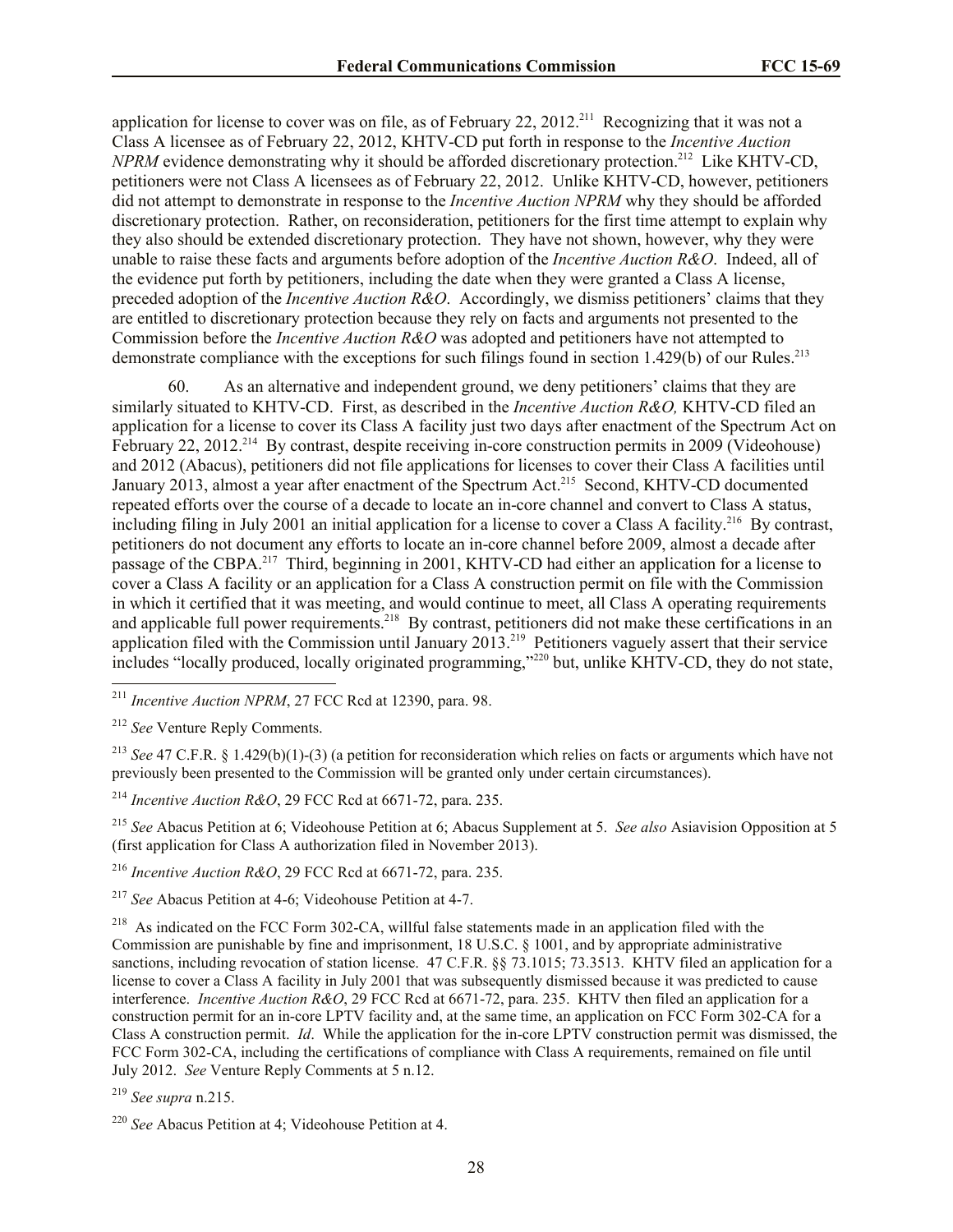application for license to cover was on file, as of February 22, 2012.[211] Recognizing that it was not a Class A licensee as of February 22, 2012, KHTV-CD put forth in response to the *Incentive Auction NPRM* evidence demonstrating why it should be afforded discretionary protection.[212] Like KHTV-CD, petitioners were not Class A licensees as of February 22, 2012. Unlike KHTV-CD, however, petitioners did not attempt to demonstrate in response to the *Incentive Auction NPRM* why they should be afforded discretionary protection. Rather, on reconsideration, petitioners for the first time attempt to explain why they also should be extended discretionary protection. They have not shown, however, why they were unable to raise these facts and arguments before adoption of the *Incentive Auction R&O*. Indeed, all of the evidence put forth by petitioners, including the date when they were granted a Class A license, preceded adoption of the *Incentive Auction R&O*. Accordingly, we dismiss petitioners' claims that they are entitled to discretionary protection because they rely on facts and arguments not presented to the Commission before the *Incentive Auction R&O* was adopted and petitioners have not attempted to demonstrate compliance with the exceptions for such filings found in section 1.429(b) of our Rules.[213]

60. As an alternative and independent ground, we deny petitioners' claims that they are similarly situated to KHTV-CD. First, as described in the *Incentive Auction R&O,* KHTV-CD filed an application for a license to cover its Class A facility just two days after enactment of the Spectrum Act on February 22, 2012.[214] By contrast, despite receiving in-core construction permits in 2009 (Videohouse) and 2012 (Abacus), petitioners did not file applications for licenses to cover their Class A facilities until January 2013, almost a year after enactment of the Spectrum Act.[215] Second, KHTV-CD documented repeated efforts over the course of a decade to locate an in-core channel and convert to Class A status, including filing in July 2001 an initial application for a license to cover a Class A facility.[216] By contrast, petitioners do not document any efforts to locate an in-core channel before 2009, almost a decade after passage of the CBPA.[217] Third, beginning in 2001, KHTV-CD had either an application for a license to cover a Class A facility or an application for a Class A construction permit on file with the Commission in which it certified that it was meeting, and would continue to meet, all Class A operating requirements and applicable full power requirements.[218] By contrast, petitioners did not make these certifications in an application filed with the Commission until January 2013.[219] Petitioners vaguely assert that their service includes "locally produced, locally originated programming,"[220] but, unlike KHTV-CD, they do not state,

---

[211] *Incentive Auction NPRM*, 27 FCC Rcd at 12390, para. 98.

[212] *See* Venture Reply Comments.

[213] *See* 47 C.F.R. § 1.429(b)(1)-(3) (a petition for reconsideration which relies on facts or arguments which have not previously been presented to the Commission will be granted only under certain circumstances).

[214] *Incentive Auction R&O*, 29 FCC Rcd at 6671-72, para. 235.

[215] *See* Abacus Petition at 6; Videohouse Petition at 6; Abacus Supplement at 5. *See also* Asiavision Opposition at 5 (first application for Class A authorization filed in November 2013).

[216] *Incentive Auction R&O*, 29 FCC Rcd at 6671-72, para. 235.

[217] *See* Abacus Petition at 4-6; Videohouse Petition at 4-7.

[218] As indicated on the FCC Form 302-CA, willful false statements made in an application filed with the Commission are punishable by fine and imprisonment, 18 U.S.C. § 1001, and by appropriate administrative sanctions, including revocation of station license. 47 C.F.R. §§ 73.1015; 73.3513. KHTV filed an application for a license to cover a Class A facility in July 2001 that was subsequently dismissed because it was predicted to cause interference. *Incentive Auction R&O*, 29 FCC Rcd at 6671-72, para. 235. KHTV then filed an application for a construction permit for an in-core LPTV facility and, at the same time, an application on FCC Form 302-CA for a Class A construction permit. *Id*. While the application for the in-core LPTV construction permit was dismissed, the FCC Form 302-CA, including the certifications of compliance with Class A requirements, remained on file until July 2012. *See* Venture Reply Comments at 5 n.12.

[219] *See supra* n.215.

[220] *See* Abacus Petition at 4; Videohouse Petition at 4.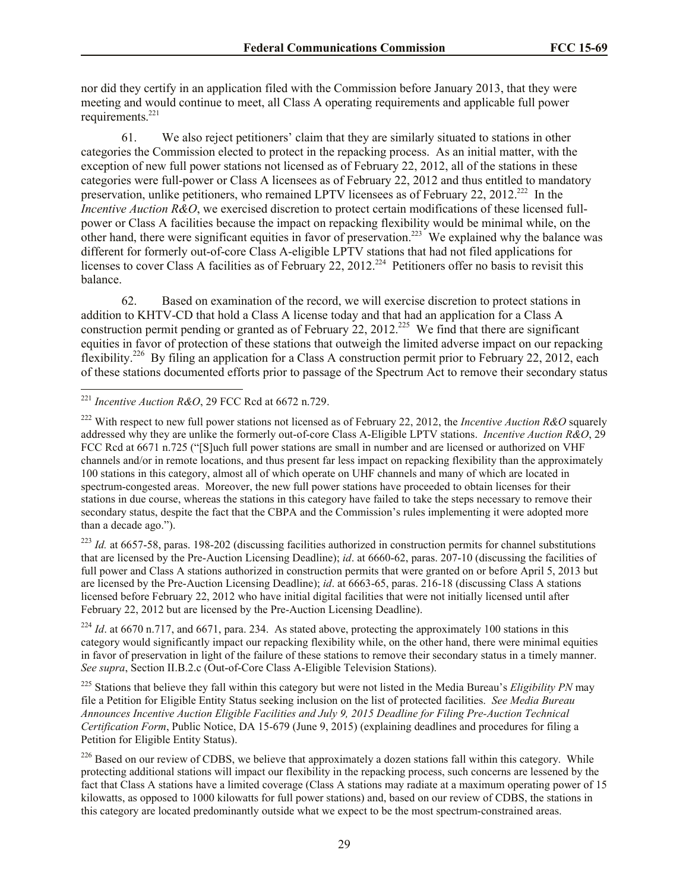nor did they certify in an application filed with the Commission before January 2013, that they were meeting and would continue to meet, all Class A operating requirements and applicable full power requirements.[221]

61. We also reject petitioners' claim that they are similarly situated to stations in other categories the Commission elected to protect in the repacking process. As an initial matter, with the exception of new full power stations not licensed as of February 22, 2012, all of the stations in these categories were full-power or Class A licensees as of February 22, 2012 and thus entitled to mandatory preservation, unlike petitioners, who remained LPTV licensees as of February 22, 2012.[222] In the *Incentive Auction R&O*, we exercised discretion to protect certain modifications of these licensed full-power or Class A facilities because the impact on repacking flexibility would be minimal while, on the other hand, there were significant equities in favor of preservation.[223] We explained why the balance was different for formerly out-of-core Class A-eligible LPTV stations that had not filed applications for licenses to cover Class A facilities as of February 22, 2012.[224] Petitioners offer no basis to revisit this balance.

62. Based on examination of the record, we will exercise discretion to protect stations in addition to KHTV-CD that hold a Class A license today and that had an application for a Class A construction permit pending or granted as of February 22, 2012.[225] We find that there are significant equities in favor of protection of these stations that outweigh the limited adverse impact on our repacking flexibility.[226] By filing an application for a Class A construction permit prior to February 22, 2012, each of these stations documented efforts prior to passage of the Spectrum Act to remove their secondary status

---

[221] *Incentive Auction R&O*, 29 FCC Rcd at 6672 n.729.

[222] With respect to new full power stations not licensed as of February 22, 2012, the *Incentive Auction R&O* squarely addressed why they are unlike the formerly out-of-core Class A-Eligible LPTV stations. *Incentive Auction R&O*, 29 FCC Rcd at 6671 n.725 ("[S]uch full power stations are small in number and are licensed or authorized on VHF channels and/or in remote locations, and thus present far less impact on repacking flexibility than the approximately 100 stations in this category, almost all of which operate on UHF channels and many of which are located in spectrum-congested areas. Moreover, the new full power stations have proceeded to obtain licenses for their stations in due course, whereas the stations in this category have failed to take the steps necessary to remove their secondary status, despite the fact that the CBPA and the Commission's rules implementing it were adopted more than a decade ago.").

[223] *Id.* at 6657-58, paras. 198-202 (discussing facilities authorized in construction permits for channel substitutions that are licensed by the Pre-Auction Licensing Deadline); *id*. at 6660-62, paras. 207-10 (discussing the facilities of full power and Class A stations authorized in construction permits that were granted on or before April 5, 2013 but are licensed by the Pre-Auction Licensing Deadline); *id*. at 6663-65, paras. 216-18 (discussing Class A stations licensed before February 22, 2012 who have initial digital facilities that were not initially licensed until after February 22, 2012 but are licensed by the Pre-Auction Licensing Deadline).

[224] *Id*. at 6670 n.717, and 6671, para. 234. As stated above, protecting the approximately 100 stations in this category would significantly impact our repacking flexibility while, on the other hand, there were minimal equities in favor of preservation in light of the failure of these stations to remove their secondary status in a timely manner. *See supra*, Section II.B.2.c (Out-of-Core Class A-Eligible Television Stations).

[225] Stations that believe they fall within this category but were not listed in the Media Bureau's *Eligibility PN* may file a Petition for Eligible Entity Status seeking inclusion on the list of protected facilities. *See Media Bureau Announces Incentive Auction Eligible Facilities and July 9, 2015 Deadline for Filing Pre-Auction Technical Certification Form*, Public Notice, DA 15-679 (June 9, 2015) (explaining deadlines and procedures for filing a Petition for Eligible Entity Status).

[226] Based on our review of CDBS, we believe that approximately a dozen stations fall within this category. While protecting additional stations will impact our flexibility in the repacking process, such concerns are lessened by the fact that Class A stations have a limited coverage (Class A stations may radiate at a maximum operating power of 15 kilowatts, as opposed to 1000 kilowatts for full power stations) and, based on our review of CDBS, the stations in this category are located predominantly outside what we expect to be the most spectrum-constrained areas.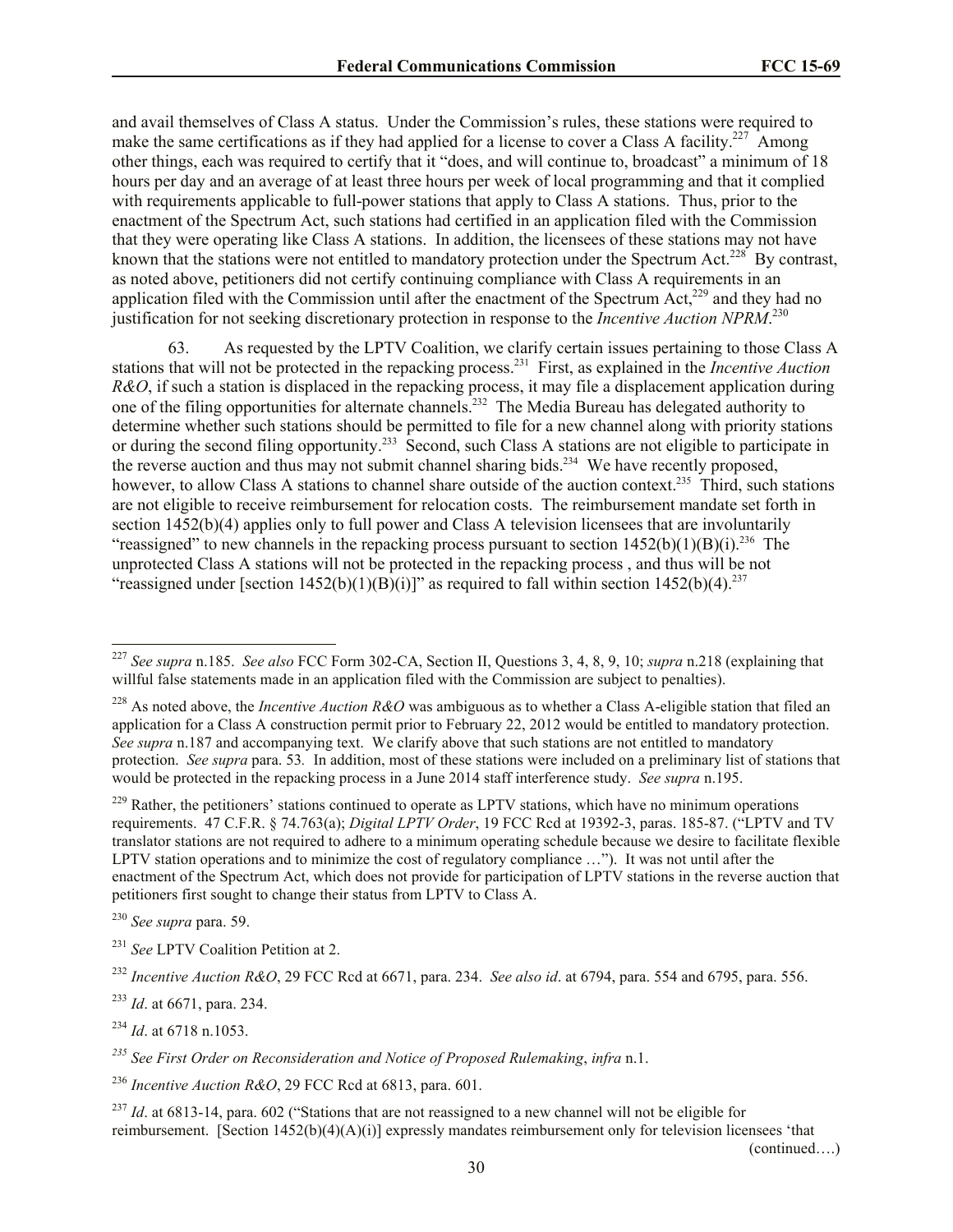and avail themselves of Class A status. Under the Commission's rules, these stations were required to make the same certifications as if they had applied for a license to cover a Class A facility.[227] Among other things, each was required to certify that it "does, and will continue to, broadcast" a minimum of 18 hours per day and an average of at least three hours per week of local programming and that it complied with requirements applicable to full-power stations that apply to Class A stations. Thus, prior to the enactment of the Spectrum Act, such stations had certified in an application filed with the Commission that they were operating like Class A stations. In addition, the licensees of these stations may not have known that the stations were not entitled to mandatory protection under the Spectrum Act.[228] By contrast, as noted above, petitioners did not certify continuing compliance with Class A requirements in an application filed with the Commission until after the enactment of the Spectrum Act,[229] and they had no justification for not seeking discretionary protection in response to the *Incentive Auction NPRM*.[230]

63. As requested by the LPTV Coalition, we clarify certain issues pertaining to those Class A stations that will not be protected in the repacking process.[231] First, as explained in the *Incentive Auction R&O*, if such a station is displaced in the repacking process, it may file a displacement application during one of the filing opportunities for alternate channels.[232] The Media Bureau has delegated authority to determine whether such stations should be permitted to file for a new channel along with priority stations or during the second filing opportunity.[233] Second, such Class A stations are not eligible to participate in the reverse auction and thus may not submit channel sharing bids.[234] We have recently proposed, however, to allow Class A stations to channel share outside of the auction context.[235] Third, such stations are not eligible to receive reimbursement for relocation costs. The reimbursement mandate set forth in section 1452(b)(4) applies only to full power and Class A television licensees that are involuntarily "reassigned" to new channels in the repacking process pursuant to section 1452(b)(1)(B)(i).[236] The unprotected Class A stations will not be protected in the repacking process , and thus will be not "reassigned under [section 1452(b)(1)(B)(i)]" as required to fall within section 1452(b)(4).[237]

---

[227] *See supra* n.185. *See also* FCC Form 302-CA, Section II, Questions 3, 4, 8, 9, 10; *supra* n.218 (explaining that willful false statements made in an application filed with the Commission are subject to penalties).

[228] As noted above, the *Incentive Auction R&O* was ambiguous as to whether a Class A-eligible station that filed an application for a Class A construction permit prior to February 22, 2012 would be entitled to mandatory protection. *See supra* n.187 and accompanying text. We clarify above that such stations are not entitled to mandatory protection. *See supra* para. 53. In addition, most of these stations were included on a preliminary list of stations that would be protected in the repacking process in a June 2014 staff interference study. *See supra* n.195.

[229] Rather, the petitioners' stations continued to operate as LPTV stations, which have no minimum operations requirements. 47 C.F.R. § 74.763(a); *Digital LPTV Order*, 19 FCC Rcd at 19392-3, paras. 185-87. ("LPTV and TV translator stations are not required to adhere to a minimum operating schedule because we desire to facilitate flexible LPTV station operations and to minimize the cost of regulatory compliance …"). It was not until after the enactment of the Spectrum Act, which does not provide for participation of LPTV stations in the reverse auction that petitioners first sought to change their status from LPTV to Class A.

[230] *See supra* para. 59.

[231] *See* LPTV Coalition Petition at 2.

[232] *Incentive Auction R&O*, 29 FCC Rcd at 6671, para. 234. *See also id*. at 6794, para. 554 and 6795, para. 556.

[233] *Id*. at 6671, para. 234.

[234] *Id*. at 6718 n.1053.

[235] *See First Order on Reconsideration and Notice of Proposed Rulemaking*, *infra* n.1.

[236] *Incentive Auction R&O*, 29 FCC Rcd at 6813, para. 601.

[237] *Id*. at 6813-14, para. 602 ("Stations that are not reassigned to a new channel will not be eligible for reimbursement. [Section 1452(b)(4)(A)(i)] expressly mandates reimbursement only for television licensees 'that

(continued….)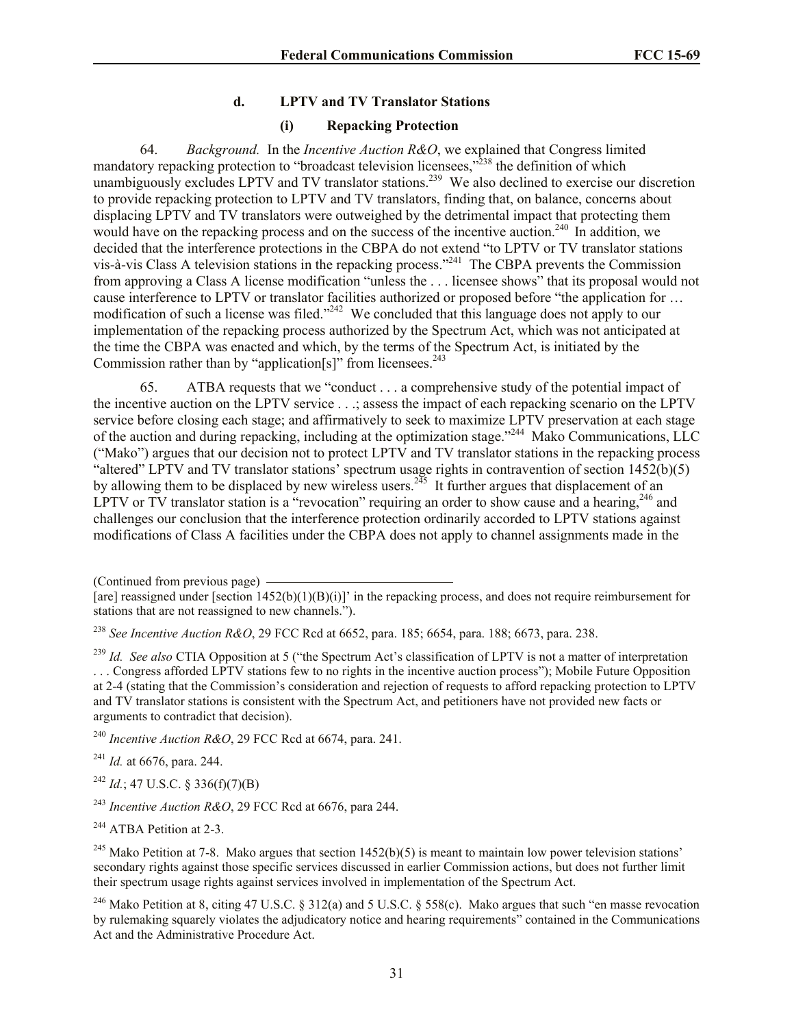#### d. LPTV and TV Translator Stations

##### (i) Repacking Protection

64. *Background.* In the *Incentive Auction R&O*, we explained that Congress limited mandatory repacking protection to "broadcast television licensees,"[238] the definition of which unambiguously excludes LPTV and TV translator stations.[239] We also declined to exercise our discretion to provide repacking protection to LPTV and TV translators, finding that, on balance, concerns about displacing LPTV and TV translators were outweighed by the detrimental impact that protecting them would have on the repacking process and on the success of the incentive auction.[240] In addition, we decided that the interference protections in the CBPA do not extend "to LPTV or TV translator stations vis-à-vis Class A television stations in the repacking process."[241] The CBPA prevents the Commission from approving a Class A license modification "unless the . . . licensee shows" that its proposal would not cause interference to LPTV or translator facilities authorized or proposed before "the application for … modification of such a license was filed."[242] We concluded that this language does not apply to our implementation of the repacking process authorized by the Spectrum Act, which was not anticipated at the time the CBPA was enacted and which, by the terms of the Spectrum Act, is initiated by the Commission rather than by "application[s]" from licensees.[243]

65. ATBA requests that we "conduct . . . a comprehensive study of the potential impact of the incentive auction on the LPTV service . . .; assess the impact of each repacking scenario on the LPTV service before closing each stage; and affirmatively to seek to maximize LPTV preservation at each stage of the auction and during repacking, including at the optimization stage."[244] Mako Communications, LLC ("Mako") argues that our decision not to protect LPTV and TV translator stations in the repacking process "altered" LPTV and TV translator stations' spectrum usage rights in contravention of section 1452(b)(5) by allowing them to be displaced by new wireless users.[245] It further argues that displacement of an LPTV or TV translator station is a "revocation" requiring an order to show cause and a hearing,[246] and challenges our conclusion that the interference protection ordinarily accorded to LPTV stations against modifications of Class A facilities under the CBPA does not apply to channel assignments made in the

---

(Continued from previous page)
[are] reassigned under [section 1452(b)(1)(B)(i)]' in the repacking process, and does not require reimbursement for stations that are not reassigned to new channels.").

[238] *See Incentive Auction R&O*, 29 FCC Rcd at 6652, para. 185; 6654, para. 188; 6673, para. 238.

[239] *Id. See also* CTIA Opposition at 5 ("the Spectrum Act's classification of LPTV is not a matter of interpretation . . . Congress afforded LPTV stations few to no rights in the incentive auction process"); Mobile Future Opposition at 2-4 (stating that the Commission's consideration and rejection of requests to afford repacking protection to LPTV and TV translator stations is consistent with the Spectrum Act, and petitioners have not provided new facts or arguments to contradict that decision).

[240] *Incentive Auction R&O*, 29 FCC Rcd at 6674, para. 241.

[241] *Id.* at 6676, para. 244.

[242] *Id.*; 47 U.S.C. § 336(f)(7)(B)

[243] *Incentive Auction R&O*, 29 FCC Rcd at 6676, para 244.

[244] ATBA Petition at 2-3.

[245] Mako Petition at 7-8. Mako argues that section 1452(b)(5) is meant to maintain low power television stations' secondary rights against those specific services discussed in earlier Commission actions, but does not further limit their spectrum usage rights against services involved in implementation of the Spectrum Act.

[246] Mako Petition at 8, citing 47 U.S.C. § 312(a) and 5 U.S.C. § 558(c). Mako argues that such "en masse revocation by rulemaking squarely violates the adjudicatory notice and hearing requirements" contained in the Communications Act and the Administrative Procedure Act.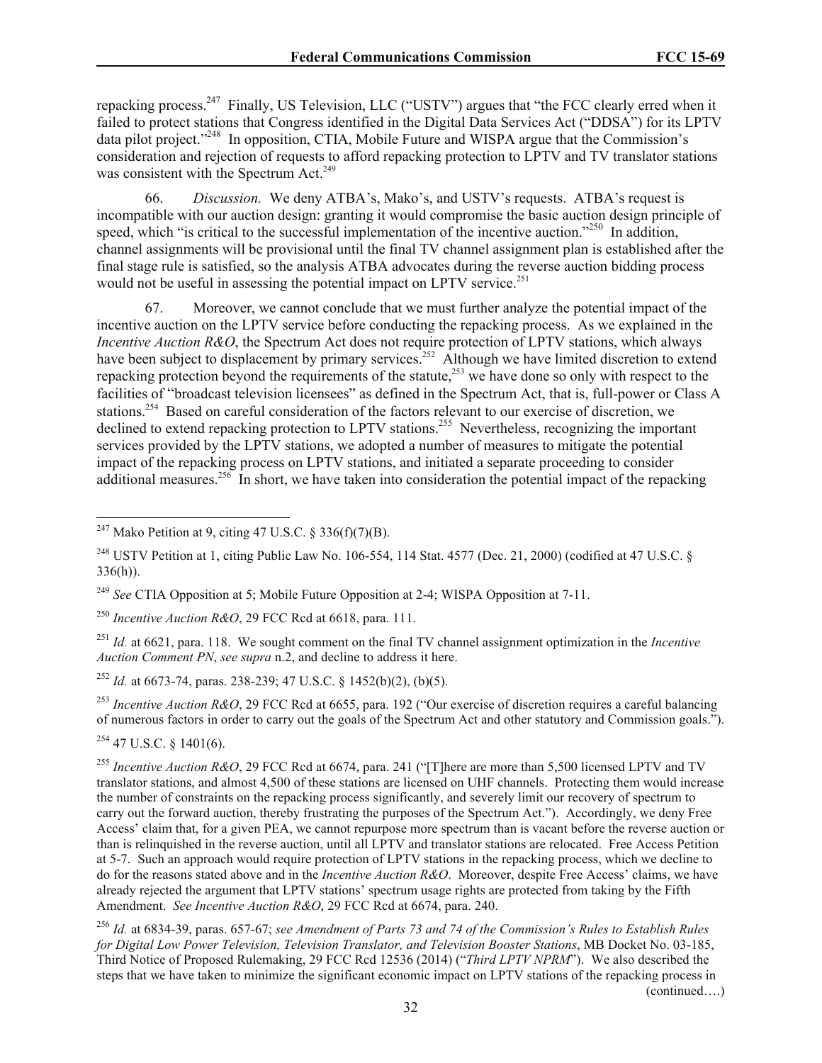repacking process.[247] Finally, US Television, LLC ("USTV") argues that "the FCC clearly erred when it failed to protect stations that Congress identified in the Digital Data Services Act ("DDSA") for its LPTV data pilot project."[248] In opposition, CTIA, Mobile Future and WISPA argue that the Commission's consideration and rejection of requests to afford repacking protection to LPTV and TV translator stations was consistent with the Spectrum Act.[249]

66. *Discussion.* We deny ATBA's, Mako's, and USTV's requests. ATBA's request is incompatible with our auction design: granting it would compromise the basic auction design principle of speed, which "is critical to the successful implementation of the incentive auction."[250] In addition, channel assignments will be provisional until the final TV channel assignment plan is established after the final stage rule is satisfied, so the analysis ATBA advocates during the reverse auction bidding process would not be useful in assessing the potential impact on LPTV service.[251]

67. Moreover, we cannot conclude that we must further analyze the potential impact of the incentive auction on the LPTV service before conducting the repacking process. As we explained in the *Incentive Auction R&O*, the Spectrum Act does not require protection of LPTV stations, which always have been subject to displacement by primary services.[252] Although we have limited discretion to extend repacking protection beyond the requirements of the statute,[253] we have done so only with respect to the facilities of "broadcast television licensees" as defined in the Spectrum Act, that is, full-power or Class A stations.[254] Based on careful consideration of the factors relevant to our exercise of discretion, we declined to extend repacking protection to LPTV stations.[255] Nevertheless, recognizing the important services provided by the LPTV stations, we adopted a number of measures to mitigate the potential impact of the repacking process on LPTV stations, and initiated a separate proceeding to consider additional measures.[256] In short, we have taken into consideration the potential impact of the repacking

---

[247] Mako Petition at 9, citing 47 U.S.C. § 336(f)(7)(B).

[248] USTV Petition at 1, citing Public Law No. 106-554, 114 Stat. 4577 (Dec. 21, 2000) (codified at 47 U.S.C. § 336(h)).

[249] *See* CTIA Opposition at 5; Mobile Future Opposition at 2-4; WISPA Opposition at 7-11.

[250] *Incentive Auction R&O*, 29 FCC Rcd at 6618, para. 111.

[251] *Id.* at 6621, para. 118. We sought comment on the final TV channel assignment optimization in the *Incentive Auction Comment PN*, *see supra* n.2, and decline to address it here.

[252] *Id.* at 6673-74, paras. 238-239; 47 U.S.C. § 1452(b)(2), (b)(5).

[253] *Incentive Auction R&O*, 29 FCC Rcd at 6655, para. 192 ("Our exercise of discretion requires a careful balancing of numerous factors in order to carry out the goals of the Spectrum Act and other statutory and Commission goals.").

[254] 47 U.S.C. § 1401(6).

[255] *Incentive Auction R&O*, 29 FCC Rcd at 6674, para. 241 ("[T]here are more than 5,500 licensed LPTV and TV translator stations, and almost 4,500 of these stations are licensed on UHF channels. Protecting them would increase the number of constraints on the repacking process significantly, and severely limit our recovery of spectrum to carry out the forward auction, thereby frustrating the purposes of the Spectrum Act."). Accordingly, we deny Free Access' claim that, for a given PEA, we cannot repurpose more spectrum than is vacant before the reverse auction or than is relinquished in the reverse auction, until all LPTV and translator stations are relocated. Free Access Petition at 5-7. Such an approach would require protection of LPTV stations in the repacking process, which we decline to do for the reasons stated above and in the *Incentive Auction R&O*. Moreover, despite Free Access' claims, we have already rejected the argument that LPTV stations' spectrum usage rights are protected from taking by the Fifth Amendment. *See Incentive Auction R&O*, 29 FCC Rcd at 6674, para. 240.

[256] *Id.* at 6834-39, paras. 657-67; *see Amendment of Parts 73 and 74 of the Commission's Rules to Establish Rules for Digital Low Power Television, Television Translator, and Television Booster Stations*, MB Docket No. 03-185, Third Notice of Proposed Rulemaking, 29 FCC Rcd 12536 (2014) ("*Third LPTV NPRM*"). We also described the steps that we have taken to minimize the significant economic impact on LPTV stations of the repacking process in

(continued….)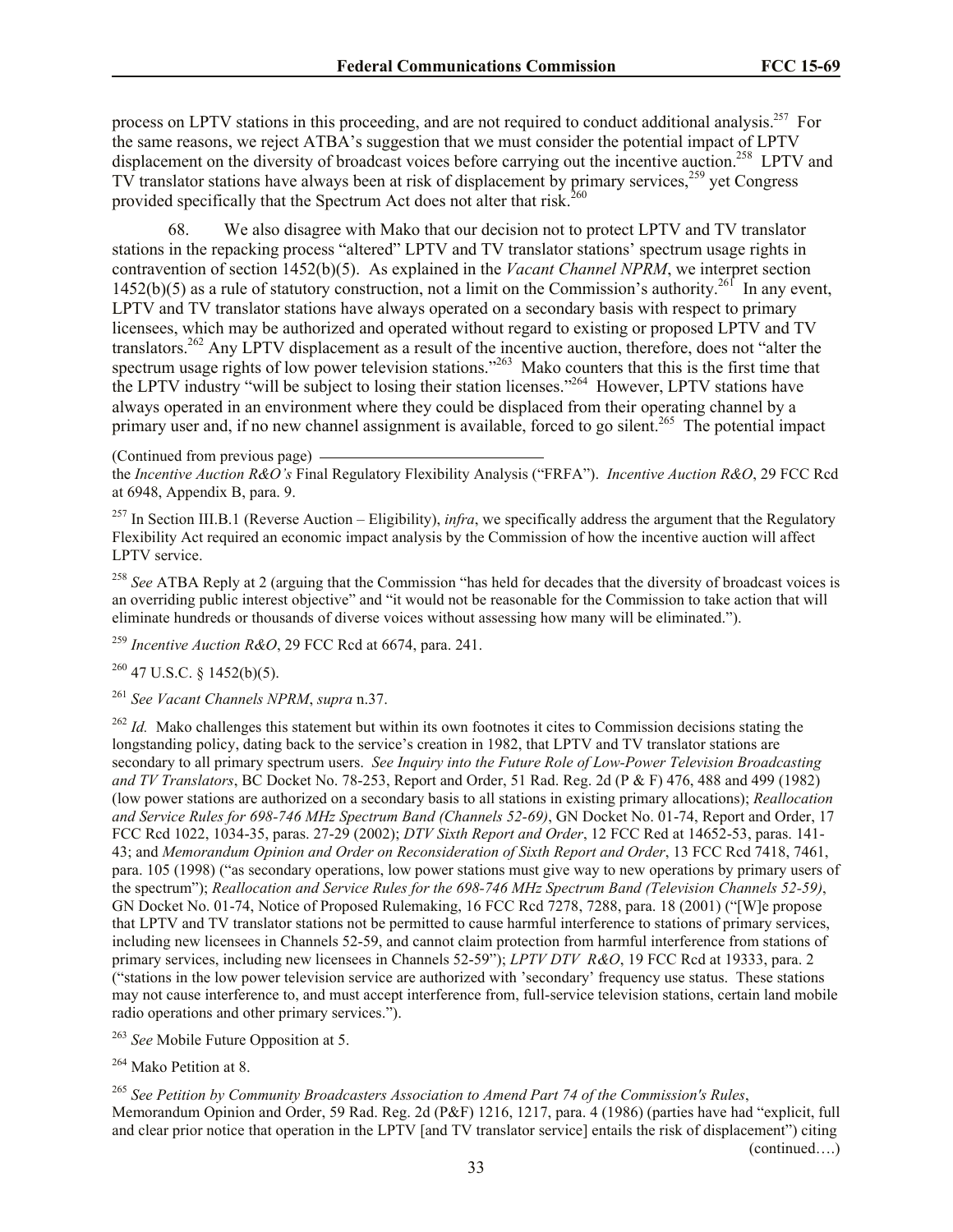process on LPTV stations in this proceeding, and are not required to conduct additional analysis.[257] For the same reasons, we reject ATBA's suggestion that we must consider the potential impact of LPTV displacement on the diversity of broadcast voices before carrying out the incentive auction.[258] LPTV and TV translator stations have always been at risk of displacement by primary services,[259] yet Congress provided specifically that the Spectrum Act does not alter that risk.[260]

68. We also disagree with Mako that our decision not to protect LPTV and TV translator stations in the repacking process "altered" LPTV and TV translator stations' spectrum usage rights in contravention of section 1452(b)(5). As explained in the *Vacant Channel NPRM*, we interpret section 1452(b)(5) as a rule of statutory construction, not a limit on the Commission's authority.[261] In any event, LPTV and TV translator stations have always operated on a secondary basis with respect to primary licensees, which may be authorized and operated without regard to existing or proposed LPTV and TV translators.[262] Any LPTV displacement as a result of the incentive auction, therefore, does not "alter the spectrum usage rights of low power television stations."[263] Mako counters that this is the first time that the LPTV industry "will be subject to losing their station licenses."[264] However, LPTV stations have always operated in an environment where they could be displaced from their operating channel by a primary user and, if no new channel assignment is available, forced to go silent.[265] The potential impact

(Continued from previous page)

the *Incentive Auction R&O's* Final Regulatory Flexibility Analysis ("FRFA"). *Incentive Auction R&O*, 29 FCC Rcd at 6948, Appendix B, para. 9.

[257] In Section III.B.1 (Reverse Auction – Eligibility), *infra*, we specifically address the argument that the Regulatory Flexibility Act required an economic impact analysis by the Commission of how the incentive auction will affect LPTV service.

[258] *See* ATBA Reply at 2 (arguing that the Commission "has held for decades that the diversity of broadcast voices is an overriding public interest objective" and "it would not be reasonable for the Commission to take action that will eliminate hundreds or thousands of diverse voices without assessing how many will be eliminated.").

[259] *Incentive Auction R&O*, 29 FCC Rcd at 6674, para. 241.

[260] 47 U.S.C. § 1452(b)(5).

[261] *See Vacant Channels NPRM*, *supra* n.37.

[262] *Id.* Mako challenges this statement but within its own footnotes it cites to Commission decisions stating the longstanding policy, dating back to the service's creation in 1982, that LPTV and TV translator stations are secondary to all primary spectrum users. *See Inquiry into the Future Role of Low-Power Television Broadcasting and TV Translators*, BC Docket No. 78-253, Report and Order, 51 Rad. Reg. 2d (P & F) 476, 488 and 499 (1982) (low power stations are authorized on a secondary basis to all stations in existing primary allocations); *Reallocation and Service Rules for 698-746 MHz Spectrum Band (Channels 52-69)*, GN Docket No. 01-74, Report and Order, 17 FCC Rcd 1022, 1034-35, paras. 27-29 (2002); *DTV Sixth Report and Order*, 12 FCC Rcd at 14652-53, paras. 141-43; and *Memorandum Opinion and Order on Reconsideration of Sixth Report and Order*, 13 FCC Rcd 7418, 7461, para. 105 (1998) ("as secondary operations, low power stations must give way to new operations by primary users of the spectrum"); *Reallocation and Service Rules for the 698-746 MHz Spectrum Band (Television Channels 52-59)*, GN Docket No. 01-74, Notice of Proposed Rulemaking, 16 FCC Rcd 7278, 7288, para. 18 (2001) ("[W]e propose that LPTV and TV translator stations not be permitted to cause harmful interference to stations of primary services, including new licensees in Channels 52-59, and cannot claim protection from harmful interference from stations of primary services, including new licensees in Channels 52-59"); *LPTV DTV R&O*, 19 FCC Rcd at 19333, para. 2 ("stations in the low power television service are authorized with 'secondary' frequency use status. These stations may not cause interference to, and must accept interference from, full-service television stations, certain land mobile radio operations and other primary services.").

[263] *See* Mobile Future Opposition at 5.

[264] Mako Petition at 8.

[265] *See Petition by Community Broadcasters Association to Amend Part 74 of the Commission's Rules*, Memorandum Opinion and Order, 59 Rad. Reg. 2d (P&F) 1216, 1217, para. 4 (1986) (parties have had "explicit, full and clear prior notice that operation in the LPTV [and TV translator service] entails the risk of displacement") citing

(continued….)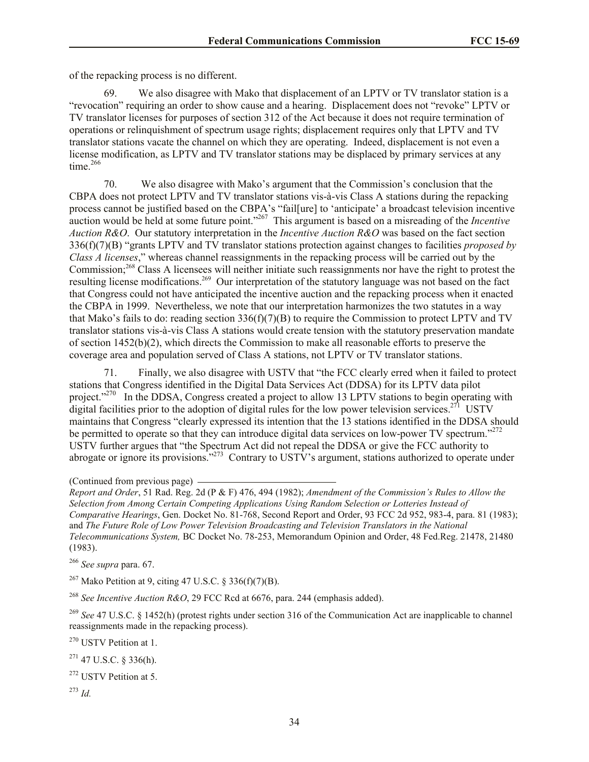of the repacking process is no different.

69. We also disagree with Mako that displacement of an LPTV or TV translator station is a "revocation" requiring an order to show cause and a hearing. Displacement does not "revoke" LPTV or TV translator licenses for purposes of section 312 of the Act because it does not require termination of operations or relinquishment of spectrum usage rights; displacement requires only that LPTV and TV translator stations vacate the channel on which they are operating. Indeed, displacement is not even a license modification, as LPTV and TV translator stations may be displaced by primary services at any time.[266]

70. We also disagree with Mako's argument that the Commission's conclusion that the CBPA does not protect LPTV and TV translator stations vis-à-vis Class A stations during the repacking process cannot be justified based on the CBPA's "fail[ure] to 'anticipate' a broadcast television incentive auction would be held at some future point."[267] This argument is based on a misreading of the *Incentive Auction R&O*. Our statutory interpretation in the *Incentive Auction R&O* was based on the fact section 336(f)(7)(B) "grants LPTV and TV translator stations protection against changes to facilities *proposed by Class A licenses*," whereas channel reassignments in the repacking process will be carried out by the Commission;[268] Class A licensees will neither initiate such reassignments nor have the right to protest the resulting license modifications.[269] Our interpretation of the statutory language was not based on the fact that Congress could not have anticipated the incentive auction and the repacking process when it enacted the CBPA in 1999. Nevertheless, we note that our interpretation harmonizes the two statutes in a way that Mako's fails to do: reading section 336(f)(7)(B) to require the Commission to protect LPTV and TV translator stations vis-à-vis Class A stations would create tension with the statutory preservation mandate of section 1452(b)(2), which directs the Commission to make all reasonable efforts to preserve the coverage area and population served of Class A stations, not LPTV or TV translator stations.

71. Finally, we also disagree with USTV that "the FCC clearly erred when it failed to protect stations that Congress identified in the Digital Data Services Act (DDSA) for its LPTV data pilot project."[270] In the DDSA, Congress created a project to allow 13 LPTV stations to begin operating with digital facilities prior to the adoption of digital rules for the low power television services.[271] USTV maintains that Congress "clearly expressed its intention that the 13 stations identified in the DDSA should be permitted to operate so that they can introduce digital data services on low-power TV spectrum."[272] USTV further argues that "the Spectrum Act did not repeal the DDSA or give the FCC authority to abrogate or ignore its provisions."[273] Contrary to USTV's argument, stations authorized to operate under

---

(Continued from previous page)
*Report and Order*, 51 Rad. Reg. 2d (P & F) 476, 494 (1982); *Amendment of the Commission's Rules to Allow the Selection from Among Certain Competing Applications Using Random Selection or Lotteries Instead of Comparative Hearings*, Gen. Docket No. 81-768, Second Report and Order, 93 FCC 2d 952, 983-4, para. 81 (1983); and *The Future Role of Low Power Television Broadcasting and Television Translators in the National Telecommunications System,* BC Docket No. 78-253, Memorandum Opinion and Order, 48 Fed.Reg. 21478, 21480 (1983).

[266] *See supra* para. 67.

[267] Mako Petition at 9, citing 47 U.S.C. § 336(f)(7)(B).

[268] *See Incentive Auction R&O*, 29 FCC Rcd at 6676, para. 244 (emphasis added).

[269] *See* 47 U.S.C. § 1452(h) (protest rights under section 316 of the Communication Act are inapplicable to channel reassignments made in the repacking process).

[270] USTV Petition at 1.

[271] 47 U.S.C. § 336(h).

[272] USTV Petition at 5.

[273] *Id.*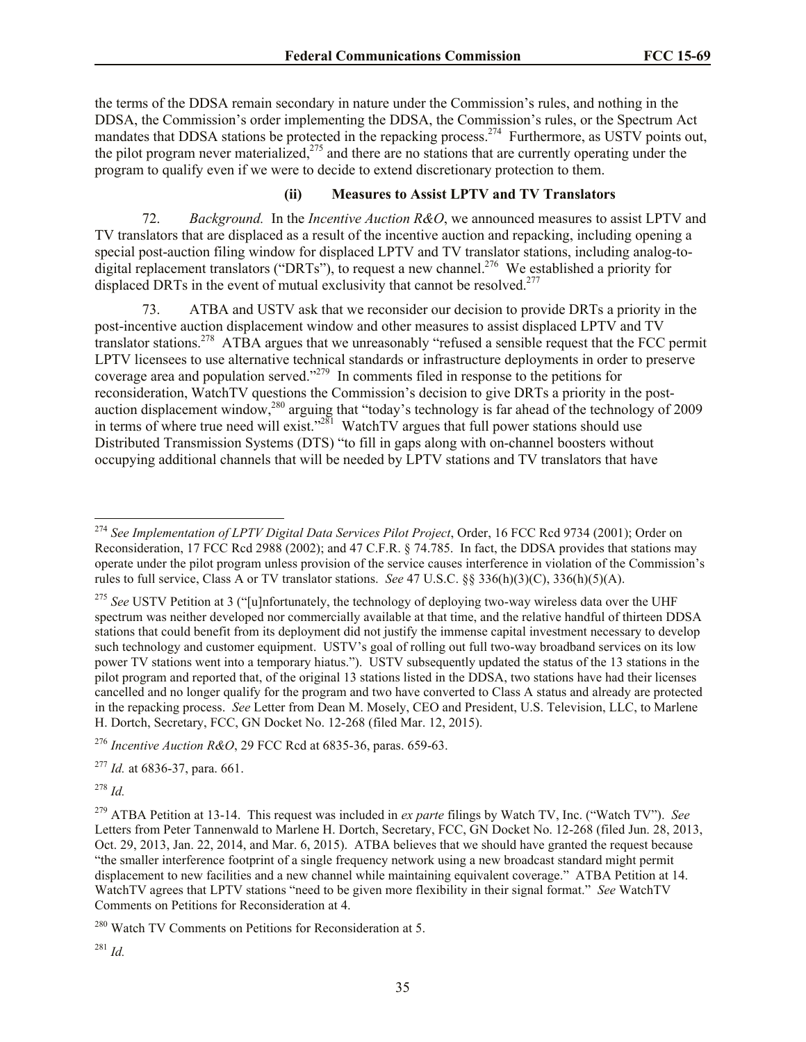the terms of the DDSA remain secondary in nature under the Commission's rules, and nothing in the DDSA, the Commission's order implementing the DDSA, the Commission's rules, or the Spectrum Act mandates that DDSA stations be protected in the repacking process.[274] Furthermore, as USTV points out, the pilot program never materialized,[275] and there are no stations that are currently operating under the program to qualify even if we were to decide to extend discretionary protection to them.

#### (ii) Measures to Assist LPTV and TV Translators

72. *Background.* In the *Incentive Auction R&O*, we announced measures to assist LPTV and TV translators that are displaced as a result of the incentive auction and repacking, including opening a special post-auction filing window for displaced LPTV and TV translator stations, including analog-to-digital replacement translators ("DRTs"), to request a new channel.[276] We established a priority for displaced DRTs in the event of mutual exclusivity that cannot be resolved.[277]

73. ATBA and USTV ask that we reconsider our decision to provide DRTs a priority in the post-incentive auction displacement window and other measures to assist displaced LPTV and TV translator stations.[278] ATBA argues that we unreasonably "refused a sensible request that the FCC permit LPTV licensees to use alternative technical standards or infrastructure deployments in order to preserve coverage area and population served."[279] In comments filed in response to the petitions for reconsideration, WatchTV questions the Commission's decision to give DRTs a priority in the post-auction displacement window,[280] arguing that "today's technology is far ahead of the technology of 2009 in terms of where true need will exist."[281] WatchTV argues that full power stations should use Distributed Transmission Systems (DTS) "to fill in gaps along with on-channel boosters without occupying additional channels that will be needed by LPTV stations and TV translators that have

---

[274] *See Implementation of LPTV Digital Data Services Pilot Project*, Order, 16 FCC Rcd 9734 (2001); Order on Reconsideration, 17 FCC Rcd 2988 (2002); and 47 C.F.R. § 74.785. In fact, the DDSA provides that stations may operate under the pilot program unless provision of the service causes interference in violation of the Commission's rules to full service, Class A or TV translator stations. *See* 47 U.S.C. §§ 336(h)(3)(C), 336(h)(5)(A).

[275] *See* USTV Petition at 3 ("[u]nfortunately, the technology of deploying two-way wireless data over the UHF spectrum was neither developed nor commercially available at that time, and the relative handful of thirteen DDSA stations that could benefit from its deployment did not justify the immense capital investment necessary to develop such technology and customer equipment. USTV's goal of rolling out full two-way broadband services on its low power TV stations went into a temporary hiatus."). USTV subsequently updated the status of the 13 stations in the pilot program and reported that, of the original 13 stations listed in the DDSA, two stations have had their licenses cancelled and no longer qualify for the program and two have converted to Class A status and already are protected in the repacking process. *See* Letter from Dean M. Mosely, CEO and President, U.S. Television, LLC, to Marlene H. Dortch, Secretary, FCC, GN Docket No. 12-268 (filed Mar. 12, 2015).

[276] *Incentive Auction R&O*, 29 FCC Rcd at 6835-36, paras. 659-63.

[277] *Id.* at 6836-37, para. 661.

[278] *Id.*

[279] ATBA Petition at 13-14. This request was included in *ex parte* filings by Watch TV, Inc. ("Watch TV"). *See* Letters from Peter Tannenwald to Marlene H. Dortch, Secretary, FCC, GN Docket No. 12-268 (filed Jun. 28, 2013, Oct. 29, 2013, Jan. 22, 2014, and Mar. 6, 2015). ATBA believes that we should have granted the request because "the smaller interference footprint of a single frequency network using a new broadcast standard might permit displacement to new facilities and a new channel while maintaining equivalent coverage." ATBA Petition at 14. WatchTV agrees that LPTV stations "need to be given more flexibility in their signal format." *See* WatchTV Comments on Petitions for Reconsideration at 4.

[280] Watch TV Comments on Petitions for Reconsideration at 5.

[281] *Id.*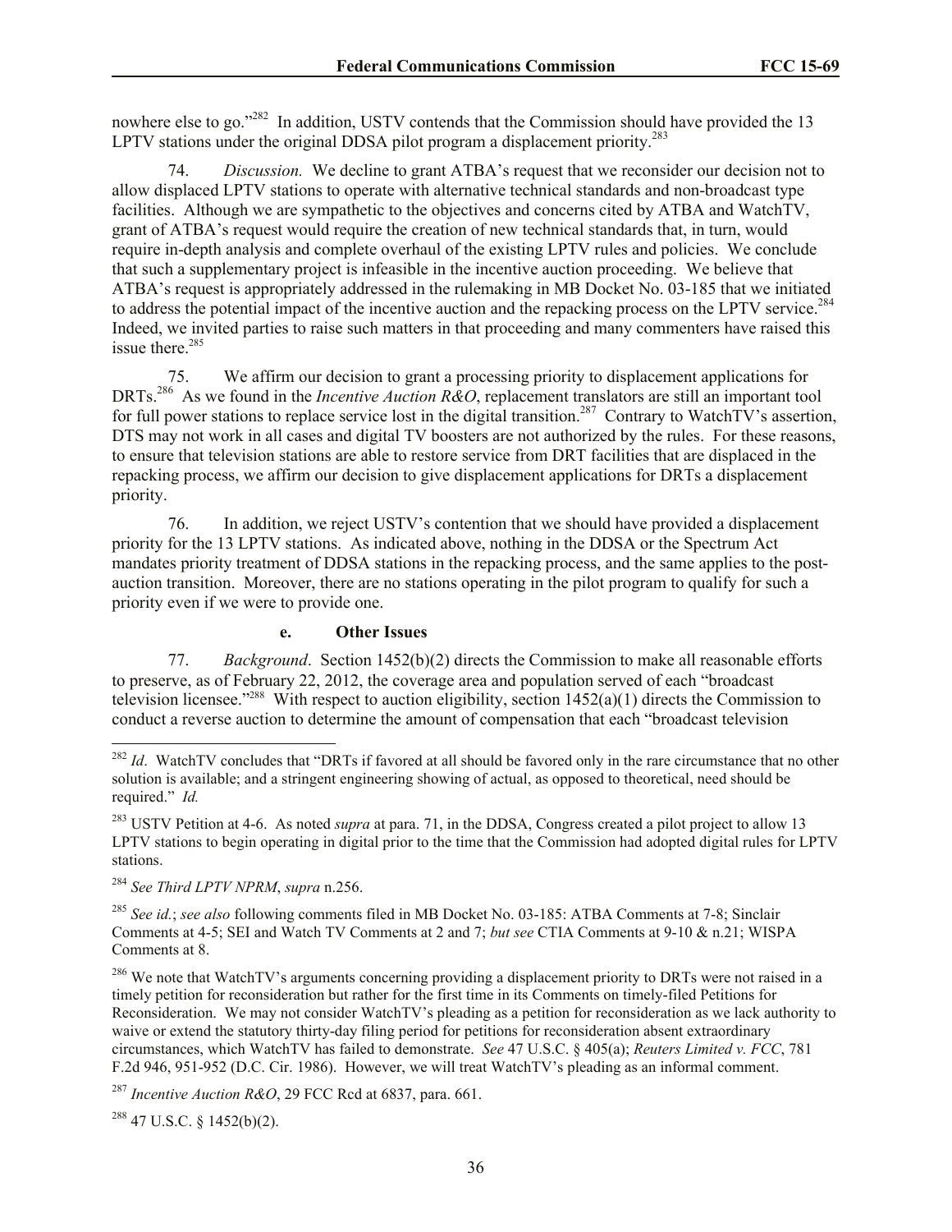nowhere else to go."[282] In addition, USTV contends that the Commission should have provided the 13 LPTV stations under the original DDSA pilot program a displacement priority.[283]

74. *Discussion.* We decline to grant ATBA's request that we reconsider our decision not to allow displaced LPTV stations to operate with alternative technical standards and non-broadcast type facilities. Although we are sympathetic to the objectives and concerns cited by ATBA and WatchTV, grant of ATBA's request would require the creation of new technical standards that, in turn, would require in-depth analysis and complete overhaul of the existing LPTV rules and policies. We conclude that such a supplementary project is infeasible in the incentive auction proceeding. We believe that ATBA's request is appropriately addressed in the rulemaking in MB Docket No. 03-185 that we initiated to address the potential impact of the incentive auction and the repacking process on the LPTV service.[284] Indeed, we invited parties to raise such matters in that proceeding and many commenters have raised this issue there.[285]

75. We affirm our decision to grant a processing priority to displacement applications for DRTs.[286] As we found in the *Incentive Auction R&O*, replacement translators are still an important tool for full power stations to replace service lost in the digital transition.[287] Contrary to WatchTV's assertion, DTS may not work in all cases and digital TV boosters are not authorized by the rules. For these reasons, to ensure that television stations are able to restore service from DRT facilities that are displaced in the repacking process, we affirm our decision to give displacement applications for DRTs a displacement priority.

76. In addition, we reject USTV's contention that we should have provided a displacement priority for the 13 LPTV stations. As indicated above, nothing in the DDSA or the Spectrum Act mandates priority treatment of DDSA stations in the repacking process, and the same applies to the post-auction transition. Moreover, there are no stations operating in the pilot program to qualify for such a priority even if we were to provide one.

#### e. Other Issues

77. *Background*. Section 1452(b)(2) directs the Commission to make all reasonable efforts to preserve, as of February 22, 2012, the coverage area and population served of each "broadcast television licensee."[288] With respect to auction eligibility, section 1452(a)(1) directs the Commission to conduct a reverse auction to determine the amount of compensation that each "broadcast television

---

[282] *Id*. WatchTV concludes that "DRTs if favored at all should be favored only in the rare circumstance that no other solution is available; and a stringent engineering showing of actual, as opposed to theoretical, need should be required." *Id.*

[283] USTV Petition at 4-6. As noted *supra* at para. 71, in the DDSA, Congress created a pilot project to allow 13 LPTV stations to begin operating in digital prior to the time that the Commission had adopted digital rules for LPTV stations.

[284] *See Third LPTV NPRM*, *supra* n.256.

[285] *See id.*; *see also* following comments filed in MB Docket No. 03-185: ATBA Comments at 7-8; Sinclair Comments at 4-5; SEI and Watch TV Comments at 2 and 7; *but see* CTIA Comments at 9-10 & n.21; WISPA Comments at 8.

[286] We note that WatchTV's arguments concerning providing a displacement priority to DRTs were not raised in a timely petition for reconsideration but rather for the first time in its Comments on timely-filed Petitions for Reconsideration. We may not consider WatchTV's pleading as a petition for reconsideration as we lack authority to waive or extend the statutory thirty-day filing period for petitions for reconsideration absent extraordinary circumstances, which WatchTV has failed to demonstrate. *See* 47 U.S.C. § 405(a); *Reuters Limited v. FCC*, 781 F.2d 946, 951-952 (D.C. Cir. 1986). However, we will treat WatchTV's pleading as an informal comment.

[287] *Incentive Auction R&O*, 29 FCC Rcd at 6837, para. 661.

[288] 47 U.S.C. § 1452(b)(2).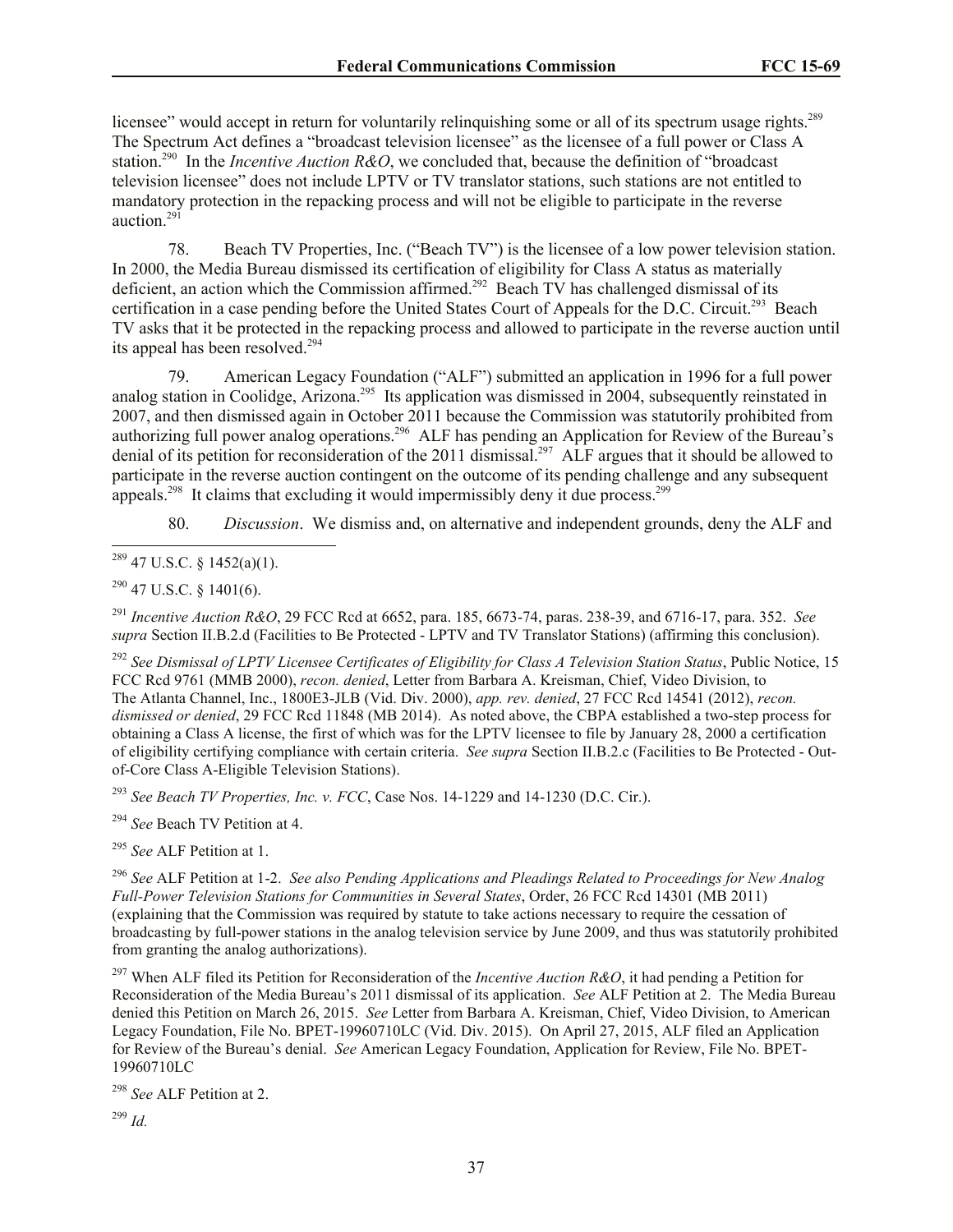licensee" would accept in return for voluntarily relinquishing some or all of its spectrum usage rights.[289] The Spectrum Act defines a "broadcast television licensee" as the licensee of a full power or Class A station.[290] In the *Incentive Auction R&O*, we concluded that, because the definition of "broadcast television licensee" does not include LPTV or TV translator stations, such stations are not entitled to mandatory protection in the repacking process and will not be eligible to participate in the reverse auction.[291]

78. Beach TV Properties, Inc. ("Beach TV") is the licensee of a low power television station. In 2000, the Media Bureau dismissed its certification of eligibility for Class A status as materially deficient, an action which the Commission affirmed.[292] Beach TV has challenged dismissal of its certification in a case pending before the United States Court of Appeals for the D.C. Circuit.[293] Beach TV asks that it be protected in the repacking process and allowed to participate in the reverse auction until its appeal has been resolved.[294]

79. American Legacy Foundation ("ALF") submitted an application in 1996 for a full power analog station in Coolidge, Arizona.[295] Its application was dismissed in 2004, subsequently reinstated in 2007, and then dismissed again in October 2011 because the Commission was statutorily prohibited from authorizing full power analog operations.[296] ALF has pending an Application for Review of the Bureau's denial of its petition for reconsideration of the 2011 dismissal.[297] ALF argues that it should be allowed to participate in the reverse auction contingent on the outcome of its pending challenge and any subsequent appeals.[298] It claims that excluding it would impermissibly deny it due process.[299]

80. *Discussion*. We dismiss and, on alternative and independent grounds, deny the ALF and

---

[289] 47 U.S.C. § 1452(a)(1).

[290] 47 U.S.C. § 1401(6).

[291] *Incentive Auction R&O*, 29 FCC Rcd at 6652, para. 185, 6673-74, paras. 238-39, and 6716-17, para. 352. *See supra* Section II.B.2.d (Facilities to Be Protected - LPTV and TV Translator Stations) (affirming this conclusion).

[292] *See Dismissal of LPTV Licensee Certificates of Eligibility for Class A Television Station Status*, Public Notice, 15 FCC Rcd 9761 (MMB 2000), *recon. denied*, Letter from Barbara A. Kreisman, Chief, Video Division, to The Atlanta Channel, Inc., 1800E3-JLB (Vid. Div. 2000), *app. rev. denied*, 27 FCC Rcd 14541 (2012), *recon. dismissed or denied*, 29 FCC Rcd 11848 (MB 2014). As noted above, the CBPA established a two-step process for obtaining a Class A license, the first of which was for the LPTV licensee to file by January 28, 2000 a certification of eligibility certifying compliance with certain criteria. *See supra* Section II.B.2.c (Facilities to Be Protected - Out-of-Core Class A-Eligible Television Stations).

[293] *See Beach TV Properties, Inc. v. FCC*, Case Nos. 14-1229 and 14-1230 (D.C. Cir.).

[294] *See* Beach TV Petition at 4.

[295] *See* ALF Petition at 1.

[296] *See* ALF Petition at 1-2. *See also Pending Applications and Pleadings Related to Proceedings for New Analog Full-Power Television Stations for Communities in Several States*, Order, 26 FCC Rcd 14301 (MB 2011) (explaining that the Commission was required by statute to take actions necessary to require the cessation of broadcasting by full-power stations in the analog television service by June 2009, and thus was statutorily prohibited from granting the analog authorizations).

[297] When ALF filed its Petition for Reconsideration of the *Incentive Auction R&O*, it had pending a Petition for Reconsideration of the Media Bureau's 2011 dismissal of its application. *See* ALF Petition at 2. The Media Bureau denied this Petition on March 26, 2015. *See* Letter from Barbara A. Kreisman, Chief, Video Division, to American Legacy Foundation, File No. BPET-19960710LC (Vid. Div. 2015). On April 27, 2015, ALF filed an Application for Review of the Bureau's denial. *See* American Legacy Foundation, Application for Review, File No. BPET-19960710LC

[298] *See* ALF Petition at 2.

[299] *Id.*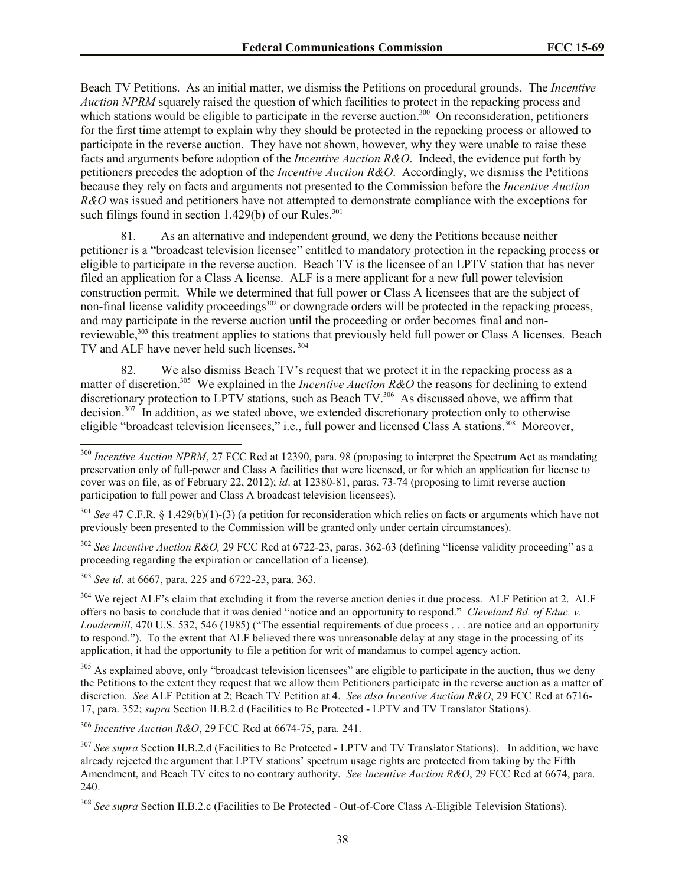Beach TV Petitions. As an initial matter, we dismiss the Petitions on procedural grounds. The *Incentive Auction NPRM* squarely raised the question of which facilities to protect in the repacking process and which stations would be eligible to participate in the reverse auction.[300] On reconsideration, petitioners for the first time attempt to explain why they should be protected in the repacking process or allowed to participate in the reverse auction. They have not shown, however, why they were unable to raise these facts and arguments before adoption of the *Incentive Auction R&O*. Indeed, the evidence put forth by petitioners precedes the adoption of the *Incentive Auction R&O*. Accordingly, we dismiss the Petitions because they rely on facts and arguments not presented to the Commission before the *Incentive Auction R&O* was issued and petitioners have not attempted to demonstrate compliance with the exceptions for such filings found in section 1.429(b) of our Rules.[301]

81. As an alternative and independent ground, we deny the Petitions because neither petitioner is a "broadcast television licensee" entitled to mandatory protection in the repacking process or eligible to participate in the reverse auction. Beach TV is the licensee of an LPTV station that has never filed an application for a Class A license. ALF is a mere applicant for a new full power television construction permit. While we determined that full power or Class A licensees that are the subject of non-final license validity proceedings[302] or downgrade orders will be protected in the repacking process, and may participate in the reverse auction until the proceeding or order becomes final and non-reviewable,[303] this treatment applies to stations that previously held full power or Class A licenses. Beach TV and ALF have never held such licenses.[304]

82. We also dismiss Beach TV's request that we protect it in the repacking process as a matter of discretion.[305] We explained in the *Incentive Auction R&O* the reasons for declining to extend discretionary protection to LPTV stations, such as Beach TV.[306] As discussed above, we affirm that decision.[307] In addition, as we stated above, we extended discretionary protection only to otherwise eligible "broadcast television licensees," i.e., full power and licensed Class A stations.[308] Moreover,

---

[300] *Incentive Auction NPRM*, 27 FCC Rcd at 12390, para. 98 (proposing to interpret the Spectrum Act as mandating preservation only of full-power and Class A facilities that were licensed, or for which an application for license to cover was on file, as of February 22, 2012); *id*. at 12380-81, paras. 73-74 (proposing to limit reverse auction participation to full power and Class A broadcast television licensees).

[301] *See* 47 C.F.R. § 1.429(b)(1)-(3) (a petition for reconsideration which relies on facts or arguments which have not previously been presented to the Commission will be granted only under certain circumstances).

[302] *See Incentive Auction R&O,* 29 FCC Rcd at 6722-23, paras. 362-63 (defining "license validity proceeding" as a proceeding regarding the expiration or cancellation of a license).

[303] *See id*. at 6667, para. 225 and 6722-23, para. 363.

[304] We reject ALF's claim that excluding it from the reverse auction denies it due process. ALF Petition at 2. ALF offers no basis to conclude that it was denied "notice and an opportunity to respond." *Cleveland Bd. of Educ. v. Loudermill*, 470 U.S. 532, 546 (1985) ("The essential requirements of due process . . . are notice and an opportunity to respond."). To the extent that ALF believed there was unreasonable delay at any stage in the processing of its application, it had the opportunity to file a petition for writ of mandamus to compel agency action.

[305] As explained above, only "broadcast television licensees" are eligible to participate in the auction, thus we deny the Petitions to the extent they request that we allow them Petitioners participate in the reverse auction as a matter of discretion. *See* ALF Petition at 2; Beach TV Petition at 4. *See also Incentive Auction R&O*, 29 FCC Rcd at 6716-17, para. 352; *supra* Section II.B.2.d (Facilities to Be Protected - LPTV and TV Translator Stations).

[306] *Incentive Auction R&O*, 29 FCC Rcd at 6674-75, para. 241.

[307] *See supra* Section II.B.2.d (Facilities to Be Protected - LPTV and TV Translator Stations). In addition, we have already rejected the argument that LPTV stations' spectrum usage rights are protected from taking by the Fifth Amendment, and Beach TV cites to no contrary authority. *See Incentive Auction R&O*, 29 FCC Rcd at 6674, para. 240.

[308] *See supra* Section II.B.2.c (Facilities to Be Protected - Out-of-Core Class A-Eligible Television Stations).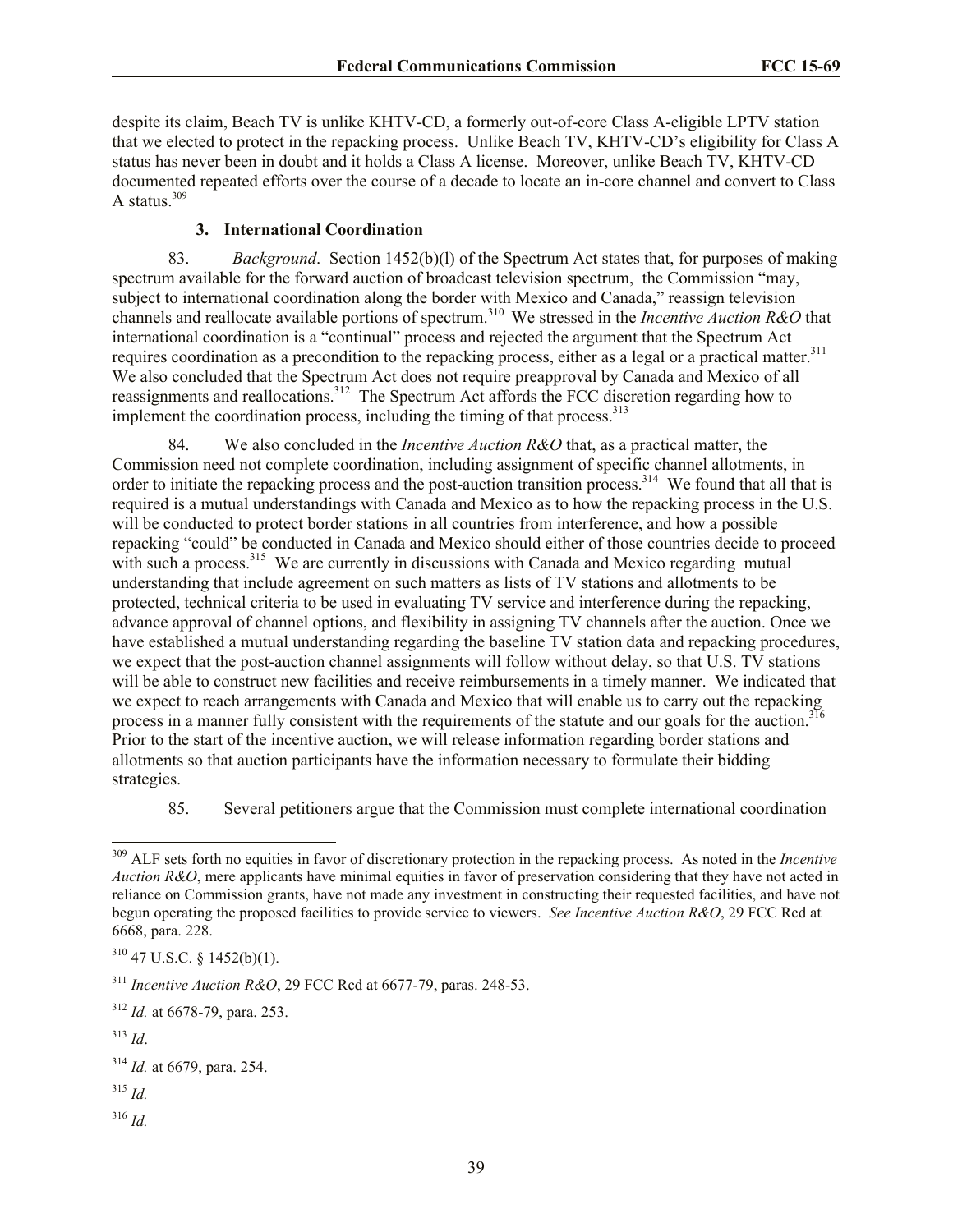despite its claim, Beach TV is unlike KHTV-CD, a formerly out-of-core Class A-eligible LPTV station that we elected to protect in the repacking process. Unlike Beach TV, KHTV-CD's eligibility for Class A status has never been in doubt and it holds a Class A license. Moreover, unlike Beach TV, KHTV-CD documented repeated efforts over the course of a decade to locate an in-core channel and convert to Class A status.[309]

### 3. International Coordination

83. *Background*. Section 1452(b)(l) of the Spectrum Act states that, for purposes of making spectrum available for the forward auction of broadcast television spectrum, the Commission "may, subject to international coordination along the border with Mexico and Canada," reassign television channels and reallocate available portions of spectrum.[310] We stressed in the *Incentive Auction R&O* that international coordination is a "continual" process and rejected the argument that the Spectrum Act requires coordination as a precondition to the repacking process, either as a legal or a practical matter.[311] We also concluded that the Spectrum Act does not require preapproval by Canada and Mexico of all reassignments and reallocations.[312] The Spectrum Act affords the FCC discretion regarding how to implement the coordination process, including the timing of that process.[313]

84. We also concluded in the *Incentive Auction R&O* that, as a practical matter, the Commission need not complete coordination, including assignment of specific channel allotments, in order to initiate the repacking process and the post-auction transition process.[314] We found that all that is required is a mutual understandings with Canada and Mexico as to how the repacking process in the U.S. will be conducted to protect border stations in all countries from interference, and how a possible repacking "could" be conducted in Canada and Mexico should either of those countries decide to proceed with such a process.[315] We are currently in discussions with Canada and Mexico regarding mutual understanding that include agreement on such matters as lists of TV stations and allotments to be protected, technical criteria to be used in evaluating TV service and interference during the repacking, advance approval of channel options, and flexibility in assigning TV channels after the auction. Once we have established a mutual understanding regarding the baseline TV station data and repacking procedures, we expect that the post-auction channel assignments will follow without delay, so that U.S. TV stations will be able to construct new facilities and receive reimbursements in a timely manner. We indicated that we expect to reach arrangements with Canada and Mexico that will enable us to carry out the repacking process in a manner fully consistent with the requirements of the statute and our goals for the auction.[316] Prior to the start of the incentive auction, we will release information regarding border stations and allotments so that auction participants have the information necessary to formulate their bidding strategies.

85. Several petitioners argue that the Commission must complete international coordination

---

[309] ALF sets forth no equities in favor of discretionary protection in the repacking process. As noted in the *Incentive Auction R&O*, mere applicants have minimal equities in favor of preservation considering that they have not acted in reliance on Commission grants, have not made any investment in constructing their requested facilities, and have not begun operating the proposed facilities to provide service to viewers. *See Incentive Auction R&O*, 29 FCC Rcd at 6668, para. 228.

[310] 47 U.S.C. § 1452(b)(1).

[311] *Incentive Auction R&O*, 29 FCC Rcd at 6677-79, paras. 248-53.

[312] *Id.* at 6678-79, para. 253.

[313] *Id*.

[314] *Id.* at 6679, para. 254.

[315] *Id.*

[316] *Id.*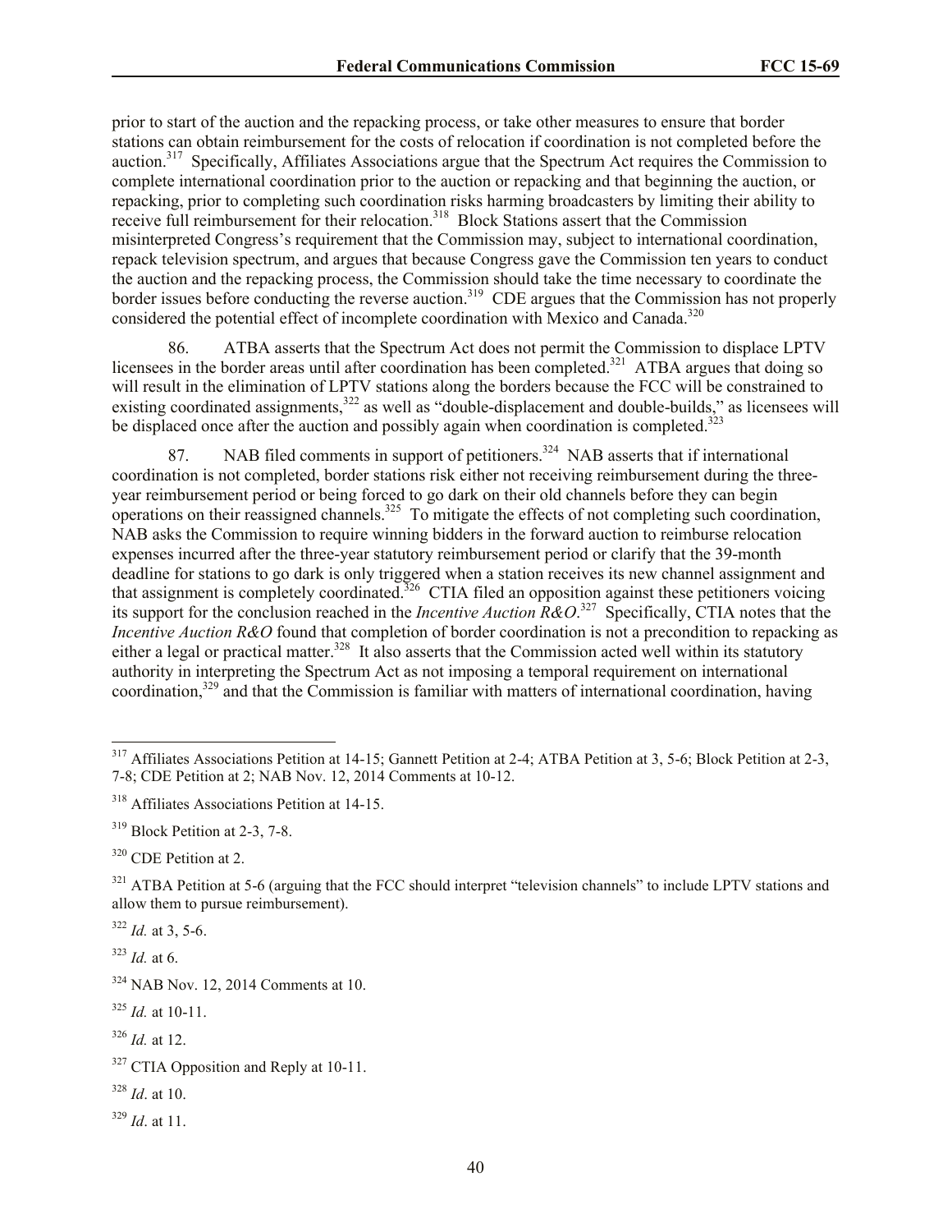prior to start of the auction and the repacking process, or take other measures to ensure that border stations can obtain reimbursement for the costs of relocation if coordination is not completed before the auction.[317] Specifically, Affiliates Associations argue that the Spectrum Act requires the Commission to complete international coordination prior to the auction or repacking and that beginning the auction, or repacking, prior to completing such coordination risks harming broadcasters by limiting their ability to receive full reimbursement for their relocation.[318] Block Stations assert that the Commission misinterpreted Congress's requirement that the Commission may, subject to international coordination, repack television spectrum, and argues that because Congress gave the Commission ten years to conduct the auction and the repacking process, the Commission should take the time necessary to coordinate the border issues before conducting the reverse auction.[319] CDE argues that the Commission has not properly considered the potential effect of incomplete coordination with Mexico and Canada.[320]

86. ATBA asserts that the Spectrum Act does not permit the Commission to displace LPTV licensees in the border areas until after coordination has been completed.[321] ATBA argues that doing so will result in the elimination of LPTV stations along the borders because the FCC will be constrained to existing coordinated assignments,[322] as well as "double-displacement and double-builds," as licensees will be displaced once after the auction and possibly again when coordination is completed.[323]

87. NAB filed comments in support of petitioners.[324] NAB asserts that if international coordination is not completed, border stations risk either not receiving reimbursement during the three-year reimbursement period or being forced to go dark on their old channels before they can begin operations on their reassigned channels.[325] To mitigate the effects of not completing such coordination, NAB asks the Commission to require winning bidders in the forward auction to reimburse relocation expenses incurred after the three-year statutory reimbursement period or clarify that the 39-month deadline for stations to go dark is only triggered when a station receives its new channel assignment and that assignment is completely coordinated.[326] CTIA filed an opposition against these petitioners voicing its support for the conclusion reached in the *Incentive Auction R&O*.[327] Specifically, CTIA notes that the *Incentive Auction R&O* found that completion of border coordination is not a precondition to repacking as either a legal or practical matter.[328] It also asserts that the Commission acted well within its statutory authority in interpreting the Spectrum Act as not imposing a temporal requirement on international coordination,[329] and that the Commission is familiar with matters of international coordination, having

---

[317] Affiliates Associations Petition at 14-15; Gannett Petition at 2-4; ATBA Petition at 3, 5-6; Block Petition at 2-3, 7-8; CDE Petition at 2; NAB Nov. 12, 2014 Comments at 10-12.

[318] Affiliates Associations Petition at 14-15.

[319] Block Petition at 2-3, 7-8.

[320] CDE Petition at 2.

[321] ATBA Petition at 5-6 (arguing that the FCC should interpret "television channels" to include LPTV stations and allow them to pursue reimbursement).

[322] *Id.* at 3, 5-6.

[323] *Id.* at 6.

[324] NAB Nov. 12, 2014 Comments at 10.

[325] *Id.* at 10-11.

[326] *Id.* at 12.

[327] CTIA Opposition and Reply at 10-11.

[328] *Id*. at 10.

[329] *Id*. at 11.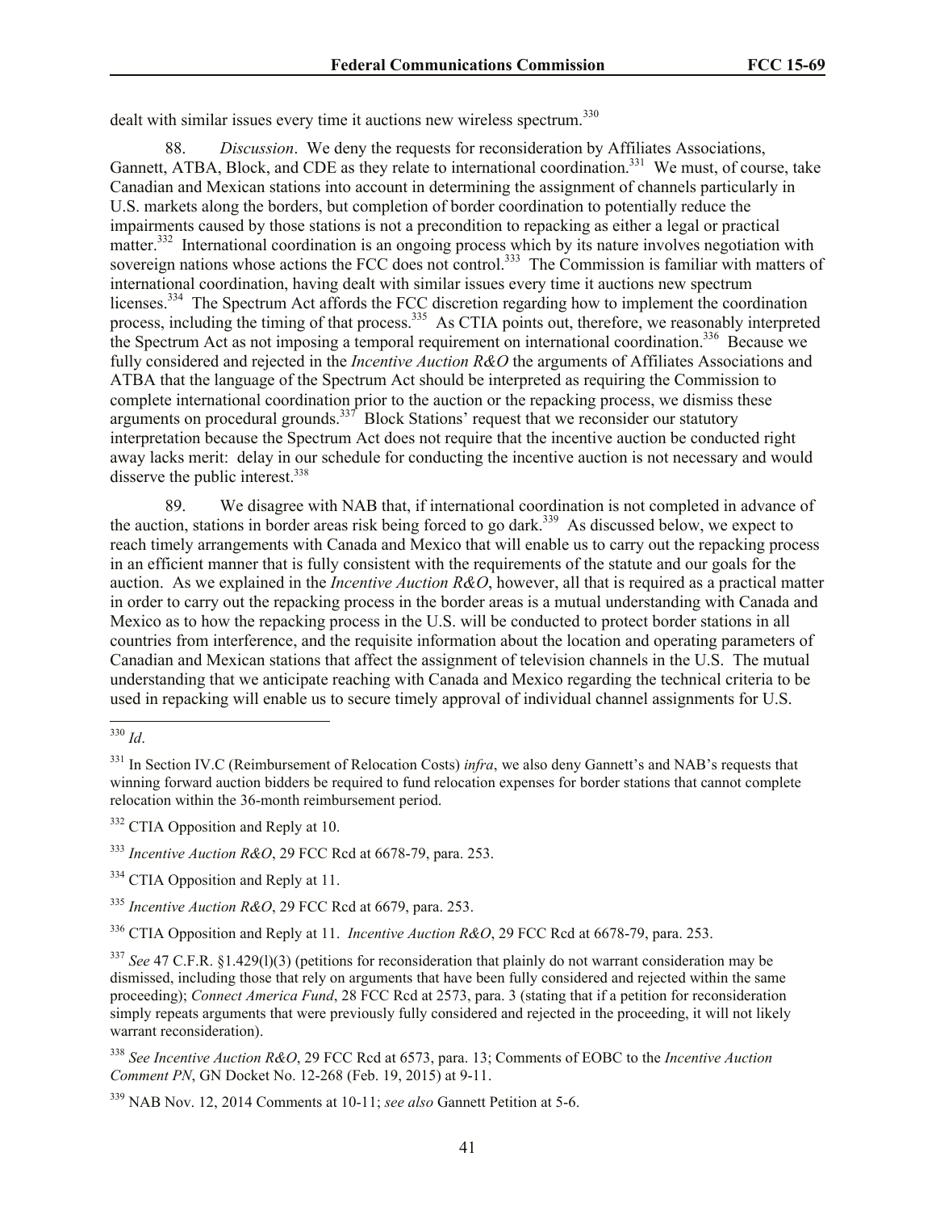dealt with similar issues every time it auctions new wireless spectrum.[330]

88. *Discussion*. We deny the requests for reconsideration by Affiliates Associations, Gannett, ATBA, Block, and CDE as they relate to international coordination.[331] We must, of course, take Canadian and Mexican stations into account in determining the assignment of channels particularly in U.S. markets along the borders, but completion of border coordination to potentially reduce the impairments caused by those stations is not a precondition to repacking as either a legal or practical matter.[332] International coordination is an ongoing process which by its nature involves negotiation with sovereign nations whose actions the FCC does not control.[333] The Commission is familiar with matters of international coordination, having dealt with similar issues every time it auctions new spectrum licenses.[334] The Spectrum Act affords the FCC discretion regarding how to implement the coordination process, including the timing of that process.[335] As CTIA points out, therefore, we reasonably interpreted the Spectrum Act as not imposing a temporal requirement on international coordination.[336] Because we fully considered and rejected in the *Incentive Auction R&O* the arguments of Affiliates Associations and ATBA that the language of the Spectrum Act should be interpreted as requiring the Commission to complete international coordination prior to the auction or the repacking process, we dismiss these arguments on procedural grounds.[337] Block Stations' request that we reconsider our statutory interpretation because the Spectrum Act does not require that the incentive auction be conducted right away lacks merit: delay in our schedule for conducting the incentive auction is not necessary and would disserve the public interest.[338]

89. We disagree with NAB that, if international coordination is not completed in advance of the auction, stations in border areas risk being forced to go dark.[339] As discussed below, we expect to reach timely arrangements with Canada and Mexico that will enable us to carry out the repacking process in an efficient manner that is fully consistent with the requirements of the statute and our goals for the auction. As we explained in the *Incentive Auction R&O*, however, all that is required as a practical matter in order to carry out the repacking process in the border areas is a mutual understanding with Canada and Mexico as to how the repacking process in the U.S. will be conducted to protect border stations in all countries from interference, and the requisite information about the location and operating parameters of Canadian and Mexican stations that affect the assignment of television channels in the U.S. The mutual understanding that we anticipate reaching with Canada and Mexico regarding the technical criteria to be used in repacking will enable us to secure timely approval of individual channel assignments for U.S.

---

[330] *Id*.

[331] In Section IV.C (Reimbursement of Relocation Costs) *infra*, we also deny Gannett's and NAB's requests that winning forward auction bidders be required to fund relocation expenses for border stations that cannot complete relocation within the 36-month reimbursement period.

[332] CTIA Opposition and Reply at 10.

[333] *Incentive Auction R&O*, 29 FCC Rcd at 6678-79, para. 253.

[334] CTIA Opposition and Reply at 11.

[335] *Incentive Auction R&O*, 29 FCC Rcd at 6679, para. 253.

[336] CTIA Opposition and Reply at 11. *Incentive Auction R&O*, 29 FCC Rcd at 6678-79, para. 253.

[337] *See* 47 C.F.R. §1.429(l)(3) (petitions for reconsideration that plainly do not warrant consideration may be dismissed, including those that rely on arguments that have been fully considered and rejected within the same proceeding); *Connect America Fund*, 28 FCC Rcd at 2573, para. 3 (stating that if a petition for reconsideration simply repeats arguments that were previously fully considered and rejected in the proceeding, it will not likely warrant reconsideration).

[338] *See Incentive Auction R&O*, 29 FCC Rcd at 6573, para. 13; Comments of EOBC to the *Incentive Auction Comment PN*, GN Docket No. 12-268 (Feb. 19, 2015) at 9-11.

[339] NAB Nov. 12, 2014 Comments at 10-11; *see also* Gannett Petition at 5-6.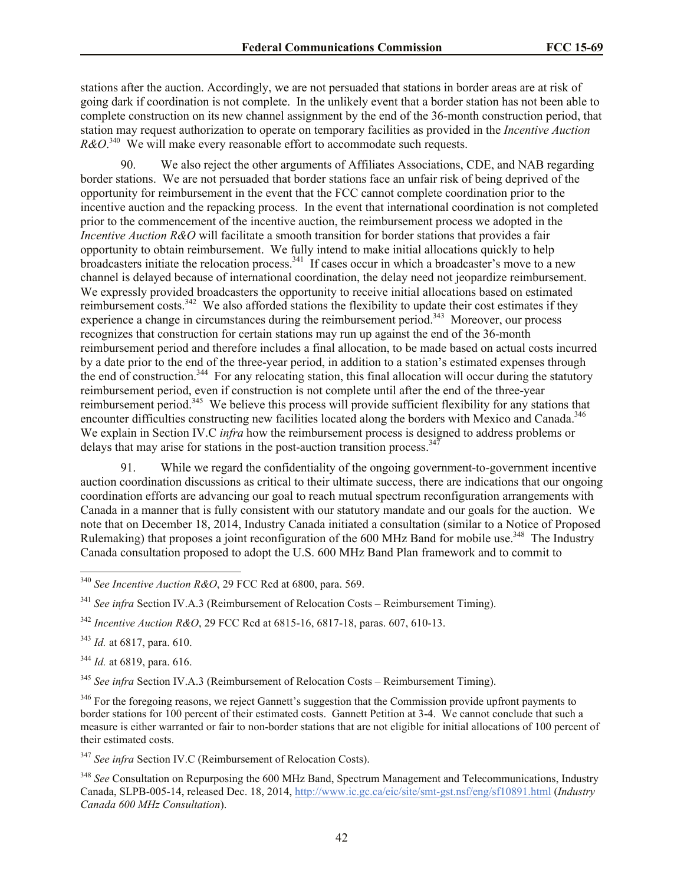stations after the auction. Accordingly, we are not persuaded that stations in border areas are at risk of going dark if coordination is not complete. In the unlikely event that a border station has not been able to complete construction on its new channel assignment by the end of the 36-month construction period, that station may request authorization to operate on temporary facilities as provided in the *Incentive Auction R&O*.[340] We will make every reasonable effort to accommodate such requests.

90. We also reject the other arguments of Affiliates Associations, CDE, and NAB regarding border stations. We are not persuaded that border stations face an unfair risk of being deprived of the opportunity for reimbursement in the event that the FCC cannot complete coordination prior to the incentive auction and the repacking process. In the event that international coordination is not completed prior to the commencement of the incentive auction, the reimbursement process we adopted in the *Incentive Auction R&O* will facilitate a smooth transition for border stations that provides a fair opportunity to obtain reimbursement. We fully intend to make initial allocations quickly to help broadcasters initiate the relocation process.[341] If cases occur in which a broadcaster's move to a new channel is delayed because of international coordination, the delay need not jeopardize reimbursement. We expressly provided broadcasters the opportunity to receive initial allocations based on estimated reimbursement costs.[342] We also afforded stations the flexibility to update their cost estimates if they experience a change in circumstances during the reimbursement period.[343] Moreover, our process recognizes that construction for certain stations may run up against the end of the 36-month reimbursement period and therefore includes a final allocation, to be made based on actual costs incurred by a date prior to the end of the three-year period, in addition to a station's estimated expenses through the end of construction.[344] For any relocating station, this final allocation will occur during the statutory reimbursement period, even if construction is not complete until after the end of the three-year reimbursement period.[345] We believe this process will provide sufficient flexibility for any stations that encounter difficulties constructing new facilities located along the borders with Mexico and Canada.[346] We explain in Section IV.C *infra* how the reimbursement process is designed to address problems or delays that may arise for stations in the post-auction transition process.[347]

91. While we regard the confidentiality of the ongoing government-to-government incentive auction coordination discussions as critical to their ultimate success, there are indications that our ongoing coordination efforts are advancing our goal to reach mutual spectrum reconfiguration arrangements with Canada in a manner that is fully consistent with our statutory mandate and our goals for the auction. We note that on December 18, 2014, Industry Canada initiated a consultation (similar to a Notice of Proposed Rulemaking) that proposes a joint reconfiguration of the 600 MHz Band for mobile use.[348] The Industry Canada consultation proposed to adopt the U.S. 600 MHz Band Plan framework and to commit to

---

[340] *See Incentive Auction R&O*, 29 FCC Rcd at 6800, para. 569.

[341] *See infra* Section IV.A.3 (Reimbursement of Relocation Costs – Reimbursement Timing).

[342] *Incentive Auction R&O*, 29 FCC Rcd at 6815-16, 6817-18, paras. 607, 610-13.

[343] *Id.* at 6817, para. 610.

[344] *Id.* at 6819, para. 616.

[345] *See infra* Section IV.A.3 (Reimbursement of Relocation Costs – Reimbursement Timing).

[346] For the foregoing reasons, we reject Gannett's suggestion that the Commission provide upfront payments to border stations for 100 percent of their estimated costs. Gannett Petition at 3-4. We cannot conclude that such a measure is either warranted or fair to non-border stations that are not eligible for initial allocations of 100 percent of their estimated costs.

[347] *See infra* Section IV.C (Reimbursement of Relocation Costs).

[348] *See* Consultation on Repurposing the 600 MHz Band, Spectrum Management and Telecommunications, Industry Canada, SLPB-005-14, released Dec. 18, 2014, http://www.ic.gc.ca/eic/site/smt-gst.nsf/eng/sf10891.html (*Industry Canada 600 MHz Consultation*).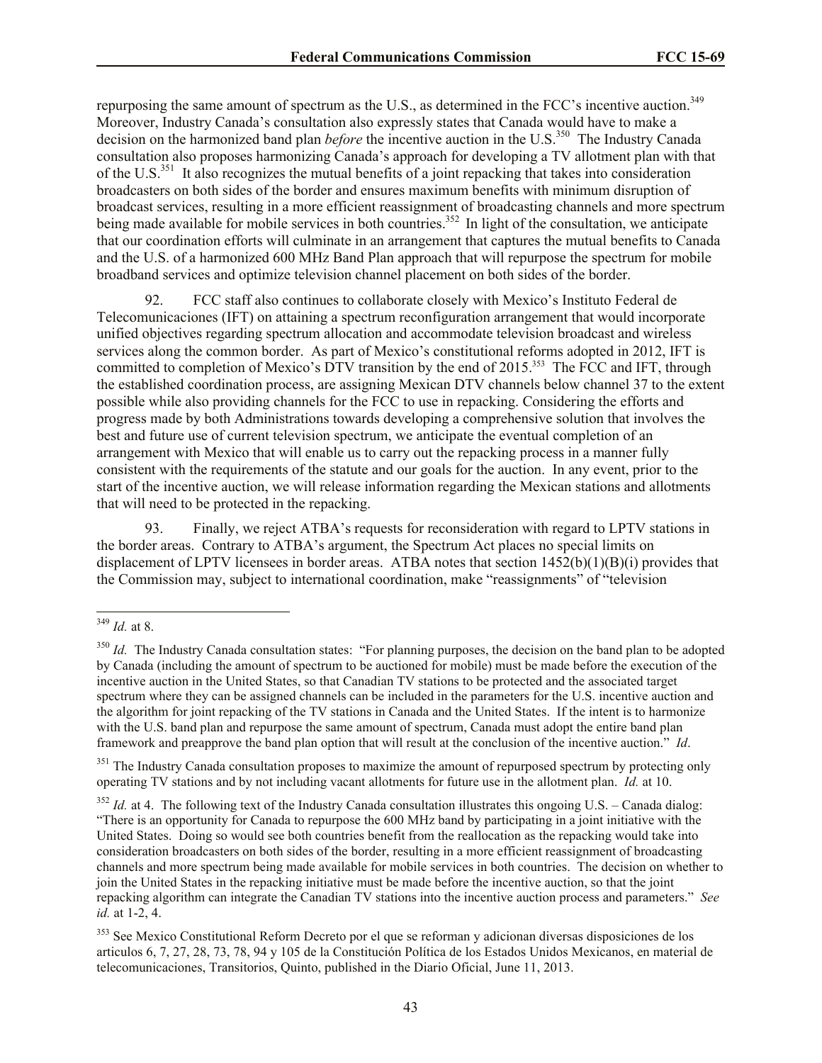repurposing the same amount of spectrum as the U.S., as determined in the FCC's incentive auction.[349] Moreover, Industry Canada's consultation also expressly states that Canada would have to make a decision on the harmonized band plan *before* the incentive auction in the U.S.[350] The Industry Canada consultation also proposes harmonizing Canada's approach for developing a TV allotment plan with that of the U.S.[351] It also recognizes the mutual benefits of a joint repacking that takes into consideration broadcasters on both sides of the border and ensures maximum benefits with minimum disruption of broadcast services, resulting in a more efficient reassignment of broadcasting channels and more spectrum being made available for mobile services in both countries.[352] In light of the consultation, we anticipate that our coordination efforts will culminate in an arrangement that captures the mutual benefits to Canada and the U.S. of a harmonized 600 MHz Band Plan approach that will repurpose the spectrum for mobile broadband services and optimize television channel placement on both sides of the border.

92. FCC staff also continues to collaborate closely with Mexico's Instituto Federal de Telecomunicaciones (IFT) on attaining a spectrum reconfiguration arrangement that would incorporate unified objectives regarding spectrum allocation and accommodate television broadcast and wireless services along the common border. As part of Mexico's constitutional reforms adopted in 2012, IFT is committed to completion of Mexico's DTV transition by the end of 2015.[353] The FCC and IFT, through the established coordination process, are assigning Mexican DTV channels below channel 37 to the extent possible while also providing channels for the FCC to use in repacking. Considering the efforts and progress made by both Administrations towards developing a comprehensive solution that involves the best and future use of current television spectrum, we anticipate the eventual completion of an arrangement with Mexico that will enable us to carry out the repacking process in a manner fully consistent with the requirements of the statute and our goals for the auction. In any event, prior to the start of the incentive auction, we will release information regarding the Mexican stations and allotments that will need to be protected in the repacking.

93. Finally, we reject ATBA's requests for reconsideration with regard to LPTV stations in the border areas. Contrary to ATBA's argument, the Spectrum Act places no special limits on displacement of LPTV licensees in border areas. ATBA notes that section 1452(b)(1)(B)(i) provides that the Commission may, subject to international coordination, make "reassignments" of "television

---

[349] *Id.* at 8.

[350] *Id.* The Industry Canada consultation states: "For planning purposes, the decision on the band plan to be adopted by Canada (including the amount of spectrum to be auctioned for mobile) must be made before the execution of the incentive auction in the United States, so that Canadian TV stations to be protected and the associated target spectrum where they can be assigned channels can be included in the parameters for the U.S. incentive auction and the algorithm for joint repacking of the TV stations in Canada and the United States. If the intent is to harmonize with the U.S. band plan and repurpose the same amount of spectrum, Canada must adopt the entire band plan framework and preapprove the band plan option that will result at the conclusion of the incentive auction." *Id*.

[351] The Industry Canada consultation proposes to maximize the amount of repurposed spectrum by protecting only operating TV stations and by not including vacant allotments for future use in the allotment plan. *Id.* at 10.

[352] *Id.* at 4. The following text of the Industry Canada consultation illustrates this ongoing U.S. – Canada dialog: "There is an opportunity for Canada to repurpose the 600 MHz band by participating in a joint initiative with the United States. Doing so would see both countries benefit from the reallocation as the repacking would take into consideration broadcasters on both sides of the border, resulting in a more efficient reassignment of broadcasting channels and more spectrum being made available for mobile services in both countries. The decision on whether to join the United States in the repacking initiative must be made before the incentive auction, so that the joint repacking algorithm can integrate the Canadian TV stations into the incentive auction process and parameters." *See id.* at 1-2, 4.

[353] See Mexico Constitutional Reform Decreto por el que se reforman y adicionan diversas disposiciones de los articulos 6, 7, 27, 28, 73, 78, 94 y 105 de la Constitución Política de los Estados Unidos Mexicanos, en material de telecomunicaciones, Transitorios, Quinto, published in the Diario Oficial, June 11, 2013.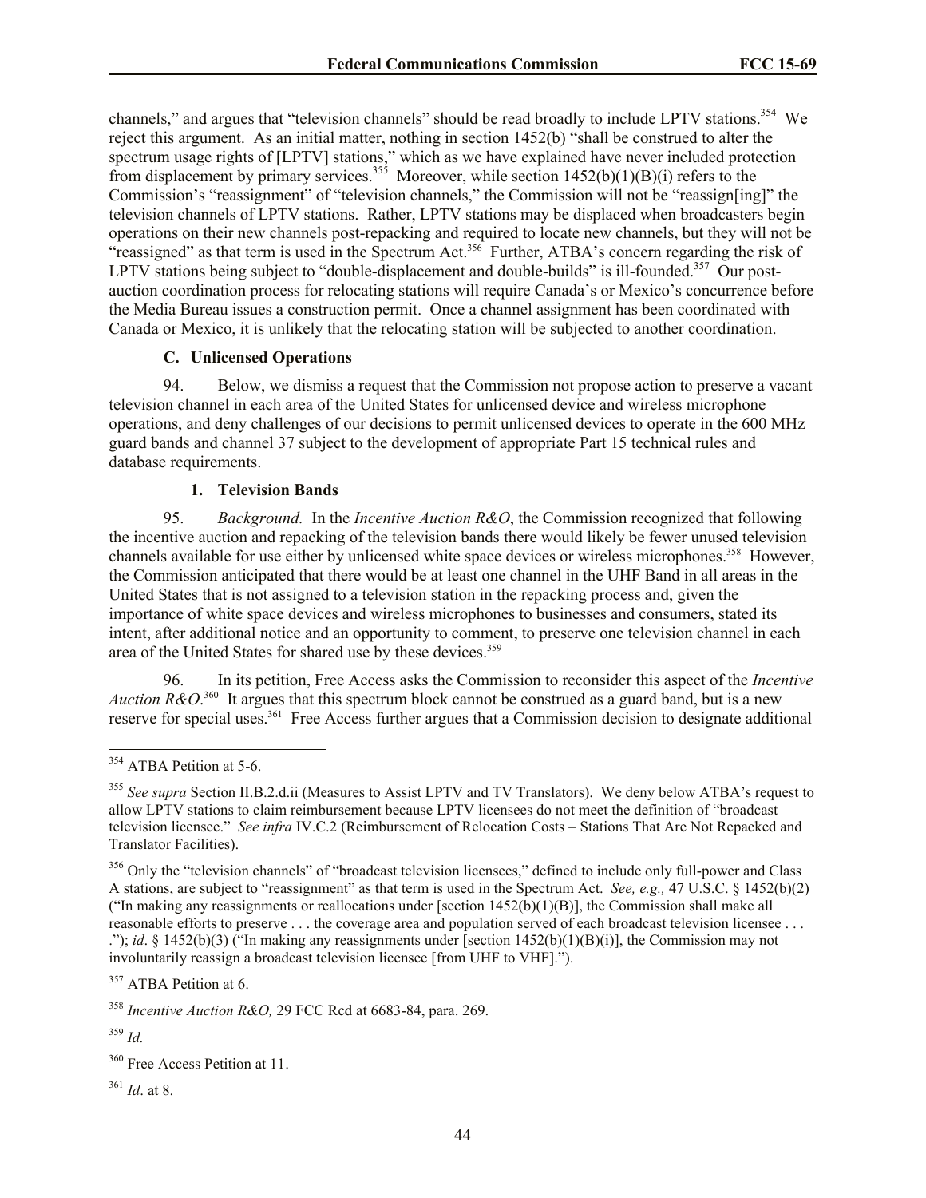channels," and argues that "television channels" should be read broadly to include LPTV stations.[354] We reject this argument. As an initial matter, nothing in section 1452(b) "shall be construed to alter the spectrum usage rights of [LPTV] stations," which as we have explained have never included protection from displacement by primary services.[355] Moreover, while section 1452(b)(1)(B)(i) refers to the Commission's "reassignment" of "television channels," the Commission will not be "reassign[ing]" the television channels of LPTV stations. Rather, LPTV stations may be displaced when broadcasters begin operations on their new channels post-repacking and required to locate new channels, but they will not be "reassigned" as that term is used in the Spectrum Act.[356] Further, ATBA's concern regarding the risk of LPTV stations being subject to "double-displacement and double-builds" is ill-founded.[357] Our post-auction coordination process for relocating stations will require Canada's or Mexico's concurrence before the Media Bureau issues a construction permit. Once a channel assignment has been coordinated with Canada or Mexico, it is unlikely that the relocating station will be subjected to another coordination.

### C. Unlicensed Operations

94. Below, we dismiss a request that the Commission not propose action to preserve a vacant television channel in each area of the United States for unlicensed device and wireless microphone operations, and deny challenges of our decisions to permit unlicensed devices to operate in the 600 MHz guard bands and channel 37 subject to the development of appropriate Part 15 technical rules and database requirements.

#### 1. Television Bands

95. *Background.* In the *Incentive Auction R&O*, the Commission recognized that following the incentive auction and repacking of the television bands there would likely be fewer unused television channels available for use either by unlicensed white space devices or wireless microphones.[358] However, the Commission anticipated that there would be at least one channel in the UHF Band in all areas in the United States that is not assigned to a television station in the repacking process and, given the importance of white space devices and wireless microphones to businesses and consumers, stated its intent, after additional notice and an opportunity to comment, to preserve one television channel in each area of the United States for shared use by these devices.[359]

96. In its petition, Free Access asks the Commission to reconsider this aspect of the *Incentive Auction R&O*.[360] It argues that this spectrum block cannot be construed as a guard band, but is a new reserve for special uses.[361] Free Access further argues that a Commission decision to designate additional

---

[354] ATBA Petition at 5-6.

[355] *See supra* Section II.B.2.d.ii (Measures to Assist LPTV and TV Translators). We deny below ATBA's request to allow LPTV stations to claim reimbursement because LPTV licensees do not meet the definition of "broadcast television licensee." *See infra* IV.C.2 (Reimbursement of Relocation Costs – Stations That Are Not Repacked and Translator Facilities).

[356] Only the "television channels" of "broadcast television licensees," defined to include only full-power and Class A stations, are subject to "reassignment" as that term is used in the Spectrum Act. *See, e.g.,* 47 U.S.C. § 1452(b)(2) ("In making any reassignments or reallocations under [section 1452(b)(1)(B)], the Commission shall make all reasonable efforts to preserve . . . the coverage area and population served of each broadcast television licensee . . . ."); *id*. § 1452(b)(3) ("In making any reassignments under [section 1452(b)(1)(B)(i)], the Commission may not involuntarily reassign a broadcast television licensee [from UHF to VHF].").

[357] ATBA Petition at 6.

[358] *Incentive Auction R&O,* 29 FCC Rcd at 6683-84, para. 269.

[359] *Id.*

[360] Free Access Petition at 11.

[361] *Id*. at 8.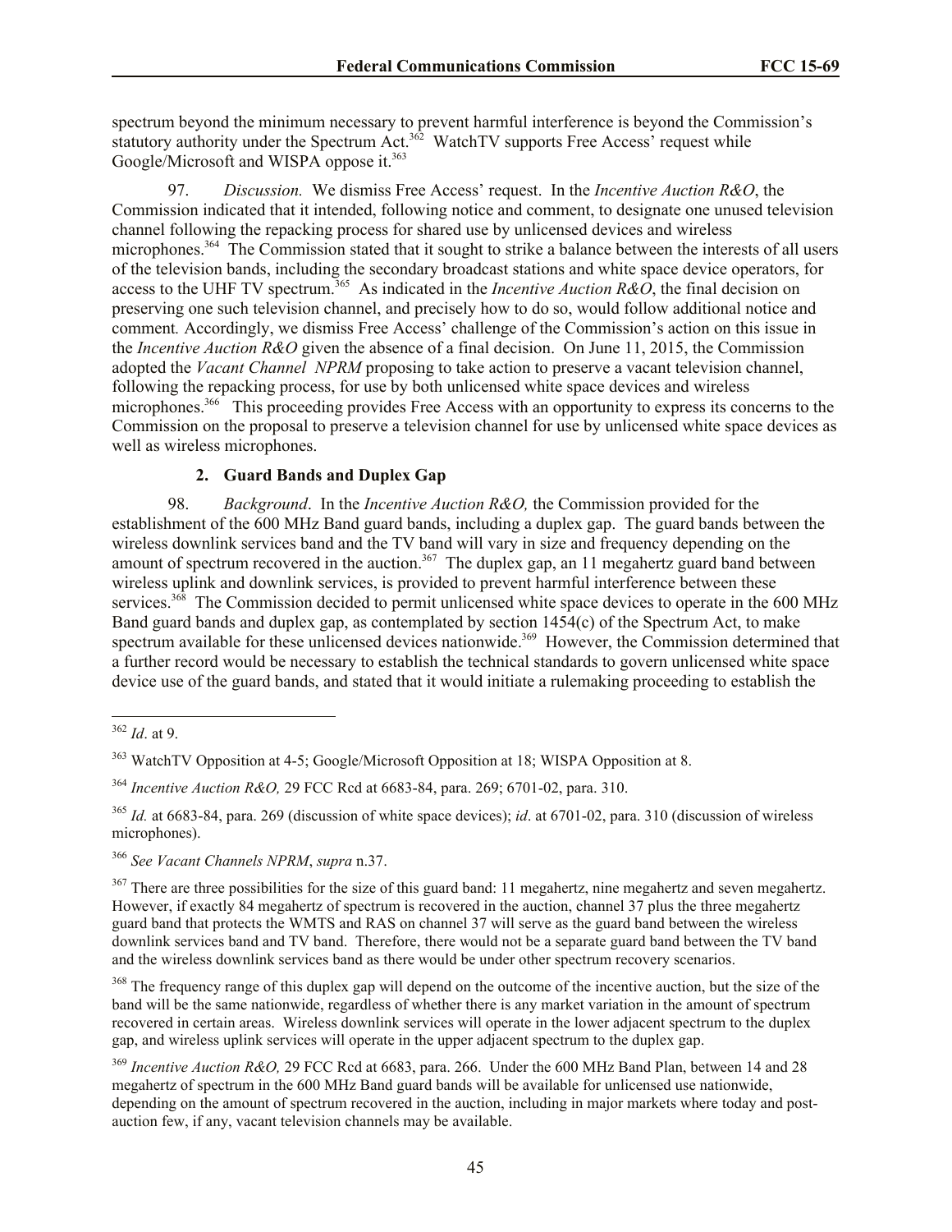spectrum beyond the minimum necessary to prevent harmful interference is beyond the Commission's statutory authority under the Spectrum Act.[362] WatchTV supports Free Access' request while Google/Microsoft and WISPA oppose it.[363]

97. *Discussion.* We dismiss Free Access' request. In the *Incentive Auction R&O*, the Commission indicated that it intended, following notice and comment, to designate one unused television channel following the repacking process for shared use by unlicensed devices and wireless microphones.[364] The Commission stated that it sought to strike a balance between the interests of all users of the television bands, including the secondary broadcast stations and white space device operators, for access to the UHF TV spectrum.[365] As indicated in the *Incentive Auction R&O*, the final decision on preserving one such television channel, and precisely how to do so, would follow additional notice and comment. Accordingly, we dismiss Free Access' challenge of the Commission's action on this issue in the *Incentive Auction R&O* given the absence of a final decision. On June 11, 2015, the Commission adopted the *Vacant Channel NPRM* proposing to take action to preserve a vacant television channel, following the repacking process, for use by both unlicensed white space devices and wireless microphones.[366] This proceeding provides Free Access with an opportunity to express its concerns to the Commission on the proposal to preserve a television channel for use by unlicensed white space devices as well as wireless microphones.

### 2. Guard Bands and Duplex Gap

98. *Background*. In the *Incentive Auction R&O,* the Commission provided for the establishment of the 600 MHz Band guard bands, including a duplex gap. The guard bands between the wireless downlink services band and the TV band will vary in size and frequency depending on the amount of spectrum recovered in the auction.[367] The duplex gap, an 11 megahertz guard band between wireless uplink and downlink services, is provided to prevent harmful interference between these services.[368] The Commission decided to permit unlicensed white space devices to operate in the 600 MHz Band guard bands and duplex gap, as contemplated by section 1454(c) of the Spectrum Act, to make spectrum available for these unlicensed devices nationwide.[369] However, the Commission determined that a further record would be necessary to establish the technical standards to govern unlicensed white space device use of the guard bands, and stated that it would initiate a rulemaking proceeding to establish the

---

[362] *Id*. at 9.

[363] WatchTV Opposition at 4-5; Google/Microsoft Opposition at 18; WISPA Opposition at 8.

[364] *Incentive Auction R&O,* 29 FCC Rcd at 6683-84, para. 269; 6701-02, para. 310.

[365] *Id.* at 6683-84, para. 269 (discussion of white space devices); *id*. at 6701-02, para. 310 (discussion of wireless microphones).

[366] *See Vacant Channels NPRM*, *supra* n.37.

[367] There are three possibilities for the size of this guard band: 11 megahertz, nine megahertz and seven megahertz. However, if exactly 84 megahertz of spectrum is recovered in the auction, channel 37 plus the three megahertz guard band that protects the WMTS and RAS on channel 37 will serve as the guard band between the wireless downlink services band and TV band. Therefore, there would not be a separate guard band between the TV band and the wireless downlink services band as there would be under other spectrum recovery scenarios.

[368] The frequency range of this duplex gap will depend on the outcome of the incentive auction, but the size of the band will be the same nationwide, regardless of whether there is any market variation in the amount of spectrum recovered in certain areas. Wireless downlink services will operate in the lower adjacent spectrum to the duplex gap, and wireless uplink services will operate in the upper adjacent spectrum to the duplex gap.

[369] *Incentive Auction R&O,* 29 FCC Rcd at 6683, para. 266. Under the 600 MHz Band Plan, between 14 and 28 megahertz of spectrum in the 600 MHz Band guard bands will be available for unlicensed use nationwide, depending on the amount of spectrum recovered in the auction, including in major markets where today and post-auction few, if any, vacant television channels may be available.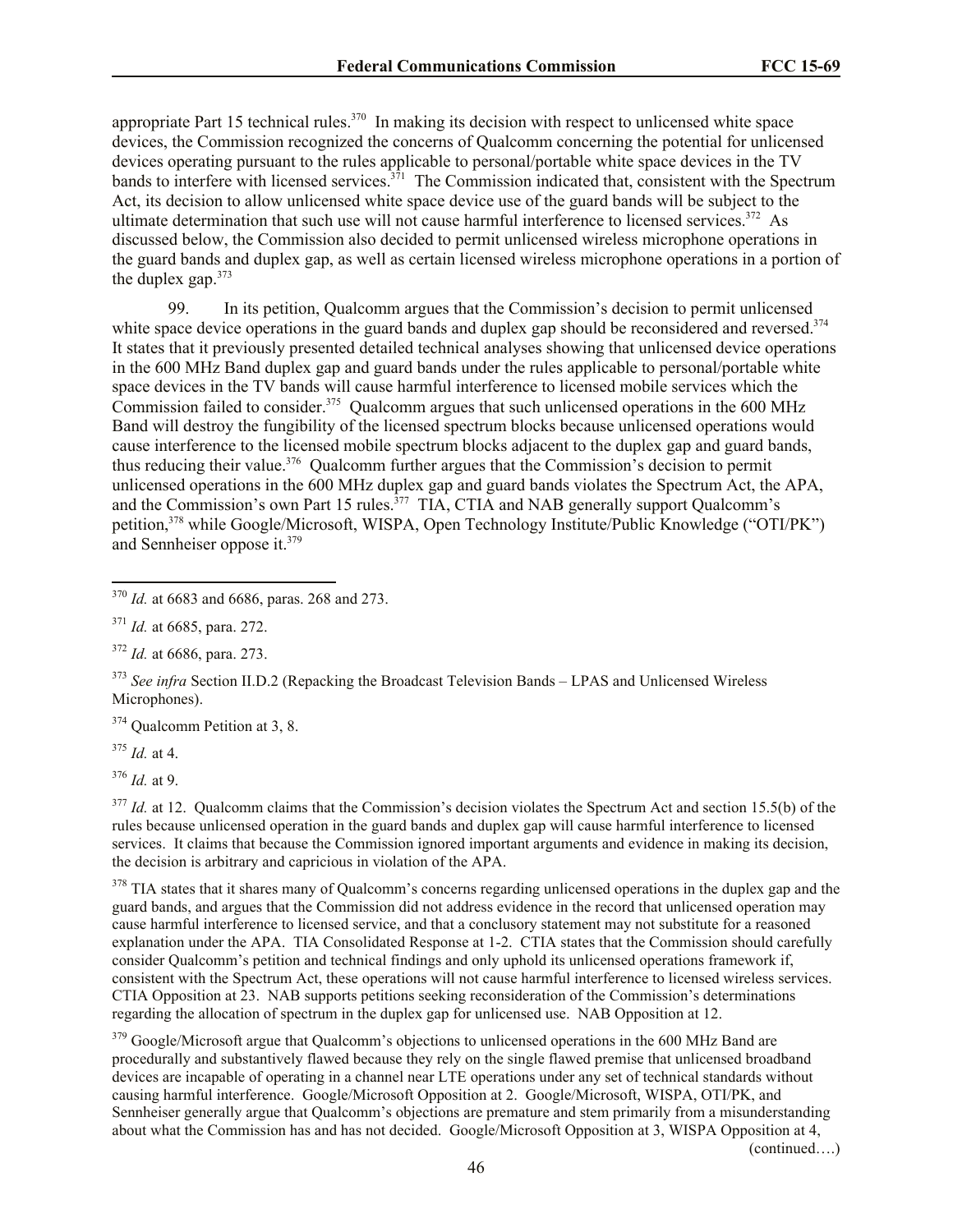appropriate Part 15 technical rules.[370] In making its decision with respect to unlicensed white space devices, the Commission recognized the concerns of Qualcomm concerning the potential for unlicensed devices operating pursuant to the rules applicable to personal/portable white space devices in the TV bands to interfere with licensed services.[371] The Commission indicated that, consistent with the Spectrum Act, its decision to allow unlicensed white space device use of the guard bands will be subject to the ultimate determination that such use will not cause harmful interference to licensed services.[372] As discussed below, the Commission also decided to permit unlicensed wireless microphone operations in the guard bands and duplex gap, as well as certain licensed wireless microphone operations in a portion of the duplex gap.[373]

99. In its petition, Qualcomm argues that the Commission's decision to permit unlicensed white space device operations in the guard bands and duplex gap should be reconsidered and reversed.[374] It states that it previously presented detailed technical analyses showing that unlicensed device operations in the 600 MHz Band duplex gap and guard bands under the rules applicable to personal/portable white space devices in the TV bands will cause harmful interference to licensed mobile services which the Commission failed to consider.[375] Qualcomm argues that such unlicensed operations in the 600 MHz Band will destroy the fungibility of the licensed spectrum blocks because unlicensed operations would cause interference to the licensed mobile spectrum blocks adjacent to the duplex gap and guard bands, thus reducing their value.[376] Qualcomm further argues that the Commission's decision to permit unlicensed operations in the 600 MHz duplex gap and guard bands violates the Spectrum Act, the APA, and the Commission's own Part 15 rules.[377] TIA, CTIA and NAB generally support Qualcomm's petition,[378] while Google/Microsoft, WISPA, Open Technology Institute/Public Knowledge ("OTI/PK") and Sennheiser oppose it.[379]

---

[370] *Id.* at 6683 and 6686, paras. 268 and 273.

[371] *Id.* at 6685, para. 272.

[372] *Id.* at 6686, para. 273.

[373] *See infra* Section II.D.2 (Repacking the Broadcast Television Bands – LPAS and Unlicensed Wireless Microphones).

[374] Qualcomm Petition at 3, 8.

[375] *Id.* at 4.

[376] *Id.* at 9.

[377] *Id.* at 12. Qualcomm claims that the Commission's decision violates the Spectrum Act and section 15.5(b) of the rules because unlicensed operation in the guard bands and duplex gap will cause harmful interference to licensed services. It claims that because the Commission ignored important arguments and evidence in making its decision, the decision is arbitrary and capricious in violation of the APA.

[378] TIA states that it shares many of Qualcomm's concerns regarding unlicensed operations in the duplex gap and the guard bands, and argues that the Commission did not address evidence in the record that unlicensed operation may cause harmful interference to licensed service, and that a conclusory statement may not substitute for a reasoned explanation under the APA. TIA Consolidated Response at 1-2. CTIA states that the Commission should carefully consider Qualcomm's petition and technical findings and only uphold its unlicensed operations framework if, consistent with the Spectrum Act, these operations will not cause harmful interference to licensed wireless services. CTIA Opposition at 23. NAB supports petitions seeking reconsideration of the Commission's determinations regarding the allocation of spectrum in the duplex gap for unlicensed use. NAB Opposition at 12.

[379] Google/Microsoft argue that Qualcomm's objections to unlicensed operations in the 600 MHz Band are procedurally and substantively flawed because they rely on the single flawed premise that unlicensed broadband devices are incapable of operating in a channel near LTE operations under any set of technical standards without causing harmful interference. Google/Microsoft Opposition at 2. Google/Microsoft, WISPA, OTI/PK, and Sennheiser generally argue that Qualcomm's objections are premature and stem primarily from a misunderstanding about what the Commission has and has not decided. Google/Microsoft Opposition at 3, WISPA Opposition at 4,

(continued….)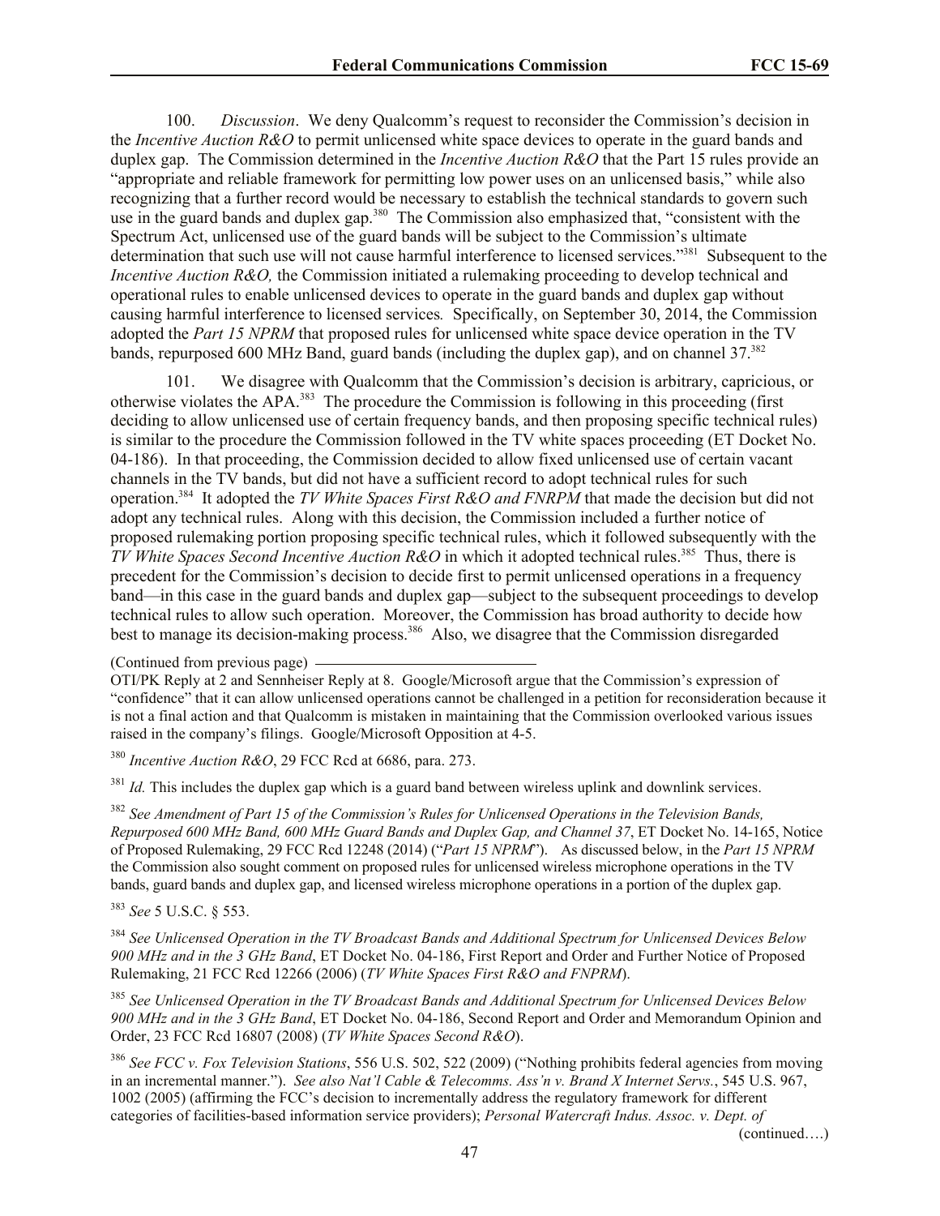100. *Discussion*. We deny Qualcomm's request to reconsider the Commission's decision in the *Incentive Auction R&O* to permit unlicensed white space devices to operate in the guard bands and duplex gap. The Commission determined in the *Incentive Auction R&O* that the Part 15 rules provide an "appropriate and reliable framework for permitting low power uses on an unlicensed basis," while also recognizing that a further record would be necessary to establish the technical standards to govern such use in the guard bands and duplex gap.[380] The Commission also emphasized that, "consistent with the Spectrum Act, unlicensed use of the guard bands will be subject to the Commission's ultimate determination that such use will not cause harmful interference to licensed services."[381] Subsequent to the *Incentive Auction R&O,* the Commission initiated a rulemaking proceeding to develop technical and operational rules to enable unlicensed devices to operate in the guard bands and duplex gap without causing harmful interference to licensed services*.* Specifically, on September 30, 2014, the Commission adopted the *Part 15 NPRM* that proposed rules for unlicensed white space device operation in the TV bands, repurposed 600 MHz Band, guard bands (including the duplex gap), and on channel 37.[382]

101. We disagree with Qualcomm that the Commission's decision is arbitrary, capricious, or otherwise violates the APA.[383] The procedure the Commission is following in this proceeding (first deciding to allow unlicensed use of certain frequency bands, and then proposing specific technical rules) is similar to the procedure the Commission followed in the TV white spaces proceeding (ET Docket No. 04-186). In that proceeding, the Commission decided to allow fixed unlicensed use of certain vacant channels in the TV bands, but did not have a sufficient record to adopt technical rules for such operation.[384] It adopted the *TV White Spaces First R&O and FNRPM* that made the decision but did not adopt any technical rules. Along with this decision, the Commission included a further notice of proposed rulemaking portion proposing specific technical rules, which it followed subsequently with the *TV White Spaces Second Incentive Auction R&O* in which it adopted technical rules.[385] Thus, there is precedent for the Commission's decision to decide first to permit unlicensed operations in a frequency band—in this case in the guard bands and duplex gap—subject to the subsequent proceedings to develop technical rules to allow such operation. Moreover, the Commission has broad authority to decide how best to manage its decision-making process.[386] Also, we disagree that the Commission disregarded

(Continued from previous page)

OTI/PK Reply at 2 and Sennheiser Reply at 8. Google/Microsoft argue that the Commission's expression of "confidence" that it can allow unlicensed operations cannot be challenged in a petition for reconsideration because it is not a final action and that Qualcomm is mistaken in maintaining that the Commission overlooked various issues raised in the company's filings. Google/Microsoft Opposition at 4-5.

[380] *Incentive Auction R&O*, 29 FCC Rcd at 6686, para. 273.

[381] *Id.* This includes the duplex gap which is a guard band between wireless uplink and downlink services.

[382] *See Amendment of Part 15 of the Commission's Rules for Unlicensed Operations in the Television Bands, Repurposed 600 MHz Band, 600 MHz Guard Bands and Duplex Gap, and Channel 37*, ET Docket No. 14-165, Notice of Proposed Rulemaking, 29 FCC Rcd 12248 (2014) ("*Part 15 NPRM*"). As discussed below, in the *Part 15 NPRM* the Commission also sought comment on proposed rules for unlicensed wireless microphone operations in the TV bands, guard bands and duplex gap, and licensed wireless microphone operations in a portion of the duplex gap.

[383] *See* 5 U.S.C. § 553.

[384] *See Unlicensed Operation in the TV Broadcast Bands and Additional Spectrum for Unlicensed Devices Below 900 MHz and in the 3 GHz Band*, ET Docket No. 04-186, First Report and Order and Further Notice of Proposed Rulemaking, 21 FCC Rcd 12266 (2006) (*TV White Spaces First R&O and FNPRM*).

[385] *See Unlicensed Operation in the TV Broadcast Bands and Additional Spectrum for Unlicensed Devices Below 900 MHz and in the 3 GHz Band*, ET Docket No. 04-186, Second Report and Order and Memorandum Opinion and Order, 23 FCC Rcd 16807 (2008) (*TV White Spaces Second R&O*).

[386] *See FCC v. Fox Television Stations*, 556 U.S. 502, 522 (2009) ("Nothing prohibits federal agencies from moving in an incremental manner."). *See also Nat'l Cable & Telecomms. Ass'n v. Brand X Internet Servs.*, 545 U.S. 967, 1002 (2005) (affirming the FCC's decision to incrementally address the regulatory framework for different categories of facilities-based information service providers); *Personal Watercraft Indus. Assoc. v. Dept. of*

(continued….)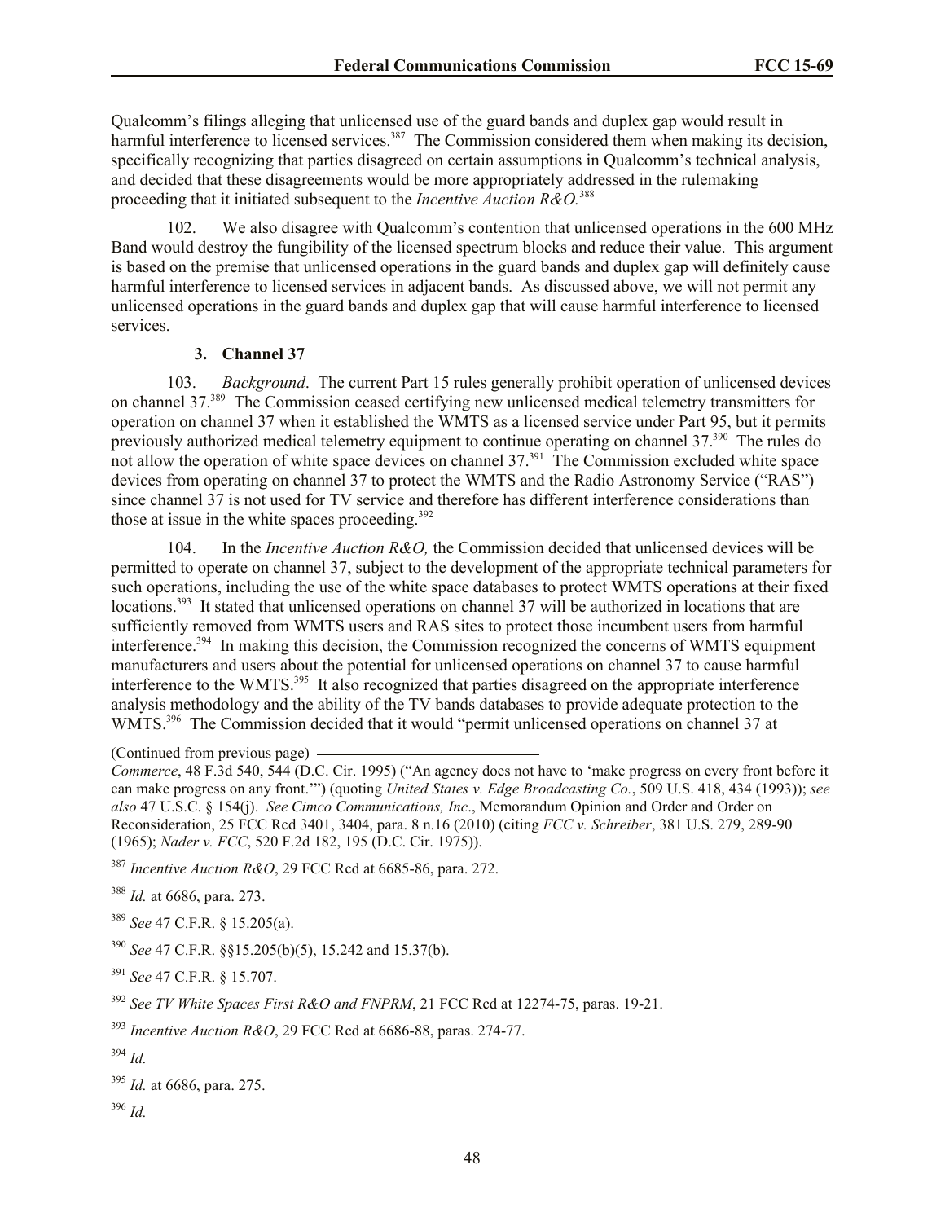Qualcomm's filings alleging that unlicensed use of the guard bands and duplex gap would result in harmful interference to licensed services.[387] The Commission considered them when making its decision, specifically recognizing that parties disagreed on certain assumptions in Qualcomm's technical analysis, and decided that these disagreements would be more appropriately addressed in the rulemaking proceeding that it initiated subsequent to the *Incentive Auction R&O.*[388]

102. We also disagree with Qualcomm's contention that unlicensed operations in the 600 MHz Band would destroy the fungibility of the licensed spectrum blocks and reduce their value. This argument is based on the premise that unlicensed operations in the guard bands and duplex gap will definitely cause harmful interference to licensed services in adjacent bands. As discussed above, we will not permit any unlicensed operations in the guard bands and duplex gap that will cause harmful interference to licensed services.

### 3. Channel 37

103. *Background*. The current Part 15 rules generally prohibit operation of unlicensed devices on channel 37.[389] The Commission ceased certifying new unlicensed medical telemetry transmitters for operation on channel 37 when it established the WMTS as a licensed service under Part 95, but it permits previously authorized medical telemetry equipment to continue operating on channel 37.[390] The rules do not allow the operation of white space devices on channel 37.[391] The Commission excluded white space devices from operating on channel 37 to protect the WMTS and the Radio Astronomy Service ("RAS") since channel 37 is not used for TV service and therefore has different interference considerations than those at issue in the white spaces proceeding.[392]

104. In the *Incentive Auction R&O,* the Commission decided that unlicensed devices will be permitted to operate on channel 37, subject to the development of the appropriate technical parameters for such operations, including the use of the white space databases to protect WMTS operations at their fixed locations.[393] It stated that unlicensed operations on channel 37 will be authorized in locations that are sufficiently removed from WMTS users and RAS sites to protect those incumbent users from harmful interference.[394] In making this decision, the Commission recognized the concerns of WMTS equipment manufacturers and users about the potential for unlicensed operations on channel 37 to cause harmful interference to the WMTS.[395] It also recognized that parties disagreed on the appropriate interference analysis methodology and the ability of the TV bands databases to provide adequate protection to the WMTS.[396] The Commission decided that it would "permit unlicensed operations on channel 37 at

(Continued from previous page)

*Commerce*, 48 F.3d 540, 544 (D.C. Cir. 1995) ("An agency does not have to 'make progress on every front before it can make progress on any front.'") (quoting *United States v. Edge Broadcasting Co.*, 509 U.S. 418, 434 (1993)); *see also* 47 U.S.C. § 154(j). *See Cimco Communications, Inc*., Memorandum Opinion and Order and Order on Reconsideration, 25 FCC Rcd 3401, 3404, para. 8 n.16 (2010) (citing *FCC v. Schreiber*, 381 U.S. 279, 289-90 (1965); *Nader v. FCC*, 520 F.2d 182, 195 (D.C. Cir. 1975)).

[387] *Incentive Auction R&O*, 29 FCC Rcd at 6685-86, para. 272.

[388] *Id.* at 6686, para. 273.

[389] *See* 47 C.F.R. § 15.205(a).

[390] *See* 47 C.F.R. §§15.205(b)(5), 15.242 and 15.37(b).

[391] *See* 47 C.F.R. § 15.707.

[392] *See TV White Spaces First R&O and FNPRM*, 21 FCC Rcd at 12274-75, paras. 19-21.

[393] *Incentive Auction R&O*, 29 FCC Rcd at 6686-88, paras. 274-77.

[394] *Id.*

[395] *Id.* at 6686, para. 275.

[396] *Id.*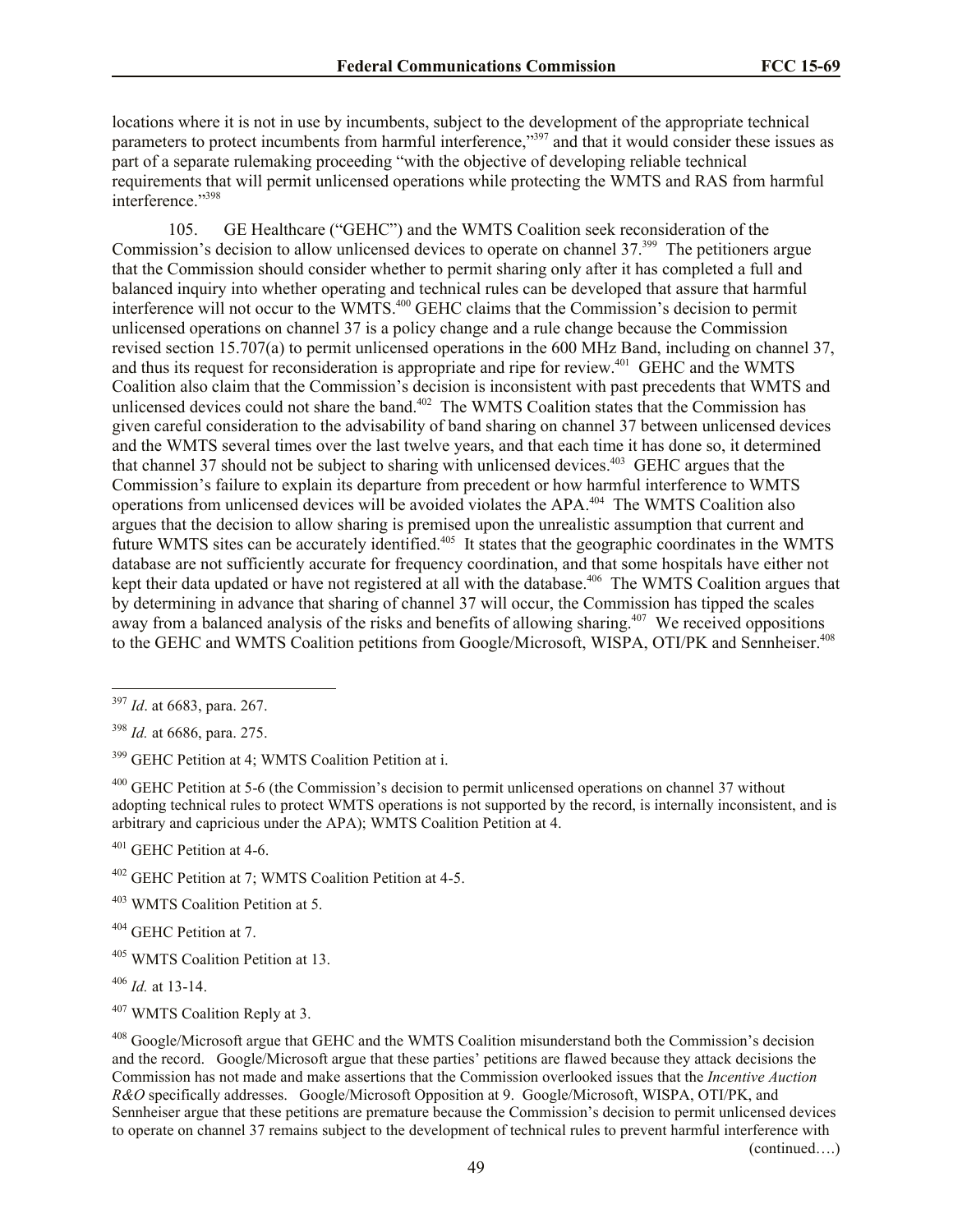locations where it is not in use by incumbents, subject to the development of the appropriate technical parameters to protect incumbents from harmful interference,"[397] and that it would consider these issues as part of a separate rulemaking proceeding "with the objective of developing reliable technical requirements that will permit unlicensed operations while protecting the WMTS and RAS from harmful interference."[398]

105. GE Healthcare ("GEHC") and the WMTS Coalition seek reconsideration of the Commission's decision to allow unlicensed devices to operate on channel 37.[399] The petitioners argue that the Commission should consider whether to permit sharing only after it has completed a full and balanced inquiry into whether operating and technical rules can be developed that assure that harmful interference will not occur to the WMTS.[400] GEHC claims that the Commission's decision to permit unlicensed operations on channel 37 is a policy change and a rule change because the Commission revised section 15.707(a) to permit unlicensed operations in the 600 MHz Band, including on channel 37, and thus its request for reconsideration is appropriate and ripe for review.[401] GEHC and the WMTS Coalition also claim that the Commission's decision is inconsistent with past precedents that WMTS and unlicensed devices could not share the band.[402] The WMTS Coalition states that the Commission has given careful consideration to the advisability of band sharing on channel 37 between unlicensed devices and the WMTS several times over the last twelve years, and that each time it has done so, it determined that channel 37 should not be subject to sharing with unlicensed devices.[403] GEHC argues that the Commission's failure to explain its departure from precedent or how harmful interference to WMTS operations from unlicensed devices will be avoided violates the APA.[404] The WMTS Coalition also argues that the decision to allow sharing is premised upon the unrealistic assumption that current and future WMTS sites can be accurately identified.[405] It states that the geographic coordinates in the WMTS database are not sufficiently accurate for frequency coordination, and that some hospitals have either not kept their data updated or have not registered at all with the database.[406] The WMTS Coalition argues that by determining in advance that sharing of channel 37 will occur, the Commission has tipped the scales away from a balanced analysis of the risks and benefits of allowing sharing.[407] We received oppositions to the GEHC and WMTS Coalition petitions from Google/Microsoft, WISPA, OTI/PK and Sennheiser.[408]

---

[397] *Id*. at 6683, para. 267.

[398] *Id.* at 6686, para. 275.

[399] GEHC Petition at 4; WMTS Coalition Petition at i.

[400] GEHC Petition at 5-6 (the Commission's decision to permit unlicensed operations on channel 37 without adopting technical rules to protect WMTS operations is not supported by the record, is internally inconsistent, and is arbitrary and capricious under the APA); WMTS Coalition Petition at 4.

[401] GEHC Petition at 4-6.

[402] GEHC Petition at 7; WMTS Coalition Petition at 4-5.

[403] WMTS Coalition Petition at 5.

[404] GEHC Petition at 7.

[405] WMTS Coalition Petition at 13.

[406] *Id.* at 13-14.

[407] WMTS Coalition Reply at 3.

[408] Google/Microsoft argue that GEHC and the WMTS Coalition misunderstand both the Commission's decision and the record. Google/Microsoft argue that these parties' petitions are flawed because they attack decisions the Commission has not made and make assertions that the Commission overlooked issues that the *Incentive Auction R&O* specifically addresses. Google/Microsoft Opposition at 9. Google/Microsoft, WISPA, OTI/PK, and Sennheiser argue that these petitions are premature because the Commission's decision to permit unlicensed devices to operate on channel 37 remains subject to the development of technical rules to prevent harmful interference with

(continued….)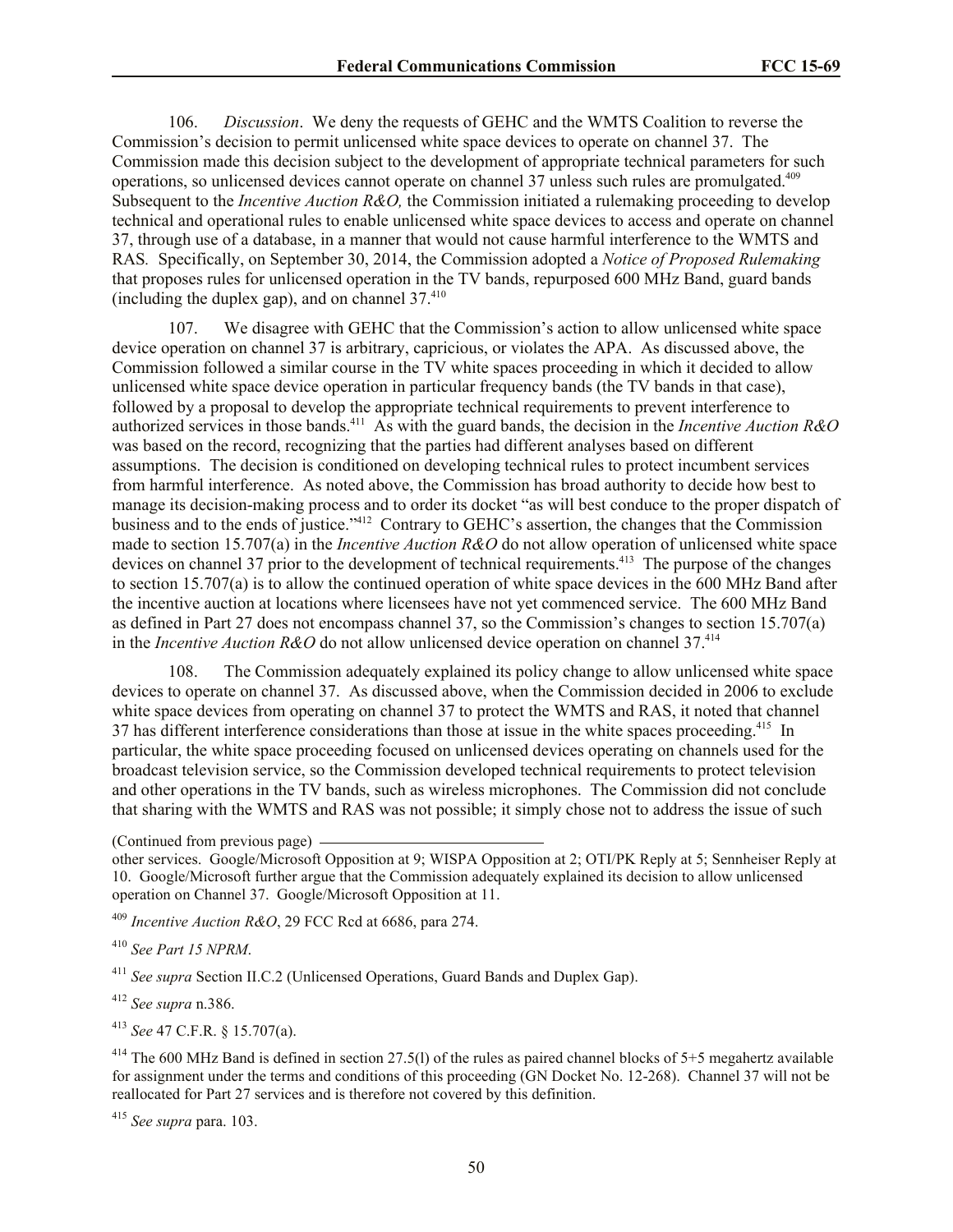106. *Discussion*. We deny the requests of GEHC and the WMTS Coalition to reverse the Commission's decision to permit unlicensed white space devices to operate on channel 37. The Commission made this decision subject to the development of appropriate technical parameters for such operations, so unlicensed devices cannot operate on channel 37 unless such rules are promulgated.[409] Subsequent to the *Incentive Auction R&O,* the Commission initiated a rulemaking proceeding to develop technical and operational rules to enable unlicensed white space devices to access and operate on channel 37, through use of a database, in a manner that would not cause harmful interference to the WMTS and RAS. Specifically, on September 30, 2014, the Commission adopted a *Notice of Proposed Rulemaking* that proposes rules for unlicensed operation in the TV bands, repurposed 600 MHz Band, guard bands (including the duplex gap), and on channel 37.[410]

107. We disagree with GEHC that the Commission's action to allow unlicensed white space device operation on channel 37 is arbitrary, capricious, or violates the APA. As discussed above, the Commission followed a similar course in the TV white spaces proceeding in which it decided to allow unlicensed white space device operation in particular frequency bands (the TV bands in that case), followed by a proposal to develop the appropriate technical requirements to prevent interference to authorized services in those bands.[411] As with the guard bands, the decision in the *Incentive Auction R&O* was based on the record, recognizing that the parties had different analyses based on different assumptions. The decision is conditioned on developing technical rules to protect incumbent services from harmful interference. As noted above, the Commission has broad authority to decide how best to manage its decision-making process and to order its docket "as will best conduce to the proper dispatch of business and to the ends of justice."[412] Contrary to GEHC's assertion, the changes that the Commission made to section 15.707(a) in the *Incentive Auction R&O* do not allow operation of unlicensed white space devices on channel 37 prior to the development of technical requirements.[413] The purpose of the changes to section 15.707(a) is to allow the continued operation of white space devices in the 600 MHz Band after the incentive auction at locations where licensees have not yet commenced service. The 600 MHz Band as defined in Part 27 does not encompass channel 37, so the Commission's changes to section 15.707(a) in the *Incentive Auction R&O* do not allow unlicensed device operation on channel 37.[414]

108. The Commission adequately explained its policy change to allow unlicensed white space devices to operate on channel 37. As discussed above, when the Commission decided in 2006 to exclude white space devices from operating on channel 37 to protect the WMTS and RAS, it noted that channel 37 has different interference considerations than those at issue in the white spaces proceeding.[415] In particular, the white space proceeding focused on unlicensed devices operating on channels used for the broadcast television service, so the Commission developed technical requirements to protect television and other operations in the TV bands, such as wireless microphones. The Commission did not conclude that sharing with the WMTS and RAS was not possible; it simply chose not to address the issue of such

(Continued from previous page)

other services. Google/Microsoft Opposition at 9; WISPA Opposition at 2; OTI/PK Reply at 5; Sennheiser Reply at 10. Google/Microsoft further argue that the Commission adequately explained its decision to allow unlicensed operation on Channel 37. Google/Microsoft Opposition at 11.

[409] *Incentive Auction R&O*, 29 FCC Rcd at 6686, para 274.

[410] *See Part 15 NPRM*.

[411] *See supra* Section II.C.2 (Unlicensed Operations, Guard Bands and Duplex Gap).

[412] *See supra* n.386.

[413] *See* 47 C.F.R. § 15.707(a).

[414] The 600 MHz Band is defined in section 27.5(l) of the rules as paired channel blocks of 5+5 megahertz available for assignment under the terms and conditions of this proceeding (GN Docket No. 12-268). Channel 37 will not be reallocated for Part 27 services and is therefore not covered by this definition.

[415] *See supra* para. 103.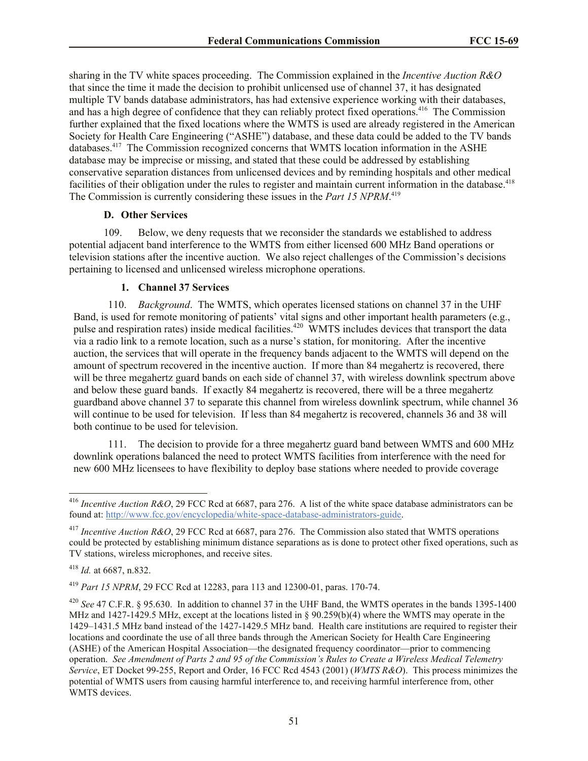sharing in the TV white spaces proceeding. The Commission explained in the *Incentive Auction R&O* that since the time it made the decision to prohibit unlicensed use of channel 37, it has designated multiple TV bands database administrators, has had extensive experience working with their databases, and has a high degree of confidence that they can reliably protect fixed operations.[416] The Commission further explained that the fixed locations where the WMTS is used are already registered in the American Society for Health Care Engineering ("ASHE") database, and these data could be added to the TV bands databases.[417] The Commission recognized concerns that WMTS location information in the ASHE database may be imprecise or missing, and stated that these could be addressed by establishing conservative separation distances from unlicensed devices and by reminding hospitals and other medical facilities of their obligation under the rules to register and maintain current information in the database.[418] The Commission is currently considering these issues in the *Part 15 NPRM*.[419]

### D. Other Services

109. Below, we deny requests that we reconsider the standards we established to address potential adjacent band interference to the WMTS from either licensed 600 MHz Band operations or television stations after the incentive auction. We also reject challenges of the Commission's decisions pertaining to licensed and unlicensed wireless microphone operations.

#### 1. Channel 37 Services

110. *Background*. The WMTS, which operates licensed stations on channel 37 in the UHF Band, is used for remote monitoring of patients' vital signs and other important health parameters (e.g., pulse and respiration rates) inside medical facilities.[420] WMTS includes devices that transport the data via a radio link to a remote location, such as a nurse's station, for monitoring. After the incentive auction, the services that will operate in the frequency bands adjacent to the WMTS will depend on the amount of spectrum recovered in the incentive auction. If more than 84 megahertz is recovered, there will be three megahertz guard bands on each side of channel 37, with wireless downlink spectrum above and below these guard bands. If exactly 84 megahertz is recovered, there will be a three megahertz guardband above channel 37 to separate this channel from wireless downlink spectrum, while channel 36 will continue to be used for television. If less than 84 megahertz is recovered, channels 36 and 38 will both continue to be used for television.

111. The decision to provide for a three megahertz guard band between WMTS and 600 MHz downlink operations balanced the need to protect WMTS facilities from interference with the need for new 600 MHz licensees to have flexibility to deploy base stations where needed to provide coverage

---

[416] *Incentive Auction R&O*, 29 FCC Rcd at 6687, para 276. A list of the white space database administrators can be found at: http://www.fcc.gov/encyclopedia/white-space-database-administrators-guide.

[417] *Incentive Auction R&O*, 29 FCC Rcd at 6687, para 276. The Commission also stated that WMTS operations could be protected by establishing minimum distance separations as is done to protect other fixed operations, such as TV stations, wireless microphones, and receive sites.

[418] *Id.* at 6687, n.832.

[419] *Part 15 NPRM*, 29 FCC Rcd at 12283, para 113 and 12300-01, paras. 170-74.

[420] *See* 47 C.F.R. § 95.630. In addition to channel 37 in the UHF Band, the WMTS operates in the bands 1395-1400 MHz and 1427-1429.5 MHz, except at the locations listed in § 90.259(b)(4) where the WMTS may operate in the 1429–1431.5 MHz band instead of the 1427-1429.5 MHz band. Health care institutions are required to register their locations and coordinate the use of all three bands through the American Society for Health Care Engineering (ASHE) of the American Hospital Association—the designated frequency coordinator—prior to commencing operation. *See Amendment of Parts 2 and 95 of the Commission's Rules to Create a Wireless Medical Telemetry Service*, ET Docket 99-255, Report and Order, 16 FCC Rcd 4543 (2001) (*WMTS R&O*). This process minimizes the potential of WMTS users from causing harmful interference to, and receiving harmful interference from, other WMTS devices.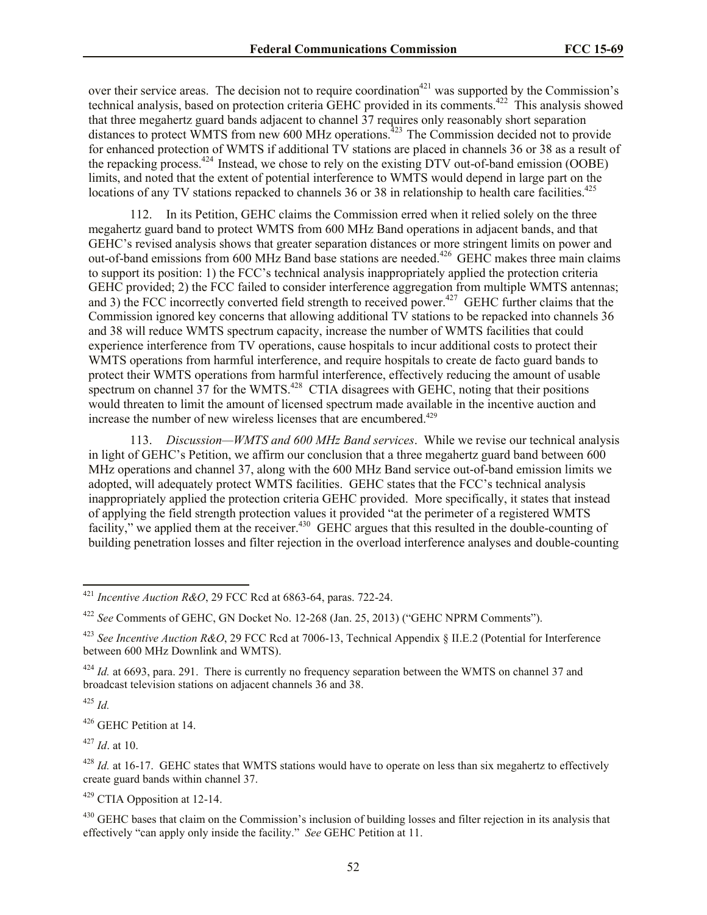over their service areas. The decision not to require coordination[421] was supported by the Commission's technical analysis, based on protection criteria GEHC provided in its comments.[422] This analysis showed that three megahertz guard bands adjacent to channel 37 requires only reasonably short separation distances to protect WMTS from new 600 MHz operations.[423] The Commission decided not to provide for enhanced protection of WMTS if additional TV stations are placed in channels 36 or 38 as a result of the repacking process.[424] Instead, we chose to rely on the existing DTV out-of-band emission (OOBE) limits, and noted that the extent of potential interference to WMTS would depend in large part on the locations of any TV stations repacked to channels 36 or 38 in relationship to health care facilities.[425]

112. In its Petition, GEHC claims the Commission erred when it relied solely on the three megahertz guard band to protect WMTS from 600 MHz Band operations in adjacent bands, and that GEHC's revised analysis shows that greater separation distances or more stringent limits on power and out-of-band emissions from 600 MHz Band base stations are needed.[426] GEHC makes three main claims to support its position: 1) the FCC's technical analysis inappropriately applied the protection criteria GEHC provided; 2) the FCC failed to consider interference aggregation from multiple WMTS antennas; and 3) the FCC incorrectly converted field strength to received power.[427] GEHC further claims that the Commission ignored key concerns that allowing additional TV stations to be repacked into channels 36 and 38 will reduce WMTS spectrum capacity, increase the number of WMTS facilities that could experience interference from TV operations, cause hospitals to incur additional costs to protect their WMTS operations from harmful interference, and require hospitals to create de facto guard bands to protect their WMTS operations from harmful interference, effectively reducing the amount of usable spectrum on channel 37 for the WMTS.[428] CTIA disagrees with GEHC, noting that their positions would threaten to limit the amount of licensed spectrum made available in the incentive auction and increase the number of new wireless licenses that are encumbered.[429]

113. *Discussion—WMTS and 600 MHz Band services*. While we revise our technical analysis in light of GEHC's Petition, we affirm our conclusion that a three megahertz guard band between 600 MHz operations and channel 37, along with the 600 MHz Band service out-of-band emission limits we adopted, will adequately protect WMTS facilities. GEHC states that the FCC's technical analysis inappropriately applied the protection criteria GEHC provided. More specifically, it states that instead of applying the field strength protection values it provided "at the perimeter of a registered WMTS facility," we applied them at the receiver.[430] GEHC argues that this resulted in the double-counting of building penetration losses and filter rejection in the overload interference analyses and double-counting

---

[421] *Incentive Auction R&O*, 29 FCC Rcd at 6863-64, paras. 722-24.

[422] *See* Comments of GEHC, GN Docket No. 12-268 (Jan. 25, 2013) ("GEHC NPRM Comments").

[423] *See Incentive Auction R&O*, 29 FCC Rcd at 7006-13, Technical Appendix § II.E.2 (Potential for Interference between 600 MHz Downlink and WMTS).

[424] *Id.* at 6693, para. 291. There is currently no frequency separation between the WMTS on channel 37 and broadcast television stations on adjacent channels 36 and 38.

[425] *Id.*

[426] GEHC Petition at 14.

[427] *Id*. at 10.

[428] *Id.* at 16-17. GEHC states that WMTS stations would have to operate on less than six megahertz to effectively create guard bands within channel 37.

[429] CTIA Opposition at 12-14.

[430] GEHC bases that claim on the Commission's inclusion of building losses and filter rejection in its analysis that effectively "can apply only inside the facility." *See* GEHC Petition at 11.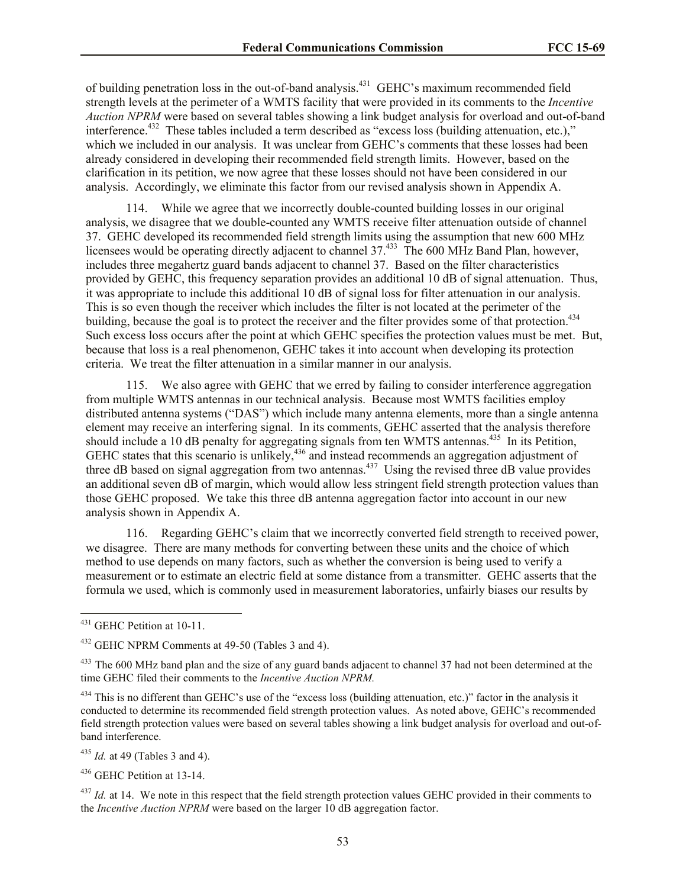of building penetration loss in the out-of-band analysis.[431] GEHC's maximum recommended field strength levels at the perimeter of a WMTS facility that were provided in its comments to the *Incentive Auction NPRM* were based on several tables showing a link budget analysis for overload and out-of-band interference.[432] These tables included a term described as "excess loss (building attenuation, etc.)," which we included in our analysis. It was unclear from GEHC's comments that these losses had been already considered in developing their recommended field strength limits. However, based on the clarification in its petition, we now agree that these losses should not have been considered in our analysis. Accordingly, we eliminate this factor from our revised analysis shown in Appendix A.

114. While we agree that we incorrectly double-counted building losses in our original analysis, we disagree that we double-counted any WMTS receive filter attenuation outside of channel 37. GEHC developed its recommended field strength limits using the assumption that new 600 MHz licensees would be operating directly adjacent to channel 37.[433] The 600 MHz Band Plan, however, includes three megahertz guard bands adjacent to channel 37. Based on the filter characteristics provided by GEHC, this frequency separation provides an additional 10 dB of signal attenuation. Thus, it was appropriate to include this additional 10 dB of signal loss for filter attenuation in our analysis. This is so even though the receiver which includes the filter is not located at the perimeter of the building, because the goal is to protect the receiver and the filter provides some of that protection.[434] Such excess loss occurs after the point at which GEHC specifies the protection values must be met. But, because that loss is a real phenomenon, GEHC takes it into account when developing its protection criteria. We treat the filter attenuation in a similar manner in our analysis.

115. We also agree with GEHC that we erred by failing to consider interference aggregation from multiple WMTS antennas in our technical analysis. Because most WMTS facilities employ distributed antenna systems ("DAS") which include many antenna elements, more than a single antenna element may receive an interfering signal. In its comments, GEHC asserted that the analysis therefore should include a 10 dB penalty for aggregating signals from ten WMTS antennas.[435] In its Petition, GEHC states that this scenario is unlikely,[436] and instead recommends an aggregation adjustment of three dB based on signal aggregation from two antennas.[437] Using the revised three dB value provides an additional seven dB of margin, which would allow less stringent field strength protection values than those GEHC proposed. We take this three dB antenna aggregation factor into account in our new analysis shown in Appendix A.

116. Regarding GEHC's claim that we incorrectly converted field strength to received power, we disagree. There are many methods for converting between these units and the choice of which method to use depends on many factors, such as whether the conversion is being used to verify a measurement or to estimate an electric field at some distance from a transmitter. GEHC asserts that the formula we used, which is commonly used in measurement laboratories, unfairly biases our results by

---

[431] GEHC Petition at 10-11.

[432] GEHC NPRM Comments at 49-50 (Tables 3 and 4).

[433] The 600 MHz band plan and the size of any guard bands adjacent to channel 37 had not been determined at the time GEHC filed their comments to the *Incentive Auction NPRM.*

[434] This is no different than GEHC's use of the "excess loss (building attenuation, etc.)" factor in the analysis it conducted to determine its recommended field strength protection values. As noted above, GEHC's recommended field strength protection values were based on several tables showing a link budget analysis for overload and out-of-band interference.

[435] *Id.* at 49 (Tables 3 and 4).

[436] GEHC Petition at 13-14.

[437] *Id.* at 14. We note in this respect that the field strength protection values GEHC provided in their comments to the *Incentive Auction NPRM* were based on the larger 10 dB aggregation factor.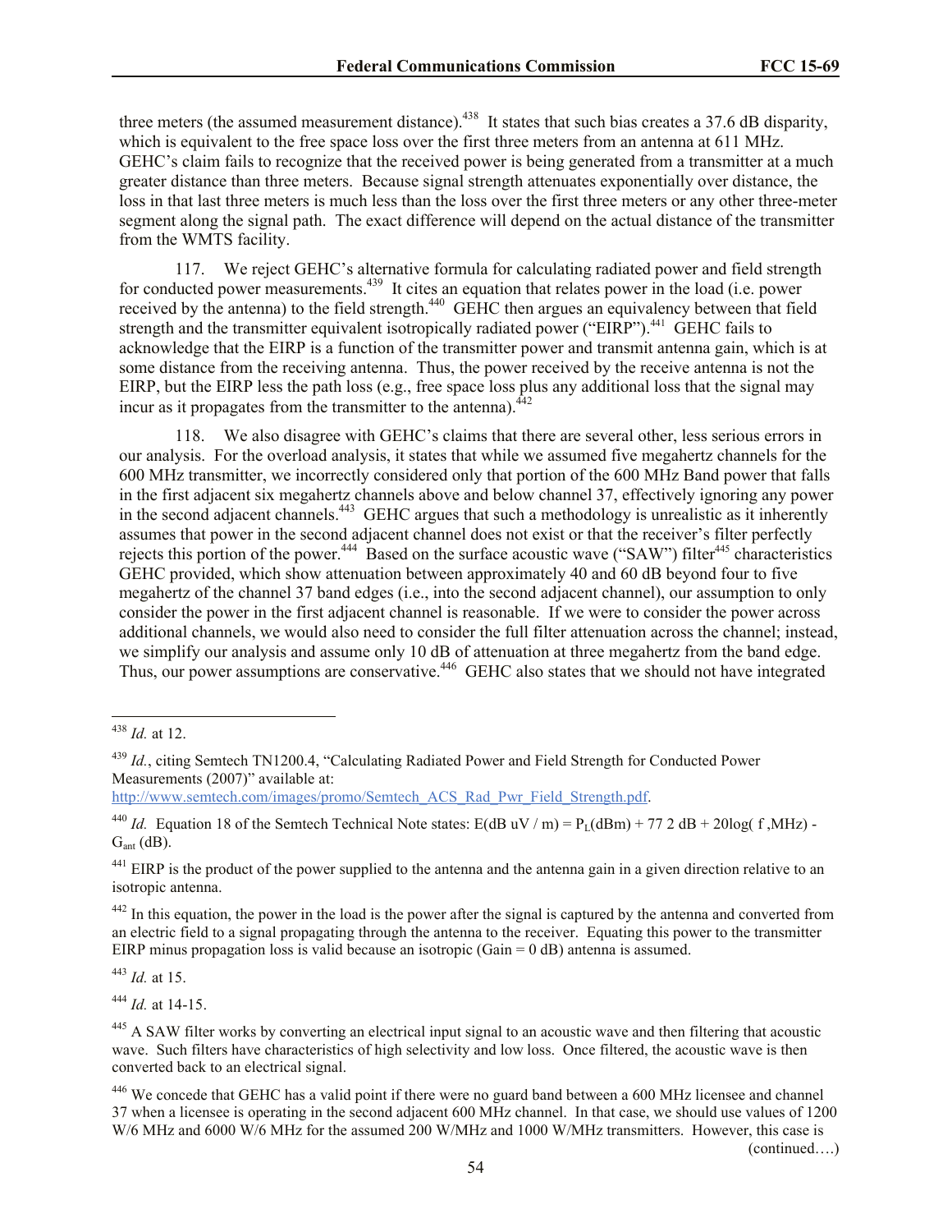three meters (the assumed measurement distance).[438] It states that such bias creates a 37.6 dB disparity, which is equivalent to the free space loss over the first three meters from an antenna at 611 MHz. GEHC's claim fails to recognize that the received power is being generated from a transmitter at a much greater distance than three meters. Because signal strength attenuates exponentially over distance, the loss in that last three meters is much less than the loss over the first three meters or any other three-meter segment along the signal path. The exact difference will depend on the actual distance of the transmitter from the WMTS facility.

117. We reject GEHC's alternative formula for calculating radiated power and field strength for conducted power measurements.[439] It cites an equation that relates power in the load (i.e. power received by the antenna) to the field strength.[440] GEHC then argues an equivalency between that field strength and the transmitter equivalent isotropically radiated power ("EIRP").[441] GEHC fails to acknowledge that the EIRP is a function of the transmitter power and transmit antenna gain, which is at some distance from the receiving antenna. Thus, the power received by the receive antenna is not the EIRP, but the EIRP less the path loss (e.g., free space loss plus any additional loss that the signal may incur as it propagates from the transmitter to the antenna).[442]

118. We also disagree with GEHC's claims that there are several other, less serious errors in our analysis. For the overload analysis, it states that while we assumed five megahertz channels for the 600 MHz transmitter, we incorrectly considered only that portion of the 600 MHz Band power that falls in the first adjacent six megahertz channels above and below channel 37, effectively ignoring any power in the second adjacent channels.[443] GEHC argues that such a methodology is unrealistic as it inherently assumes that power in the second adjacent channel does not exist or that the receiver's filter perfectly rejects this portion of the power.[444] Based on the surface acoustic wave ("SAW") filter[445] characteristics GEHC provided, which show attenuation between approximately 40 and 60 dB beyond four to five megahertz of the channel 37 band edges (i.e., into the second adjacent channel), our assumption to only consider the power in the first adjacent channel is reasonable. If we were to consider the power across additional channels, we would also need to consider the full filter attenuation across the channel; instead, we simplify our analysis and assume only 10 dB of attenuation at three megahertz from the band edge. Thus, our power assumptions are conservative.[446] GEHC also states that we should not have integrated

---

[438] *Id.* at 12.

[439] *Id.*, citing Semtech TN1200.4, "Calculating Radiated Power and Field Strength for Conducted Power Measurements (2007)" available at: http://www.semtech.com/images/promo/Semtech_ACS_Rad_Pwr_Field_Strength.pdf.

[440] *Id.* Equation 18 of the Semtech Technical Note states: $E(\text{dB uV / m}) = P_L(\text{dBm}) + 77\ 2\ \text{dB} + 20\log(\ f\ ,\text{MHz}) - G_{ant}\ (\text{dB})$.

[441] EIRP is the product of the power supplied to the antenna and the antenna gain in a given direction relative to an isotropic antenna.

[442] In this equation, the power in the load is the power after the signal is captured by the antenna and converted from an electric field to a signal propagating through the antenna to the receiver. Equating this power to the transmitter EIRP minus propagation loss is valid because an isotropic (Gain = 0 dB) antenna is assumed.

[443] *Id.* at 15.

[444] *Id.* at 14-15.

[445] A SAW filter works by converting an electrical input signal to an acoustic wave and then filtering that acoustic wave. Such filters have characteristics of high selectivity and low loss. Once filtered, the acoustic wave is then converted back to an electrical signal.

[446] We concede that GEHC has a valid point if there were no guard band between a 600 MHz licensee and channel 37 when a licensee is operating in the second adjacent 600 MHz channel. In that case, we should use values of 1200 W/6 MHz and 6000 W/6 MHz for the assumed 200 W/MHz and 1000 W/MHz transmitters. However, this case is (continued….)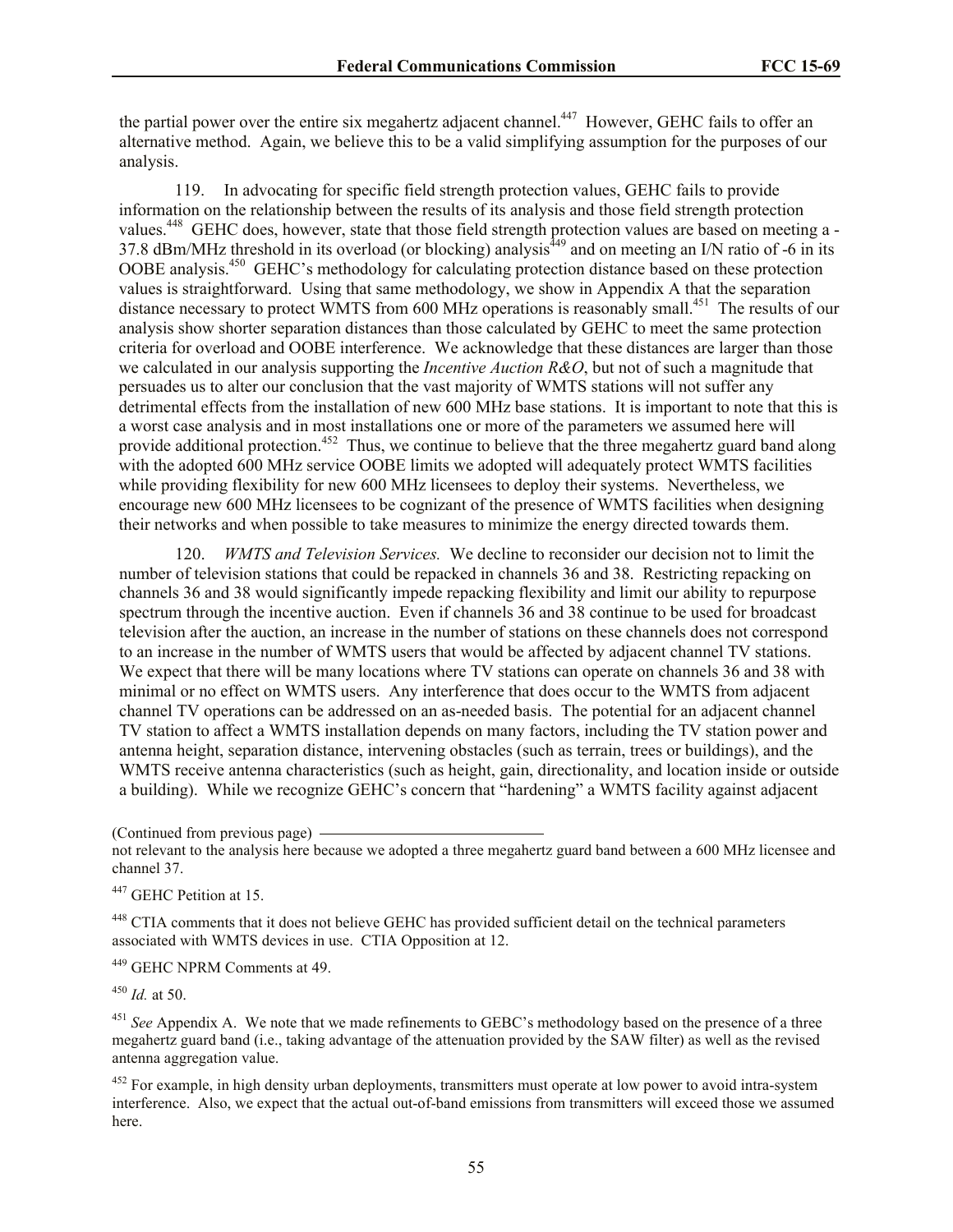the partial power over the entire six megahertz adjacent channel.[447] However, GEHC fails to offer an alternative method. Again, we believe this to be a valid simplifying assumption for the purposes of our analysis.

119. In advocating for specific field strength protection values, GEHC fails to provide information on the relationship between the results of its analysis and those field strength protection values.[448] GEHC does, however, state that those field strength protection values are based on meeting a -37.8 dBm/MHz threshold in its overload (or blocking) analysis[449] and on meeting an I/N ratio of -6 in its OOBE analysis.[450] GEHC's methodology for calculating protection distance based on these protection values is straightforward. Using that same methodology, we show in Appendix A that the separation distance necessary to protect WMTS from 600 MHz operations is reasonably small.[451] The results of our analysis show shorter separation distances than those calculated by GEHC to meet the same protection criteria for overload and OOBE interference. We acknowledge that these distances are larger than those we calculated in our analysis supporting the *Incentive Auction R&O*, but not of such a magnitude that persuades us to alter our conclusion that the vast majority of WMTS stations will not suffer any detrimental effects from the installation of new 600 MHz base stations. It is important to note that this is a worst case analysis and in most installations one or more of the parameters we assumed here will provide additional protection.[452] Thus, we continue to believe that the three megahertz guard band along with the adopted 600 MHz service OOBE limits we adopted will adequately protect WMTS facilities while providing flexibility for new 600 MHz licensees to deploy their systems. Nevertheless, we encourage new 600 MHz licensees to be cognizant of the presence of WMTS facilities when designing their networks and when possible to take measures to minimize the energy directed towards them.

120. *WMTS and Television Services.* We decline to reconsider our decision not to limit the number of television stations that could be repacked in channels 36 and 38. Restricting repacking on channels 36 and 38 would significantly impede repacking flexibility and limit our ability to repurpose spectrum through the incentive auction. Even if channels 36 and 38 continue to be used for broadcast television after the auction, an increase in the number of stations on these channels does not correspond to an increase in the number of WMTS users that would be affected by adjacent channel TV stations. We expect that there will be many locations where TV stations can operate on channels 36 and 38 with minimal or no effect on WMTS users. Any interference that does occur to the WMTS from adjacent channel TV operations can be addressed on an as-needed basis. The potential for an adjacent channel TV station to affect a WMTS installation depends on many factors, including the TV station power and antenna height, separation distance, intervening obstacles (such as terrain, trees or buildings), and the WMTS receive antenna characteristics (such as height, gain, directionality, and location inside or outside a building). While we recognize GEHC's concern that "hardening" a WMTS facility against adjacent

(Continued from previous page)
not relevant to the analysis here because we adopted a three megahertz guard band between a 600 MHz licensee and channel 37.

[447] GEHC Petition at 15.

[448] CTIA comments that it does not believe GEHC has provided sufficient detail on the technical parameters associated with WMTS devices in use. CTIA Opposition at 12.

[449] GEHC NPRM Comments at 49.

[450] *Id.* at 50.

[451] *See* Appendix A. We note that we made refinements to GEBC's methodology based on the presence of a three megahertz guard band (i.e., taking advantage of the attenuation provided by the SAW filter) as well as the revised antenna aggregation value.

[452] For example, in high density urban deployments, transmitters must operate at low power to avoid intra-system interference. Also, we expect that the actual out-of-band emissions from transmitters will exceed those we assumed here.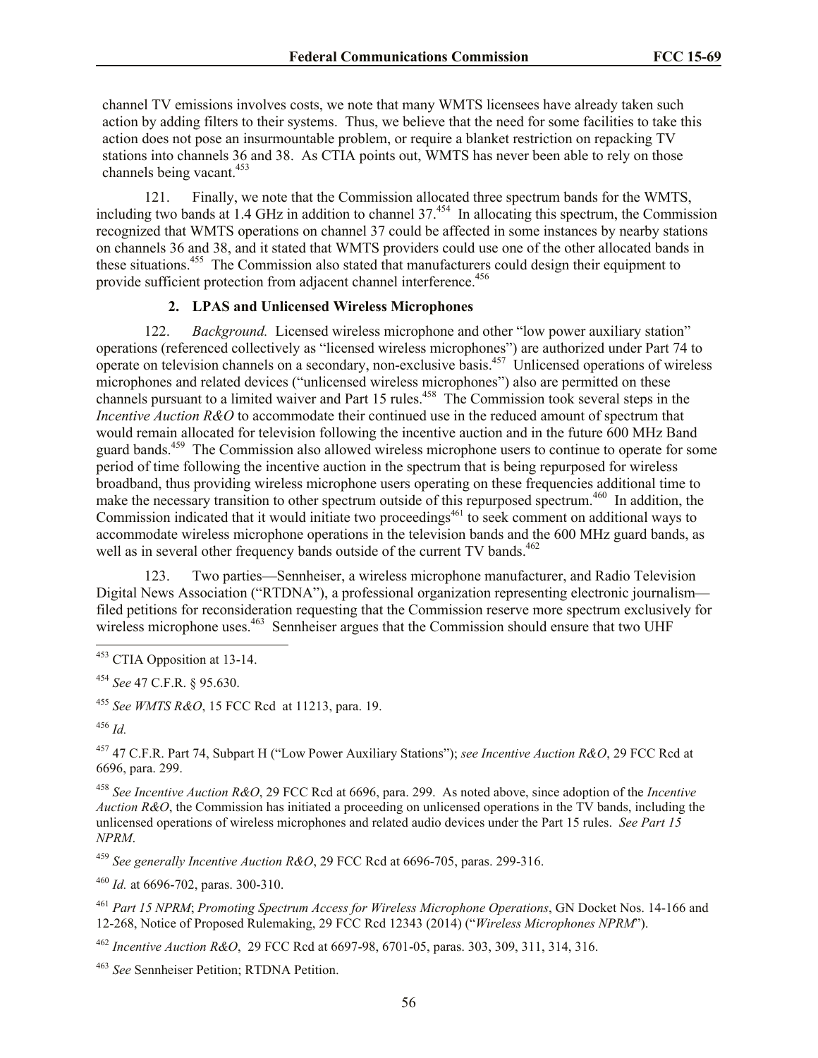channel TV emissions involves costs, we note that many WMTS licensees have already taken such action by adding filters to their systems. Thus, we believe that the need for some facilities to take this action does not pose an insurmountable problem, or require a blanket restriction on repacking TV stations into channels 36 and 38. As CTIA points out, WMTS has never been able to rely on those channels being vacant.[453]

121. Finally, we note that the Commission allocated three spectrum bands for the WMTS, including two bands at 1.4 GHz in addition to channel 37.[454] In allocating this spectrum, the Commission recognized that WMTS operations on channel 37 could be affected in some instances by nearby stations on channels 36 and 38, and it stated that WMTS providers could use one of the other allocated bands in these situations.[455] The Commission also stated that manufacturers could design their equipment to provide sufficient protection from adjacent channel interference.[456]

### 2. LPAS and Unlicensed Wireless Microphones

122. *Background.* Licensed wireless microphone and other "low power auxiliary station" operations (referenced collectively as "licensed wireless microphones") are authorized under Part 74 to operate on television channels on a secondary, non-exclusive basis.[457] Unlicensed operations of wireless microphones and related devices ("unlicensed wireless microphones") also are permitted on these channels pursuant to a limited waiver and Part 15 rules.[458] The Commission took several steps in the *Incentive Auction R&O* to accommodate their continued use in the reduced amount of spectrum that would remain allocated for television following the incentive auction and in the future 600 MHz Band guard bands.[459] The Commission also allowed wireless microphone users to continue to operate for some period of time following the incentive auction in the spectrum that is being repurposed for wireless broadband, thus providing wireless microphone users operating on these frequencies additional time to make the necessary transition to other spectrum outside of this repurposed spectrum.[460] In addition, the Commission indicated that it would initiate two proceedings[461] to seek comment on additional ways to accommodate wireless microphone operations in the television bands and the 600 MHz guard bands, as well as in several other frequency bands outside of the current TV bands.[462]

123. Two parties—Sennheiser, a wireless microphone manufacturer, and Radio Television Digital News Association ("RTDNA"), a professional organization representing electronic journalism—filed petitions for reconsideration requesting that the Commission reserve more spectrum exclusively for wireless microphone uses.[463] Sennheiser argues that the Commission should ensure that two UHF

---

[453] CTIA Opposition at 13-14.

[454] *See* 47 C.F.R. § 95.630.

[455] *See WMTS R&O*, 15 FCC Rcd at 11213, para. 19.

[456] *Id.*

[457] 47 C.F.R. Part 74, Subpart H ("Low Power Auxiliary Stations"); *see Incentive Auction R&O*, 29 FCC Rcd at 6696, para. 299.

[458] *See Incentive Auction R&O*, 29 FCC Rcd at 6696, para. 299. As noted above, since adoption of the *Incentive Auction R&O*, the Commission has initiated a proceeding on unlicensed operations in the TV bands, including the unlicensed operations of wireless microphones and related audio devices under the Part 15 rules. *See Part 15 NPRM*.

[459] *See generally Incentive Auction R&O*, 29 FCC Rcd at 6696-705, paras. 299-316.

[460] *Id.* at 6696-702, paras. 300-310.

[461] *Part 15 NPRM*; *Promoting Spectrum Access for Wireless Microphone Operations*, GN Docket Nos. 14-166 and 12-268, Notice of Proposed Rulemaking, 29 FCC Rcd 12343 (2014) ("*Wireless Microphones NPRM*").

[462] *Incentive Auction R&O*, 29 FCC Rcd at 6697-98, 6701-05, paras. 303, 309, 311, 314, 316.

[463] *See* Sennheiser Petition; RTDNA Petition.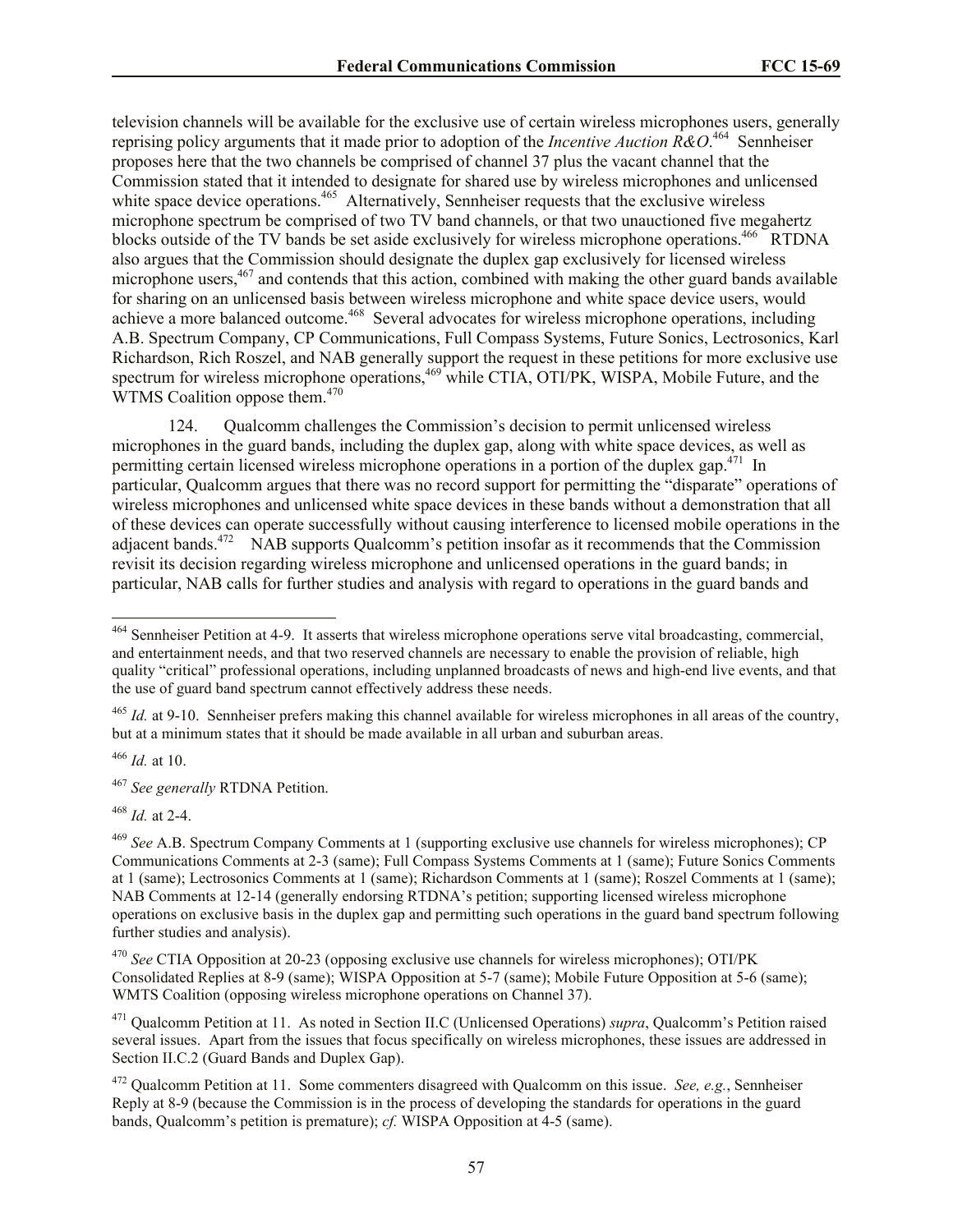television channels will be available for the exclusive use of certain wireless microphones users, generally reprising policy arguments that it made prior to adoption of the *Incentive Auction R&O*.[464] Sennheiser proposes here that the two channels be comprised of channel 37 plus the vacant channel that the Commission stated that it intended to designate for shared use by wireless microphones and unlicensed white space device operations.[465] Alternatively, Sennheiser requests that the exclusive wireless microphone spectrum be comprised of two TV band channels, or that two unauctioned five megahertz blocks outside of the TV bands be set aside exclusively for wireless microphone operations.[466] RTDNA also argues that the Commission should designate the duplex gap exclusively for licensed wireless microphone users,[467] and contends that this action, combined with making the other guard bands available for sharing on an unlicensed basis between wireless microphone and white space device users, would achieve a more balanced outcome.[468] Several advocates for wireless microphone operations, including A.B. Spectrum Company, CP Communications, Full Compass Systems, Future Sonics, Lectrosonics, Karl Richardson, Rich Roszel, and NAB generally support the request in these petitions for more exclusive use spectrum for wireless microphone operations,[469] while CTIA, OTI/PK, WISPA, Mobile Future, and the WTMS Coalition oppose them.[470]

124. Qualcomm challenges the Commission's decision to permit unlicensed wireless microphones in the guard bands, including the duplex gap, along with white space devices, as well as permitting certain licensed wireless microphone operations in a portion of the duplex gap.[471] In particular, Qualcomm argues that there was no record support for permitting the "disparate" operations of wireless microphones and unlicensed white space devices in these bands without a demonstration that all of these devices can operate successfully without causing interference to licensed mobile operations in the adjacent bands.[472] NAB supports Qualcomm's petition insofar as it recommends that the Commission revisit its decision regarding wireless microphone and unlicensed operations in the guard bands; in particular, NAB calls for further studies and analysis with regard to operations in the guard bands and

---

[464] Sennheiser Petition at 4-9. It asserts that wireless microphone operations serve vital broadcasting, commercial, and entertainment needs, and that two reserved channels are necessary to enable the provision of reliable, high quality "critical" professional operations, including unplanned broadcasts of news and high-end live events, and that the use of guard band spectrum cannot effectively address these needs.

[465] *Id.* at 9-10. Sennheiser prefers making this channel available for wireless microphones in all areas of the country, but at a minimum states that it should be made available in all urban and suburban areas.

[466] *Id.* at 10.

[467] *See generally* RTDNA Petition.

[468] *Id.* at 2-4.

[469] *See* A.B. Spectrum Company Comments at 1 (supporting exclusive use channels for wireless microphones); CP Communications Comments at 2-3 (same); Full Compass Systems Comments at 1 (same); Future Sonics Comments at 1 (same); Lectrosonics Comments at 1 (same); Richardson Comments at 1 (same); Roszel Comments at 1 (same); NAB Comments at 12-14 (generally endorsing RTDNA's petition; supporting licensed wireless microphone operations on exclusive basis in the duplex gap and permitting such operations in the guard band spectrum following further studies and analysis).

[470] *See* CTIA Opposition at 20-23 (opposing exclusive use channels for wireless microphones); OTI/PK Consolidated Replies at 8-9 (same); WISPA Opposition at 5-7 (same); Mobile Future Opposition at 5-6 (same); WMTS Coalition (opposing wireless microphone operations on Channel 37).

[471] Qualcomm Petition at 11. As noted in Section II.C (Unlicensed Operations) *supra*, Qualcomm's Petition raised several issues. Apart from the issues that focus specifically on wireless microphones, these issues are addressed in Section II.C.2 (Guard Bands and Duplex Gap).

[472] Qualcomm Petition at 11. Some commenters disagreed with Qualcomm on this issue. *See, e.g.*, Sennheiser Reply at 8-9 (because the Commission is in the process of developing the standards for operations in the guard bands, Qualcomm's petition is premature); *cf.* WISPA Opposition at 4-5 (same).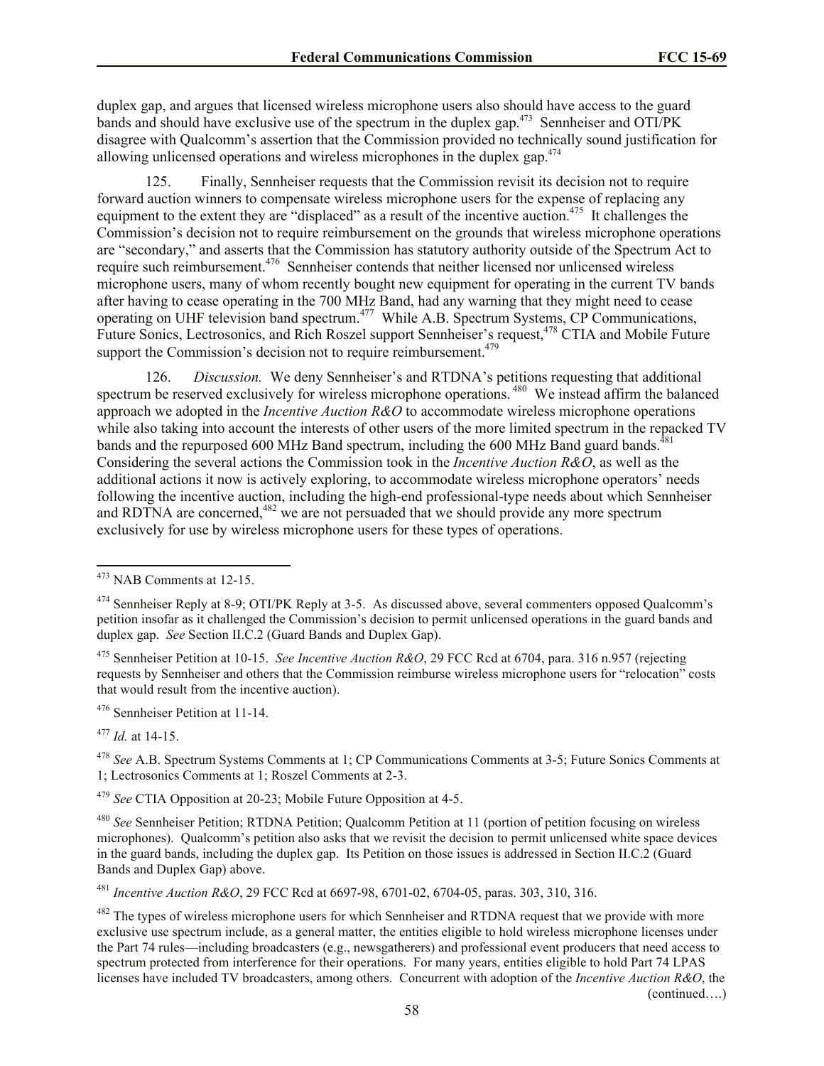duplex gap, and argues that licensed wireless microphone users also should have access to the guard bands and should have exclusive use of the spectrum in the duplex gap.[473] Sennheiser and OTI/PK disagree with Qualcomm's assertion that the Commission provided no technically sound justification for allowing unlicensed operations and wireless microphones in the duplex gap.[474]

125. Finally, Sennheiser requests that the Commission revisit its decision not to require forward auction winners to compensate wireless microphone users for the expense of replacing any equipment to the extent they are "displaced" as a result of the incentive auction.[475] It challenges the Commission's decision not to require reimbursement on the grounds that wireless microphone operations are "secondary," and asserts that the Commission has statutory authority outside of the Spectrum Act to require such reimbursement.[476] Sennheiser contends that neither licensed nor unlicensed wireless microphone users, many of whom recently bought new equipment for operating in the current TV bands after having to cease operating in the 700 MHz Band, had any warning that they might need to cease operating on UHF television band spectrum.[477] While A.B. Spectrum Systems, CP Communications, Future Sonics, Lectrosonics, and Rich Roszel support Sennheiser's request,[478] CTIA and Mobile Future support the Commission's decision not to require reimbursement.[479]

126. *Discussion.* We deny Sennheiser's and RTDNA's petitions requesting that additional spectrum be reserved exclusively for wireless microphone operations.[480] We instead affirm the balanced approach we adopted in the *Incentive Auction R&O* to accommodate wireless microphone operations while also taking into account the interests of other users of the more limited spectrum in the repacked TV bands and the repurposed 600 MHz Band spectrum, including the 600 MHz Band guard bands.[481] Considering the several actions the Commission took in the *Incentive Auction R&O*, as well as the additional actions it now is actively exploring, to accommodate wireless microphone operators' needs following the incentive auction, including the high-end professional-type needs about which Sennheiser and RDTNA are concerned,[482] we are not persuaded that we should provide any more spectrum exclusively for use by wireless microphone users for these types of operations.

---

[473] NAB Comments at 12-15.

[474] Sennheiser Reply at 8-9; OTI/PK Reply at 3-5. As discussed above, several commenters opposed Qualcomm's petition insofar as it challenged the Commission's decision to permit unlicensed operations in the guard bands and duplex gap. *See* Section II.C.2 (Guard Bands and Duplex Gap).

[475] Sennheiser Petition at 10-15. *See Incentive Auction R&O*, 29 FCC Rcd at 6704, para. 316 n.957 (rejecting requests by Sennheiser and others that the Commission reimburse wireless microphone users for "relocation" costs that would result from the incentive auction).

[476] Sennheiser Petition at 11-14.

[477] *Id.* at 14-15.

[478] *See* A.B. Spectrum Systems Comments at 1; CP Communications Comments at 3-5; Future Sonics Comments at 1; Lectrosonics Comments at 1; Roszel Comments at 2-3.

[479] *See* CTIA Opposition at 20-23; Mobile Future Opposition at 4-5.

[480] *See* Sennheiser Petition; RTDNA Petition; Qualcomm Petition at 11 (portion of petition focusing on wireless microphones). Qualcomm's petition also asks that we revisit the decision to permit unlicensed white space devices in the guard bands, including the duplex gap. Its Petition on those issues is addressed in Section II.C.2 (Guard Bands and Duplex Gap) above.

[481] *Incentive Auction R&O*, 29 FCC Rcd at 6697-98, 6701-02, 6704-05, paras. 303, 310, 316.

[482] The types of wireless microphone users for which Sennheiser and RTDNA request that we provide with more exclusive use spectrum include, as a general matter, the entities eligible to hold wireless microphone licenses under the Part 74 rules—including broadcasters (e.g., newsgatherers) and professional event producers that need access to spectrum protected from interference for their operations. For many years, entities eligible to hold Part 74 LPAS licenses have included TV broadcasters, among others. Concurrent with adoption of the *Incentive Auction R&O*, the (continued….)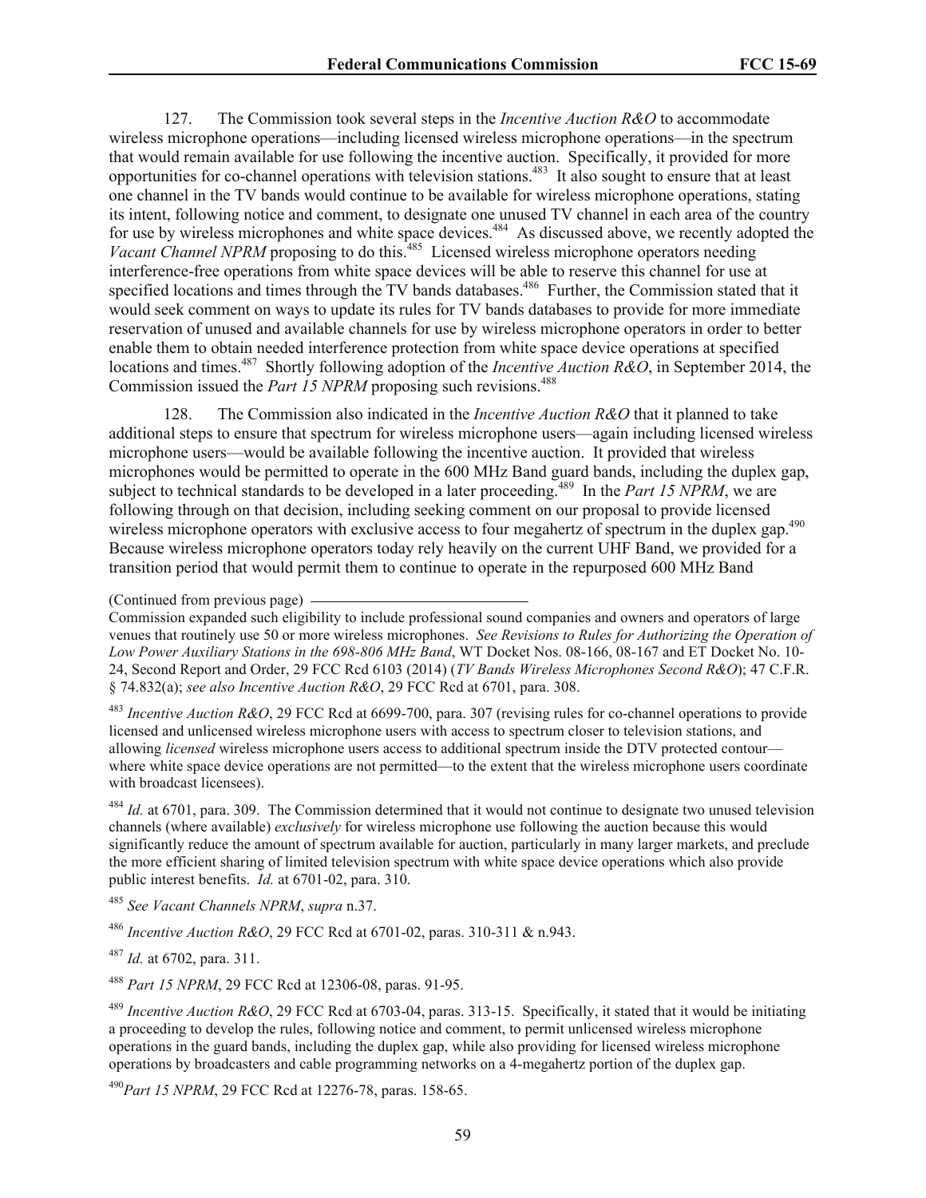127. The Commission took several steps in the *Incentive Auction R&O* to accommodate wireless microphone operations—including licensed wireless microphone operations—in the spectrum that would remain available for use following the incentive auction. Specifically, it provided for more opportunities for co-channel operations with television stations.[483] It also sought to ensure that at least one channel in the TV bands would continue to be available for wireless microphone operations, stating its intent, following notice and comment, to designate one unused TV channel in each area of the country for use by wireless microphones and white space devices.[484] As discussed above, we recently adopted the *Vacant Channel NPRM* proposing to do this.[485] Licensed wireless microphone operators needing interference-free operations from white space devices will be able to reserve this channel for use at specified locations and times through the TV bands databases.[486] Further, the Commission stated that it would seek comment on ways to update its rules for TV bands databases to provide for more immediate reservation of unused and available channels for use by wireless microphone operators in order to better enable them to obtain needed interference protection from white space device operations at specified locations and times.[487] Shortly following adoption of the *Incentive Auction R&O*, in September 2014, the Commission issued the *Part 15 NPRM* proposing such revisions.[488]

128. The Commission also indicated in the *Incentive Auction R&O* that it planned to take additional steps to ensure that spectrum for wireless microphone users—again including licensed wireless microphone users—would be available following the incentive auction. It provided that wireless microphones would be permitted to operate in the 600 MHz Band guard bands, including the duplex gap, subject to technical standards to be developed in a later proceeding.[489] In the *Part 15 NPRM*, we are following through on that decision, including seeking comment on our proposal to provide licensed wireless microphone operators with exclusive access to four megahertz of spectrum in the duplex gap.[490] Because wireless microphone operators today rely heavily on the current UHF Band, we provided for a transition period that would permit them to continue to operate in the repurposed 600 MHz Band

(Continued from previous page)

Commission expanded such eligibility to include professional sound companies and owners and operators of large venues that routinely use 50 or more wireless microphones. *See Revisions to Rules for Authorizing the Operation of Low Power Auxiliary Stations in the 698-806 MHz Band*, WT Docket Nos. 08-166, 08-167 and ET Docket No. 10-24, Second Report and Order, 29 FCC Rcd 6103 (2014) (*TV Bands Wireless Microphones Second R&O*); 47 C.F.R. § 74.832(a); *see also Incentive Auction R&O*, 29 FCC Rcd at 6701, para. 308.

[483] *Incentive Auction R&O*, 29 FCC Rcd at 6699-700, para. 307 (revising rules for co-channel operations to provide licensed and unlicensed wireless microphone users with access to spectrum closer to television stations, and allowing *licensed* wireless microphone users access to additional spectrum inside the DTV protected contour—where white space device operations are not permitted—to the extent that the wireless microphone users coordinate with broadcast licensees).

[484] *Id.* at 6701, para. 309. The Commission determined that it would not continue to designate two unused television channels (where available) *exclusively* for wireless microphone use following the auction because this would significantly reduce the amount of spectrum available for auction, particularly in many larger markets, and preclude the more efficient sharing of limited television spectrum with white space device operations which also provide public interest benefits. *Id.* at 6701-02, para. 310.

[485] *See Vacant Channels NPRM*, *supra* n.37.

[486] *Incentive Auction R&O*, 29 FCC Rcd at 6701-02, paras. 310-311 & n.943.

[487] *Id.* at 6702, para. 311.

[488] *Part 15 NPRM*, 29 FCC Rcd at 12306-08, paras. 91-95.

[489] *Incentive Auction R&O*, 29 FCC Rcd at 6703-04, paras. 313-15. Specifically, it stated that it would be initiating a proceeding to develop the rules, following notice and comment, to permit unlicensed wireless microphone operations in the guard bands, including the duplex gap, while also providing for licensed wireless microphone operations by broadcasters and cable programming networks on a 4-megahertz portion of the duplex gap.

[490] *Part 15 NPRM*, 29 FCC Rcd at 12276-78, paras. 158-65.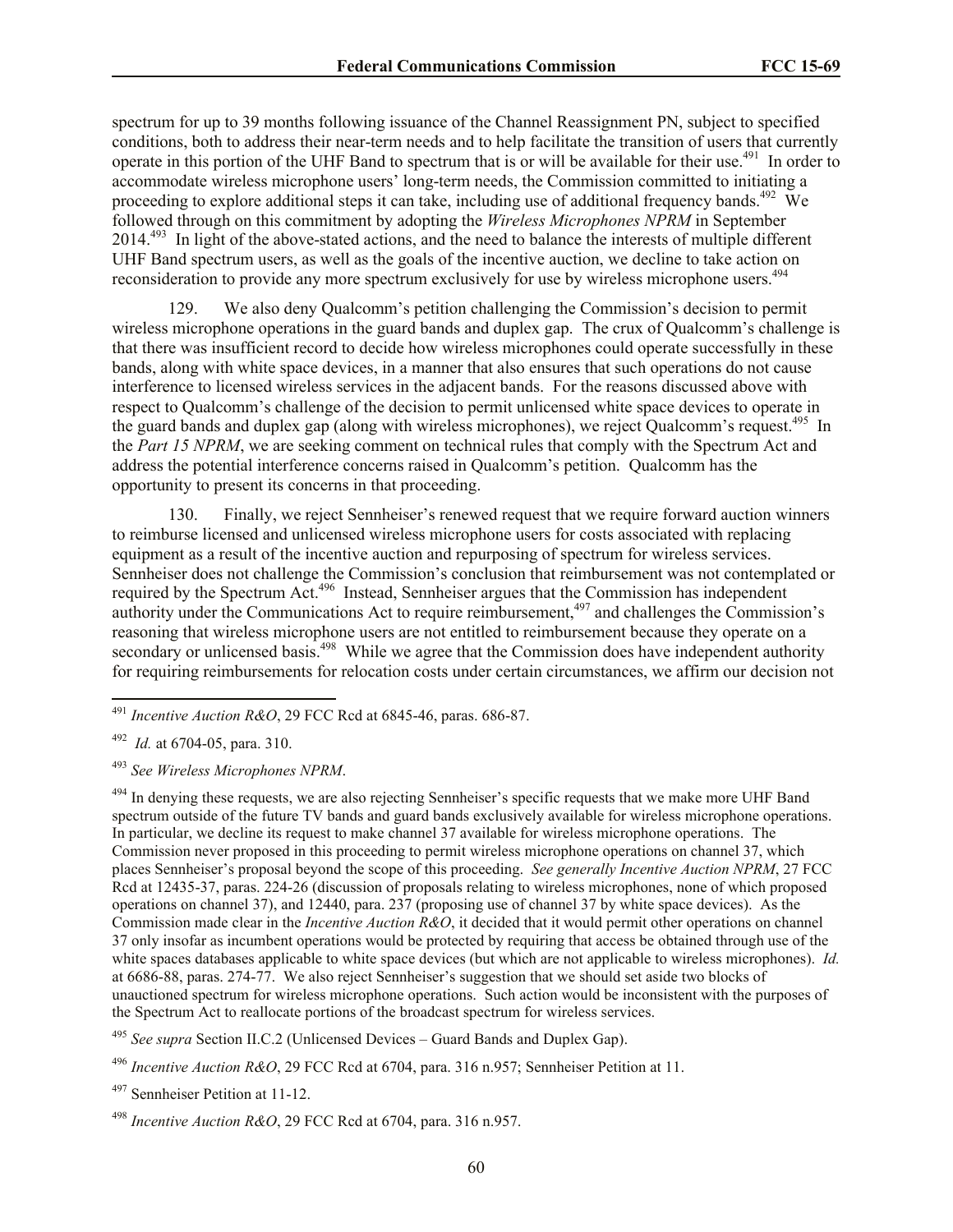spectrum for up to 39 months following issuance of the Channel Reassignment PN, subject to specified conditions, both to address their near-term needs and to help facilitate the transition of users that currently operate in this portion of the UHF Band to spectrum that is or will be available for their use.[491] In order to accommodate wireless microphone users' long-term needs, the Commission committed to initiating a proceeding to explore additional steps it can take, including use of additional frequency bands.[492] We followed through on this commitment by adopting the *Wireless Microphones NPRM* in September 2014.[493] In light of the above-stated actions, and the need to balance the interests of multiple different UHF Band spectrum users, as well as the goals of the incentive auction, we decline to take action on reconsideration to provide any more spectrum exclusively for use by wireless microphone users.[494]

129. We also deny Qualcomm's petition challenging the Commission's decision to permit wireless microphone operations in the guard bands and duplex gap. The crux of Qualcomm's challenge is that there was insufficient record to decide how wireless microphones could operate successfully in these bands, along with white space devices, in a manner that also ensures that such operations do not cause interference to licensed wireless services in the adjacent bands. For the reasons discussed above with respect to Qualcomm's challenge of the decision to permit unlicensed white space devices to operate in the guard bands and duplex gap (along with wireless microphones), we reject Qualcomm's request.[495] In the *Part 15 NPRM*, we are seeking comment on technical rules that comply with the Spectrum Act and address the potential interference concerns raised in Qualcomm's petition. Qualcomm has the opportunity to present its concerns in that proceeding.

130. Finally, we reject Sennheiser's renewed request that we require forward auction winners to reimburse licensed and unlicensed wireless microphone users for costs associated with replacing equipment as a result of the incentive auction and repurposing of spectrum for wireless services. Sennheiser does not challenge the Commission's conclusion that reimbursement was not contemplated or required by the Spectrum Act.[496] Instead, Sennheiser argues that the Commission has independent authority under the Communications Act to require reimbursement,[497] and challenges the Commission's reasoning that wireless microphone users are not entitled to reimbursement because they operate on a secondary or unlicensed basis.[498] While we agree that the Commission does have independent authority for requiring reimbursements for relocation costs under certain circumstances, we affirm our decision not

---

[491] *Incentive Auction R&O*, 29 FCC Rcd at 6845-46, paras. 686-87.

[492] *Id.* at 6704-05, para. 310.

[493] *See Wireless Microphones NPRM*.

[494] In denying these requests, we are also rejecting Sennheiser's specific requests that we make more UHF Band spectrum outside of the future TV bands and guard bands exclusively available for wireless microphone operations. In particular, we decline its request to make channel 37 available for wireless microphone operations. The Commission never proposed in this proceeding to permit wireless microphone operations on channel 37, which places Sennheiser's proposal beyond the scope of this proceeding. *See generally Incentive Auction NPRM*, 27 FCC Rcd at 12435-37, paras. 224-26 (discussion of proposals relating to wireless microphones, none of which proposed operations on channel 37), and 12440, para. 237 (proposing use of channel 37 by white space devices). As the Commission made clear in the *Incentive Auction R&O*, it decided that it would permit other operations on channel 37 only insofar as incumbent operations would be protected by requiring that access be obtained through use of the white spaces databases applicable to white space devices (but which are not applicable to wireless microphones). *Id.* at 6686-88, paras. 274-77. We also reject Sennheiser's suggestion that we should set aside two blocks of unauctioned spectrum for wireless microphone operations. Such action would be inconsistent with the purposes of the Spectrum Act to reallocate portions of the broadcast spectrum for wireless services.

[495] *See supra* Section II.C.2 (Unlicensed Devices – Guard Bands and Duplex Gap).

[496] *Incentive Auction R&O*, 29 FCC Rcd at 6704, para. 316 n.957; Sennheiser Petition at 11.

[497] Sennheiser Petition at 11-12.

[498] *Incentive Auction R&O*, 29 FCC Rcd at 6704, para. 316 n.957.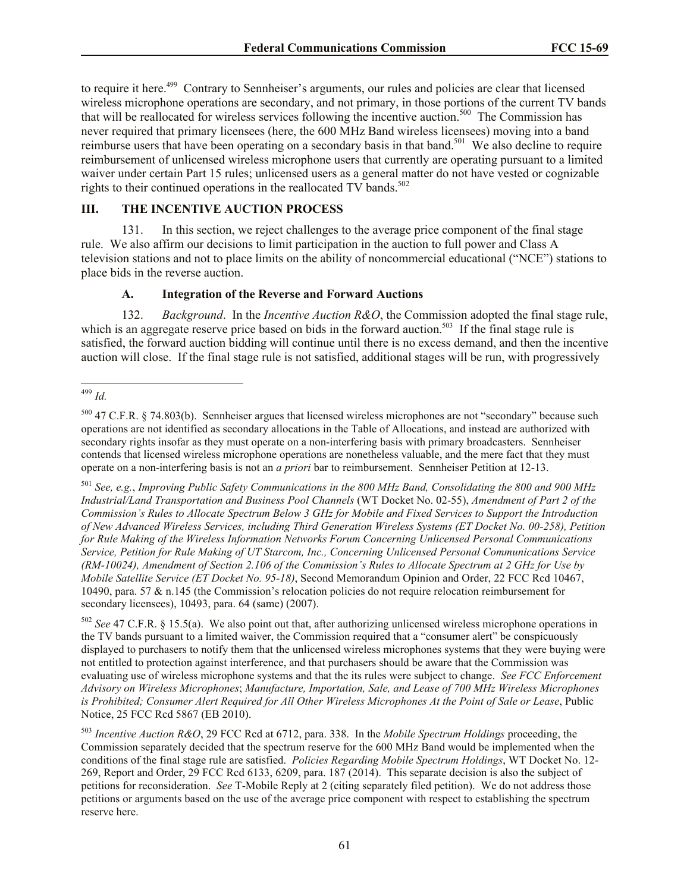to require it here.[499] Contrary to Sennheiser's arguments, our rules and policies are clear that licensed wireless microphone operations are secondary, and not primary, in those portions of the current TV bands that will be reallocated for wireless services following the incentive auction.[500] The Commission has never required that primary licensees (here, the 600 MHz Band wireless licensees) moving into a band reimburse users that have been operating on a secondary basis in that band.[501] We also decline to require reimbursement of unlicensed wireless microphone users that currently are operating pursuant to a limited waiver under certain Part 15 rules; unlicensed users as a general matter do not have vested or cognizable rights to their continued operations in the reallocated TV bands.[502]

## III. THE INCENTIVE AUCTION PROCESS

131. In this section, we reject challenges to the average price component of the final stage rule. We also affirm our decisions to limit participation in the auction to full power and Class A television stations and not to place limits on the ability of noncommercial educational ("NCE") stations to place bids in the reverse auction.

### A. Integration of the Reverse and Forward Auctions

132. *Background*. In the *Incentive Auction R&O*, the Commission adopted the final stage rule, which is an aggregate reserve price based on bids in the forward auction.[503] If the final stage rule is satisfied, the forward auction bidding will continue until there is no excess demand, and then the incentive auction will close. If the final stage rule is not satisfied, additional stages will be run, with progressively

---

[499] *Id.*

[500] 47 C.F.R. § 74.803(b). Sennheiser argues that licensed wireless microphones are not "secondary" because such operations are not identified as secondary allocations in the Table of Allocations, and instead are authorized with secondary rights insofar as they must operate on a non-interfering basis with primary broadcasters. Sennheiser contends that licensed wireless microphone operations are nonetheless valuable, and the mere fact that they must operate on a non-interfering basis is not an *a priori* bar to reimbursement. Sennheiser Petition at 12-13.

[501] *See, e.g.*, *Improving Public Safety Communications in the 800 MHz Band, Consolidating the 800 and 900 MHz Industrial/Land Transportation and Business Pool Channels* (WT Docket No. 02-55), *Amendment of Part 2 of the Commission's Rules to Allocate Spectrum Below 3 GHz for Mobile and Fixed Services to Support the Introduction of New Advanced Wireless Services, including Third Generation Wireless Systems (ET Docket No. 00-258), Petition for Rule Making of the Wireless Information Networks Forum Concerning Unlicensed Personal Communications Service, Petition for Rule Making of UT Starcom, Inc., Concerning Unlicensed Personal Communications Service (RM-10024), Amendment of Section 2.106 of the Commission's Rules to Allocate Spectrum at 2 GHz for Use by Mobile Satellite Service (ET Docket No. 95-18)*, Second Memorandum Opinion and Order, 22 FCC Rcd 10467, 10490, para. 57 & n.145 (the Commission's relocation policies do not require relocation reimbursement for secondary licensees), 10493, para. 64 (same) (2007).

[502] *See* 47 C.F.R. § 15.5(a). We also point out that, after authorizing unlicensed wireless microphone operations in the TV bands pursuant to a limited waiver, the Commission required that a "consumer alert" be conspicuously displayed to purchasers to notify them that the unlicensed wireless microphones systems that they were buying were not entitled to protection against interference, and that purchasers should be aware that the Commission was evaluating use of wireless microphone systems and that the its rules were subject to change. *See FCC Enforcement Advisory on Wireless Microphones*; *Manufacture, Importation, Sale, and Lease of 700 MHz Wireless Microphones is Prohibited; Consumer Alert Required for All Other Wireless Microphones At the Point of Sale or Lease*, Public Notice, 25 FCC Rcd 5867 (EB 2010).

[503] *Incentive Auction R&O*, 29 FCC Rcd at 6712, para. 338. In the *Mobile Spectrum Holdings* proceeding, the Commission separately decided that the spectrum reserve for the 600 MHz Band would be implemented when the conditions of the final stage rule are satisfied. *Policies Regarding Mobile Spectrum Holdings*, WT Docket No. 12-269, Report and Order, 29 FCC Rcd 6133, 6209, para. 187 (2014). This separate decision is also the subject of petitions for reconsideration. *See* T-Mobile Reply at 2 (citing separately filed petition). We do not address those petitions or arguments based on the use of the average price component with respect to establishing the spectrum reserve here.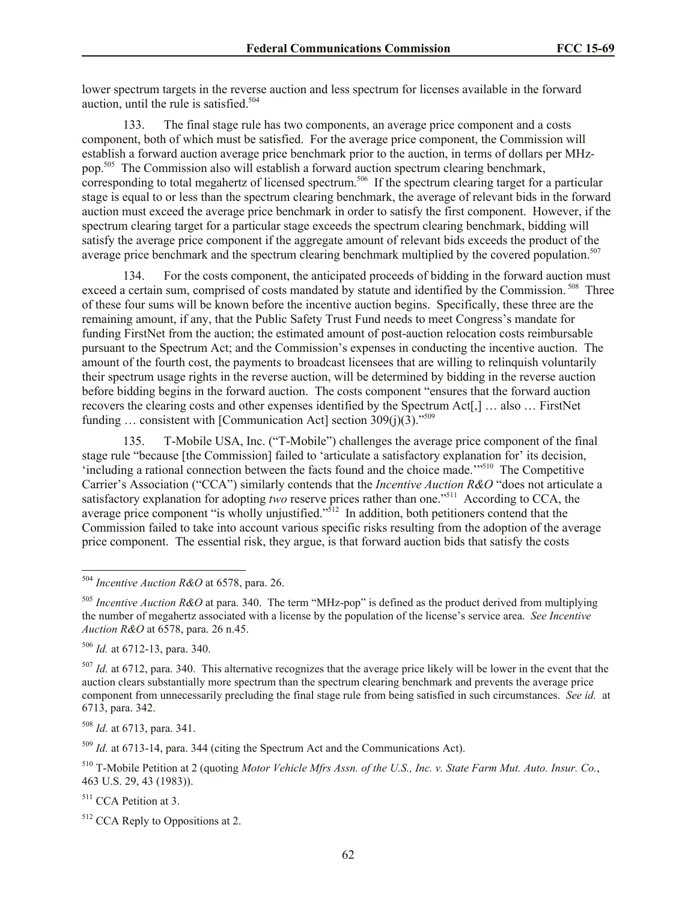lower spectrum targets in the reverse auction and less spectrum for licenses available in the forward auction, until the rule is satisfied.[504]

133. The final stage rule has two components, an average price component and a costs component, both of which must be satisfied. For the average price component, the Commission will establish a forward auction average price benchmark prior to the auction, in terms of dollars per MHz-pop.[505] The Commission also will establish a forward auction spectrum clearing benchmark, corresponding to total megahertz of licensed spectrum.[506] If the spectrum clearing target for a particular stage is equal to or less than the spectrum clearing benchmark, the average of relevant bids in the forward auction must exceed the average price benchmark in order to satisfy the first component. However, if the spectrum clearing target for a particular stage exceeds the spectrum clearing benchmark, bidding will satisfy the average price component if the aggregate amount of relevant bids exceeds the product of the average price benchmark and the spectrum clearing benchmark multiplied by the covered population.[507]

134. For the costs component, the anticipated proceeds of bidding in the forward auction must exceed a certain sum, comprised of costs mandated by statute and identified by the Commission.[508] Three of these four sums will be known before the incentive auction begins. Specifically, these three are the remaining amount, if any, that the Public Safety Trust Fund needs to meet Congress's mandate for funding FirstNet from the auction; the estimated amount of post-auction relocation costs reimbursable pursuant to the Spectrum Act; and the Commission's expenses in conducting the incentive auction. The amount of the fourth cost, the payments to broadcast licensees that are willing to relinquish voluntarily their spectrum usage rights in the reverse auction, will be determined by bidding in the reverse auction before bidding begins in the forward auction. The costs component "ensures that the forward auction recovers the clearing costs and other expenses identified by the Spectrum Act[,] … also … FirstNet funding … consistent with [Communication Act] section 309(j)(3)."[509]

135. T-Mobile USA, Inc. ("T-Mobile") challenges the average price component of the final stage rule "because [the Commission] failed to 'articulate a satisfactory explanation for' its decision, 'including a rational connection between the facts found and the choice made.'"[510] The Competitive Carrier's Association ("CCA") similarly contends that the *Incentive Auction R&O* "does not articulate a satisfactory explanation for adopting *two* reserve prices rather than one."[511] According to CCA, the average price component "is wholly unjustified."[512] In addition, both petitioners contend that the Commission failed to take into account various specific risks resulting from the adoption of the average price component. The essential risk, they argue, is that forward auction bids that satisfy the costs

---

[504] *Incentive Auction R&O* at 6578, para. 26.

[505] *Incentive Auction R&O* at para. 340. The term "MHz-pop" is defined as the product derived from multiplying the number of megahertz associated with a license by the population of the license's service area. *See Incentive Auction R&O* at 6578, para. 26 n.45.

[506] *Id.* at 6712-13, para. 340.

[507] *Id.* at 6712, para. 340. This alternative recognizes that the average price likely will be lower in the event that the auction clears substantially more spectrum than the spectrum clearing benchmark and prevents the average price component from unnecessarily precluding the final stage rule from being satisfied in such circumstances. *See id.* at 6713, para. 342.

[508] *Id.* at 6713, para. 341.

[509] *Id.* at 6713-14, para. 344 (citing the Spectrum Act and the Communications Act).

[510] T-Mobile Petition at 2 (quoting *Motor Vehicle Mfrs Assn. of the U.S., Inc. v. State Farm Mut. Auto. Insur. Co.*, 463 U.S. 29, 43 (1983)).

[511] CCA Petition at 3.

[512] CCA Reply to Oppositions at 2.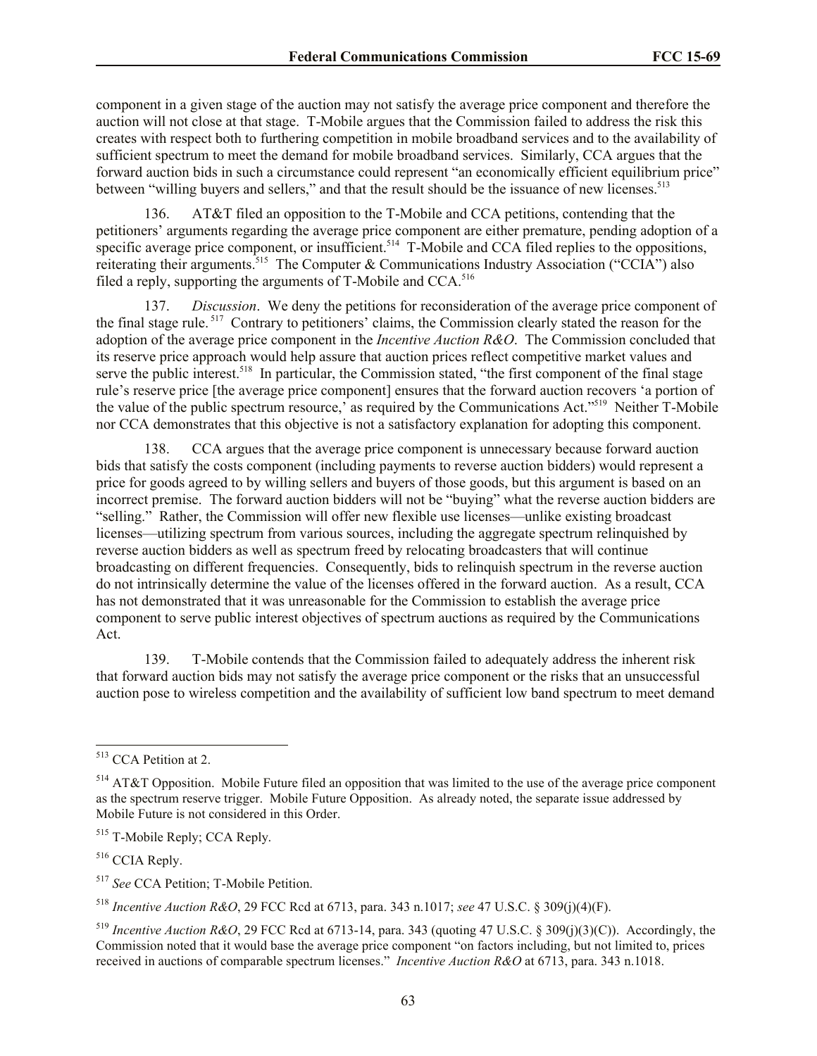component in a given stage of the auction may not satisfy the average price component and therefore the auction will not close at that stage. T-Mobile argues that the Commission failed to address the risk this creates with respect both to furthering competition in mobile broadband services and to the availability of sufficient spectrum to meet the demand for mobile broadband services. Similarly, CCA argues that the forward auction bids in such a circumstance could represent "an economically efficient equilibrium price" between "willing buyers and sellers," and that the result should be the issuance of new licenses.[513]

136. AT&T filed an opposition to the T-Mobile and CCA petitions, contending that the petitioners' arguments regarding the average price component are either premature, pending adoption of a specific average price component, or insufficient.[514] T-Mobile and CCA filed replies to the oppositions, reiterating their arguments.[515] The Computer & Communications Industry Association ("CCIA") also filed a reply, supporting the arguments of T-Mobile and CCA.[516]

137. *Discussion*. We deny the petitions for reconsideration of the average price component of the final stage rule.[517] Contrary to petitioners' claims, the Commission clearly stated the reason for the adoption of the average price component in the *Incentive Auction R&O*. The Commission concluded that its reserve price approach would help assure that auction prices reflect competitive market values and serve the public interest.[518] In particular, the Commission stated, "the first component of the final stage rule's reserve price [the average price component] ensures that the forward auction recovers 'a portion of the value of the public spectrum resource,' as required by the Communications Act."[519] Neither T-Mobile nor CCA demonstrates that this objective is not a satisfactory explanation for adopting this component.

138. CCA argues that the average price component is unnecessary because forward auction bids that satisfy the costs component (including payments to reverse auction bidders) would represent a price for goods agreed to by willing sellers and buyers of those goods, but this argument is based on an incorrect premise. The forward auction bidders will not be "buying" what the reverse auction bidders are "selling." Rather, the Commission will offer new flexible use licenses—unlike existing broadcast licenses—utilizing spectrum from various sources, including the aggregate spectrum relinquished by reverse auction bidders as well as spectrum freed by relocating broadcasters that will continue broadcasting on different frequencies. Consequently, bids to relinquish spectrum in the reverse auction do not intrinsically determine the value of the licenses offered in the forward auction. As a result, CCA has not demonstrated that it was unreasonable for the Commission to establish the average price component to serve public interest objectives of spectrum auctions as required by the Communications Act.

139. T-Mobile contends that the Commission failed to adequately address the inherent risk that forward auction bids may not satisfy the average price component or the risks that an unsuccessful auction pose to wireless competition and the availability of sufficient low band spectrum to meet demand

---

[513] CCA Petition at 2.

[514] AT&T Opposition. Mobile Future filed an opposition that was limited to the use of the average price component as the spectrum reserve trigger. Mobile Future Opposition. As already noted, the separate issue addressed by Mobile Future is not considered in this Order.

[515] T-Mobile Reply; CCA Reply.

[516] CCIA Reply.

[517] *See* CCA Petition; T-Mobile Petition.

[518] *Incentive Auction R&O*, 29 FCC Rcd at 6713, para. 343 n.1017; *see* 47 U.S.C. § 309(j)(4)(F).

[519] *Incentive Auction R&O*, 29 FCC Rcd at 6713-14, para. 343 (quoting 47 U.S.C. § 309(j)(3)(C)). Accordingly, the Commission noted that it would base the average price component "on factors including, but not limited to, prices received in auctions of comparable spectrum licenses." *Incentive Auction R&O* at 6713, para. 343 n.1018.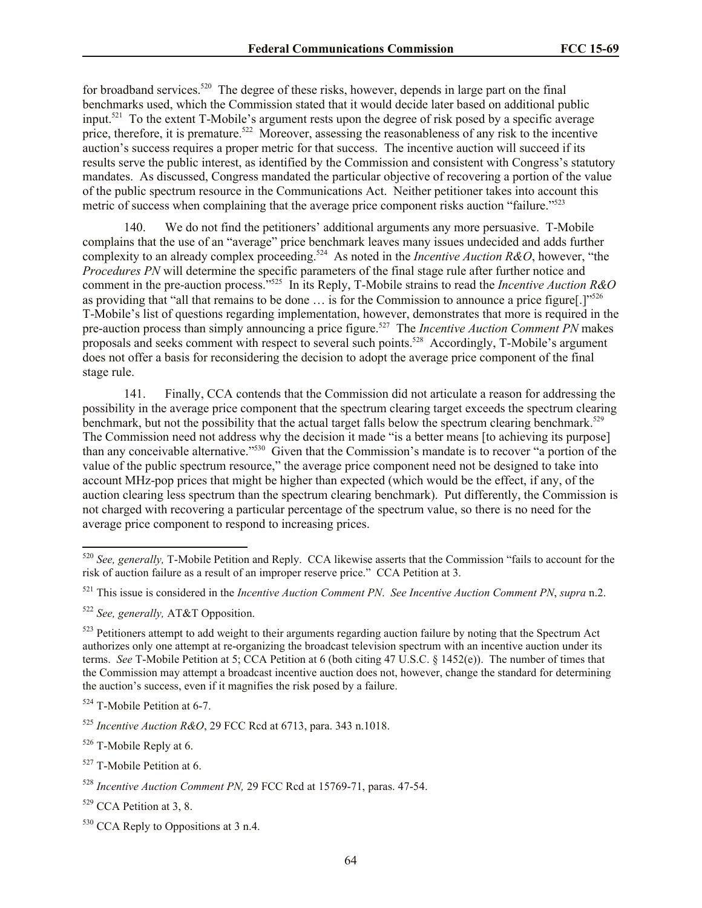for broadband services.[520] The degree of these risks, however, depends in large part on the final benchmarks used, which the Commission stated that it would decide later based on additional public input.[521] To the extent T-Mobile's argument rests upon the degree of risk posed by a specific average price, therefore, it is premature.[522] Moreover, assessing the reasonableness of any risk to the incentive auction's success requires a proper metric for that success. The incentive auction will succeed if its results serve the public interest, as identified by the Commission and consistent with Congress's statutory mandates. As discussed, Congress mandated the particular objective of recovering a portion of the value of the public spectrum resource in the Communications Act. Neither petitioner takes into account this metric of success when complaining that the average price component risks auction "failure."[523]

140. We do not find the petitioners' additional arguments any more persuasive. T-Mobile complains that the use of an "average" price benchmark leaves many issues undecided and adds further complexity to an already complex proceeding.[524] As noted in the *Incentive Auction R&O*, however, "the *Procedures PN* will determine the specific parameters of the final stage rule after further notice and comment in the pre-auction process."[525] In its Reply, T-Mobile strains to read the *Incentive Auction R&O* as providing that "all that remains to be done … is for the Commission to announce a price figure[.]"[526] T-Mobile's list of questions regarding implementation, however, demonstrates that more is required in the pre-auction process than simply announcing a price figure.[527] The *Incentive Auction Comment PN* makes proposals and seeks comment with respect to several such points.[528] Accordingly, T-Mobile's argument does not offer a basis for reconsidering the decision to adopt the average price component of the final stage rule.

141. Finally, CCA contends that the Commission did not articulate a reason for addressing the possibility in the average price component that the spectrum clearing target exceeds the spectrum clearing benchmark, but not the possibility that the actual target falls below the spectrum clearing benchmark.[529] The Commission need not address why the decision it made "is a better means [to achieving its purpose] than any conceivable alternative."[530] Given that the Commission's mandate is to recover "a portion of the value of the public spectrum resource," the average price component need not be designed to take into account MHz-pop prices that might be higher than expected (which would be the effect, if any, of the auction clearing less spectrum than the spectrum clearing benchmark). Put differently, the Commission is not charged with recovering a particular percentage of the spectrum value, so there is no need for the average price component to respond to increasing prices.

---

[520] *See, generally,* T-Mobile Petition and Reply. CCA likewise asserts that the Commission "fails to account for the risk of auction failure as a result of an improper reserve price." CCA Petition at 3.

[521] This issue is considered in the *Incentive Auction Comment PN*. *See Incentive Auction Comment PN*, *supra* n.2.

[522] *See, generally,* AT&T Opposition.

[523] Petitioners attempt to add weight to their arguments regarding auction failure by noting that the Spectrum Act authorizes only one attempt at re-organizing the broadcast television spectrum with an incentive auction under its terms. *See* T-Mobile Petition at 5; CCA Petition at 6 (both citing 47 U.S.C. § 1452(e)). The number of times that the Commission may attempt a broadcast incentive auction does not, however, change the standard for determining the auction's success, even if it magnifies the risk posed by a failure.

[524] T-Mobile Petition at 6-7.

[525] *Incentive Auction R&O*, 29 FCC Rcd at 6713, para. 343 n.1018.

[526] T-Mobile Reply at 6.

[527] T-Mobile Petition at 6.

[528] *Incentive Auction Comment PN,* 29 FCC Rcd at 15769-71, paras. 47-54.

[529] CCA Petition at 3, 8.

[530] CCA Reply to Oppositions at 3 n.4.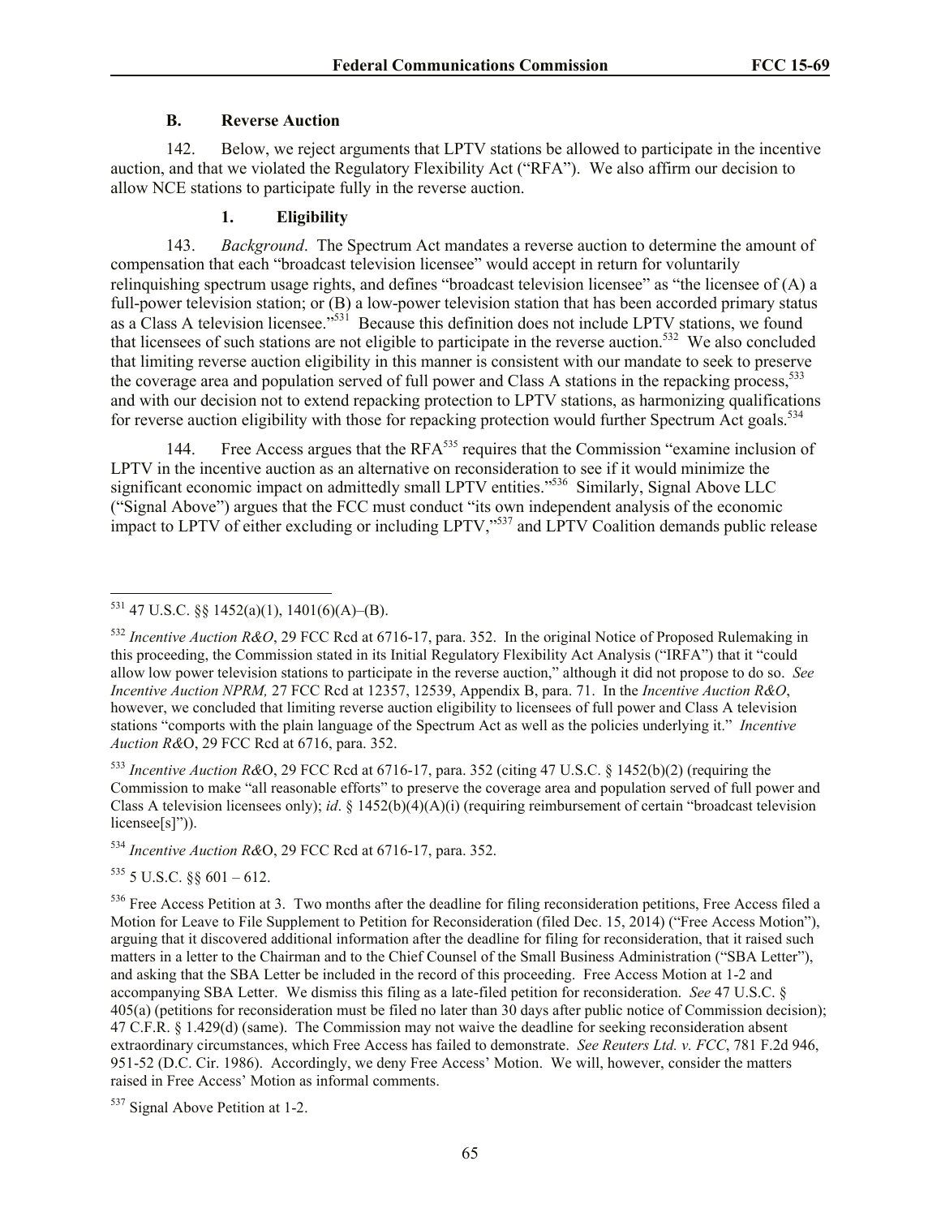### B. Reverse Auction

142. Below, we reject arguments that LPTV stations be allowed to participate in the incentive auction, and that we violated the Regulatory Flexibility Act ("RFA"). We also affirm our decision to allow NCE stations to participate fully in the reverse auction.

#### 1. Eligibility

143. *Background*. The Spectrum Act mandates a reverse auction to determine the amount of compensation that each "broadcast television licensee" would accept in return for voluntarily relinquishing spectrum usage rights, and defines "broadcast television licensee" as "the licensee of (A) a full-power television station; or (B) a low-power television station that has been accorded primary status as a Class A television licensee."[531] Because this definition does not include LPTV stations, we found that licensees of such stations are not eligible to participate in the reverse auction.[532] We also concluded that limiting reverse auction eligibility in this manner is consistent with our mandate to seek to preserve the coverage area and population served of full power and Class A stations in the repacking process,[533] and with our decision not to extend repacking protection to LPTV stations, as harmonizing qualifications for reverse auction eligibility with those for repacking protection would further Spectrum Act goals.[534]

144. Free Access argues that the RFA[535] requires that the Commission "examine inclusion of LPTV in the incentive auction as an alternative on reconsideration to see if it would minimize the significant economic impact on admittedly small LPTV entities."[536] Similarly, Signal Above LLC ("Signal Above") argues that the FCC must conduct "its own independent analysis of the economic impact to LPTV of either excluding or including LPTV,"[537] and LPTV Coalition demands public release

---

[531] 47 U.S.C. §§ 1452(a)(1), 1401(6)(A)–(B).

[532] *Incentive Auction R&O*, 29 FCC Rcd at 6716-17, para. 352. In the original Notice of Proposed Rulemaking in this proceeding, the Commission stated in its Initial Regulatory Flexibility Act Analysis ("IRFA") that it "could allow low power television stations to participate in the reverse auction," although it did not propose to do so. *See Incentive Auction NPRM,* 27 FCC Rcd at 12357, 12539, Appendix B, para. 71. In the *Incentive Auction R&O*, however, we concluded that limiting reverse auction eligibility to licensees of full power and Class A television stations "comports with the plain language of the Spectrum Act as well as the policies underlying it." *Incentive Auction R&O*, 29 FCC Rcd at 6716, para. 352.

[533] *Incentive Auction R&O*, 29 FCC Rcd at 6716-17, para. 352 (citing 47 U.S.C. § 1452(b)(2) (requiring the Commission to make "all reasonable efforts" to preserve the coverage area and population served of full power and Class A television licensees only); *id*. § 1452(b)(4)(A)(i) (requiring reimbursement of certain "broadcast television licensee[s]")).

[534] *Incentive Auction R&O*, 29 FCC Rcd at 6716-17, para. 352.

[535] 5 U.S.C. §§ 601 – 612.

[536] Free Access Petition at 3. Two months after the deadline for filing reconsideration petitions, Free Access filed a Motion for Leave to File Supplement to Petition for Reconsideration (filed Dec. 15, 2014) ("Free Access Motion"), arguing that it discovered additional information after the deadline for filing for reconsideration, that it raised such matters in a letter to the Chairman and to the Chief Counsel of the Small Business Administration ("SBA Letter"), and asking that the SBA Letter be included in the record of this proceeding. Free Access Motion at 1-2 and accompanying SBA Letter. We dismiss this filing as a late-filed petition for reconsideration. *See* 47 U.S.C. § 405(a) (petitions for reconsideration must be filed no later than 30 days after public notice of Commission decision); 47 C.F.R. § 1.429(d) (same). The Commission may not waive the deadline for seeking reconsideration absent extraordinary circumstances, which Free Access has failed to demonstrate. *See Reuters Ltd. v. FCC*, 781 F.2d 946, 951-52 (D.C. Cir. 1986). Accordingly, we deny Free Access' Motion. We will, however, consider the matters raised in Free Access' Motion as informal comments.

[537] Signal Above Petition at 1-2.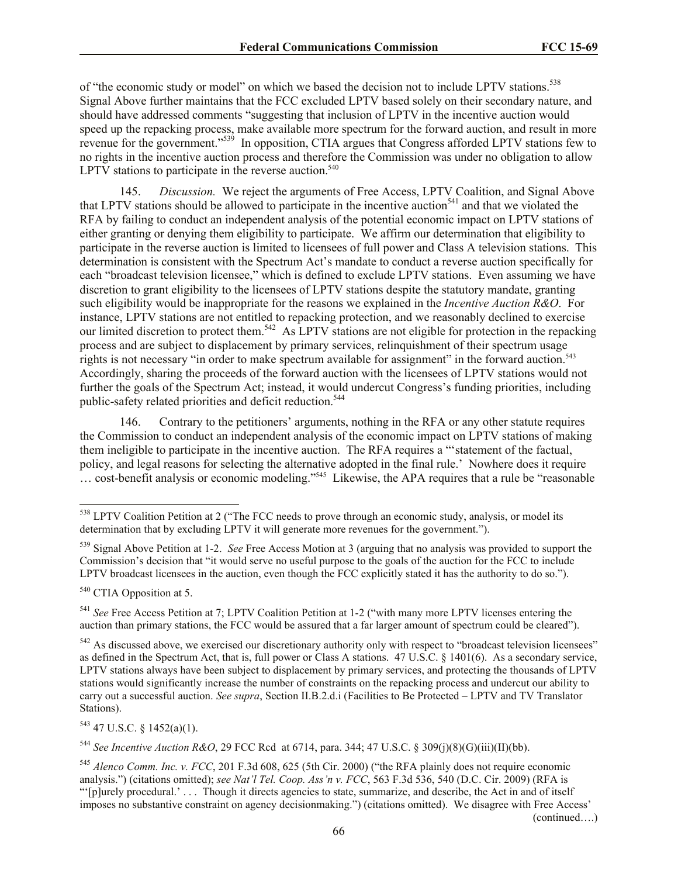of "the economic study or model" on which we based the decision not to include LPTV stations.[538] Signal Above further maintains that the FCC excluded LPTV based solely on their secondary nature, and should have addressed comments "suggesting that inclusion of LPTV in the incentive auction would speed up the repacking process, make available more spectrum for the forward auction, and result in more revenue for the government."[539] In opposition, CTIA argues that Congress afforded LPTV stations few to no rights in the incentive auction process and therefore the Commission was under no obligation to allow LPTV stations to participate in the reverse auction.[540]

145. *Discussion.* We reject the arguments of Free Access, LPTV Coalition, and Signal Above that LPTV stations should be allowed to participate in the incentive auction[541] and that we violated the RFA by failing to conduct an independent analysis of the potential economic impact on LPTV stations of either granting or denying them eligibility to participate. We affirm our determination that eligibility to participate in the reverse auction is limited to licensees of full power and Class A television stations. This determination is consistent with the Spectrum Act's mandate to conduct a reverse auction specifically for each "broadcast television licensee," which is defined to exclude LPTV stations. Even assuming we have discretion to grant eligibility to the licensees of LPTV stations despite the statutory mandate, granting such eligibility would be inappropriate for the reasons we explained in the *Incentive Auction R&O*. For instance, LPTV stations are not entitled to repacking protection, and we reasonably declined to exercise our limited discretion to protect them.[542] As LPTV stations are not eligible for protection in the repacking process and are subject to displacement by primary services, relinquishment of their spectrum usage rights is not necessary "in order to make spectrum available for assignment" in the forward auction.[543] Accordingly, sharing the proceeds of the forward auction with the licensees of LPTV stations would not further the goals of the Spectrum Act; instead, it would undercut Congress's funding priorities, including public-safety related priorities and deficit reduction.[544]

146. Contrary to the petitioners' arguments, nothing in the RFA or any other statute requires the Commission to conduct an independent analysis of the economic impact on LPTV stations of making them ineligible to participate in the incentive auction. The RFA requires a "'statement of the factual, policy, and legal reasons for selecting the alternative adopted in the final rule.' Nowhere does it require … cost-benefit analysis or economic modeling."[545] Likewise, the APA requires that a rule be "reasonable

---

[538] LPTV Coalition Petition at 2 ("The FCC needs to prove through an economic study, analysis, or model its determination that by excluding LPTV it will generate more revenues for the government.").

[539] Signal Above Petition at 1-2. *See* Free Access Motion at 3 (arguing that no analysis was provided to support the Commission's decision that "it would serve no useful purpose to the goals of the auction for the FCC to include LPTV broadcast licensees in the auction, even though the FCC explicitly stated it has the authority to do so.").

[540] CTIA Opposition at 5.

[541] *See* Free Access Petition at 7; LPTV Coalition Petition at 1-2 ("with many more LPTV licenses entering the auction than primary stations, the FCC would be assured that a far larger amount of spectrum could be cleared").

[542] As discussed above, we exercised our discretionary authority only with respect to "broadcast television licensees" as defined in the Spectrum Act, that is, full power or Class A stations. 47 U.S.C. § 1401(6). As a secondary service, LPTV stations always have been subject to displacement by primary services, and protecting the thousands of LPTV stations would significantly increase the number of constraints on the repacking process and undercut our ability to carry out a successful auction. *See supra*, Section II.B.2.d.i (Facilities to Be Protected – LPTV and TV Translator Stations).

[543] 47 U.S.C. § 1452(a)(1).

[544] *See Incentive Auction R&O*, 29 FCC Rcd at 6714, para. 344; 47 U.S.C. § 309(j)(8)(G)(iii)(II)(bb).

[545] *Alenco Comm. Inc. v. FCC*, 201 F.3d 608, 625 (5th Cir. 2000) ("the RFA plainly does not require economic analysis.") (citations omitted); *see Nat'l Tel. Coop. Ass'n v. FCC*, 563 F.3d 536, 540 (D.C. Cir. 2009) (RFA is "'[p]urely procedural.' . . . Though it directs agencies to state, summarize, and describe, the Act in and of itself imposes no substantive constraint on agency decisionmaking.") (citations omitted). We disagree with Free Access' (continued….)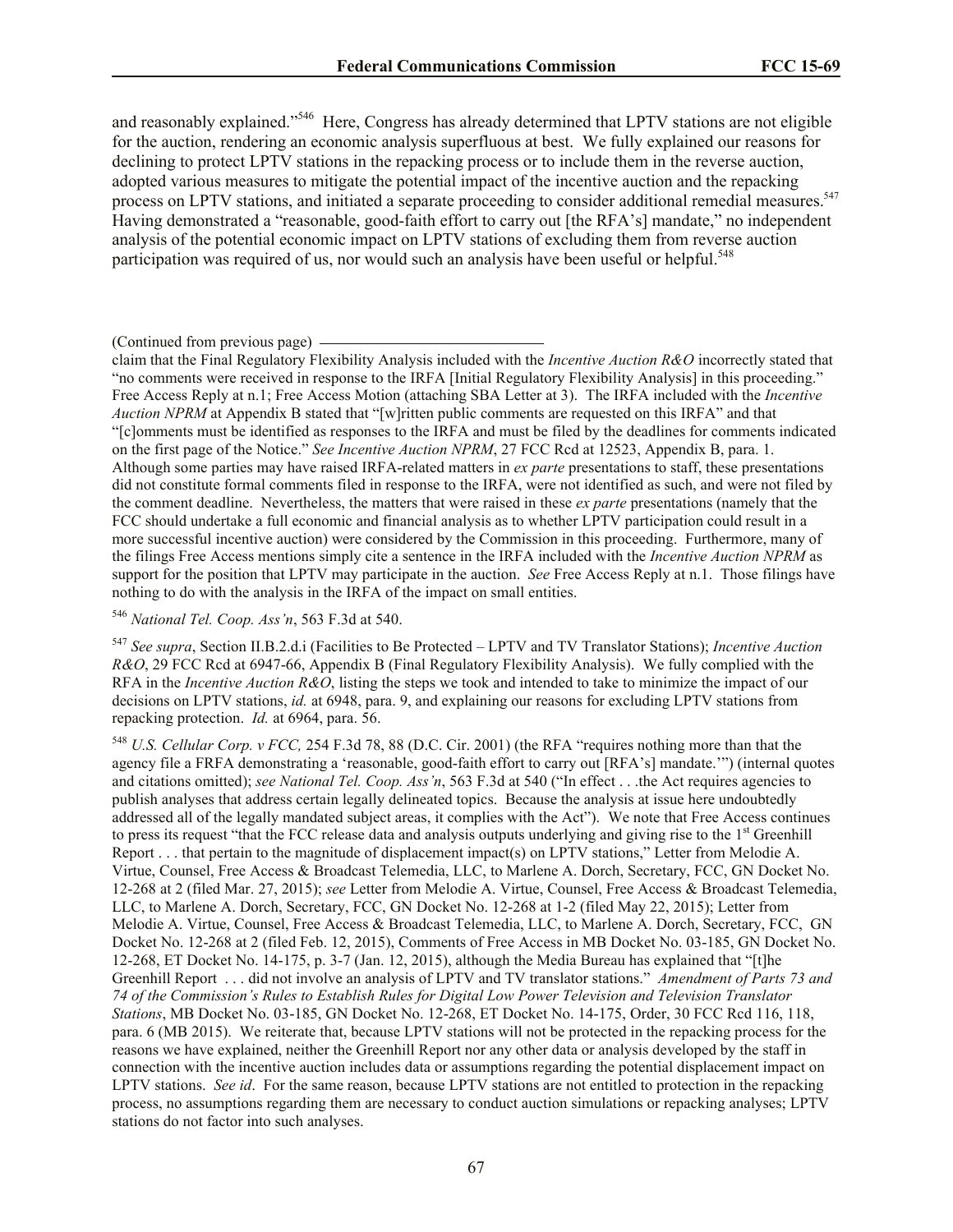and reasonably explained."[546] Here, Congress has already determined that LPTV stations are not eligible for the auction, rendering an economic analysis superfluous at best. We fully explained our reasons for declining to protect LPTV stations in the repacking process or to include them in the reverse auction, adopted various measures to mitigate the potential impact of the incentive auction and the repacking process on LPTV stations, and initiated a separate proceeding to consider additional remedial measures.[547] Having demonstrated a "reasonable, good-faith effort to carry out [the RFA's] mandate," no independent analysis of the potential economic impact on LPTV stations of excluding them from reverse auction participation was required of us, nor would such an analysis have been useful or helpful.[548]

---

(Continued from previous page)

claim that the Final Regulatory Flexibility Analysis included with the *Incentive Auction R&O* incorrectly stated that "no comments were received in response to the IRFA [Initial Regulatory Flexibility Analysis] in this proceeding." Free Access Reply at n.1; Free Access Motion (attaching SBA Letter at 3). The IRFA included with the *Incentive Auction NPRM* at Appendix B stated that "[w]ritten public comments are requested on this IRFA" and that "[c]omments must be identified as responses to the IRFA and must be filed by the deadlines for comments indicated on the first page of the Notice." *See Incentive Auction NPRM*, 27 FCC Rcd at 12523, Appendix B, para. 1. Although some parties may have raised IRFA-related matters in *ex parte* presentations to staff, these presentations did not constitute formal comments filed in response to the IRFA, were not identified as such, and were not filed by the comment deadline. Nevertheless, the matters that were raised in these *ex parte* presentations (namely that the FCC should undertake a full economic and financial analysis as to whether LPTV participation could result in a more successful incentive auction) were considered by the Commission in this proceeding. Furthermore, many of the filings Free Access mentions simply cite a sentence in the IRFA included with the *Incentive Auction NPRM* as support for the position that LPTV may participate in the auction. *See* Free Access Reply at n.1. Those filings have nothing to do with the analysis in the IRFA of the impact on small entities.

[546] *National Tel. Coop. Ass'n*, 563 F.3d at 540.

[547] *See supra*, Section II.B.2.d.i (Facilities to Be Protected – LPTV and TV Translator Stations); *Incentive Auction R&O*, 29 FCC Rcd at 6947-66, Appendix B (Final Regulatory Flexibility Analysis). We fully complied with the RFA in the *Incentive Auction R&O*, listing the steps we took and intended to take to minimize the impact of our decisions on LPTV stations, *id.* at 6948, para. 9, and explaining our reasons for excluding LPTV stations from repacking protection. *Id.* at 6964, para. 56.

[548] *U.S. Cellular Corp. v FCC,* 254 F.3d 78, 88 (D.C. Cir. 2001) (the RFA "requires nothing more than that the agency file a FRFA demonstrating a 'reasonable, good-faith effort to carry out [RFA's] mandate.'") (internal quotes and citations omitted); *see National Tel. Coop. Ass'n*, 563 F.3d at 540 ("In effect . . .the Act requires agencies to publish analyses that address certain legally delineated topics. Because the analysis at issue here undoubtedly addressed all of the legally mandated subject areas, it complies with the Act"). We note that Free Access continues to press its request "that the FCC release data and analysis outputs underlying and giving rise to the 1st Greenhill Report . . . that pertain to the magnitude of displacement impact(s) on LPTV stations," Letter from Melodie A. Virtue, Counsel, Free Access & Broadcast Telemedia, LLC, to Marlene A. Dorch, Secretary, FCC, GN Docket No. 12-268 at 2 (filed Mar. 27, 2015); *see* Letter from Melodie A. Virtue, Counsel, Free Access & Broadcast Telemedia, LLC, to Marlene A. Dorch, Secretary, FCC, GN Docket No. 12-268 at 1-2 (filed May 22, 2015); Letter from Melodie A. Virtue, Counsel, Free Access & Broadcast Telemedia, LLC, to Marlene A. Dorch, Secretary, FCC, GN Docket No. 12-268 at 2 (filed Feb. 12, 2015), Comments of Free Access in MB Docket No. 03-185, GN Docket No. 12-268, ET Docket No. 14-175, p. 3-7 (Jan. 12, 2015), although the Media Bureau has explained that "[t]he Greenhill Report . . . did not involve an analysis of LPTV and TV translator stations." *Amendment of Parts 73 and 74 of the Commission's Rules to Establish Rules for Digital Low Power Television and Television Translator Stations*, MB Docket No. 03-185, GN Docket No. 12-268, ET Docket No. 14-175, Order, 30 FCC Rcd 116, 118, para. 6 (MB 2015). We reiterate that, because LPTV stations will not be protected in the repacking process for the reasons we have explained, neither the Greenhill Report nor any other data or analysis developed by the staff in connection with the incentive auction includes data or assumptions regarding the potential displacement impact on LPTV stations. *See id*. For the same reason, because LPTV stations are not entitled to protection in the repacking process, no assumptions regarding them are necessary to conduct auction simulations or repacking analyses; LPTV stations do not factor into such analyses.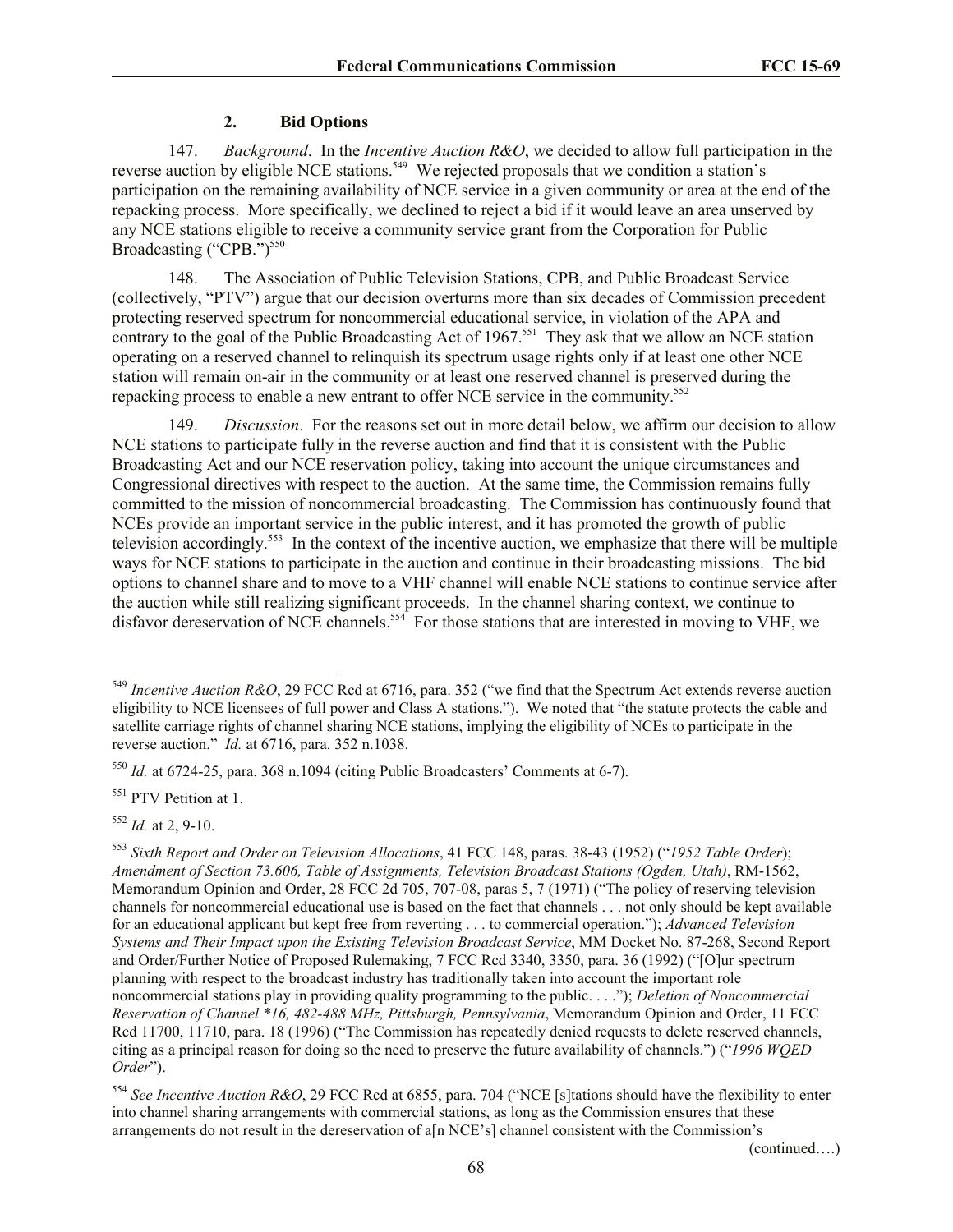### 2. Bid Options

147. *Background*. In the *Incentive Auction R&O*, we decided to allow full participation in the reverse auction by eligible NCE stations.[549] We rejected proposals that we condition a station's participation on the remaining availability of NCE service in a given community or area at the end of the repacking process. More specifically, we declined to reject a bid if it would leave an area unserved by any NCE stations eligible to receive a community service grant from the Corporation for Public Broadcasting ("CPB.")[550]

148. The Association of Public Television Stations, CPB, and Public Broadcast Service (collectively, "PTV") argue that our decision overturns more than six decades of Commission precedent protecting reserved spectrum for noncommercial educational service, in violation of the APA and contrary to the goal of the Public Broadcasting Act of 1967.[551] They ask that we allow an NCE station operating on a reserved channel to relinquish its spectrum usage rights only if at least one other NCE station will remain on-air in the community or at least one reserved channel is preserved during the repacking process to enable a new entrant to offer NCE service in the community.[552]

149. *Discussion*. For the reasons set out in more detail below, we affirm our decision to allow NCE stations to participate fully in the reverse auction and find that it is consistent with the Public Broadcasting Act and our NCE reservation policy, taking into account the unique circumstances and Congressional directives with respect to the auction. At the same time, the Commission remains fully committed to the mission of noncommercial broadcasting. The Commission has continuously found that NCEs provide an important service in the public interest, and it has promoted the growth of public television accordingly.[553] In the context of the incentive auction, we emphasize that there will be multiple ways for NCE stations to participate in the auction and continue in their broadcasting missions. The bid options to channel share and to move to a VHF channel will enable NCE stations to continue service after the auction while still realizing significant proceeds. In the channel sharing context, we continue to disfavor dereservation of NCE channels.[554] For those stations that are interested in moving to VHF, we

---

[549] *Incentive Auction R&O*, 29 FCC Rcd at 6716, para. 352 ("we find that the Spectrum Act extends reverse auction eligibility to NCE licensees of full power and Class A stations."). We noted that "the statute protects the cable and satellite carriage rights of channel sharing NCE stations, implying the eligibility of NCEs to participate in the reverse auction." *Id.* at 6716, para. 352 n.1038.

[550] *Id.* at 6724-25, para. 368 n.1094 (citing Public Broadcasters' Comments at 6-7).

[551] PTV Petition at 1.

[552] *Id.* at 2, 9-10.

[553] *Sixth Report and Order on Television Allocations*, 41 FCC 148, paras. 38-43 (1952) ("*1952 Table Order*); *Amendment of Section 73.606, Table of Assignments, Television Broadcast Stations (Ogden, Utah)*, RM-1562, Memorandum Opinion and Order, 28 FCC 2d 705, 707-08, paras 5, 7 (1971) ("The policy of reserving television channels for noncommercial educational use is based on the fact that channels . . . not only should be kept available for an educational applicant but kept free from reverting . . . to commercial operation."); *Advanced Television Systems and Their Impact upon the Existing Television Broadcast Service*, MM Docket No. 87-268, Second Report and Order/Further Notice of Proposed Rulemaking, 7 FCC Rcd 3340, 3350, para. 36 (1992) ("[O]ur spectrum planning with respect to the broadcast industry has traditionally taken into account the important role noncommercial stations play in providing quality programming to the public. . . ."); *Deletion of Noncommercial Reservation of Channel *16, 482-488 MHz, Pittsburgh, Pennsylvania*, Memorandum Opinion and Order, 11 FCC Rcd 11700, 11710, para. 18 (1996) ("The Commission has repeatedly denied requests to delete reserved channels, citing as a principal reason for doing so the need to preserve the future availability of channels.") ("*1996 WQED Order*").

[554] *See Incentive Auction R&O*, 29 FCC Rcd at 6855, para. 704 ("NCE [s]tations should have the flexibility to enter into channel sharing arrangements with commercial stations, as long as the Commission ensures that these arrangements do not result in the dereservation of a[n NCE's] channel consistent with the Commission's

(continued….)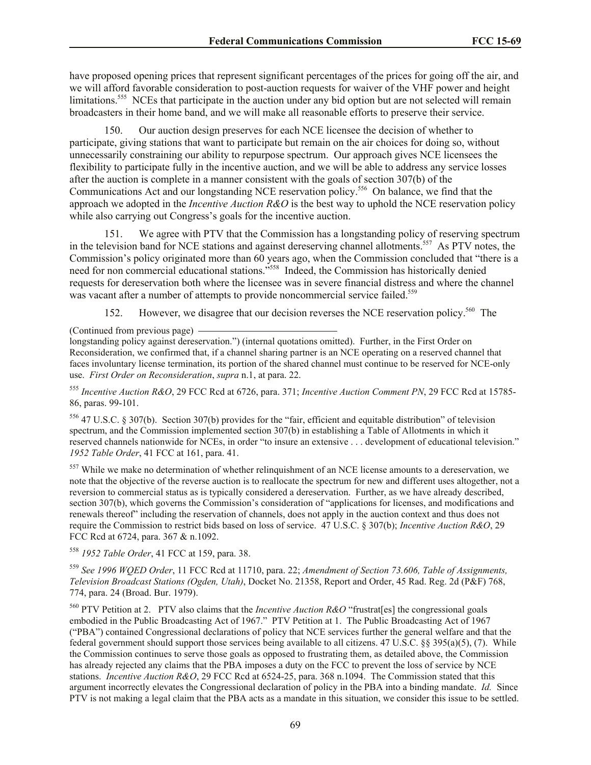have proposed opening prices that represent significant percentages of the prices for going off the air, and we will afford favorable consideration to post-auction requests for waiver of the VHF power and height limitations.[555] NCEs that participate in the auction under any bid option but are not selected will remain broadcasters in their home band, and we will make all reasonable efforts to preserve their service.

150. Our auction design preserves for each NCE licensee the decision of whether to participate, giving stations that want to participate but remain on the air choices for doing so, without unnecessarily constraining our ability to repurpose spectrum. Our approach gives NCE licensees the flexibility to participate fully in the incentive auction, and we will be able to address any service losses after the auction is complete in a manner consistent with the goals of section 307(b) of the Communications Act and our longstanding NCE reservation policy.[556] On balance, we find that the approach we adopted in the *Incentive Auction R&O* is the best way to uphold the NCE reservation policy while also carrying out Congress's goals for the incentive auction.

151. We agree with PTV that the Commission has a longstanding policy of reserving spectrum in the television band for NCE stations and against dereserving channel allotments.[557] As PTV notes, the Commission's policy originated more than 60 years ago, when the Commission concluded that "there is a need for non commercial educational stations."[558] Indeed, the Commission has historically denied requests for dereservation both where the licensee was in severe financial distress and where the channel was vacant after a number of attempts to provide noncommercial service failed.[559]

152. However, we disagree that our decision reverses the NCE reservation policy.[560] The

(Continued from previous page) longstanding policy against dereservation.") (internal quotations omitted). Further, in the First Order on Reconsideration, we confirmed that, if a channel sharing partner is an NCE operating on a reserved channel that faces involuntary license termination, its portion of the shared channel must continue to be reserved for NCE-only use. *First Order on Reconsideration*, *supra* n.1, at para. 22.

[555] *Incentive Auction R&O*, 29 FCC Rcd at 6726, para. 371; *Incentive Auction Comment PN*, 29 FCC Rcd at 15785-86, paras. 99-101.

[556] 47 U.S.C. § 307(b). Section 307(b) provides for the "fair, efficient and equitable distribution" of television spectrum, and the Commission implemented section 307(b) in establishing a Table of Allotments in which it reserved channels nationwide for NCEs, in order "to insure an extensive . . . development of educational television." *1952 Table Order*, 41 FCC at 161, para. 41.

[557] While we make no determination of whether relinquishment of an NCE license amounts to a dereservation, we note that the objective of the reverse auction is to reallocate the spectrum for new and different uses altogether, not a reversion to commercial status as is typically considered a dereservation. Further, as we have already described, section 307(b), which governs the Commission's consideration of "applications for licenses, and modifications and renewals thereof" including the reservation of channels, does not apply in the auction context and thus does not require the Commission to restrict bids based on loss of service. 47 U.S.C. § 307(b); *Incentive Auction R&O*, 29 FCC Rcd at 6724, para. 367 & n.1092.

[558] *1952 Table Order*, 41 FCC at 159, para. 38.

[559] *See 1996 WQED Order*, 11 FCC Rcd at 11710, para. 22; *Amendment of Section 73.606, Table of Assignments, Television Broadcast Stations (Ogden, Utah)*, Docket No. 21358, Report and Order, 45 Rad. Reg. 2d (P&F) 768, 774, para. 24 (Broad. Bur. 1979).

[560] PTV Petition at 2. PTV also claims that the *Incentive Auction R&O* "frustrat[es] the congressional goals embodied in the Public Broadcasting Act of 1967." PTV Petition at 1. The Public Broadcasting Act of 1967 ("PBA") contained Congressional declarations of policy that NCE services further the general welfare and that the federal government should support those services being available to all citizens. 47 U.S.C. §§ 395(a)(5), (7). While the Commission continues to serve those goals as opposed to frustrating them, as detailed above, the Commission has already rejected any claims that the PBA imposes a duty on the FCC to prevent the loss of service by NCE stations. *Incentive Auction R&O*, 29 FCC Rcd at 6524-25, para. 368 n.1094. The Commission stated that this argument incorrectly elevates the Congressional declaration of policy in the PBA into a binding mandate. *Id.* Since PTV is not making a legal claim that the PBA acts as a mandate in this situation, we consider this issue to be settled.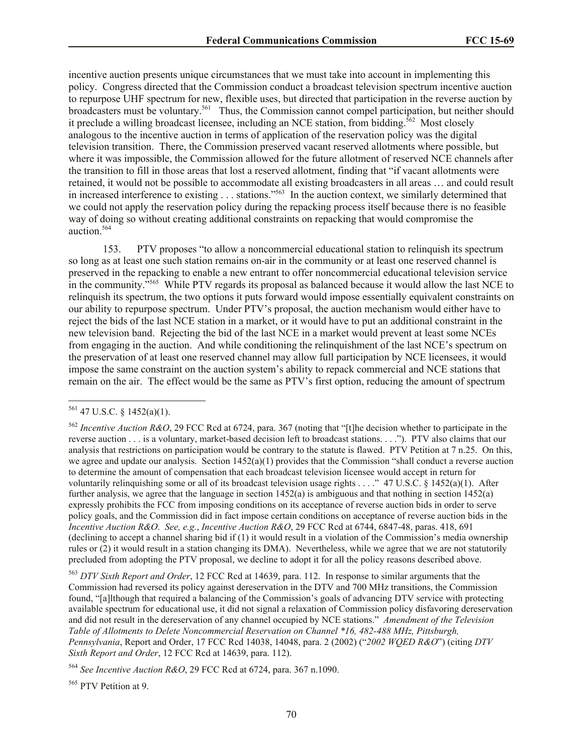incentive auction presents unique circumstances that we must take into account in implementing this policy. Congress directed that the Commission conduct a broadcast television spectrum incentive auction to repurpose UHF spectrum for new, flexible uses, but directed that participation in the reverse auction by broadcasters must be voluntary.[561] Thus, the Commission cannot compel participation, but neither should it preclude a willing broadcast licensee, including an NCE station, from bidding.[562] Most closely analogous to the incentive auction in terms of application of the reservation policy was the digital television transition. There, the Commission preserved vacant reserved allotments where possible, but where it was impossible, the Commission allowed for the future allotment of reserved NCE channels after the transition to fill in those areas that lost a reserved allotment, finding that "if vacant allotments were retained, it would not be possible to accommodate all existing broadcasters in all areas … and could result in increased interference to existing . . . stations."[563] In the auction context, we similarly determined that we could not apply the reservation policy during the repacking process itself because there is no feasible way of doing so without creating additional constraints on repacking that would compromise the auction.[564]

153. PTV proposes "to allow a noncommercial educational station to relinquish its spectrum so long as at least one such station remains on-air in the community or at least one reserved channel is preserved in the repacking to enable a new entrant to offer noncommercial educational television service in the community."[565] While PTV regards its proposal as balanced because it would allow the last NCE to relinquish its spectrum, the two options it puts forward would impose essentially equivalent constraints on our ability to repurpose spectrum. Under PTV's proposal, the auction mechanism would either have to reject the bids of the last NCE station in a market, or it would have to put an additional constraint in the new television band. Rejecting the bid of the last NCE in a market would prevent at least some NCEs from engaging in the auction. And while conditioning the relinquishment of the last NCE's spectrum on the preservation of at least one reserved channel may allow full participation by NCE licensees, it would impose the same constraint on the auction system's ability to repack commercial and NCE stations that remain on the air. The effect would be the same as PTV's first option, reducing the amount of spectrum

---

[561] 47 U.S.C. § 1452(a)(1).

[562] *Incentive Auction R&O*, 29 FCC Rcd at 6724, para. 367 (noting that "[t]he decision whether to participate in the reverse auction . . . is a voluntary, market-based decision left to broadcast stations. . . ."). PTV also claims that our analysis that restrictions on participation would be contrary to the statute is flawed. PTV Petition at 7 n.25. On this, we agree and update our analysis. Section 1452(a)(1) provides that the Commission "shall conduct a reverse auction to determine the amount of compensation that each broadcast television licensee would accept in return for voluntarily relinquishing some or all of its broadcast television usage rights . . . ." 47 U.S.C. § 1452(a)(1). After further analysis, we agree that the language in section 1452(a) is ambiguous and that nothing in section 1452(a) expressly prohibits the FCC from imposing conditions on its acceptance of reverse auction bids in order to serve policy goals, and the Commission did in fact impose certain conditions on acceptance of reverse auction bids in the *Incentive Auction R&O*. *See, e.g.*, *Incentive Auction R&O*, 29 FCC Rcd at 6744, 6847-48, paras. 418, 691 (declining to accept a channel sharing bid if (1) it would result in a violation of the Commission's media ownership rules or (2) it would result in a station changing its DMA). Nevertheless, while we agree that we are not statutorily precluded from adopting the PTV proposal, we decline to adopt it for all the policy reasons described above.

[563] *DTV Sixth Report and Order*, 12 FCC Rcd at 14639, para. 112. In response to similar arguments that the Commission had reversed its policy against dereservation in the DTV and 700 MHz transitions, the Commission found, "[a]lthough that required a balancing of the Commission's goals of advancing DTV service with protecting available spectrum for educational use, it did not signal a relaxation of Commission policy disfavoring dereservation and did not result in the dereservation of any channel occupied by NCE stations." *Amendment of the Television Table of Allotments to Delete Noncommercial Reservation on Channel *16, 482-488 MHz, Pittsburgh, Pennsylvania*, Report and Order, 17 FCC Rcd 14038, 14048, para. 2 (2002) ("*2002 WQED R&O*") (citing *DTV Sixth Report and Order*, 12 FCC Rcd at 14639, para. 112).

[564] *See Incentive Auction R&O*, 29 FCC Rcd at 6724, para. 367 n.1090.

[565] PTV Petition at 9.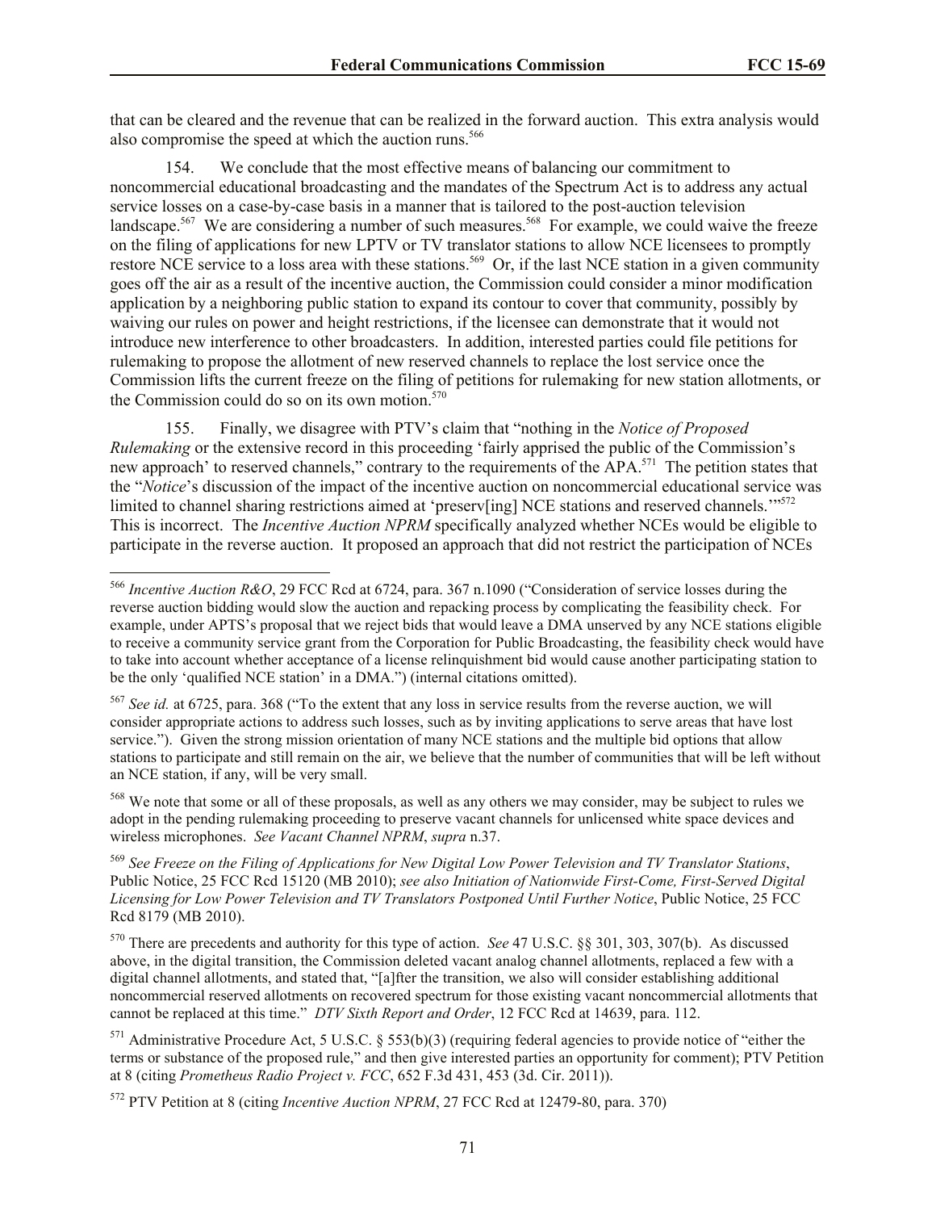that can be cleared and the revenue that can be realized in the forward auction. This extra analysis would also compromise the speed at which the auction runs.[566]

154. We conclude that the most effective means of balancing our commitment to noncommercial educational broadcasting and the mandates of the Spectrum Act is to address any actual service losses on a case-by-case basis in a manner that is tailored to the post-auction television landscape.[567] We are considering a number of such measures.[568] For example, we could waive the freeze on the filing of applications for new LPTV or TV translator stations to allow NCE licensees to promptly restore NCE service to a loss area with these stations.[569] Or, if the last NCE station in a given community goes off the air as a result of the incentive auction, the Commission could consider a minor modification application by a neighboring public station to expand its contour to cover that community, possibly by waiving our rules on power and height restrictions, if the licensee can demonstrate that it would not introduce new interference to other broadcasters. In addition, interested parties could file petitions for rulemaking to propose the allotment of new reserved channels to replace the lost service once the Commission lifts the current freeze on the filing of petitions for rulemaking for new station allotments, or the Commission could do so on its own motion.[570]

155. Finally, we disagree with PTV's claim that "nothing in the *Notice of Proposed Rulemaking* or the extensive record in this proceeding 'fairly apprised the public of the Commission's new approach' to reserved channels," contrary to the requirements of the APA.[571] The petition states that the "*Notice*'s discussion of the impact of the incentive auction on noncommercial educational service was limited to channel sharing restrictions aimed at 'preserv[ing] NCE stations and reserved channels.'"[572] This is incorrect. The *Incentive Auction NPRM* specifically analyzed whether NCEs would be eligible to participate in the reverse auction. It proposed an approach that did not restrict the participation of NCEs

---

[566] *Incentive Auction R&O*, 29 FCC Rcd at 6724, para. 367 n.1090 ("Consideration of service losses during the reverse auction bidding would slow the auction and repacking process by complicating the feasibility check. For example, under APTS's proposal that we reject bids that would leave a DMA unserved by any NCE stations eligible to receive a community service grant from the Corporation for Public Broadcasting, the feasibility check would have to take into account whether acceptance of a license relinquishment bid would cause another participating station to be the only 'qualified NCE station' in a DMA.") (internal citations omitted).

[567] *See id.* at 6725, para. 368 ("To the extent that any loss in service results from the reverse auction, we will consider appropriate actions to address such losses, such as by inviting applications to serve areas that have lost service."). Given the strong mission orientation of many NCE stations and the multiple bid options that allow stations to participate and still remain on the air, we believe that the number of communities that will be left without an NCE station, if any, will be very small.

[568] We note that some or all of these proposals, as well as any others we may consider, may be subject to rules we adopt in the pending rulemaking proceeding to preserve vacant channels for unlicensed white space devices and wireless microphones. *See Vacant Channel NPRM*, *supra* n.37.

[569] *See Freeze on the Filing of Applications for New Digital Low Power Television and TV Translator Stations*, Public Notice, 25 FCC Rcd 15120 (MB 2010); *see also Initiation of Nationwide First-Come, First-Served Digital Licensing for Low Power Television and TV Translators Postponed Until Further Notice*, Public Notice, 25 FCC Rcd 8179 (MB 2010).

[570] There are precedents and authority for this type of action. *See* 47 U.S.C. §§ 301, 303, 307(b). As discussed above, in the digital transition, the Commission deleted vacant analog channel allotments, replaced a few with a digital channel allotments, and stated that, "[a]fter the transition, we also will consider establishing additional noncommercial reserved allotments on recovered spectrum for those existing vacant noncommercial allotments that cannot be replaced at this time." *DTV Sixth Report and Order*, 12 FCC Rcd at 14639, para. 112.

[571] Administrative Procedure Act, 5 U.S.C. § 553(b)(3) (requiring federal agencies to provide notice of "either the terms or substance of the proposed rule," and then give interested parties an opportunity for comment); PTV Petition at 8 (citing *Prometheus Radio Project v. FCC*, 652 F.3d 431, 453 (3d. Cir. 2011)).

[572] PTV Petition at 8 (citing *Incentive Auction NPRM*, 27 FCC Rcd at 12479-80, para. 370)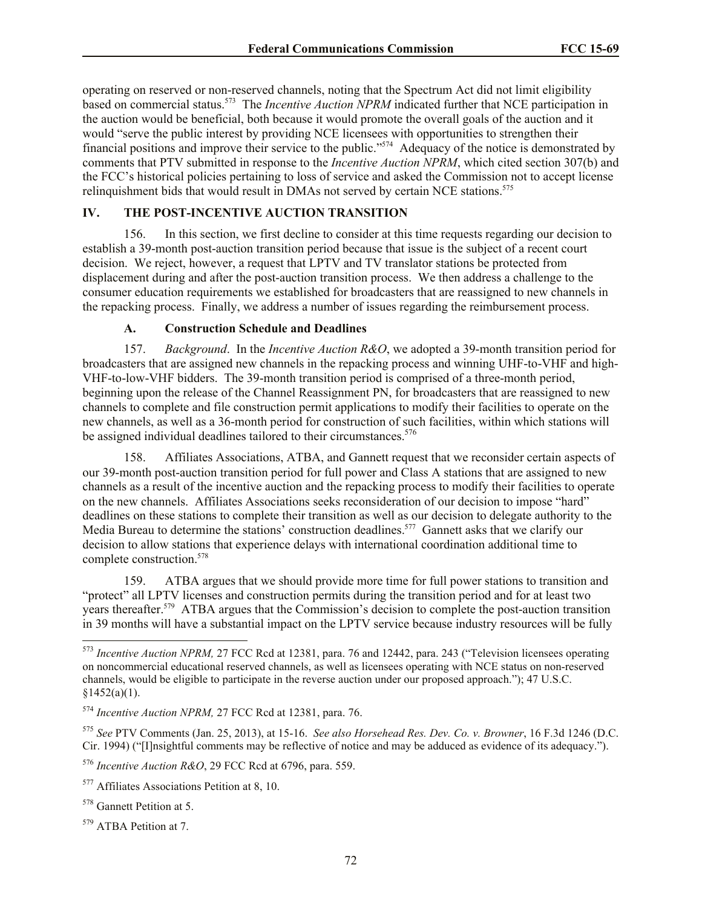operating on reserved or non-reserved channels, noting that the Spectrum Act did not limit eligibility based on commercial status.[573] The *Incentive Auction NPRM* indicated further that NCE participation in the auction would be beneficial, both because it would promote the overall goals of the auction and it would "serve the public interest by providing NCE licensees with opportunities to strengthen their financial positions and improve their service to the public."[574] Adequacy of the notice is demonstrated by comments that PTV submitted in response to the *Incentive Auction NPRM*, which cited section 307(b) and the FCC's historical policies pertaining to loss of service and asked the Commission not to accept license relinquishment bids that would result in DMAs not served by certain NCE stations.[575]

## IV. THE POST-INCENTIVE AUCTION TRANSITION

156. In this section, we first decline to consider at this time requests regarding our decision to establish a 39-month post-auction transition period because that issue is the subject of a recent court decision. We reject, however, a request that LPTV and TV translator stations be protected from displacement during and after the post-auction transition process. We then address a challenge to the consumer education requirements we established for broadcasters that are reassigned to new channels in the repacking process. Finally, we address a number of issues regarding the reimbursement process.

### A. Construction Schedule and Deadlines

157. *Background*. In the *Incentive Auction R&O*, we adopted a 39-month transition period for broadcasters that are assigned new channels in the repacking process and winning UHF-to-VHF and high-VHF-to-low-VHF bidders. The 39-month transition period is comprised of a three-month period, beginning upon the release of the Channel Reassignment PN, for broadcasters that are reassigned to new channels to complete and file construction permit applications to modify their facilities to operate on the new channels, as well as a 36-month period for construction of such facilities, within which stations will be assigned individual deadlines tailored to their circumstances.[576]

158. Affiliates Associations, ATBA, and Gannett request that we reconsider certain aspects of our 39-month post-auction transition period for full power and Class A stations that are assigned to new channels as a result of the incentive auction and the repacking process to modify their facilities to operate on the new channels. Affiliates Associations seeks reconsideration of our decision to impose "hard" deadlines on these stations to complete their transition as well as our decision to delegate authority to the Media Bureau to determine the stations' construction deadlines.[577] Gannett asks that we clarify our decision to allow stations that experience delays with international coordination additional time to complete construction.[578]

159. ATBA argues that we should provide more time for full power stations to transition and "protect" all LPTV licenses and construction permits during the transition period and for at least two years thereafter.[579] ATBA argues that the Commission's decision to complete the post-auction transition in 39 months will have a substantial impact on the LPTV service because industry resources will be fully

---

[573] *Incentive Auction NPRM,* 27 FCC Rcd at 12381, para. 76 and 12442, para. 243 ("Television licensees operating on noncommercial educational reserved channels, as well as licensees operating with NCE status on non-reserved channels, would be eligible to participate in the reverse auction under our proposed approach."); 47 U.S.C. §1452(a)(1).

[574] *Incentive Auction NPRM,* 27 FCC Rcd at 12381, para. 76.

[575] *See* PTV Comments (Jan. 25, 2013), at 15-16. *See also Horsehead Res. Dev. Co. v. Browner*, 16 F.3d 1246 (D.C. Cir. 1994) ("[I]nsightful comments may be reflective of notice and may be adduced as evidence of its adequacy.").

[576] *Incentive Auction R&O*, 29 FCC Rcd at 6796, para. 559.

[577] Affiliates Associations Petition at 8, 10.

[578] Gannett Petition at 5.

[579] ATBA Petition at 7.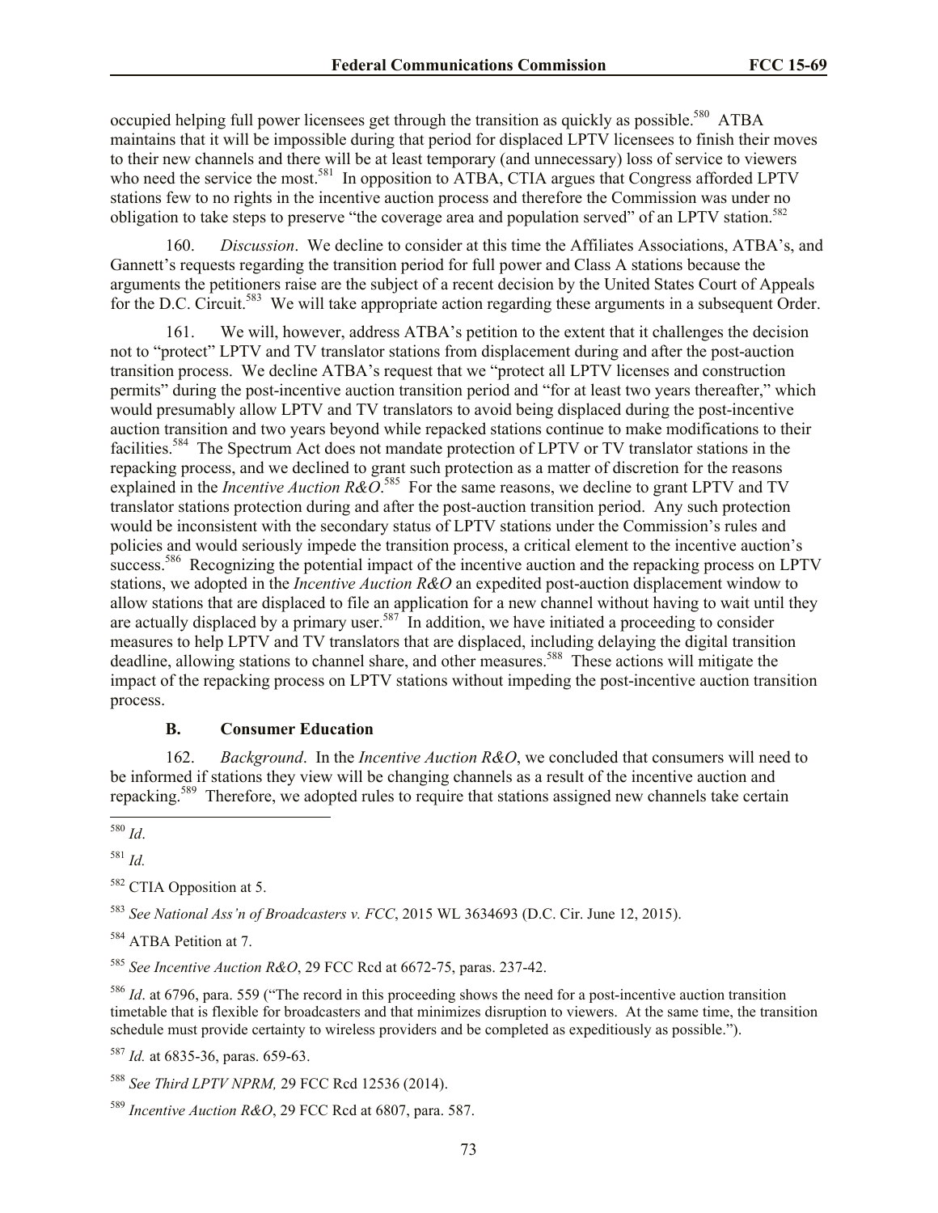occupied helping full power licensees get through the transition as quickly as possible.[580] ATBA maintains that it will be impossible during that period for displaced LPTV licensees to finish their moves to their new channels and there will be at least temporary (and unnecessary) loss of service to viewers who need the service the most.[581] In opposition to ATBA, CTIA argues that Congress afforded LPTV stations few to no rights in the incentive auction process and therefore the Commission was under no obligation to take steps to preserve "the coverage area and population served" of an LPTV station.[582]

160. *Discussion*. We decline to consider at this time the Affiliates Associations, ATBA's, and Gannett's requests regarding the transition period for full power and Class A stations because the arguments the petitioners raise are the subject of a recent decision by the United States Court of Appeals for the D.C. Circuit.[583] We will take appropriate action regarding these arguments in a subsequent Order.

161. We will, however, address ATBA's petition to the extent that it challenges the decision not to "protect" LPTV and TV translator stations from displacement during and after the post-auction transition process. We decline ATBA's request that we "protect all LPTV licenses and construction permits" during the post-incentive auction transition period and "for at least two years thereafter," which would presumably allow LPTV and TV translators to avoid being displaced during the post-incentive auction transition and two years beyond while repacked stations continue to make modifications to their facilities.[584] The Spectrum Act does not mandate protection of LPTV or TV translator stations in the repacking process, and we declined to grant such protection as a matter of discretion for the reasons explained in the *Incentive Auction R&O*.[585] For the same reasons, we decline to grant LPTV and TV translator stations protection during and after the post-auction transition period. Any such protection would be inconsistent with the secondary status of LPTV stations under the Commission's rules and policies and would seriously impede the transition process, a critical element to the incentive auction's success.[586] Recognizing the potential impact of the incentive auction and the repacking process on LPTV stations, we adopted in the *Incentive Auction R&O* an expedited post-auction displacement window to allow stations that are displaced to file an application for a new channel without having to wait until they are actually displaced by a primary user.[587] In addition, we have initiated a proceeding to consider measures to help LPTV and TV translators that are displaced, including delaying the digital transition deadline, allowing stations to channel share, and other measures.[588] These actions will mitigate the impact of the repacking process on LPTV stations without impeding the post-incentive auction transition process.

### B. Consumer Education

162. *Background*. In the *Incentive Auction R&O*, we concluded that consumers will need to be informed if stations they view will be changing channels as a result of the incentive auction and repacking.[589] Therefore, we adopted rules to require that stations assigned new channels take certain

---

[580] *Id*.

[581] *Id.*

[582] CTIA Opposition at 5.

[583] *See National Ass'n of Broadcasters v. FCC*, 2015 WL 3634693 (D.C. Cir. June 12, 2015).

[584] ATBA Petition at 7.

[585] *See Incentive Auction R&O*, 29 FCC Rcd at 6672-75, paras. 237-42.

[586] *Id*. at 6796, para. 559 ("The record in this proceeding shows the need for a post-incentive auction transition timetable that is flexible for broadcasters and that minimizes disruption to viewers. At the same time, the transition schedule must provide certainty to wireless providers and be completed as expeditiously as possible.").

[587] *Id.* at 6835-36, paras. 659-63.

[588] *See Third LPTV NPRM,* 29 FCC Rcd 12536 (2014).

[589] *Incentive Auction R&O*, 29 FCC Rcd at 6807, para. 587.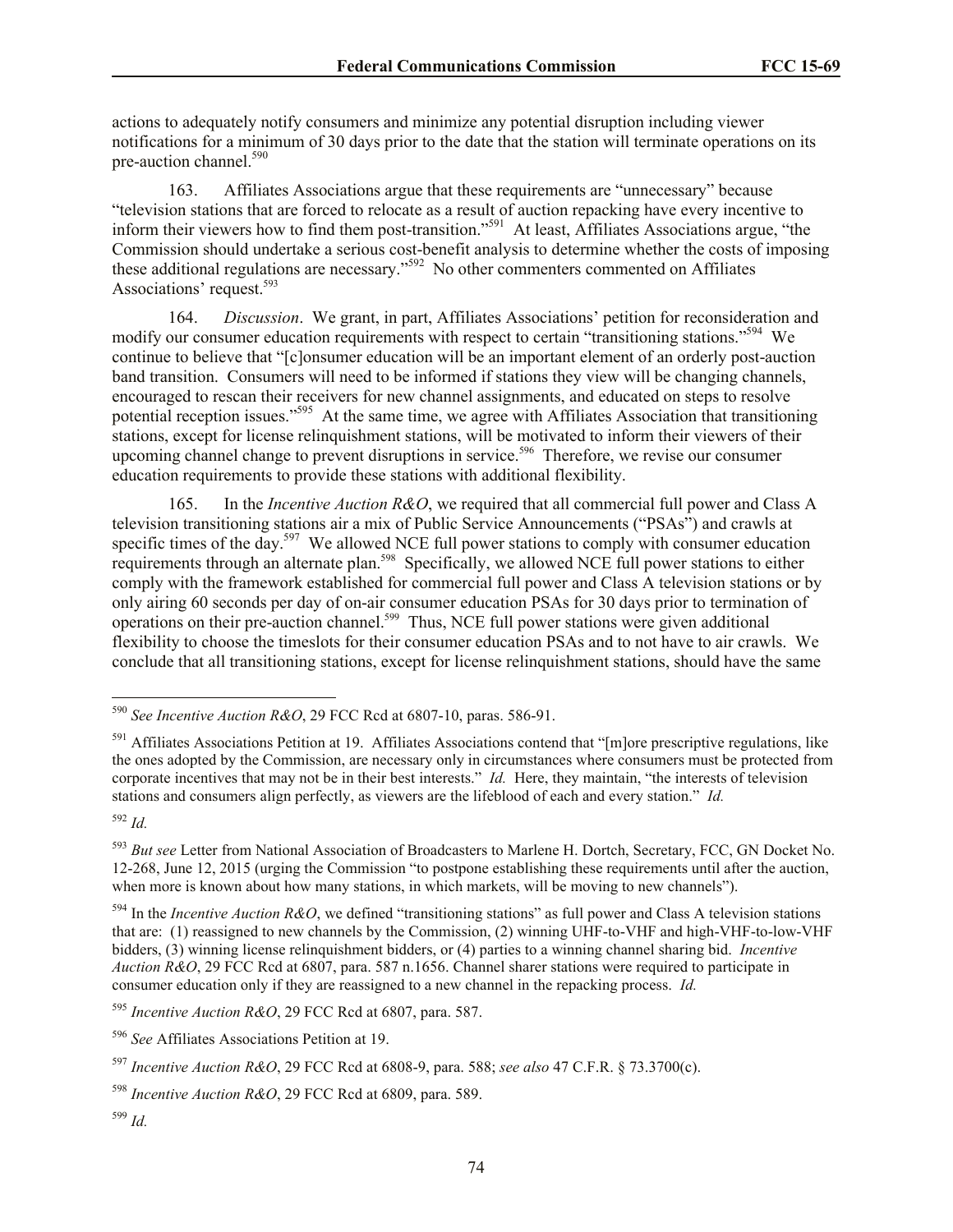actions to adequately notify consumers and minimize any potential disruption including viewer notifications for a minimum of 30 days prior to the date that the station will terminate operations on its pre-auction channel.[590]

163. Affiliates Associations argue that these requirements are "unnecessary" because "television stations that are forced to relocate as a result of auction repacking have every incentive to inform their viewers how to find them post-transition."[591] At least, Affiliates Associations argue, "the Commission should undertake a serious cost-benefit analysis to determine whether the costs of imposing these additional regulations are necessary."[592] No other commenters commented on Affiliates Associations' request.[593]

164. *Discussion*. We grant, in part, Affiliates Associations' petition for reconsideration and modify our consumer education requirements with respect to certain "transitioning stations."[594] We continue to believe that "[c]onsumer education will be an important element of an orderly post-auction band transition. Consumers will need to be informed if stations they view will be changing channels, encouraged to rescan their receivers for new channel assignments, and educated on steps to resolve potential reception issues."[595] At the same time, we agree with Affiliates Association that transitioning stations, except for license relinquishment stations, will be motivated to inform their viewers of their upcoming channel change to prevent disruptions in service.[596] Therefore, we revise our consumer education requirements to provide these stations with additional flexibility.

165. In the *Incentive Auction R&O*, we required that all commercial full power and Class A television transitioning stations air a mix of Public Service Announcements ("PSAs") and crawls at specific times of the day.[597] We allowed NCE full power stations to comply with consumer education requirements through an alternate plan.[598] Specifically, we allowed NCE full power stations to either comply with the framework established for commercial full power and Class A television stations or by only airing 60 seconds per day of on-air consumer education PSAs for 30 days prior to termination of operations on their pre-auction channel.[599] Thus, NCE full power stations were given additional flexibility to choose the timeslots for their consumer education PSAs and to not have to air crawls. We conclude that all transitioning stations, except for license relinquishment stations, should have the same

---

[590] *See Incentive Auction R&O*, 29 FCC Rcd at 6807-10, paras. 586-91.

[591] Affiliates Associations Petition at 19. Affiliates Associations contend that "[m]ore prescriptive regulations, like the ones adopted by the Commission, are necessary only in circumstances where consumers must be protected from corporate incentives that may not be in their best interests." *Id.* Here, they maintain, "the interests of television stations and consumers align perfectly, as viewers are the lifeblood of each and every station." *Id.*

[592] *Id.*

[593] *But see* Letter from National Association of Broadcasters to Marlene H. Dortch, Secretary, FCC, GN Docket No. 12-268, June 12, 2015 (urging the Commission "to postpone establishing these requirements until after the auction, when more is known about how many stations, in which markets, will be moving to new channels").

[594] In the *Incentive Auction R&O*, we defined "transitioning stations" as full power and Class A television stations that are: (1) reassigned to new channels by the Commission, (2) winning UHF-to-VHF and high-VHF-to-low-VHF bidders, (3) winning license relinquishment bidders, or (4) parties to a winning channel sharing bid. *Incentive Auction R&O*, 29 FCC Rcd at 6807, para. 587 n.1656. Channel sharer stations were required to participate in consumer education only if they are reassigned to a new channel in the repacking process. *Id.*

[595] *Incentive Auction R&O*, 29 FCC Rcd at 6807, para. 587.

[596] *See* Affiliates Associations Petition at 19.

[597] *Incentive Auction R&O*, 29 FCC Rcd at 6808-9, para. 588; *see also* 47 C.F.R. § 73.3700(c).

[598] *Incentive Auction R&O*, 29 FCC Rcd at 6809, para. 589.

[599] *Id.*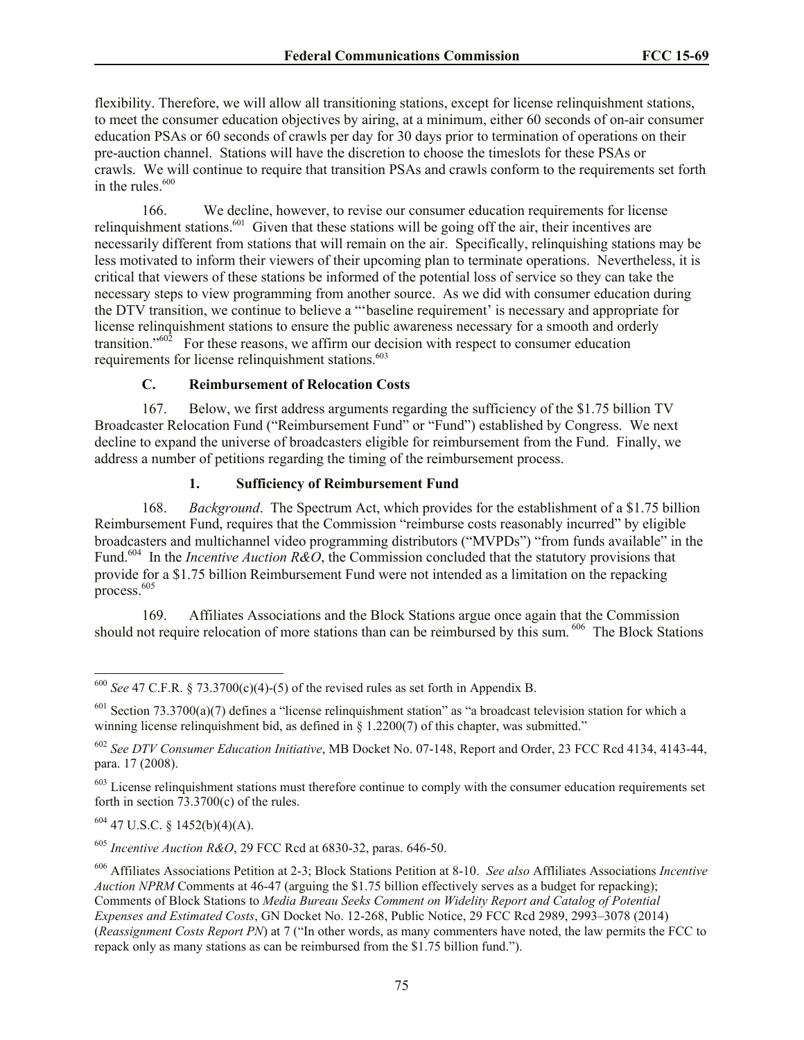flexibility. Therefore, we will allow all transitioning stations, except for license relinquishment stations, to meet the consumer education objectives by airing, at a minimum, either 60 seconds of on-air consumer education PSAs or 60 seconds of crawls per day for 30 days prior to termination of operations on their pre-auction channel. Stations will have the discretion to choose the timeslots for these PSAs or crawls. We will continue to require that transition PSAs and crawls conform to the requirements set forth in the rules.[600]

166. We decline, however, to revise our consumer education requirements for license relinquishment stations.[601] Given that these stations will be going off the air, their incentives are necessarily different from stations that will remain on the air. Specifically, relinquishing stations may be less motivated to inform their viewers of their upcoming plan to terminate operations. Nevertheless, it is critical that viewers of these stations be informed of the potential loss of service so they can take the necessary steps to view programming from another source. As we did with consumer education during the DTV transition, we continue to believe a "'baseline requirement' is necessary and appropriate for license relinquishment stations to ensure the public awareness necessary for a smooth and orderly transition."[602] For these reasons, we affirm our decision with respect to consumer education requirements for license relinquishment stations.[603]

### C. Reimbursement of Relocation Costs

167. Below, we first address arguments regarding the sufficiency of the $1.75 billion TV Broadcaster Relocation Fund ("Reimbursement Fund" or "Fund") established by Congress. We next decline to expand the universe of broadcasters eligible for reimbursement from the Fund. Finally, we address a number of petitions regarding the timing of the reimbursement process.

#### 1. Sufficiency of Reimbursement Fund

168. *Background*. The Spectrum Act, which provides for the establishment of a $1.75 billion Reimbursement Fund, requires that the Commission "reimburse costs reasonably incurred" by eligible broadcasters and multichannel video programming distributors ("MVPDs") "from funds available" in the Fund.[604] In the *Incentive Auction R&O*, the Commission concluded that the statutory provisions that provide for a $1.75 billion Reimbursement Fund were not intended as a limitation on the repacking process.[605]

169. Affiliates Associations and the Block Stations argue once again that the Commission should not require relocation of more stations than can be reimbursed by this sum.[606] The Block Stations

---

[600] *See* 47 C.F.R. § 73.3700(c)(4)-(5) of the revised rules as set forth in Appendix B.

[601] Section 73.3700(a)(7) defines a "license relinquishment station" as "a broadcast television station for which a winning license relinquishment bid, as defined in § 1.2200(7) of this chapter, was submitted."

[602] *See DTV Consumer Education Initiative*, MB Docket No. 07-148, Report and Order, 23 FCC Rcd 4134, 4143-44, para. 17 (2008).

[603] License relinquishment stations must therefore continue to comply with the consumer education requirements set forth in section 73.3700(c) of the rules.

[604] 47 U.S.C. § 1452(b)(4)(A).

[605] *Incentive Auction R&O*, 29 FCC Rcd at 6830-32, paras. 646-50.

[606] Affiliates Associations Petition at 2-3; Block Stations Petition at 8-10. *See also* Affliliates Associations *Incentive Auction NPRM* Comments at 46-47 (arguing the $1.75 billion effectively serves as a budget for repacking); Comments of Block Stations to *Media Bureau Seeks Comment on Widelity Report and Catalog of Potential Expenses and Estimated Costs*, GN Docket No. 12-268, Public Notice, 29 FCC Rcd 2989, 2993–3078 (2014) (*Reassignment Costs Report PN*) at 7 ("In other words, as many commenters have noted, the law permits the FCC to repack only as many stations as can be reimbursed from the $1.75 billion fund.").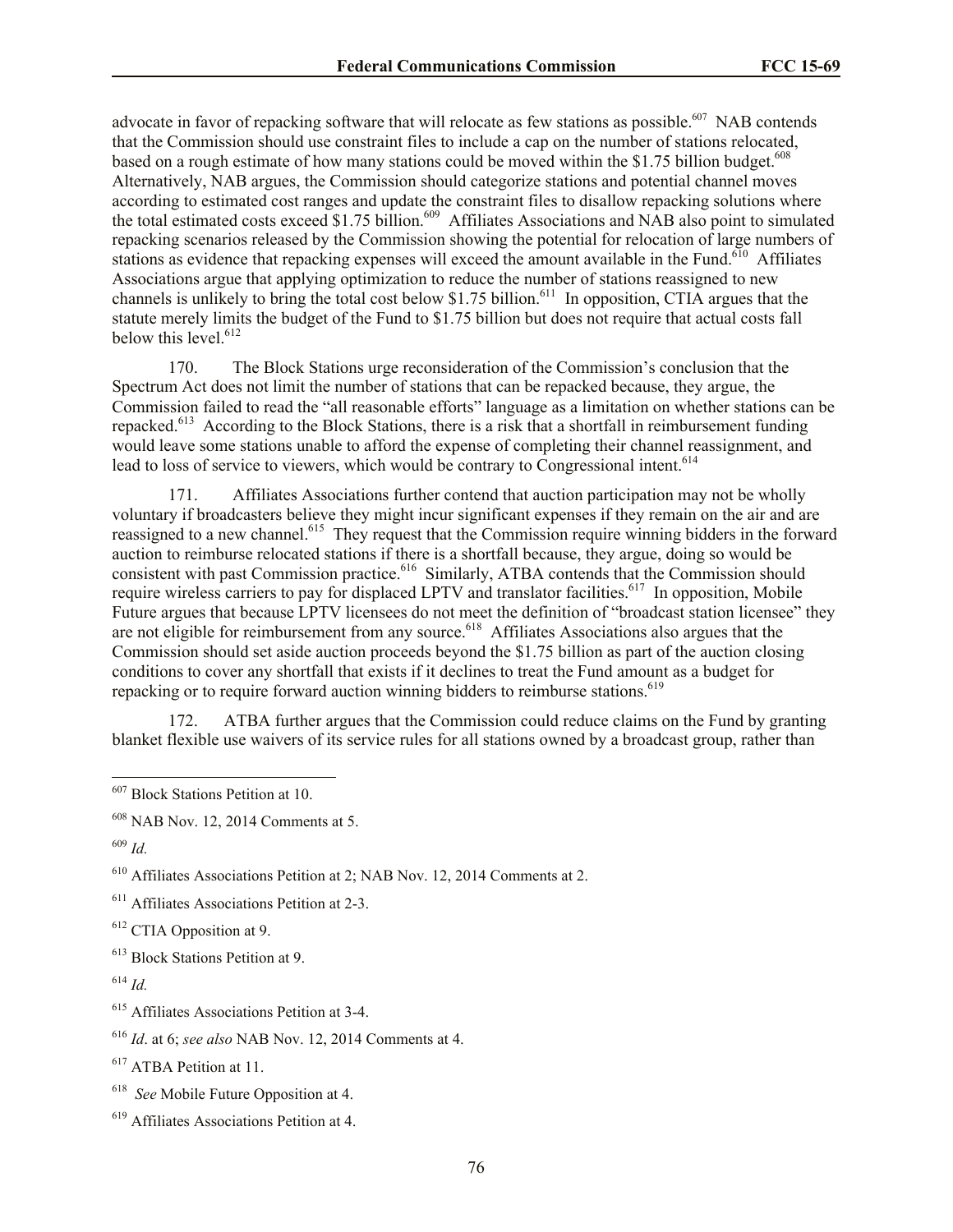advocate in favor of repacking software that will relocate as few stations as possible.[607] NAB contends that the Commission should use constraint files to include a cap on the number of stations relocated, based on a rough estimate of how many stations could be moved within the $1.75 billion budget.[608] Alternatively, NAB argues, the Commission should categorize stations and potential channel moves according to estimated cost ranges and update the constraint files to disallow repacking solutions where the total estimated costs exceed $1.75 billion.[609] Affiliates Associations and NAB also point to simulated repacking scenarios released by the Commission showing the potential for relocation of large numbers of stations as evidence that repacking expenses will exceed the amount available in the Fund.[610] Affiliates Associations argue that applying optimization to reduce the number of stations reassigned to new channels is unlikely to bring the total cost below $1.75 billion.[611] In opposition, CTIA argues that the statute merely limits the budget of the Fund to $1.75 billion but does not require that actual costs fall below this level.[612]

170. The Block Stations urge reconsideration of the Commission's conclusion that the Spectrum Act does not limit the number of stations that can be repacked because, they argue, the Commission failed to read the "all reasonable efforts" language as a limitation on whether stations can be repacked.[613] According to the Block Stations, there is a risk that a shortfall in reimbursement funding would leave some stations unable to afford the expense of completing their channel reassignment, and lead to loss of service to viewers, which would be contrary to Congressional intent.[614]

171. Affiliates Associations further contend that auction participation may not be wholly voluntary if broadcasters believe they might incur significant expenses if they remain on the air and are reassigned to a new channel.[615] They request that the Commission require winning bidders in the forward auction to reimburse relocated stations if there is a shortfall because, they argue, doing so would be consistent with past Commission practice.[616] Similarly, ATBA contends that the Commission should require wireless carriers to pay for displaced LPTV and translator facilities.[617] In opposition, Mobile Future argues that because LPTV licensees do not meet the definition of "broadcast station licensee" they are not eligible for reimbursement from any source.[618] Affiliates Associations also argues that the Commission should set aside auction proceeds beyond the $1.75 billion as part of the auction closing conditions to cover any shortfall that exists if it declines to treat the Fund amount as a budget for repacking or to require forward auction winning bidders to reimburse stations.[619]

172. ATBA further argues that the Commission could reduce claims on the Fund by granting blanket flexible use waivers of its service rules for all stations owned by a broadcast group, rather than

---

[607] Block Stations Petition at 10.

[608] NAB Nov. 12, 2014 Comments at 5.

[609] *Id.*

[610] Affiliates Associations Petition at 2; NAB Nov. 12, 2014 Comments at 2.

[611] Affiliates Associations Petition at 2-3.

[612] CTIA Opposition at 9.

[613] Block Stations Petition at 9.

[614] *Id.*

[615] Affiliates Associations Petition at 3-4.

[616] *Id*. at 6; *see also* NAB Nov. 12, 2014 Comments at 4.

[617] ATBA Petition at 11.

[618] *See* Mobile Future Opposition at 4.

[619] Affiliates Associations Petition at 4.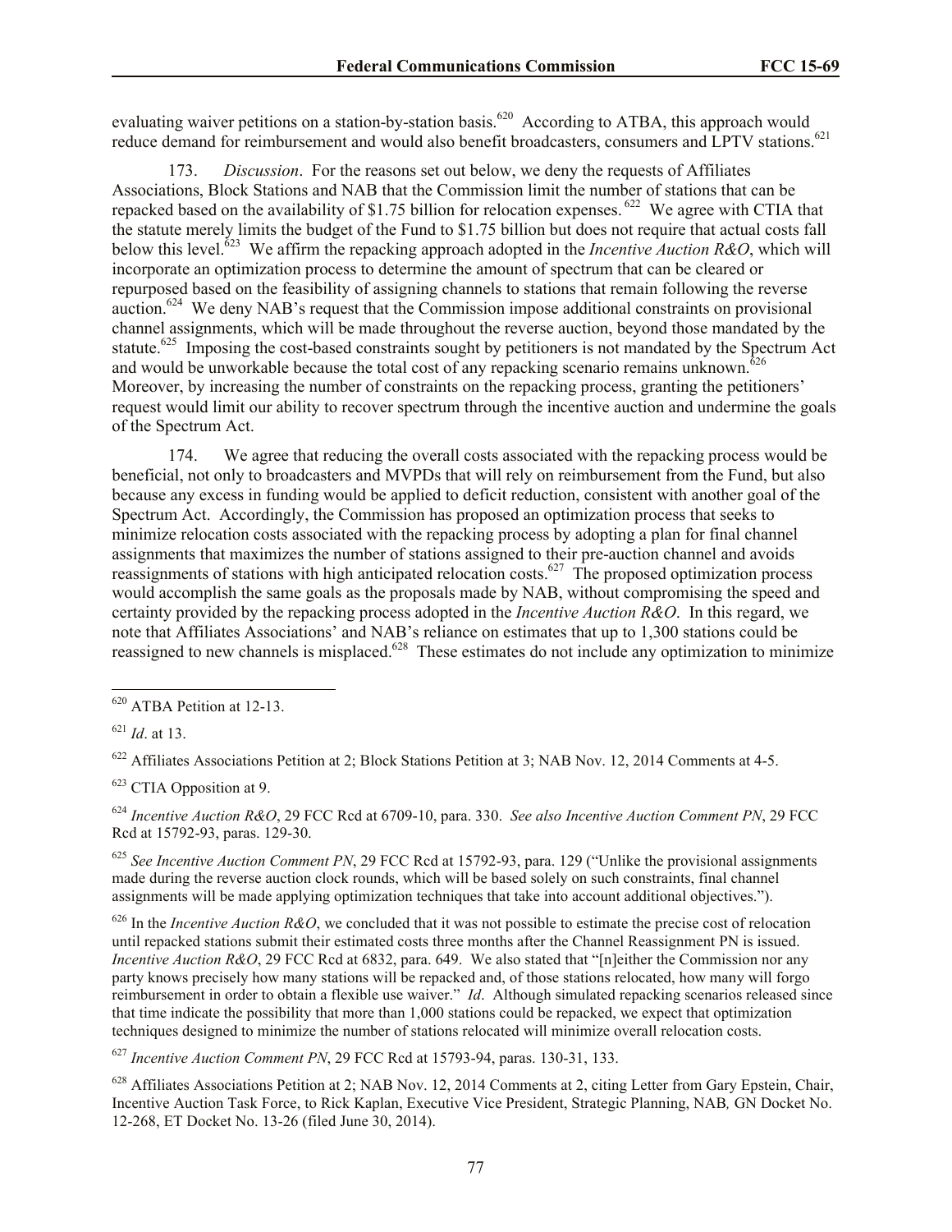evaluating waiver petitions on a station-by-station basis.[620] According to ATBA, this approach would reduce demand for reimbursement and would also benefit broadcasters, consumers and LPTV stations.[621]

173. *Discussion*. For the reasons set out below, we deny the requests of Affiliates Associations, Block Stations and NAB that the Commission limit the number of stations that can be repacked based on the availability of $1.75 billion for relocation expenses.[622] We agree with CTIA that the statute merely limits the budget of the Fund to $1.75 billion but does not require that actual costs fall below this level.[623] We affirm the repacking approach adopted in the *Incentive Auction R&O*, which will incorporate an optimization process to determine the amount of spectrum that can be cleared or repurposed based on the feasibility of assigning channels to stations that remain following the reverse auction.[624] We deny NAB's request that the Commission impose additional constraints on provisional channel assignments, which will be made throughout the reverse auction, beyond those mandated by the statute.[625] Imposing the cost-based constraints sought by petitioners is not mandated by the Spectrum Act and would be unworkable because the total cost of any repacking scenario remains unknown.[626] Moreover, by increasing the number of constraints on the repacking process, granting the petitioners' request would limit our ability to recover spectrum through the incentive auction and undermine the goals of the Spectrum Act.

174. We agree that reducing the overall costs associated with the repacking process would be beneficial, not only to broadcasters and MVPDs that will rely on reimbursement from the Fund, but also because any excess in funding would be applied to deficit reduction, consistent with another goal of the Spectrum Act. Accordingly, the Commission has proposed an optimization process that seeks to minimize relocation costs associated with the repacking process by adopting a plan for final channel assignments that maximizes the number of stations assigned to their pre-auction channel and avoids reassignments of stations with high anticipated relocation costs.[627] The proposed optimization process would accomplish the same goals as the proposals made by NAB, without compromising the speed and certainty provided by the repacking process adopted in the *Incentive Auction R&O*. In this regard, we note that Affiliates Associations' and NAB's reliance on estimates that up to 1,300 stations could be reassigned to new channels is misplaced.[628] These estimates do not include any optimization to minimize

---

[620] ATBA Petition at 12-13.

[621] *Id*. at 13.

[622] Affiliates Associations Petition at 2; Block Stations Petition at 3; NAB Nov. 12, 2014 Comments at 4-5.

[623] CTIA Opposition at 9.

[624] *Incentive Auction R&O*, 29 FCC Rcd at 6709-10, para. 330. *See also Incentive Auction Comment PN*, 29 FCC Rcd at 15792-93, paras. 129-30.

[625] *See Incentive Auction Comment PN*, 29 FCC Rcd at 15792-93, para. 129 ("Unlike the provisional assignments made during the reverse auction clock rounds, which will be based solely on such constraints, final channel assignments will be made applying optimization techniques that take into account additional objectives.").

[626] In the *Incentive Auction R&O*, we concluded that it was not possible to estimate the precise cost of relocation until repacked stations submit their estimated costs three months after the Channel Reassignment PN is issued. *Incentive Auction R&O*, 29 FCC Rcd at 6832, para. 649. We also stated that "[n]either the Commission nor any party knows precisely how many stations will be repacked and, of those stations relocated, how many will forgo reimbursement in order to obtain a flexible use waiver." *Id*. Although simulated repacking scenarios released since that time indicate the possibility that more than 1,000 stations could be repacked, we expect that optimization techniques designed to minimize the number of stations relocated will minimize overall relocation costs.

[627] *Incentive Auction Comment PN*, 29 FCC Rcd at 15793-94, paras. 130-31, 133.

[628] Affiliates Associations Petition at 2; NAB Nov. 12, 2014 Comments at 2, citing Letter from Gary Epstein, Chair, Incentive Auction Task Force, to Rick Kaplan, Executive Vice President, Strategic Planning, NAB*,* GN Docket No. 12-268, ET Docket No. 13-26 (filed June 30, 2014).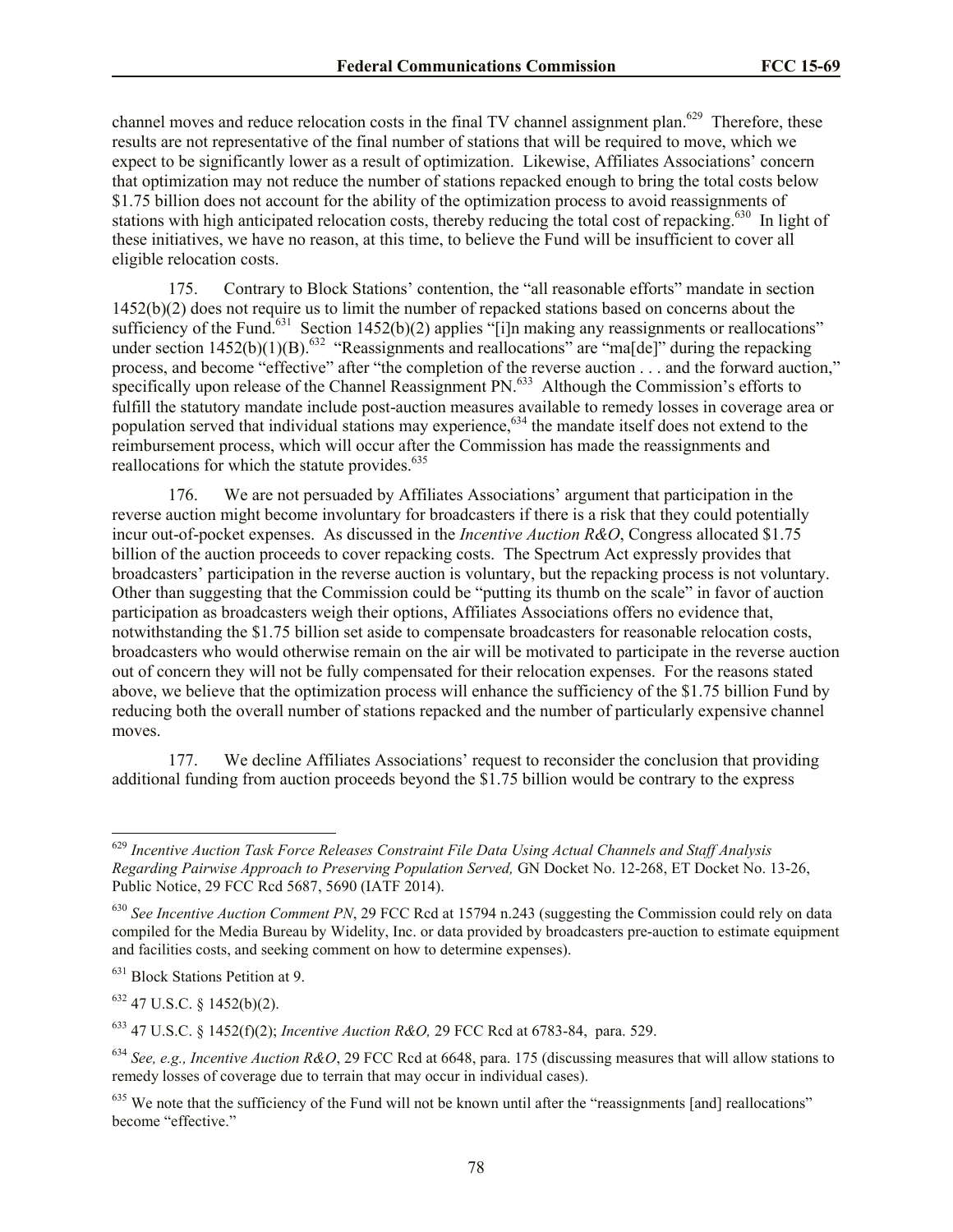channel moves and reduce relocation costs in the final TV channel assignment plan.[629] Therefore, these results are not representative of the final number of stations that will be required to move, which we expect to be significantly lower as a result of optimization. Likewise, Affiliates Associations' concern that optimization may not reduce the number of stations repacked enough to bring the total costs below $1.75 billion does not account for the ability of the optimization process to avoid reassignments of stations with high anticipated relocation costs, thereby reducing the total cost of repacking.[630] In light of these initiatives, we have no reason, at this time, to believe the Fund will be insufficient to cover all eligible relocation costs.

175. Contrary to Block Stations' contention, the "all reasonable efforts" mandate in section 1452(b)(2) does not require us to limit the number of repacked stations based on concerns about the sufficiency of the Fund.[631] Section 1452(b)(2) applies "[i]n making any reassignments or reallocations" under section 1452(b)(1)(B).[632] "Reassignments and reallocations" are "ma[de]" during the repacking process, and become "effective" after "the completion of the reverse auction . . . and the forward auction," specifically upon release of the Channel Reassignment PN.[633] Although the Commission's efforts to fulfill the statutory mandate include post-auction measures available to remedy losses in coverage area or population served that individual stations may experience,[634] the mandate itself does not extend to the reimbursement process, which will occur after the Commission has made the reassignments and reallocations for which the statute provides.[635]

176. We are not persuaded by Affiliates Associations' argument that participation in the reverse auction might become involuntary for broadcasters if there is a risk that they could potentially incur out-of-pocket expenses. As discussed in the *Incentive Auction R&O*, Congress allocated $1.75 billion of the auction proceeds to cover repacking costs. The Spectrum Act expressly provides that broadcasters' participation in the reverse auction is voluntary, but the repacking process is not voluntary. Other than suggesting that the Commission could be "putting its thumb on the scale" in favor of auction participation as broadcasters weigh their options, Affiliates Associations offers no evidence that, notwithstanding the $1.75 billion set aside to compensate broadcasters for reasonable relocation costs, broadcasters who would otherwise remain on the air will be motivated to participate in the reverse auction out of concern they will not be fully compensated for their relocation expenses. For the reasons stated above, we believe that the optimization process will enhance the sufficiency of the $1.75 billion Fund by reducing both the overall number of stations repacked and the number of particularly expensive channel moves.

177. We decline Affiliates Associations' request to reconsider the conclusion that providing additional funding from auction proceeds beyond the $1.75 billion would be contrary to the express

---

[629] *Incentive Auction Task Force Releases Constraint File Data Using Actual Channels and Staff Analysis Regarding Pairwise Approach to Preserving Population Served,* GN Docket No. 12-268, ET Docket No. 13-26, Public Notice, 29 FCC Rcd 5687, 5690 (IATF 2014).

[630] *See Incentive Auction Comment PN*, 29 FCC Rcd at 15794 n.243 (suggesting the Commission could rely on data compiled for the Media Bureau by Widelity, Inc. or data provided by broadcasters pre-auction to estimate equipment and facilities costs, and seeking comment on how to determine expenses).

[631] Block Stations Petition at 9.

[632] 47 U.S.C. § 1452(b)(2).

[633] 47 U.S.C. § 1452(f)(2); *Incentive Auction R&O,* 29 FCC Rcd at 6783-84, para. 529.

[634] *See, e.g., Incentive Auction R&O*, 29 FCC Rcd at 6648, para. 175 (discussing measures that will allow stations to remedy losses of coverage due to terrain that may occur in individual cases).

[635] We note that the sufficiency of the Fund will not be known until after the "reassignments [and] reallocations" become "effective."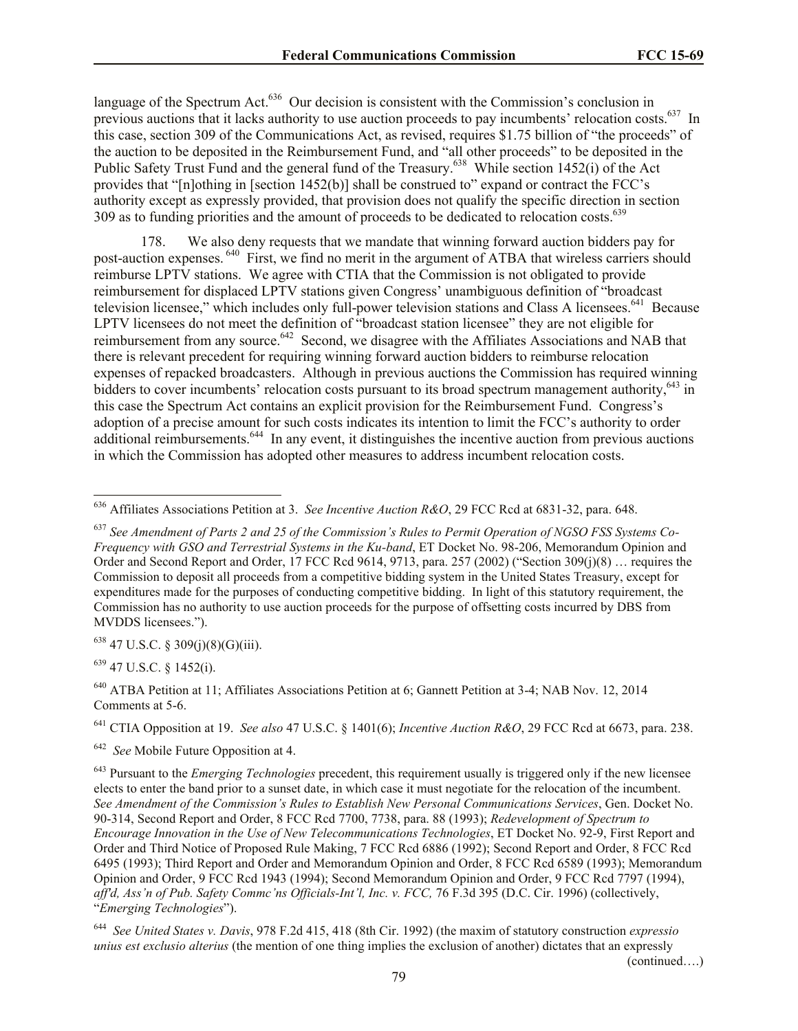language of the Spectrum Act.[636] Our decision is consistent with the Commission's conclusion in previous auctions that it lacks authority to use auction proceeds to pay incumbents' relocation costs.[637] In this case, section 309 of the Communications Act, as revised, requires $1.75 billion of "the proceeds" of the auction to be deposited in the Reimbursement Fund, and "all other proceeds" to be deposited in the Public Safety Trust Fund and the general fund of the Treasury.[638] While section 1452(i) of the Act provides that "[n]othing in [section 1452(b)] shall be construed to" expand or contract the FCC's authority except as expressly provided, that provision does not qualify the specific direction in section 309 as to funding priorities and the amount of proceeds to be dedicated to relocation costs.[639]

178. We also deny requests that we mandate that winning forward auction bidders pay for post-auction expenses.[640] First, we find no merit in the argument of ATBA that wireless carriers should reimburse LPTV stations. We agree with CTIA that the Commission is not obligated to provide reimbursement for displaced LPTV stations given Congress' unambiguous definition of "broadcast television licensee," which includes only full-power television stations and Class A licensees.[641] Because LPTV licensees do not meet the definition of "broadcast station licensee" they are not eligible for reimbursement from any source.[642] Second, we disagree with the Affiliates Associations and NAB that there is relevant precedent for requiring winning forward auction bidders to reimburse relocation expenses of repacked broadcasters. Although in previous auctions the Commission has required winning bidders to cover incumbents' relocation costs pursuant to its broad spectrum management authority,[643] in this case the Spectrum Act contains an explicit provision for the Reimbursement Fund. Congress's adoption of a precise amount for such costs indicates its intention to limit the FCC's authority to order additional reimbursements.[644] In any event, it distinguishes the incentive auction from previous auctions in which the Commission has adopted other measures to address incumbent relocation costs.

---

[636] Affiliates Associations Petition at 3. *See Incentive Auction R&O*, 29 FCC Rcd at 6831-32, para. 648.

[637] *See Amendment of Parts 2 and 25 of the Commission's Rules to Permit Operation of NGSO FSS Systems Co-Frequency with GSO and Terrestrial Systems in the Ku-band*, ET Docket No. 98-206, Memorandum Opinion and Order and Second Report and Order, 17 FCC Rcd 9614, 9713, para. 257 (2002) ("Section 309(j)(8) … requires the Commission to deposit all proceeds from a competitive bidding system in the United States Treasury, except for expenditures made for the purposes of conducting competitive bidding. In light of this statutory requirement, the Commission has no authority to use auction proceeds for the purpose of offsetting costs incurred by DBS from MVDDS licensees.").

[638] 47 U.S.C. § 309(j)(8)(G)(iii).

[639] 47 U.S.C. § 1452(i).

[640] ATBA Petition at 11; Affiliates Associations Petition at 6; Gannett Petition at 3-4; NAB Nov. 12, 2014 Comments at 5-6.

[641] CTIA Opposition at 19. *See also* 47 U.S.C. § 1401(6); *Incentive Auction R&O*, 29 FCC Rcd at 6673, para. 238.

[642] *See* Mobile Future Opposition at 4.

[643] Pursuant to the *Emerging Technologies* precedent, this requirement usually is triggered only if the new licensee elects to enter the band prior to a sunset date, in which case it must negotiate for the relocation of the incumbent. *See Amendment of the Commission's Rules to Establish New Personal Communications Services*, Gen. Docket No. 90-314, Second Report and Order, 8 FCC Rcd 7700, 7738, para. 88 (1993); *Redevelopment of Spectrum to Encourage Innovation in the Use of New Telecommunications Technologies*, ET Docket No. 92-9, First Report and Order and Third Notice of Proposed Rule Making, 7 FCC Rcd 6886 (1992); Second Report and Order, 8 FCC Rcd 6495 (1993); Third Report and Order and Memorandum Opinion and Order, 8 FCC Rcd 6589 (1993); Memorandum Opinion and Order, 9 FCC Rcd 1943 (1994); Second Memorandum Opinion and Order, 9 FCC Rcd 7797 (1994), *aff'd, Ass'n of Pub. Safety Commc'ns Officials-Int'l, Inc. v. FCC,* 76 F.3d 395 (D.C. Cir. 1996) (collectively, "*Emerging Technologies*").

[644] *See United States v. Davis*, 978 F.2d 415, 418 (8th Cir. 1992) (the maxim of statutory construction *expressio unius est exclusio alterius* (the mention of one thing implies the exclusion of another) dictates that an expressly

(continued….)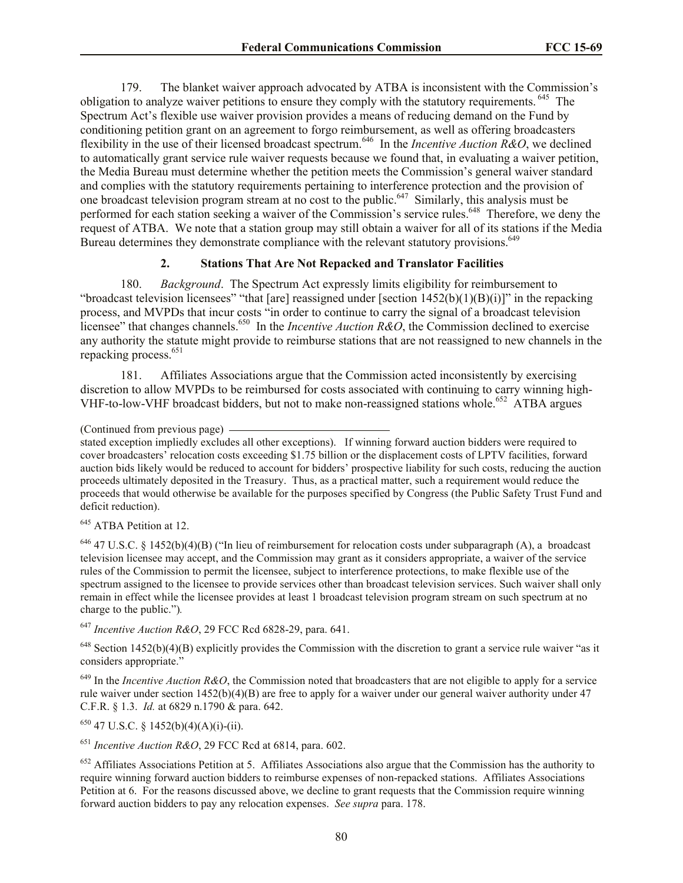179. The blanket waiver approach advocated by ATBA is inconsistent with the Commission's obligation to analyze waiver petitions to ensure they comply with the statutory requirements.[645] The Spectrum Act's flexible use waiver provision provides a means of reducing demand on the Fund by conditioning petition grant on an agreement to forgo reimbursement, as well as offering broadcasters flexibility in the use of their licensed broadcast spectrum.[646] In the *Incentive Auction R&O*, we declined to automatically grant service rule waiver requests because we found that, in evaluating a waiver petition, the Media Bureau must determine whether the petition meets the Commission's general waiver standard and complies with the statutory requirements pertaining to interference protection and the provision of one broadcast television program stream at no cost to the public.[647] Similarly, this analysis must be performed for each station seeking a waiver of the Commission's service rules.[648] Therefore, we deny the request of ATBA. We note that a station group may still obtain a waiver for all of its stations if the Media Bureau determines they demonstrate compliance with the relevant statutory provisions.[649]

### 2. Stations That Are Not Repacked and Translator Facilities

180. *Background*. The Spectrum Act expressly limits eligibility for reimbursement to "broadcast television licensees" "that [are] reassigned under [section 1452(b)(1)(B)(i)]" in the repacking process, and MVPDs that incur costs "in order to continue to carry the signal of a broadcast television licensee" that changes channels.[650] In the *Incentive Auction R&O*, the Commission declined to exercise any authority the statute might provide to reimburse stations that are not reassigned to new channels in the repacking process.[651]

181. Affiliates Associations argue that the Commission acted inconsistently by exercising discretion to allow MVPDs to be reimbursed for costs associated with continuing to carry winning high-VHF-to-low-VHF broadcast bidders, but not to make non-reassigned stations whole.[652] ATBA argues

---

(Continued from previous page)

stated exception impliedly excludes all other exceptions). If winning forward auction bidders were required to cover broadcasters' relocation costs exceeding $1.75 billion or the displacement costs of LPTV facilities, forward auction bids likely would be reduced to account for bidders' prospective liability for such costs, reducing the auction proceeds ultimately deposited in the Treasury. Thus, as a practical matter, such a requirement would reduce the proceeds that would otherwise be available for the purposes specified by Congress (the Public Safety Trust Fund and deficit reduction).

[645] ATBA Petition at 12.

[646] 47 U.S.C. § 1452(b)(4)(B) ("In lieu of reimbursement for relocation costs under subparagraph (A), a broadcast television licensee may accept, and the Commission may grant as it considers appropriate, a waiver of the service rules of the Commission to permit the licensee, subject to interference protections, to make flexible use of the spectrum assigned to the licensee to provide services other than broadcast television services. Such waiver shall only remain in effect while the licensee provides at least 1 broadcast television program stream on such spectrum at no charge to the public.").

[647] *Incentive Auction R&O*, 29 FCC Rcd 6828-29, para. 641.

[648] Section 1452(b)(4)(B) explicitly provides the Commission with the discretion to grant a service rule waiver "as it considers appropriate."

[649] In the *Incentive Auction R&O*, the Commission noted that broadcasters that are not eligible to apply for a service rule waiver under section 1452(b)(4)(B) are free to apply for a waiver under our general waiver authority under 47 C.F.R. § 1.3. *Id.* at 6829 n.1790 & para. 642.

[650] 47 U.S.C. § 1452(b)(4)(A)(i)-(ii).

[651] *Incentive Auction R&O*, 29 FCC Rcd at 6814, para. 602.

[652] Affiliates Associations Petition at 5. Affiliates Associations also argue that the Commission has the authority to require winning forward auction bidders to reimburse expenses of non-repacked stations. Affiliates Associations Petition at 6. For the reasons discussed above, we decline to grant requests that the Commission require winning forward auction bidders to pay any relocation expenses. *See supra* para. 178.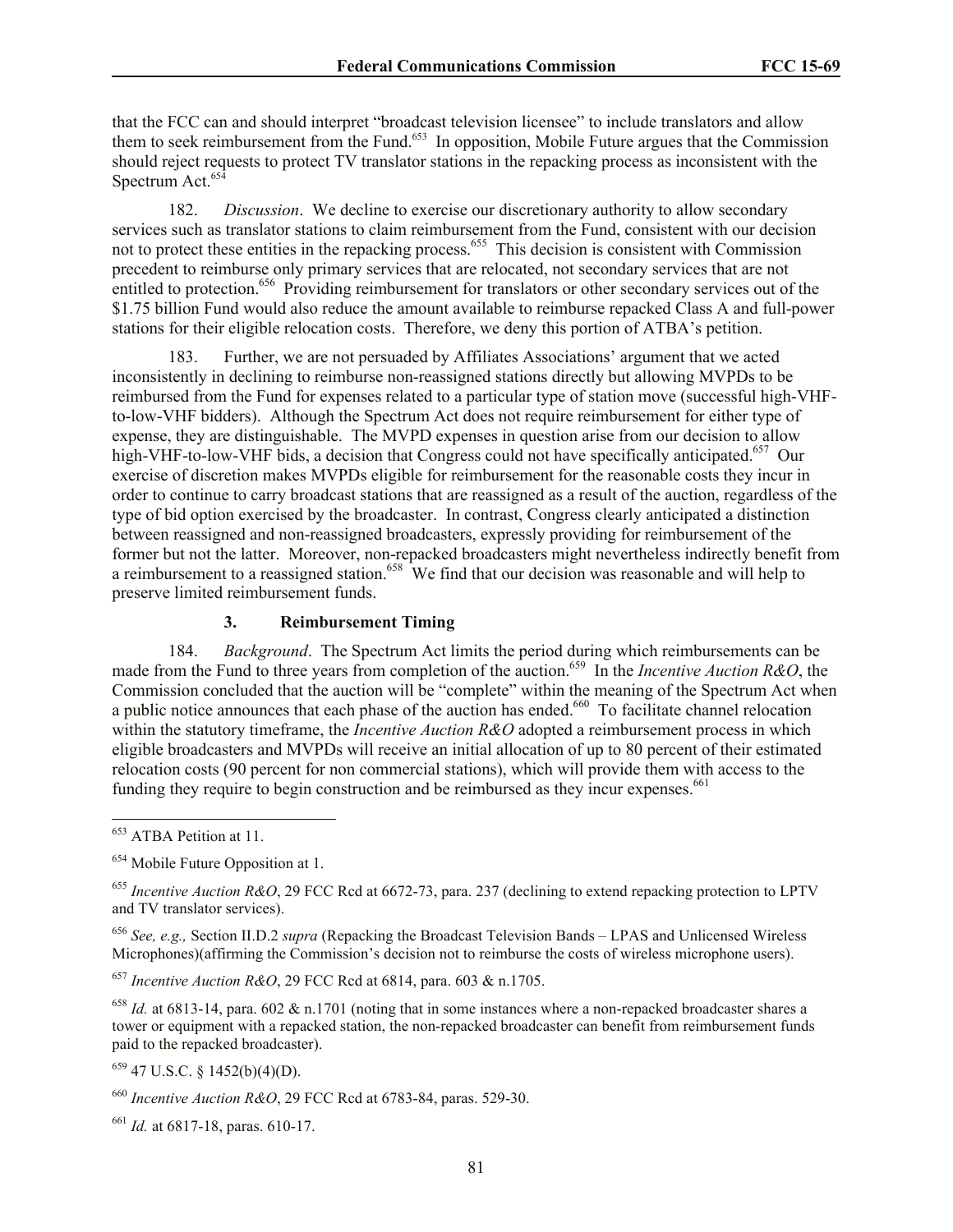that the FCC can and should interpret "broadcast television licensee" to include translators and allow them to seek reimbursement from the Fund.[653] In opposition, Mobile Future argues that the Commission should reject requests to protect TV translator stations in the repacking process as inconsistent with the Spectrum Act.[654]

182. *Discussion*. We decline to exercise our discretionary authority to allow secondary services such as translator stations to claim reimbursement from the Fund, consistent with our decision not to protect these entities in the repacking process.[655] This decision is consistent with Commission precedent to reimburse only primary services that are relocated, not secondary services that are not entitled to protection.[656] Providing reimbursement for translators or other secondary services out of the $1.75 billion Fund would also reduce the amount available to reimburse repacked Class A and full-power stations for their eligible relocation costs. Therefore, we deny this portion of ATBA's petition.

183. Further, we are not persuaded by Affiliates Associations' argument that we acted inconsistently in declining to reimburse non-reassigned stations directly but allowing MVPDs to be reimbursed from the Fund for expenses related to a particular type of station move (successful high-VHF-to-low-VHF bidders). Although the Spectrum Act does not require reimbursement for either type of expense, they are distinguishable. The MVPD expenses in question arise from our decision to allow high-VHF-to-low-VHF bids, a decision that Congress could not have specifically anticipated.[657] Our exercise of discretion makes MVPDs eligible for reimbursement for the reasonable costs they incur in order to continue to carry broadcast stations that are reassigned as a result of the auction, regardless of the type of bid option exercised by the broadcaster. In contrast, Congress clearly anticipated a distinction between reassigned and non-reassigned broadcasters, expressly providing for reimbursement of the former but not the latter. Moreover, non-repacked broadcasters might nevertheless indirectly benefit from a reimbursement to a reassigned station.[658] We find that our decision was reasonable and will help to preserve limited reimbursement funds.

### 3. Reimbursement Timing

184. *Background*. The Spectrum Act limits the period during which reimbursements can be made from the Fund to three years from completion of the auction.[659] In the *Incentive Auction R&O*, the Commission concluded that the auction will be "complete" within the meaning of the Spectrum Act when a public notice announces that each phase of the auction has ended.[660] To facilitate channel relocation within the statutory timeframe, the *Incentive Auction R&O* adopted a reimbursement process in which eligible broadcasters and MVPDs will receive an initial allocation of up to 80 percent of their estimated relocation costs (90 percent for non commercial stations), which will provide them with access to the funding they require to begin construction and be reimbursed as they incur expenses.[661]

---

[653] ATBA Petition at 11.

[654] Mobile Future Opposition at 1.

[655] *Incentive Auction R&O*, 29 FCC Rcd at 6672-73, para. 237 (declining to extend repacking protection to LPTV and TV translator services).

[656] *See, e.g.,* Section II.D.2 *supra* (Repacking the Broadcast Television Bands – LPAS and Unlicensed Wireless Microphones)(affirming the Commission's decision not to reimburse the costs of wireless microphone users).

[657] *Incentive Auction R&O*, 29 FCC Rcd at 6814, para. 603 & n.1705.

[658] *Id.* at 6813-14, para. 602 & n.1701 (noting that in some instances where a non-repacked broadcaster shares a tower or equipment with a repacked station, the non-repacked broadcaster can benefit from reimbursement funds paid to the repacked broadcaster).

[659] 47 U.S.C. § 1452(b)(4)(D).

[660] *Incentive Auction R&O*, 29 FCC Rcd at 6783-84, paras. 529-30.

[661] *Id.* at 6817-18, paras. 610-17.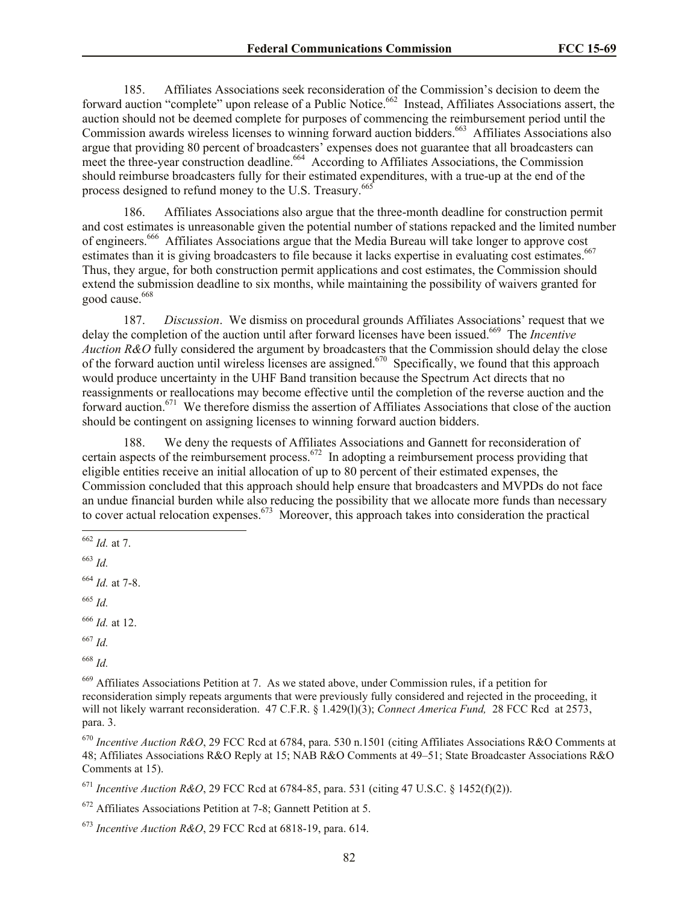185. Affiliates Associations seek reconsideration of the Commission's decision to deem the forward auction "complete" upon release of a Public Notice.[662] Instead, Affiliates Associations assert, the auction should not be deemed complete for purposes of commencing the reimbursement period until the Commission awards wireless licenses to winning forward auction bidders.[663] Affiliates Associations also argue that providing 80 percent of broadcasters' expenses does not guarantee that all broadcasters can meet the three-year construction deadline.[664] According to Affiliates Associations, the Commission should reimburse broadcasters fully for their estimated expenditures, with a true-up at the end of the process designed to refund money to the U.S. Treasury.[665]

186. Affiliates Associations also argue that the three-month deadline for construction permit and cost estimates is unreasonable given the potential number of stations repacked and the limited number of engineers.[666] Affiliates Associations argue that the Media Bureau will take longer to approve cost estimates than it is giving broadcasters to file because it lacks expertise in evaluating cost estimates.[667] Thus, they argue, for both construction permit applications and cost estimates, the Commission should extend the submission deadline to six months, while maintaining the possibility of waivers granted for good cause.[668]

187. *Discussion*. We dismiss on procedural grounds Affiliates Associations' request that we delay the completion of the auction until after forward licenses have been issued.[669] The *Incentive Auction R&O* fully considered the argument by broadcasters that the Commission should delay the close of the forward auction until wireless licenses are assigned.[670] Specifically, we found that this approach would produce uncertainty in the UHF Band transition because the Spectrum Act directs that no reassignments or reallocations may become effective until the completion of the reverse auction and the forward auction.[671] We therefore dismiss the assertion of Affiliates Associations that close of the auction should be contingent on assigning licenses to winning forward auction bidders.

188. We deny the requests of Affiliates Associations and Gannett for reconsideration of certain aspects of the reimbursement process.[672] In adopting a reimbursement process providing that eligible entities receive an initial allocation of up to 80 percent of their estimated expenses, the Commission concluded that this approach should help ensure that broadcasters and MVPDs do not face an undue financial burden while also reducing the possibility that we allocate more funds than necessary to cover actual relocation expenses.[673] Moreover, this approach takes into consideration the practical

---

[662] *Id.* at 7.

[663] *Id.*

[664] *Id.* at 7-8.

[665] *Id.*

[666] *Id.* at 12.

[667] *Id.*

[668] *Id.*

[669] Affiliates Associations Petition at 7. As we stated above, under Commission rules, if a petition for reconsideration simply repeats arguments that were previously fully considered and rejected in the proceeding, it will not likely warrant reconsideration. 47 C.F.R. § 1.429(l)(3); *Connect America Fund,* 28 FCC Rcd at 2573, para. 3.

[670] *Incentive Auction R&O*, 29 FCC Rcd at 6784, para. 530 n.1501 (citing Affiliates Associations R&O Comments at 48; Affiliates Associations R&O Reply at 15; NAB R&O Comments at 49–51; State Broadcaster Associations R&O Comments at 15).

[671] *Incentive Auction R&O*, 29 FCC Rcd at 6784-85, para. 531 (citing 47 U.S.C. § 1452(f)(2)).

[672] Affiliates Associations Petition at 7-8; Gannett Petition at 5.

[673] *Incentive Auction R&O*, 29 FCC Rcd at 6818-19, para. 614.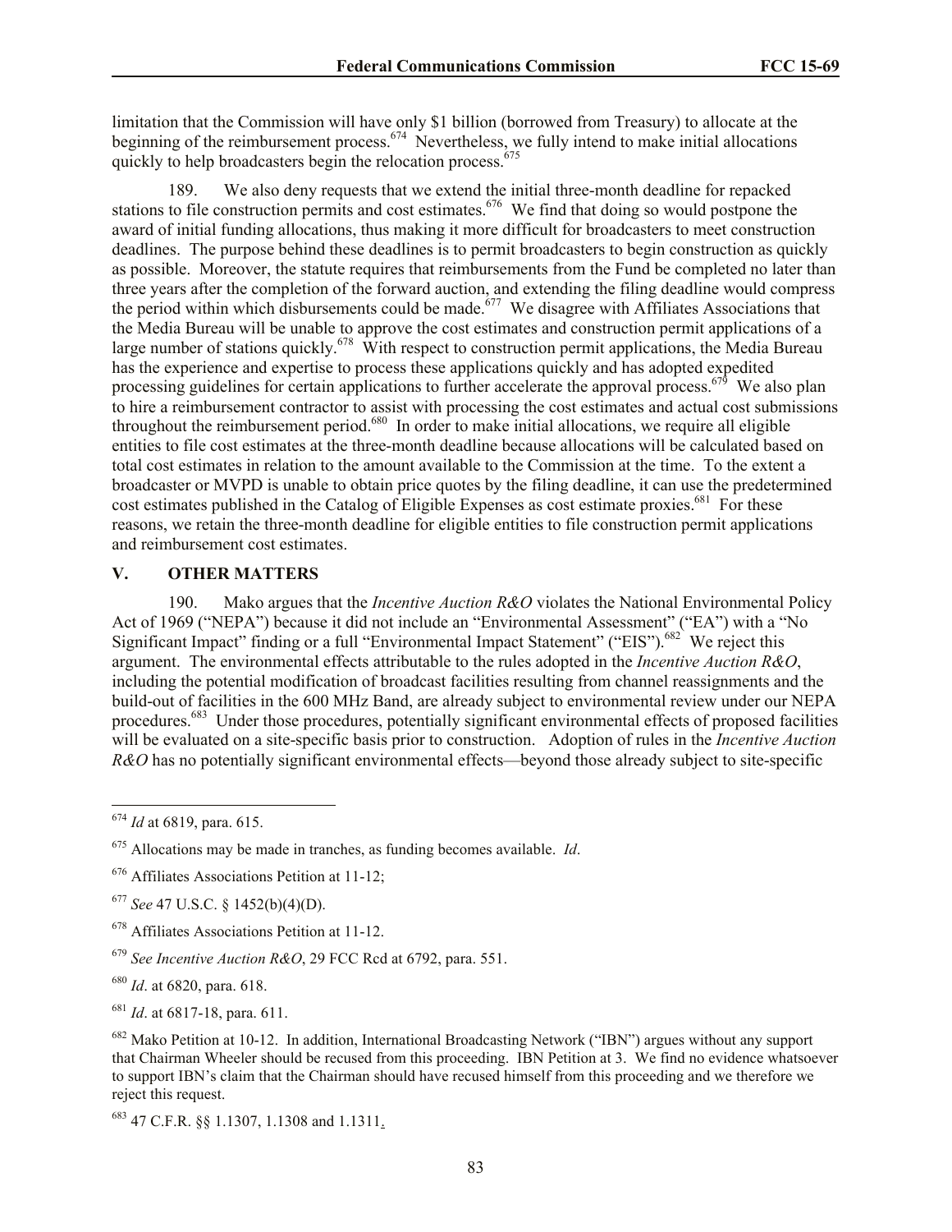limitation that the Commission will have only $1 billion (borrowed from Treasury) to allocate at the beginning of the reimbursement process.[674] Nevertheless, we fully intend to make initial allocations quickly to help broadcasters begin the relocation process.[675]

189. We also deny requests that we extend the initial three-month deadline for repacked stations to file construction permits and cost estimates.[676] We find that doing so would postpone the award of initial funding allocations, thus making it more difficult for broadcasters to meet construction deadlines. The purpose behind these deadlines is to permit broadcasters to begin construction as quickly as possible. Moreover, the statute requires that reimbursements from the Fund be completed no later than three years after the completion of the forward auction, and extending the filing deadline would compress the period within which disbursements could be made.[677] We disagree with Affiliates Associations that the Media Bureau will be unable to approve the cost estimates and construction permit applications of a large number of stations quickly.[678] With respect to construction permit applications, the Media Bureau has the experience and expertise to process these applications quickly and has adopted expedited processing guidelines for certain applications to further accelerate the approval process.[679] We also plan to hire a reimbursement contractor to assist with processing the cost estimates and actual cost submissions throughout the reimbursement period.[680] In order to make initial allocations, we require all eligible entities to file cost estimates at the three-month deadline because allocations will be calculated based on total cost estimates in relation to the amount available to the Commission at the time. To the extent a broadcaster or MVPD is unable to obtain price quotes by the filing deadline, it can use the predetermined cost estimates published in the Catalog of Eligible Expenses as cost estimate proxies.[681] For these reasons, we retain the three-month deadline for eligible entities to file construction permit applications and reimbursement cost estimates.

## V. OTHER MATTERS

190. Mako argues that the *Incentive Auction R&O* violates the National Environmental Policy Act of 1969 ("NEPA") because it did not include an "Environmental Assessment" ("EA") with a "No Significant Impact" finding or a full "Environmental Impact Statement" ("EIS").[682] We reject this argument. The environmental effects attributable to the rules adopted in the *Incentive Auction R&O*, including the potential modification of broadcast facilities resulting from channel reassignments and the build-out of facilities in the 600 MHz Band, are already subject to environmental review under our NEPA procedures.[683] Under those procedures, potentially significant environmental effects of proposed facilities will be evaluated on a site-specific basis prior to construction. Adoption of rules in the *Incentive Auction R&O* has no potentially significant environmental effects—beyond those already subject to site-specific

---

[674] *Id* at 6819, para. 615.

[675] Allocations may be made in tranches, as funding becomes available. *Id*.

[676] Affiliates Associations Petition at 11-12;

[677] *See* 47 U.S.C. § 1452(b)(4)(D).

[678] Affiliates Associations Petition at 11-12.

[679] *See Incentive Auction R&O*, 29 FCC Rcd at 6792, para. 551.

[680] *Id*. at 6820, para. 618.

[681] *Id*. at 6817-18, para. 611.

[682] Mako Petition at 10-12. In addition, International Broadcasting Network ("IBN") argues without any support that Chairman Wheeler should be recused from this proceeding. IBN Petition at 3. We find no evidence whatsoever to support IBN's claim that the Chairman should have recused himself from this proceeding and we therefore we reject this request.

[683] 47 C.F.R. §§ 1.1307, 1.1308 and 1.1311.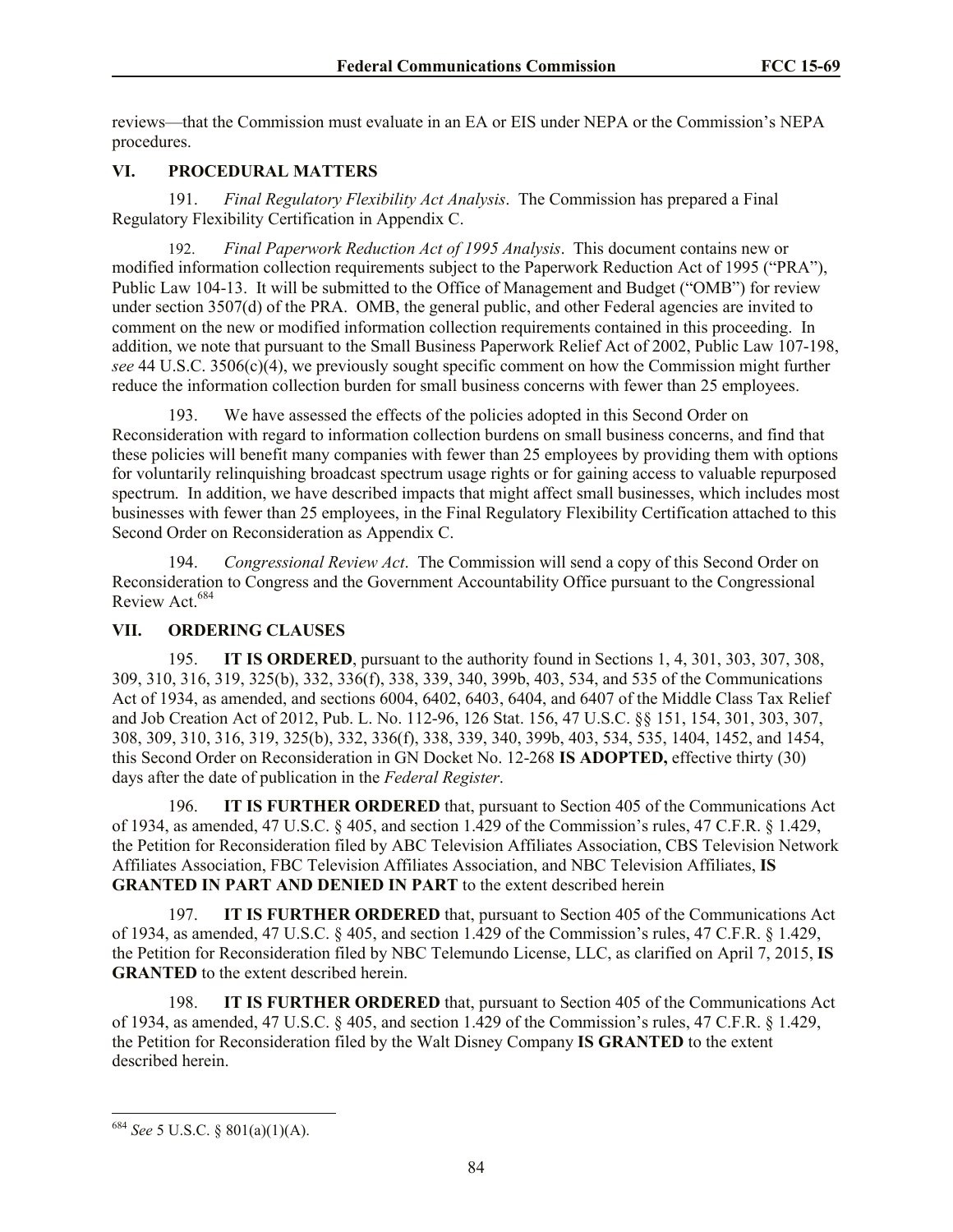reviews—that the Commission must evaluate in an EA or EIS under NEPA or the Commission's NEPA procedures.

## VI. PROCEDURAL MATTERS

191. *Final Regulatory Flexibility Act Analysis*. The Commission has prepared a Final Regulatory Flexibility Certification in Appendix C.

192. *Final Paperwork Reduction Act of 1995 Analysis*. This document contains new or modified information collection requirements subject to the Paperwork Reduction Act of 1995 ("PRA"), Public Law 104-13. It will be submitted to the Office of Management and Budget ("OMB") for review under section 3507(d) of the PRA. OMB, the general public, and other Federal agencies are invited to comment on the new or modified information collection requirements contained in this proceeding. In addition, we note that pursuant to the Small Business Paperwork Relief Act of 2002, Public Law 107-198, *see* 44 U.S.C. 3506(c)(4), we previously sought specific comment on how the Commission might further reduce the information collection burden for small business concerns with fewer than 25 employees.

193. We have assessed the effects of the policies adopted in this Second Order on Reconsideration with regard to information collection burdens on small business concerns, and find that these policies will benefit many companies with fewer than 25 employees by providing them with options for voluntarily relinquishing broadcast spectrum usage rights or for gaining access to valuable repurposed spectrum. In addition, we have described impacts that might affect small businesses, which includes most businesses with fewer than 25 employees, in the Final Regulatory Flexibility Certification attached to this Second Order on Reconsideration as Appendix C.

194. *Congressional Review Act*. The Commission will send a copy of this Second Order on Reconsideration to Congress and the Government Accountability Office pursuant to the Congressional Review Act.[684]

## VII. ORDERING CLAUSES

195. **IT IS ORDERED**, pursuant to the authority found in Sections 1, 4, 301, 303, 307, 308, 309, 310, 316, 319, 325(b), 332, 336(f), 338, 339, 340, 399b, 403, 534, and 535 of the Communications Act of 1934, as amended, and sections 6004, 6402, 6403, 6404, and 6407 of the Middle Class Tax Relief and Job Creation Act of 2012, Pub. L. No. 112-96, 126 Stat. 156, 47 U.S.C. §§ 151, 154, 301, 303, 307, 308, 309, 310, 316, 319, 325(b), 332, 336(f), 338, 339, 340, 399b, 403, 534, 535, 1404, 1452, and 1454, this Second Order on Reconsideration in GN Docket No. 12-268 **IS ADOPTED,** effective thirty (30) days after the date of publication in the *Federal Register*.

196. **IT IS FURTHER ORDERED** that, pursuant to Section 405 of the Communications Act of 1934, as amended, 47 U.S.C. § 405, and section 1.429 of the Commission's rules, 47 C.F.R. § 1.429, the Petition for Reconsideration filed by ABC Television Affiliates Association, CBS Television Network Affiliates Association, FBC Television Affiliates Association, and NBC Television Affiliates, **IS GRANTED IN PART AND DENIED IN PART** to the extent described herein

197. **IT IS FURTHER ORDERED** that, pursuant to Section 405 of the Communications Act of 1934, as amended, 47 U.S.C. § 405, and section 1.429 of the Commission's rules, 47 C.F.R. § 1.429, the Petition for Reconsideration filed by NBC Telemundo License, LLC, as clarified on April 7, 2015, **IS GRANTED** to the extent described herein.

198. **IT IS FURTHER ORDERED** that, pursuant to Section 405 of the Communications Act of 1934, as amended, 47 U.S.C. § 405, and section 1.429 of the Commission's rules, 47 C.F.R. § 1.429, the Petition for Reconsideration filed by the Walt Disney Company **IS GRANTED** to the extent described herein.

---

[684] *See* 5 U.S.C. § 801(a)(1)(A).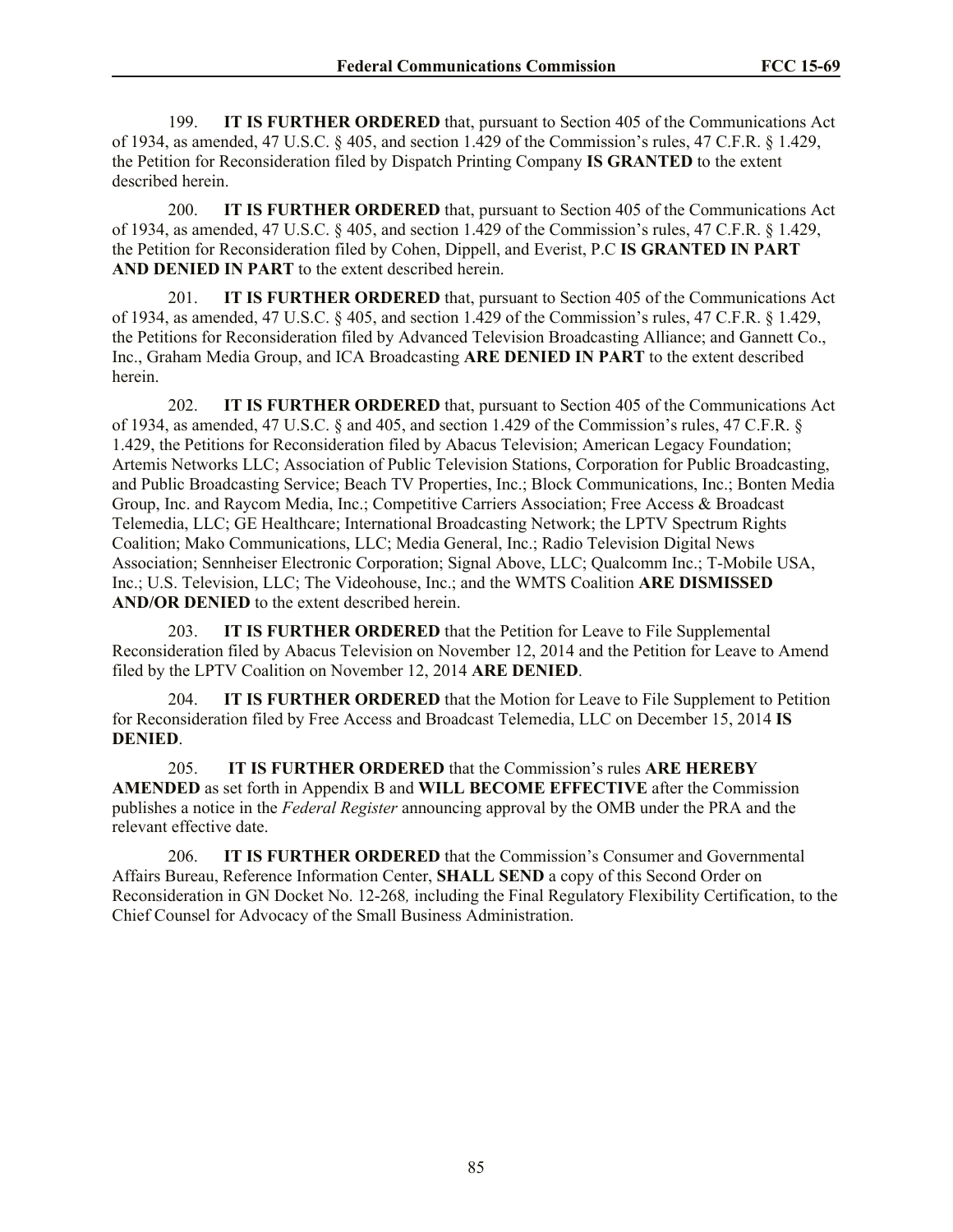199. **IT IS FURTHER ORDERED** that, pursuant to Section 405 of the Communications Act of 1934, as amended, 47 U.S.C. § 405, and section 1.429 of the Commission's rules, 47 C.F.R. § 1.429, the Petition for Reconsideration filed by Dispatch Printing Company **IS GRANTED** to the extent described herein.

200. **IT IS FURTHER ORDERED** that, pursuant to Section 405 of the Communications Act of 1934, as amended, 47 U.S.C. § 405, and section 1.429 of the Commission's rules, 47 C.F.R. § 1.429, the Petition for Reconsideration filed by Cohen, Dippell, and Everist, P.C **IS GRANTED IN PART AND DENIED IN PART** to the extent described herein.

201. **IT IS FURTHER ORDERED** that, pursuant to Section 405 of the Communications Act of 1934, as amended, 47 U.S.C. § 405, and section 1.429 of the Commission's rules, 47 C.F.R. § 1.429, the Petitions for Reconsideration filed by Advanced Television Broadcasting Alliance; and Gannett Co., Inc., Graham Media Group, and ICA Broadcasting **ARE DENIED IN PART** to the extent described herein.

202. **IT IS FURTHER ORDERED** that, pursuant to Section 405 of the Communications Act of 1934, as amended, 47 U.S.C. § and 405, and section 1.429 of the Commission's rules, 47 C.F.R. § 1.429, the Petitions for Reconsideration filed by Abacus Television; American Legacy Foundation; Artemis Networks LLC; Association of Public Television Stations, Corporation for Public Broadcasting, and Public Broadcasting Service; Beach TV Properties, Inc.; Block Communications, Inc.; Bonten Media Group, Inc. and Raycom Media, Inc.; Competitive Carriers Association; Free Access & Broadcast Telemedia, LLC; GE Healthcare; International Broadcasting Network; the LPTV Spectrum Rights Coalition; Mako Communications, LLC; Media General, Inc.; Radio Television Digital News Association; Sennheiser Electronic Corporation; Signal Above, LLC; Qualcomm Inc.; T-Mobile USA, Inc.; U.S. Television, LLC; The Videohouse, Inc.; and the WMTS Coalition **ARE DISMISSED AND/OR DENIED** to the extent described herein.

203. **IT IS FURTHER ORDERED** that the Petition for Leave to File Supplemental Reconsideration filed by Abacus Television on November 12, 2014 and the Petition for Leave to Amend filed by the LPTV Coalition on November 12, 2014 **ARE DENIED**.

204. **IT IS FURTHER ORDERED** that the Motion for Leave to File Supplement to Petition for Reconsideration filed by Free Access and Broadcast Telemedia, LLC on December 15, 2014 **IS DENIED**.

205. **IT IS FURTHER ORDERED** that the Commission's rules **ARE HEREBY AMENDED** as set forth in Appendix B and **WILL BECOME EFFECTIVE** after the Commission publishes a notice in the *Federal Register* announcing approval by the OMB under the PRA and the relevant effective date.

206. **IT IS FURTHER ORDERED** that the Commission's Consumer and Governmental Affairs Bureau, Reference Information Center, **SHALL SEND** a copy of this Second Order on Reconsideration in GN Docket No. 12-268*,* including the Final Regulatory Flexibility Certification, to the Chief Counsel for Advocacy of the Small Business Administration.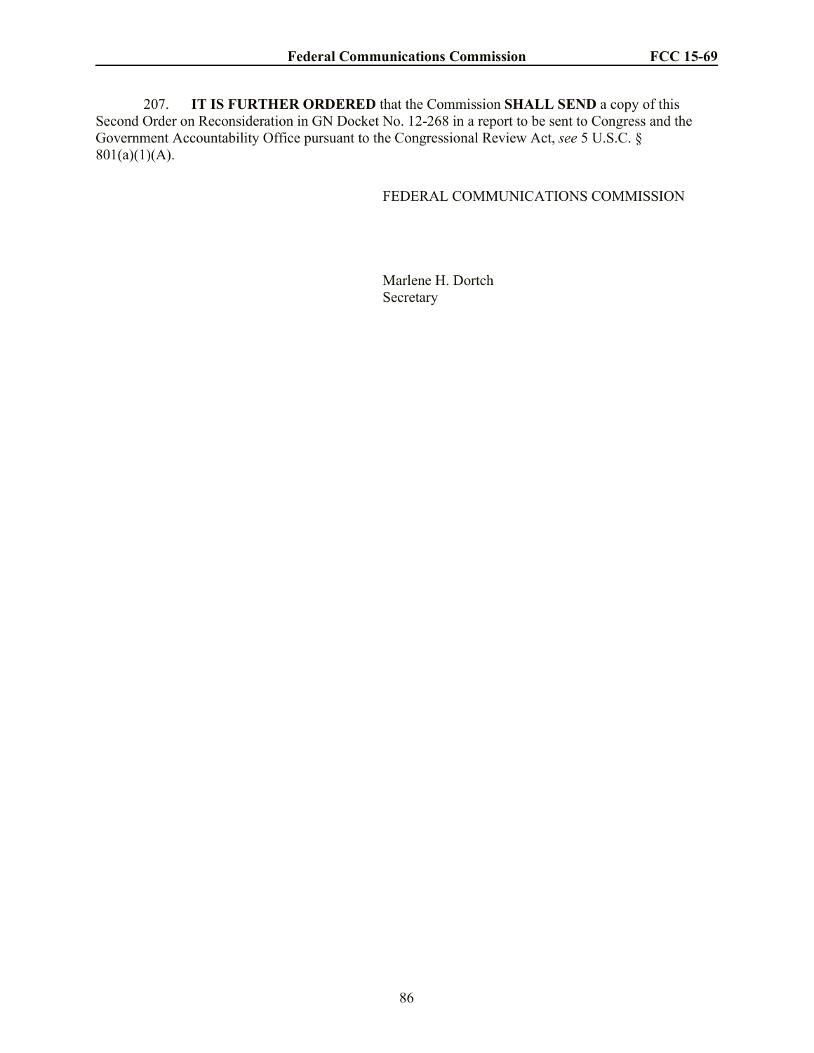207. **IT IS FURTHER ORDERED** that the Commission **SHALL SEND** a copy of this Second Order on Reconsideration in GN Docket No. 12-268 in a report to be sent to Congress and the Government Accountability Office pursuant to the Congressional Review Act, *see* 5 U.S.C. § 801(a)(1)(A).

FEDERAL COMMUNICATIONS COMMISSION

Marlene H. Dortch
Secretary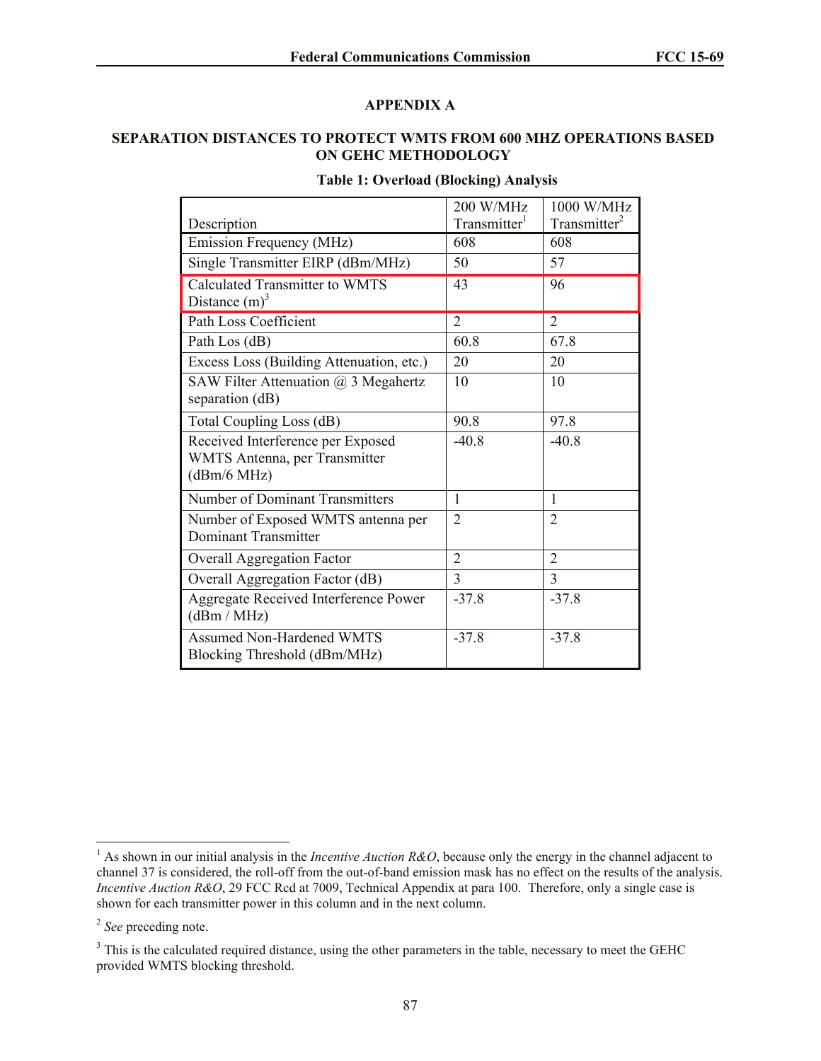# APPENDIX A

## SEPARATION DISTANCES TO PROTECT WMTS FROM 600 MHZ OPERATIONS BASED ON GEHC METHODOLOGY

**Table 1: Overload (Blocking) Analysis**

| Description | 200 W/MHz Transmitter[1] | 1000 W/MHz Transmitter[2] |
|---|---|---|
| Emission Frequency (MHz) | 608 | 608 |
| Single Transmitter EIRP (dBm/MHz) | 50 | 57 |
| Calculated Transmitter to WMTS Distance (m)[3] | 43 | 96 |
| Path Loss Coefficient | 2 | 2 |
| Path Los (dB) | 60.8 | 67.8 |
| Excess Loss (Building Attenuation, etc.) | 20 | 20 |
| SAW Filter Attenuation @ 3 Megahertz separation (dB) | 10 | 10 |
| Total Coupling Loss (dB) | 90.8 | 97.8 |
| Received Interference per Exposed WMTS Antenna, per Transmitter (dBm/6 MHz) | -40.8 | -40.8 |
| Number of Dominant Transmitters | 1 | 1 |
| Number of Exposed WMTS antenna per Dominant Transmitter | 2 | 2 |
| Overall Aggregation Factor | 2 | 2 |
| Overall Aggregation Factor (dB) | 3 | 3 |
| Aggregate Received Interference Power (dBm / MHz) | -37.8 | -37.8 |
| Assumed Non-Hardened WMTS Blocking Threshold (dBm/MHz) | -37.8 | -37.8 |

---

[1] As shown in our initial analysis in the *Incentive Auction R&O*, because only the energy in the channel adjacent to channel 37 is considered, the roll-off from the out-of-band emission mask has no effect on the results of the analysis. *Incentive Auction R&O*, 29 FCC Rcd at 7009, Technical Appendix at para 100. Therefore, only a single case is shown for each transmitter power in this column and in the next column.

[2] *See* preceding note.

[3] This is the calculated required distance, using the other parameters in the table, necessary to meet the GEHC provided WMTS blocking threshold.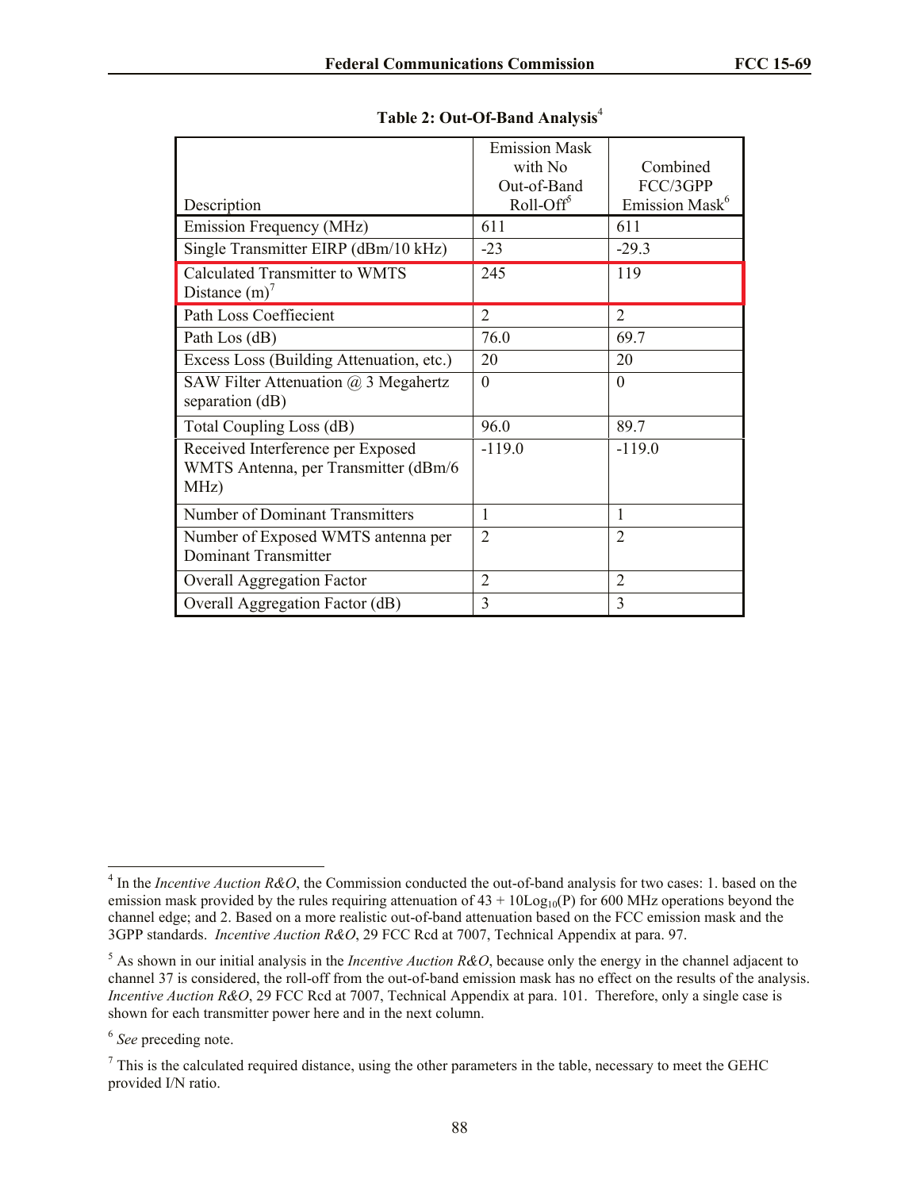**Table 2: Out-Of-Band Analysis**[4]

| Description | Emission Mask with No Out-of-Band Roll-Off[5] | Combined FCC/3GPP Emission Mask[6] |
|---|---|---|
| Emission Frequency (MHz) | 611 | 611 |
| Single Transmitter EIRP (dBm/10 kHz) | -23 | -29.3 |
| Calculated Transmitter to WMTS Distance (m)[7] | 245 | 119 |
| Path Loss Coefficient | 2 | 2 |
| Path Los (dB) | 76.0 | 69.7 |
| Excess Loss (Building Attenuation, etc.) | 20 | 20 |
| SAW Filter Attenuation @ 3 Megahertz separation (dB) | 0 | 0 |
| Total Coupling Loss (dB) | 96.0 | 89.7 |
| Received Interference per Exposed WMTS Antenna, per Transmitter (dBm/6 MHz) | -119.0 | -119.0 |
| Number of Dominant Transmitters | 1 | 1 |
| Number of Exposed WMTS antenna per Dominant Transmitter | 2 | 2 |
| Overall Aggregation Factor | 2 | 2 |
| Overall Aggregation Factor (dB) | 3 | 3 |

---

[4] In the *Incentive Auction R&O*, the Commission conducted the out-of-band analysis for two cases: 1. based on the emission mask provided by the rules requiring attenuation of $43 + 10\text{Log}_{10}(\text{P})$ for 600 MHz operations beyond the channel edge; and 2. Based on a more realistic out-of-band attenuation based on the FCC emission mask and the 3GPP standards. *Incentive Auction R&O*, 29 FCC Rcd at 7007, Technical Appendix at para. 97.

[5] As shown in our initial analysis in the *Incentive Auction R&O*, because only the energy in the channel adjacent to channel 37 is considered, the roll-off from the out-of-band emission mask has no effect on the results of the analysis. *Incentive Auction R&O*, 29 FCC Rcd at 7007, Technical Appendix at para. 101. Therefore, only a single case is shown for each transmitter power here and in the next column.

[6] *See* preceding note.

[7] This is the calculated required distance, using the other parameters in the table, necessary to meet the GEHC provided I/N ratio.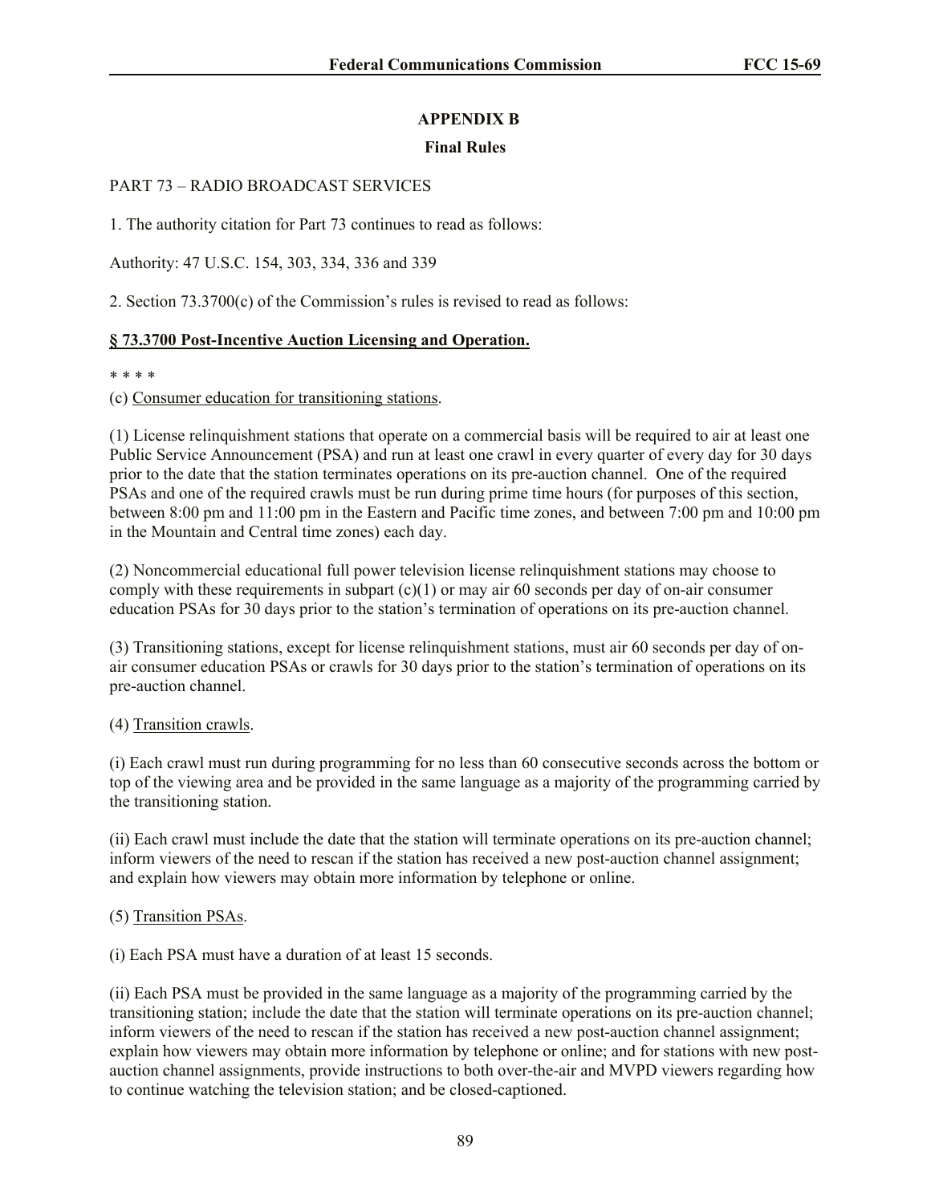## APPENDIX B

### Final Rules

PART 73 – RADIO BROADCAST SERVICES

1. The authority citation for Part 73 continues to read as follows:

Authority: 47 U.S.C. 154, 303, 334, 336 and 339

2. Section 73.3700(c) of the Commission's rules is revised to read as follows:

**§ 73.3700 Post-Incentive Auction Licensing and Operation.**

* * * *

(c) Consumer education for transitioning stations.

(1) License relinquishment stations that operate on a commercial basis will be required to air at least one Public Service Announcement (PSA) and run at least one crawl in every quarter of every day for 30 days prior to the date that the station terminates operations on its pre-auction channel. One of the required PSAs and one of the required crawls must be run during prime time hours (for purposes of this section, between 8:00 pm and 11:00 pm in the Eastern and Pacific time zones, and between 7:00 pm and 10:00 pm in the Mountain and Central time zones) each day.

(2) Noncommercial educational full power television license relinquishment stations may choose to comply with these requirements in subpart (c)(1) or may air 60 seconds per day of on-air consumer education PSAs for 30 days prior to the station's termination of operations on its pre-auction channel.

(3) Transitioning stations, except for license relinquishment stations, must air 60 seconds per day of on-air consumer education PSAs or crawls for 30 days prior to the station's termination of operations on its pre-auction channel.

(4) Transition crawls.

(i) Each crawl must run during programming for no less than 60 consecutive seconds across the bottom or top of the viewing area and be provided in the same language as a majority of the programming carried by the transitioning station.

(ii) Each crawl must include the date that the station will terminate operations on its pre-auction channel; inform viewers of the need to rescan if the station has received a new post-auction channel assignment; and explain how viewers may obtain more information by telephone or online.

(5) Transition PSAs.

(i) Each PSA must have a duration of at least 15 seconds.

(ii) Each PSA must be provided in the same language as a majority of the programming carried by the transitioning station; include the date that the station will terminate operations on its pre-auction channel; inform viewers of the need to rescan if the station has received a new post-auction channel assignment; explain how viewers may obtain more information by telephone or online; and for stations with new post-auction channel assignments, provide instructions to both over-the-air and MVPD viewers regarding how to continue watching the television station; and be closed-captioned.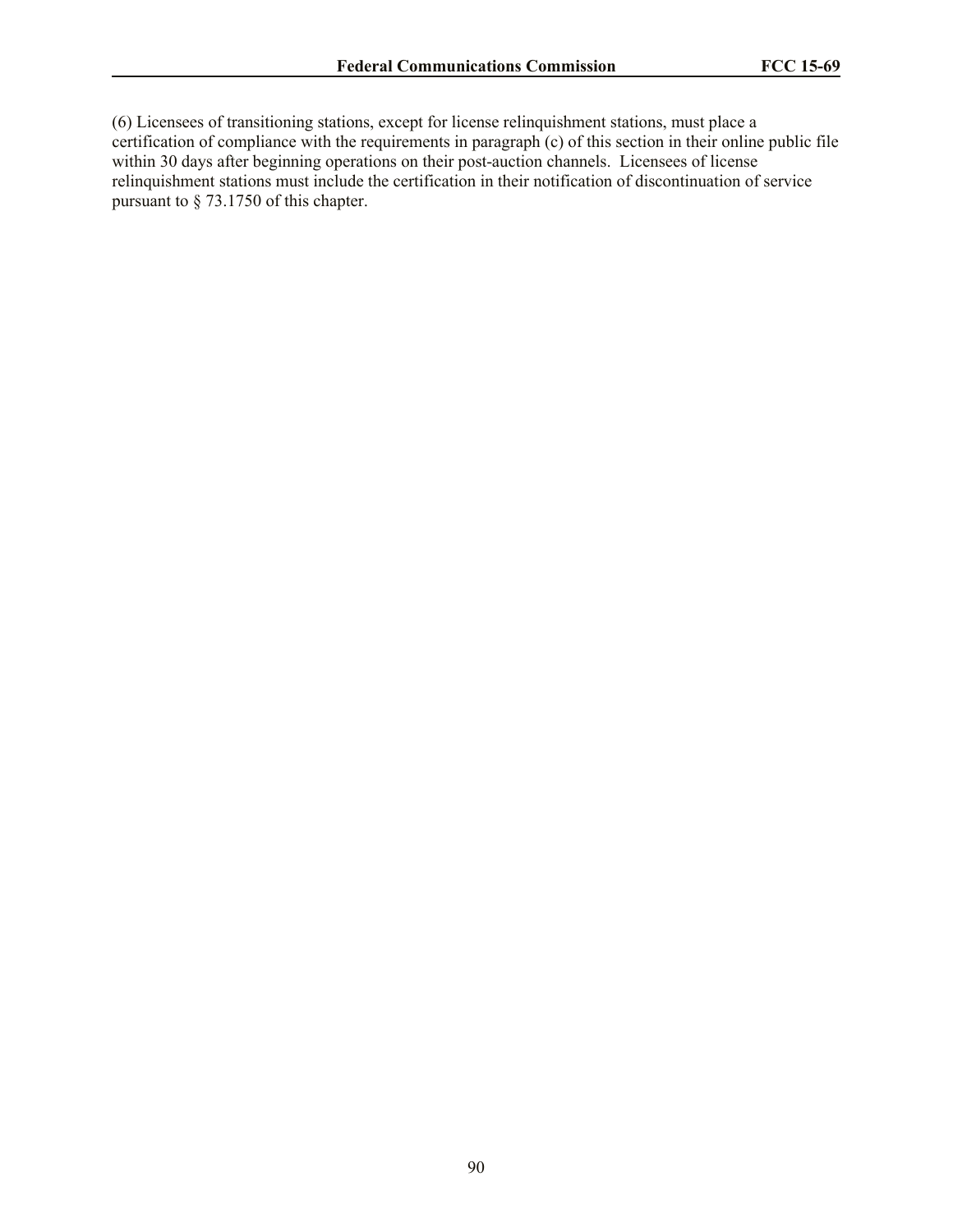(6) Licensees of transitioning stations, except for license relinquishment stations, must place a certification of compliance with the requirements in paragraph (c) of this section in their online public file within 30 days after beginning operations on their post-auction channels. Licensees of license relinquishment stations must include the certification in their notification of discontinuation of service pursuant to § 73.1750 of this chapter.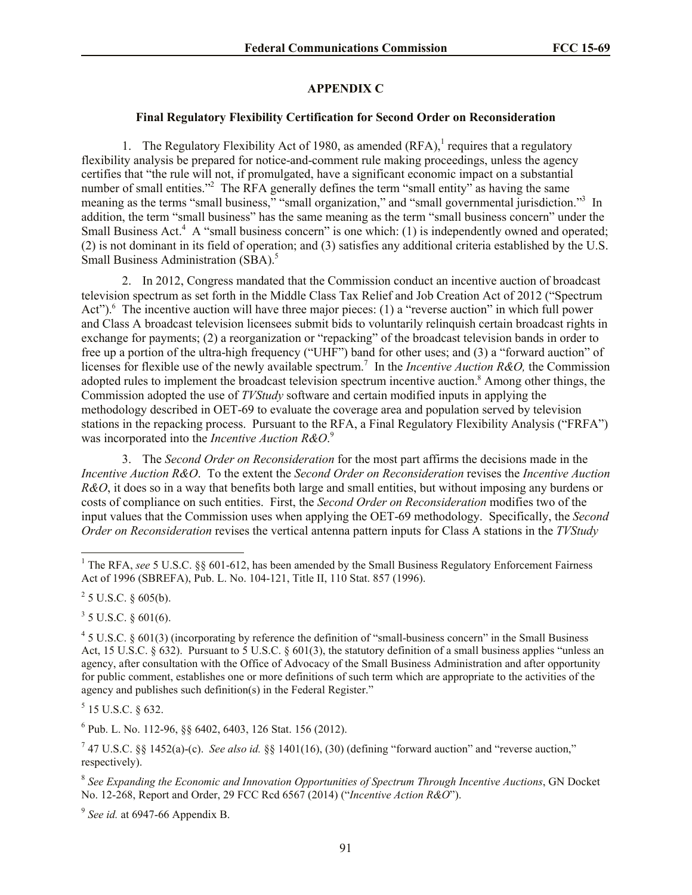## APPENDIX C

### Final Regulatory Flexibility Certification for Second Order on Reconsideration

1. The Regulatory Flexibility Act of 1980, as amended (RFA),[1] requires that a regulatory flexibility analysis be prepared for notice-and-comment rule making proceedings, unless the agency certifies that "the rule will not, if promulgated, have a significant economic impact on a substantial number of small entities."[2] The RFA generally defines the term "small entity" as having the same meaning as the terms "small business," "small organization," and "small governmental jurisdiction."[3] In addition, the term "small business" has the same meaning as the term "small business concern" under the Small Business Act.[4] A "small business concern" is one which: (1) is independently owned and operated; (2) is not dominant in its field of operation; and (3) satisfies any additional criteria established by the U.S. Small Business Administration (SBA).[5]

2. In 2012, Congress mandated that the Commission conduct an incentive auction of broadcast television spectrum as set forth in the Middle Class Tax Relief and Job Creation Act of 2012 ("Spectrum Act").[6] The incentive auction will have three major pieces: (1) a "reverse auction" in which full power and Class A broadcast television licensees submit bids to voluntarily relinquish certain broadcast rights in exchange for payments; (2) a reorganization or "repacking" of the broadcast television bands in order to free up a portion of the ultra-high frequency ("UHF") band for other uses; and (3) a "forward auction" of licenses for flexible use of the newly available spectrum.[7] In the *Incentive Auction R&O,* the Commission adopted rules to implement the broadcast television spectrum incentive auction.[8] Among other things, the Commission adopted the use of *TVStudy* software and certain modified inputs in applying the methodology described in OET-69 to evaluate the coverage area and population served by television stations in the repacking process. Pursuant to the RFA, a Final Regulatory Flexibility Analysis ("FRFA") was incorporated into the *Incentive Auction R&O*.[9]

3. The *Second Order on Reconsideration* for the most part affirms the decisions made in the *Incentive Auction R&O*. To the extent the *Second Order on Reconsideration* revises the *Incentive Auction R&O*, it does so in a way that benefits both large and small entities, but without imposing any burdens or costs of compliance on such entities. First, the *Second Order on Reconsideration* modifies two of the input values that the Commission uses when applying the OET-69 methodology. Specifically, the *Second Order on Reconsideration* revises the vertical antenna pattern inputs for Class A stations in the *TVStudy*

---

[1] The RFA, *see* 5 U.S.C. §§ 601-612, has been amended by the Small Business Regulatory Enforcement Fairness Act of 1996 (SBREFA), Pub. L. No. 104-121, Title II, 110 Stat. 857 (1996).

[2] 5 U.S.C. § 605(b).

[3] 5 U.S.C. § 601(6).

[4] 5 U.S.C. § 601(3) (incorporating by reference the definition of "small-business concern" in the Small Business Act, 15 U.S.C. § 632). Pursuant to 5 U.S.C. § 601(3), the statutory definition of a small business applies "unless an agency, after consultation with the Office of Advocacy of the Small Business Administration and after opportunity for public comment, establishes one or more definitions of such term which are appropriate to the activities of the agency and publishes such definition(s) in the Federal Register."

[5] 15 U.S.C. § 632.

[6] Pub. L. No. 112-96, §§ 6402, 6403, 126 Stat. 156 (2012).

[7] 47 U.S.C. §§ 1452(a)-(c). *See also id.* §§ 1401(16), (30) (defining "forward auction" and "reverse auction," respectively).

[8] *See Expanding the Economic and Innovation Opportunities of Spectrum Through Incentive Auctions*, GN Docket No. 12-268, Report and Order, 29 FCC Rcd 6567 (2014) ("*Incentive Action R&O*").

[9] *See id.* at 6947-66 Appendix B.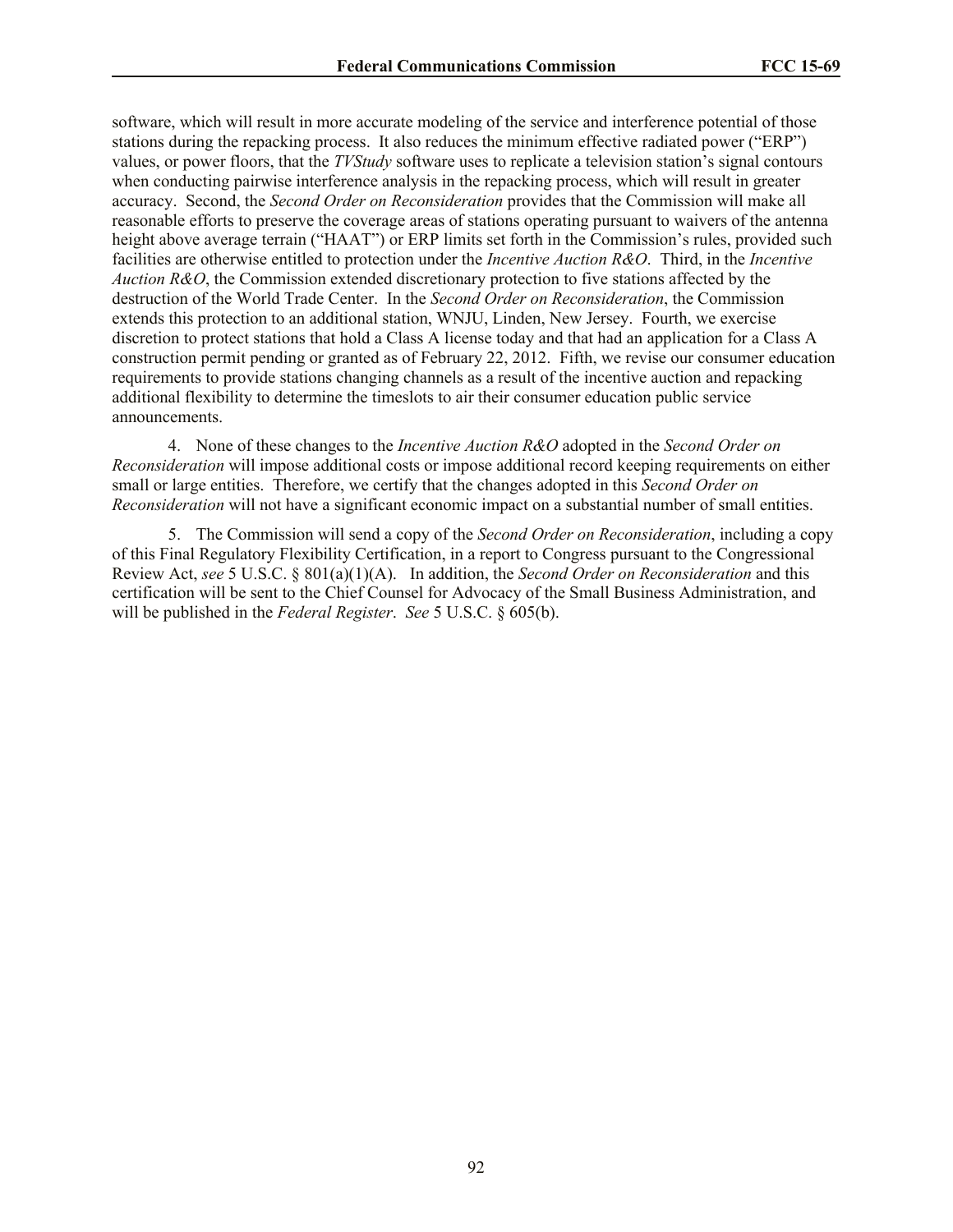software, which will result in more accurate modeling of the service and interference potential of those stations during the repacking process. It also reduces the minimum effective radiated power ("ERP") values, or power floors, that the *TVStudy* software uses to replicate a television station's signal contours when conducting pairwise interference analysis in the repacking process, which will result in greater accuracy. Second, the *Second Order on Reconsideration* provides that the Commission will make all reasonable efforts to preserve the coverage areas of stations operating pursuant to waivers of the antenna height above average terrain ("HAAT") or ERP limits set forth in the Commission's rules, provided such facilities are otherwise entitled to protection under the *Incentive Auction R&O*. Third, in the *Incentive Auction R&O*, the Commission extended discretionary protection to five stations affected by the destruction of the World Trade Center. In the *Second Order on Reconsideration*, the Commission extends this protection to an additional station, WNJU, Linden, New Jersey. Fourth, we exercise discretion to protect stations that hold a Class A license today and that had an application for a Class A construction permit pending or granted as of February 22, 2012. Fifth, we revise our consumer education requirements to provide stations changing channels as a result of the incentive auction and repacking additional flexibility to determine the timeslots to air their consumer education public service announcements.

4. None of these changes to the *Incentive Auction R&O* adopted in the *Second Order on Reconsideration* will impose additional costs or impose additional record keeping requirements on either small or large entities. Therefore, we certify that the changes adopted in this *Second Order on Reconsideration* will not have a significant economic impact on a substantial number of small entities.

5. The Commission will send a copy of the *Second Order on Reconsideration*, including a copy of this Final Regulatory Flexibility Certification, in a report to Congress pursuant to the Congressional Review Act, *see* 5 U.S.C. § 801(a)(1)(A). In addition, the *Second Order on Reconsideration* and this certification will be sent to the Chief Counsel for Advocacy of the Small Business Administration, and will be published in the *Federal Register*. *See* 5 U.S.C. § 605(b).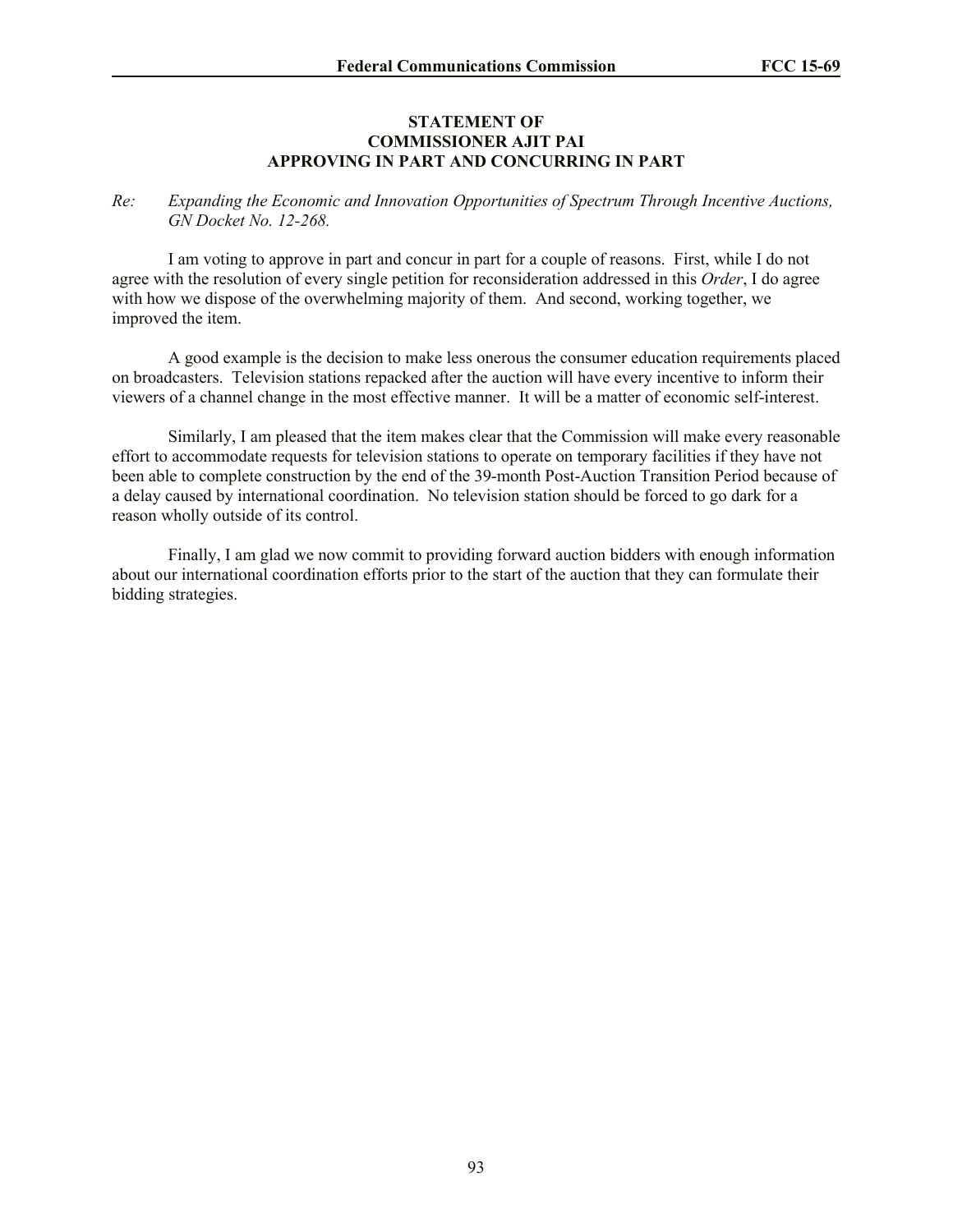**STATEMENT OF**
**COMMISSIONER AJIT PAI**
**APPROVING IN PART AND CONCURRING IN PART**

*Re: Expanding the Economic and Innovation Opportunities of Spectrum Through Incentive Auctions, GN Docket No. 12-268.*

I am voting to approve in part and concur in part for a couple of reasons. First, while I do not agree with the resolution of every single petition for reconsideration addressed in this *Order*, I do agree with how we dispose of the overwhelming majority of them. And second, working together, we improved the item.

A good example is the decision to make less onerous the consumer education requirements placed on broadcasters. Television stations repacked after the auction will have every incentive to inform their viewers of a channel change in the most effective manner. It will be a matter of economic self-interest.

Similarly, I am pleased that the item makes clear that the Commission will make every reasonable effort to accommodate requests for television stations to operate on temporary facilities if they have not been able to complete construction by the end of the 39-month Post-Auction Transition Period because of a delay caused by international coordination. No television station should be forced to go dark for a reason wholly outside of its control.

Finally, I am glad we now commit to providing forward auction bidders with enough information about our international coordination efforts prior to the start of the auction that they can formulate their bidding strategies.